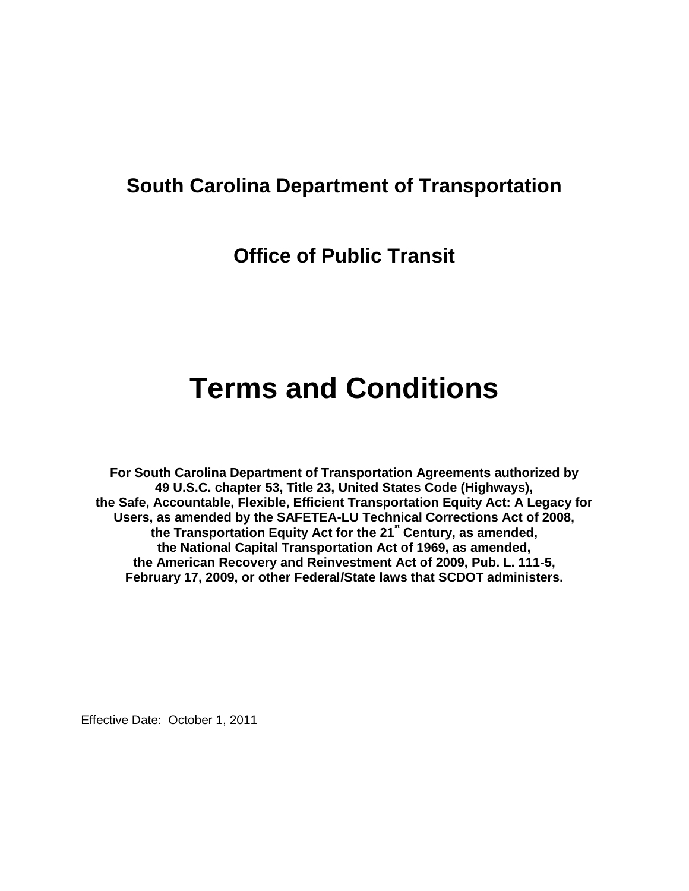## South Carolina Department of Transportation

## Office of Public Transit

# Terms and Conditions

**For South Carolina Department of Transportation Agreements authorized by 49 U.S.C. chapter 53, Title 23, United States Code (Highways), the Safe, Accountable, Flexible, Efficient Transportation Equity Act: A Legacy for Users, as amended by the SAFETEA-LU Technical Corrections Act of 2008, the Transportation Equity Act for the 21st Century, as amended, the National Capital Transportation Act of 1969, as amended, the American Recovery and Reinvestment Act of 2009, Pub. L. 111-5, February 17, 2009, or other Federal/State laws that SCDOT administers.**

Effective Date: October 1, 2011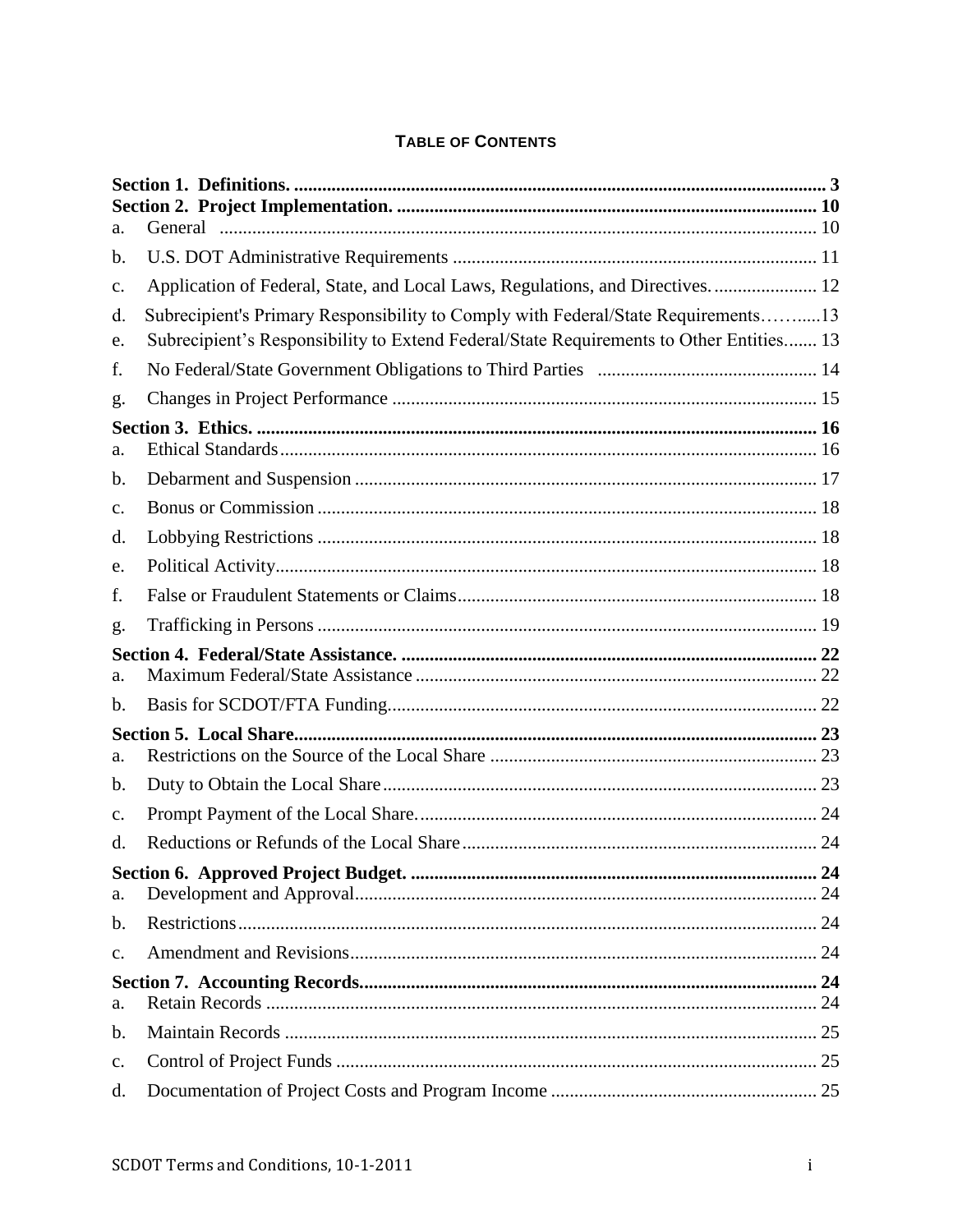## TABLE OF CONTENTS

**Section 1. Definitions.** ................................................................................................................. 3

**Section 2. Project Implementation.** ......................................................................................... 10

a. General .............................................................................................................................. 10

b. U.S. DOT Administrative Requirements ............................................................................ 11

c. Application of Federal, State, and Local Laws, Regulations, and Directives. ...................... 12

d. Subrecipient's Primary Responsibility to Comply with Federal/State Requirements……......13

e. Subrecipient's Responsibility to Extend Federal/State Requirements to Other Entities....... 13

f. No Federal/State Government Obligations to Third Parties .............................................. 14

g. Changes in Project Performance .......................................................................................... 15

**Section 3. Ethics.** ........................................................................................................................ 16

a. Ethical Standards .................................................................................................................. 16

b. Debarment and Suspension .................................................................................................. 17

c. Bonus or Commission .......................................................................................................... 18

d. Lobbying Restrictions .......................................................................................................... 18

e. Political Activity ................................................................................................................... 18

f. False or Fraudulent Statements or Claims ............................................................................ 18

g. Trafficking in Persons .......................................................................................................... 19

**Section 4. Federal/State Assistance.** ........................................................................................ 22

a. Maximum Federal/State Assistance ..................................................................................... 22

b. Basis for SCDOT/FTA Funding ........................................................................................... 22

**Section 5. Local Share** ............................................................................................................... 23

a. Restrictions on the Source of the Local Share ..................................................................... 23

b. Duty to Obtain the Local Share ............................................................................................ 23

c. Prompt Payment of the Local Share. .................................................................................... 24

d. Reductions or Refunds of the Local Share ........................................................................... 24

**Section 6. Approved Project Budget.** ...................................................................................... 24

a. Development and Approval .................................................................................................. 24

b. Restrictions ........................................................................................................................... 24

c. Amendment and Revisions ................................................................................................... 24

**Section 7. Accounting Records.** ................................................................................................ 24

a. Retain Records ..................................................................................................................... 24

b. Maintain Records ................................................................................................................. 25

c. Control of Project Funds ...................................................................................................... 25

d. Documentation of Project Costs and Program Income ......................................................... 25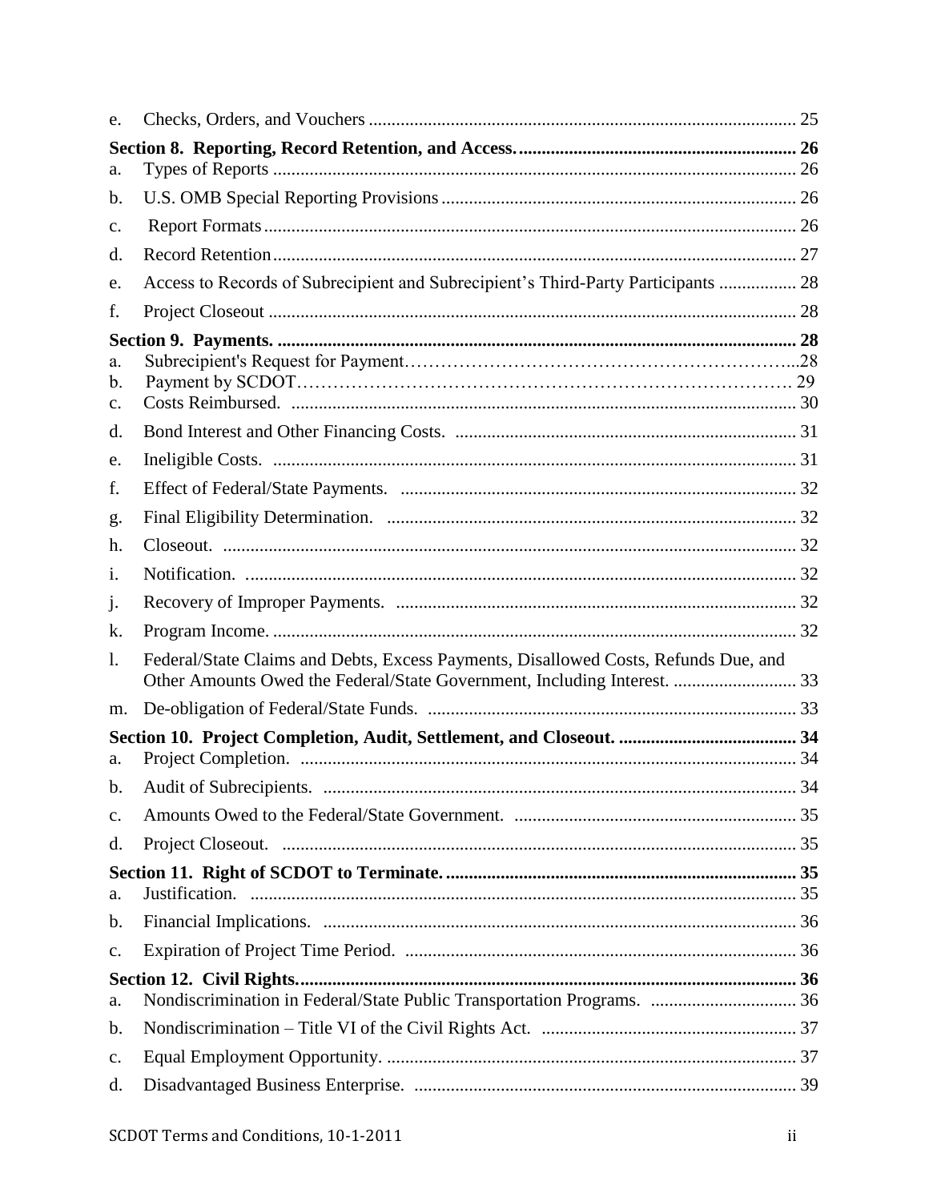e. Checks, Orders, and Vouchers ............................................................................................ 25

**Section 8. Reporting, Record Retention, and Access. ............................................................ 26**

a. Types of Reports ................................................................................................................ 26

b. U.S. OMB Special Reporting Provisions ............................................................................ 26

c. Report Formats ................................................................................................................... 26

d. Record Retention ................................................................................................................ 27

e. Access to Records of Subrecipient and Subrecipient's Third-Party Participants ................ 28

f. Project Closeout ................................................................................................................. 28

**Section 9. Payments. ................................................................................................................. 28**

a. Subrecipient's Request for Payment…………………………………………………………...28

b. Payment by SCDOT………………………………………………………………………… 29

c. Costs Reimbursed. ............................................................................................................. 30

d. Bond Interest and Other Financing Costs. .......................................................................... 31

e. Ineligible Costs. ................................................................................................................. 31

f. Effect of Federal/State Payments. ...................................................................................... 32

g. Final Eligibility Determination. ......................................................................................... 32

h. Closeout. ............................................................................................................................ 32

i. Notification. ....................................................................................................................... 32

j. Recovery of Improper Payments. ....................................................................................... 32

k. Program Income. ................................................................................................................ 32

l. Federal/State Claims and Debts, Excess Payments, Disallowed Costs, Refunds Due, and Other Amounts Owed the Federal/State Government, Including Interest. ........................... 33

m. De-obligation of Federal/State Funds. ................................................................................ 33

**Section 10. Project Completion, Audit, Settlement, and Closeout. ....................................... 34**

a. Project Completion. ........................................................................................................... 34

b. Audit of Subrecipients. ...................................................................................................... 34

c. Amounts Owed to the Federal/State Government. ............................................................. 35

d. Project Closeout. ................................................................................................................ 35

**Section 11. Right of SCDOT to Terminate. ............................................................................ 35**

a. Justification. ...................................................................................................................... 35

b. Financial Implications. ...................................................................................................... 36

c. Expiration of Project Time Period. ..................................................................................... 36

**Section 12. Civil Rights. ............................................................................................................ 36**

a. Nondiscrimination in Federal/State Public Transportation Programs. ................................ 36

b. Nondiscrimination – Title VI of the Civil Rights Act. ........................................................ 37

c. Equal Employment Opportunity. ......................................................................................... 37

d. Disadvantaged Business Enterprise. ................................................................................... 39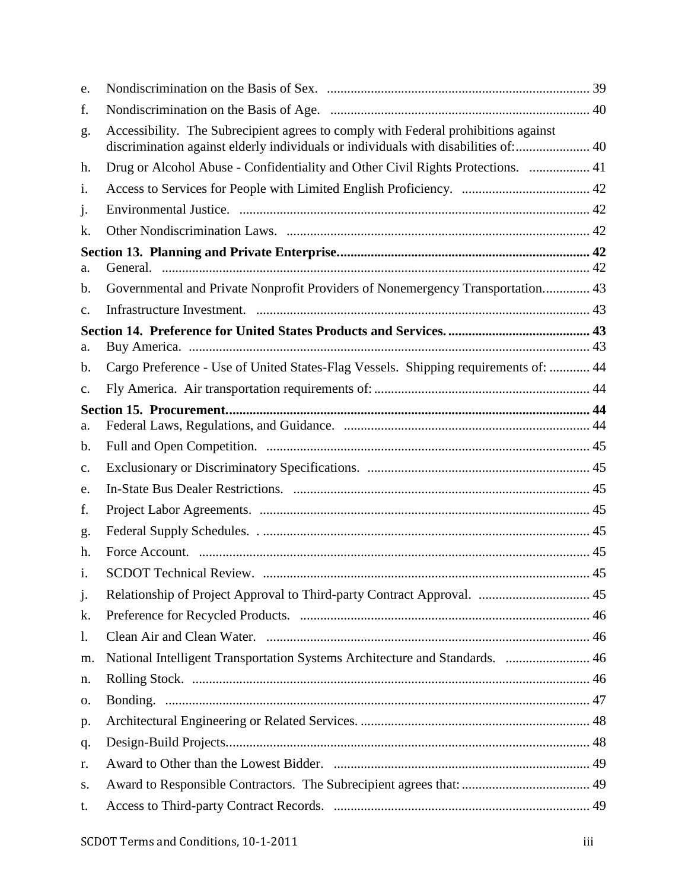e. Nondiscrimination on the Basis of Sex. .......... 39

f. Nondiscrimination on the Basis of Age. .......... 40

g. Accessibility. The Subrecipient agrees to comply with Federal prohibitions against discrimination against elderly individuals or individuals with disabilities of: .......... 40

h. Drug or Alcohol Abuse - Confidentiality and Other Civil Rights Protections. .......... 41

i. Access to Services for People with Limited English Proficiency. .......... 42

j. Environmental Justice. .......... 42

k. Other Nondiscrimination Laws. .......... 42

**Section 13. Planning and Private Enterprise. .......... 42**

a. General. .......... 42

b. Governmental and Private Nonprofit Providers of Nonemergency Transportation. .......... 43

c. Infrastructure Investment. .......... 43

**Section 14. Preference for United States Products and Services. .......... 43**

a. Buy America. .......... 43

b. Cargo Preference - Use of United States-Flag Vessels. Shipping requirements of: .......... 44

c. Fly America. Air transportation requirements of: .......... 44

**Section 15. Procurement. .......... 44**

a. Federal Laws, Regulations, and Guidance. .......... 44

b. Full and Open Competition. .......... 45

c. Exclusionary or Discriminatory Specifications. .......... 45

e. In-State Bus Dealer Restrictions. .......... 45

f. Project Labor Agreements. .......... 45

g. Federal Supply Schedules. . .......... 45

h. Force Account. .......... 45

i. SCDOT Technical Review. .......... 45

j. Relationship of Project Approval to Third-party Contract Approval. .......... 45

k. Preference for Recycled Products. .......... 46

l. Clean Air and Clean Water. .......... 46

m. National Intelligent Transportation Systems Architecture and Standards. .......... 46

n. Rolling Stock. .......... 46

o. Bonding. .......... 47

p. Architectural Engineering or Related Services. .......... 48

q. Design-Build Projects. .......... 48

r. Award to Other than the Lowest Bidder. .......... 49

s. Award to Responsible Contractors. The Subrecipient agrees that: .......... 49

t. Access to Third-party Contract Records. .......... 49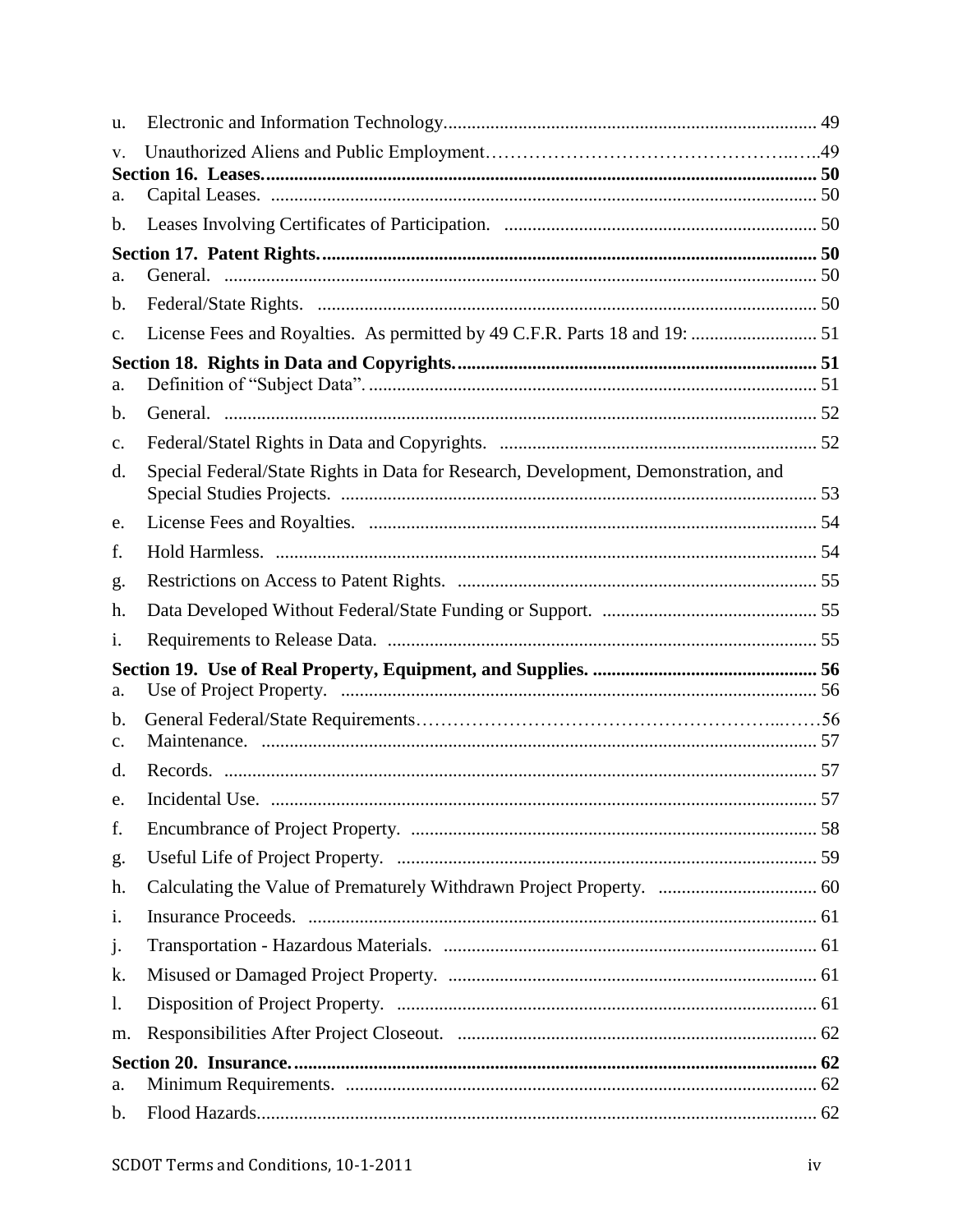u. Electronic and Information Technology ............ 49

v. Unauthorized Aliens and Public Employment ............ 49

**Section 16. Leases. ............ 50**

a. Capital Leases. ............ 50

b. Leases Involving Certificates of Participation. ............ 50

**Section 17. Patent Rights. ............ 50**

a. General. ............ 50

b. Federal/State Rights. ............ 50

c. License Fees and Royalties. As permitted by 49 C.F.R. Parts 18 and 19: ............ 51

**Section 18. Rights in Data and Copyrights. ............ 51**

a. Definition of "Subject Data". ............ 51

b. General. ............ 52

c. Federal/Statel Rights in Data and Copyrights. ............ 52

d. Special Federal/State Rights in Data for Research, Development, Demonstration, and Special Studies Projects. ............ 53

e. License Fees and Royalties. ............ 54

f. Hold Harmless. ............ 54

g. Restrictions on Access to Patent Rights. ............ 55

h. Data Developed Without Federal/State Funding or Support. ............ 55

i. Requirements to Release Data. ............ 55

**Section 19. Use of Real Property, Equipment, and Supplies. ............ 56**

a. Use of Project Property. ............ 56

b. General Federal/State Requirements ............ 56

c. Maintenance. ............ 57

d. Records. ............ 57

e. Incidental Use. ............ 57

f. Encumbrance of Project Property. ............ 58

g. Useful Life of Project Property. ............ 59

h. Calculating the Value of Prematurely Withdrawn Project Property. ............ 60

i. Insurance Proceeds. ............ 61

j. Transportation - Hazardous Materials. ............ 61

k. Misused or Damaged Project Property. ............ 61

l. Disposition of Project Property. ............ 61

m. Responsibilities After Project Closeout. ............ 62

**Section 20. Insurance. ............ 62**

a. Minimum Requirements. ............ 62

b. Flood Hazards ............ 62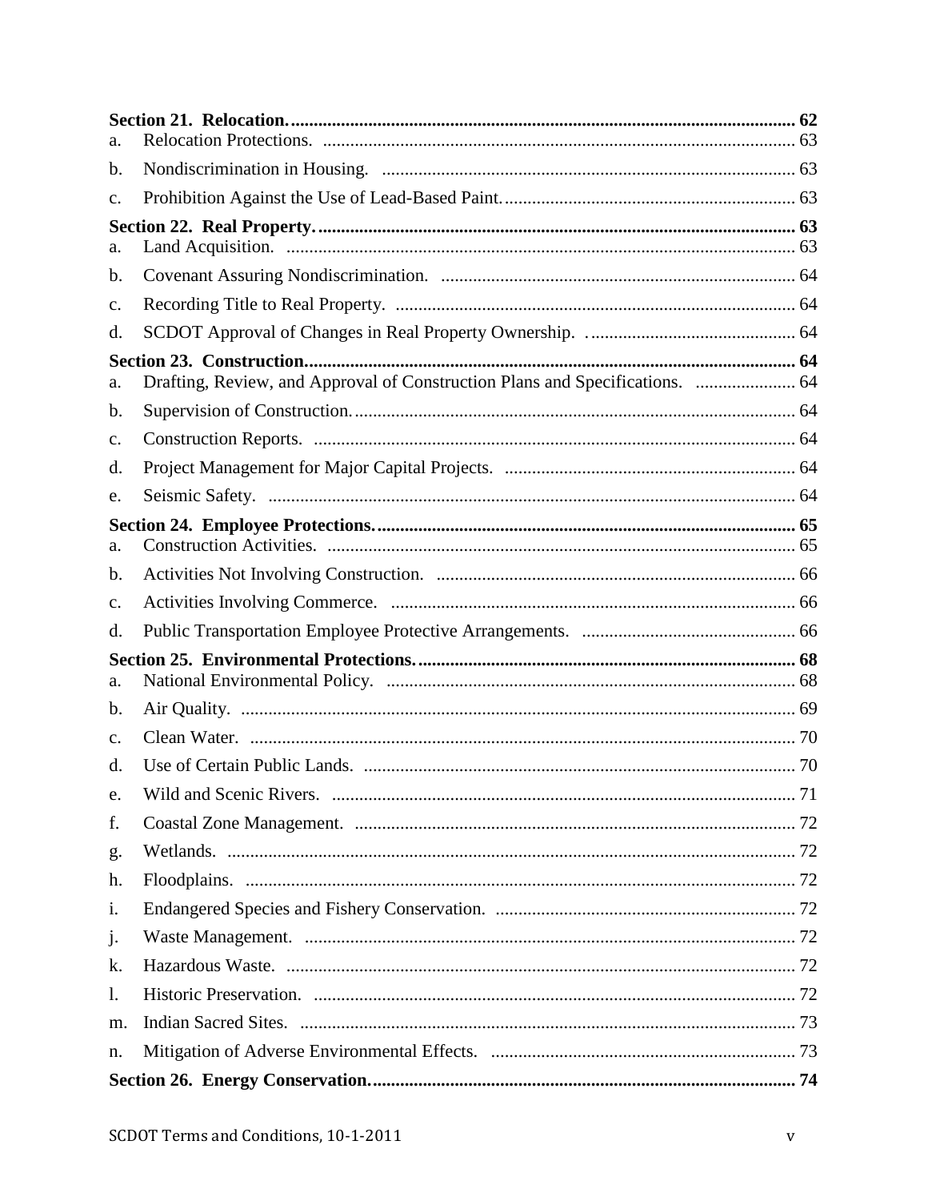**Section 21. Relocation. 62**

a. Relocation Protections. 63

b. Nondiscrimination in Housing. 63

c. Prohibition Against the Use of Lead-Based Paint. 63

**Section 22. Real Property. 63**

a. Land Acquisition. 63

b. Covenant Assuring Nondiscrimination. 64

c. Recording Title to Real Property. 64

d. SCDOT Approval of Changes in Real Property Ownership. 64

**Section 23. Construction. 64**

a. Drafting, Review, and Approval of Construction Plans and Specifications. 64

b. Supervision of Construction. 64

c. Construction Reports. 64

d. Project Management for Major Capital Projects. 64

e. Seismic Safety. 64

**Section 24. Employee Protections. 65**

a. Construction Activities. 65

b. Activities Not Involving Construction. 66

c. Activities Involving Commerce. 66

d. Public Transportation Employee Protective Arrangements. 66

**Section 25. Environmental Protections. 68**

a. National Environmental Policy. 68

b. Air Quality. 69

c. Clean Water. 70

d. Use of Certain Public Lands. 70

e. Wild and Scenic Rivers. 71

f. Coastal Zone Management. 72

g. Wetlands. 72

h. Floodplains. 72

i. Endangered Species and Fishery Conservation. 72

j. Waste Management. 72

k. Hazardous Waste. 72

l. Historic Preservation. 72

m. Indian Sacred Sites. 73

n. Mitigation of Adverse Environmental Effects. 73

**Section 26. Energy Conservation. 74**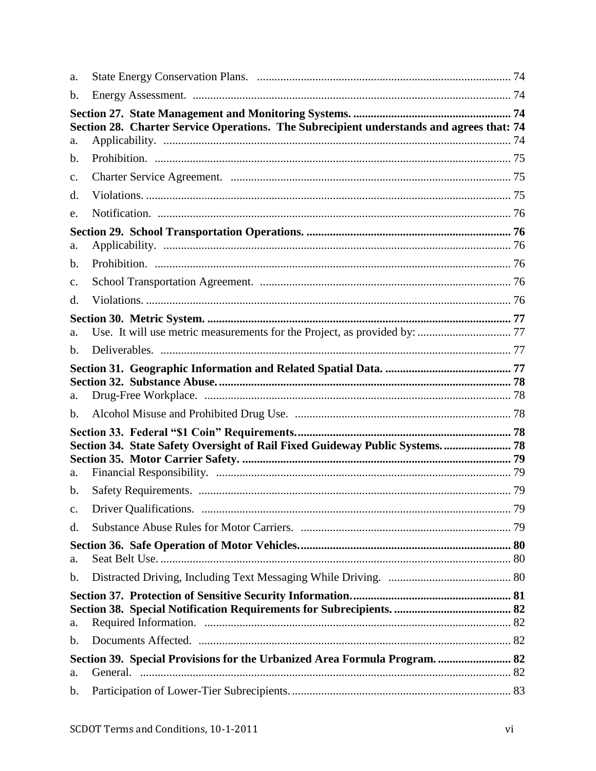a. State Energy Conservation Plans. ...................................................................................... 74

b. Energy Assessment. ............................................................................................................ 74

**Section 27. State Management and Monitoring Systems. ...................................................... 74**

**Section 28. Charter Service Operations. The Subrecipient understands and agrees that: 74**

a. Applicability. ...................................................................................................................... 74

b. Prohibition. ......................................................................................................................... 75

c. Charter Service Agreement. ............................................................................................... 75

d. Violations. ........................................................................................................................... 75

e. Notification. ........................................................................................................................ 76

**Section 29. School Transportation Operations. ...................................................................... 76**

a. Applicability. ...................................................................................................................... 76

b. Prohibition. ......................................................................................................................... 76

c. School Transportation Agreement. ..................................................................................... 76

d. Violations. ........................................................................................................................... 76

**Section 30. Metric System. ........................................................................................................ 77**

a. Use. It will use metric measurements for the Project, as provided by: ................................ 77

b. Deliverables. ....................................................................................................................... 77

**Section 31. Geographic Information and Related Spatial Data. ........................................... 77**

**Section 32. Substance Abuse. .................................................................................................... 78**

a. Drug-Free Workplace. ........................................................................................................ 78

b. Alcohol Misuse and Prohibited Drug Use. ......................................................................... 78

**Section 33. Federal "$1 Coin" Requirements. ......................................................................... 78**

**Section 34. State Safety Oversight of Rail Fixed Guideway Public Systems. ....................... 78**

**Section 35. Motor Carrier Safety. ............................................................................................ 79**

a. Financial Responsibility. .................................................................................................... 79

b. Safety Requirements. .......................................................................................................... 79

c. Driver Qualifications. ......................................................................................................... 79

d. Substance Abuse Rules for Motor Carriers. ....................................................................... 79

**Section 36. Safe Operation of Motor Vehicles. ........................................................................ 80**

a. Seat Belt Use. ....................................................................................................................... 80

b. Distracted Driving, Including Text Messaging While Driving. .......................................... 80

**Section 37. Protection of Sensitive Security Information. ...................................................... 81**

**Section 38. Special Notification Requirements for Subrecipients. ........................................ 82**

a. Required Information. ........................................................................................................ 82

b. Documents Affected. .......................................................................................................... 82

**Section 39. Special Provisions for the Urbanized Area Formula Program. ......................... 82**

a. General. .............................................................................................................................. 82

b. Participation of Lower-Tier Subrecipients. ......................................................................... 83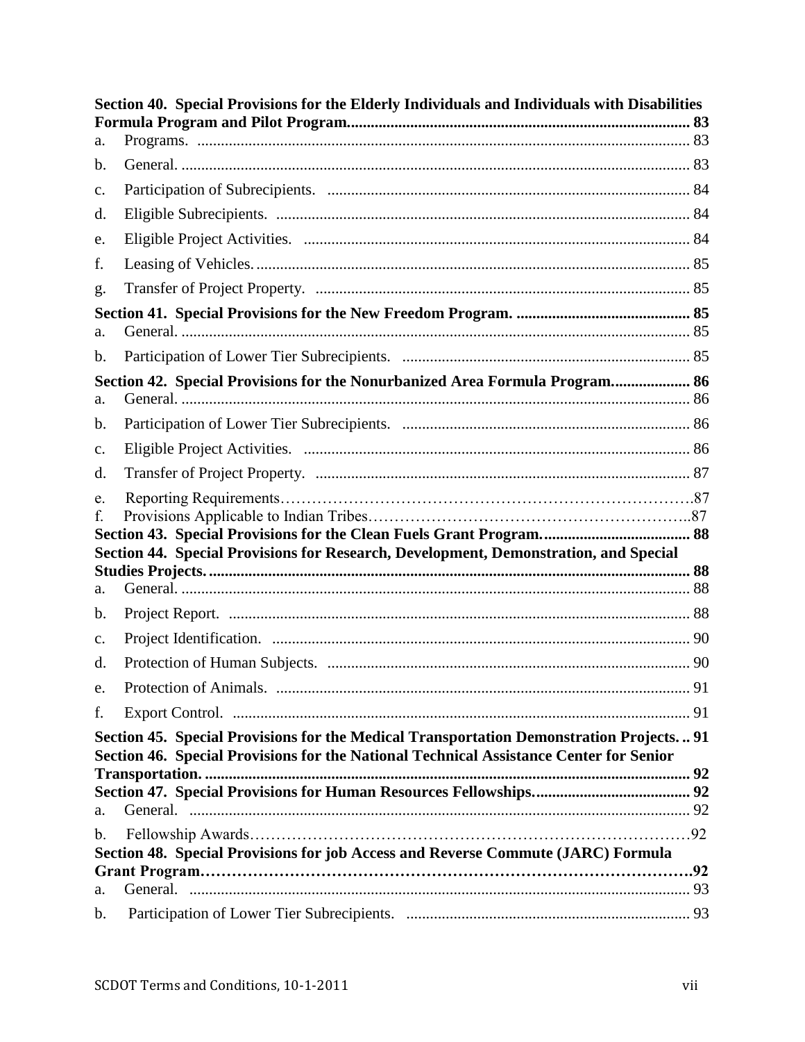**Section 40. Special Provisions for the Elderly Individuals and Individuals with Disabilities Formula Program and Pilot Program....................................................................................... 83**

a. Programs. ............................................................................................................................ 83

b. General. ................................................................................................................................ 83

c. Participation of Subrecipients. ........................................................................................... 84

d. Eligible Subrecipients. ........................................................................................................ 84

e. Eligible Project Activities. ................................................................................................. 84

f. Leasing of Vehicles. ............................................................................................................. 85

g. Transfer of Project Property. .............................................................................................. 85

**Section 41. Special Provisions for the New Freedom Program. ............................................ 85**

a. General. ................................................................................................................................ 85

b. Participation of Lower Tier Subrecipients. ......................................................................... 85

**Section 42. Special Provisions for the Nonurbanized Area Formula Program.................... 86**

a. General. ................................................................................................................................ 86

b. Participation of Lower Tier Subrecipients. ......................................................................... 86

c. Eligible Project Activities. ................................................................................................. 86

d. Transfer of Project Property. .............................................................................................. 87

e. Reporting Requirements……………………………………………………………………….87

f. Provisions Applicable to Indian Tribes………………………………………………………..87

**Section 43. Special Provisions for the Clean Fuels Grant Program...................................... 88**

**Section 44. Special Provisions for Research, Development, Demonstration, and Special Studies Projects. ......................................................................................................................... 88**

a. General. ................................................................................................................................ 88

b. Project Report. .................................................................................................................... 88

c. Project Identification. ......................................................................................................... 90

d. Protection of Human Subjects. ........................................................................................... 90

e. Protection of Animals. ........................................................................................................ 91

f. Export Control. ................................................................................................................... 91

**Section 45. Special Provisions for the Medical Transportation Demonstration Projects. .. 91**

**Section 46. Special Provisions for the National Technical Assistance Center for Senior Transportation. ........................................................................................................................... 92**

**Section 47. Special Provisions for Human Resources Fellowships....................................... 92**

a. General. .............................................................................................................................. 92

b. Fellowship Awards……………………………………………………………………………92

**Section 48. Special Provisions for job Access and Reverse Commute (JARC) Formula Grant Program………………………………………………………………………………….92**

a. General. .............................................................................................................................. 93

b. Participation of Lower Tier Subrecipients. ........................................................................ 93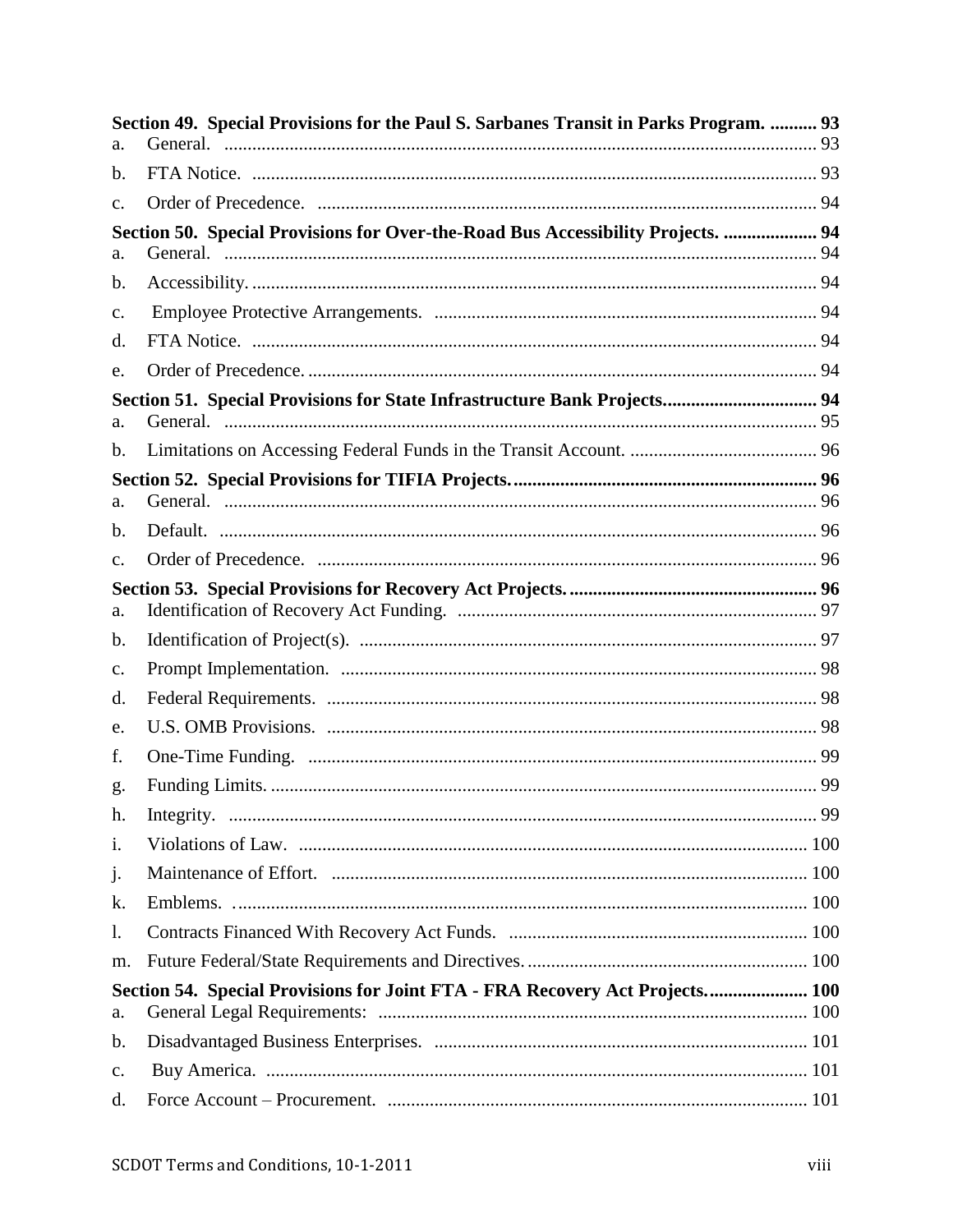**Section 49. Special Provisions for the Paul S. Sarbanes Transit in Parks Program. .......... 93**

a. General. .............................................................................................................................. 93

b. FTA Notice. ........................................................................................................................ 93

c. Order of Precedence. .......................................................................................................... 94

**Section 50. Special Provisions for Over-the-Road Bus Accessibility Projects. .................... 94**

a. General. .............................................................................................................................. 94

b. Accessibility. ........................................................................................................................ 94

c. Employee Protective Arrangements. ................................................................................. 94

d. FTA Notice. ........................................................................................................................ 94

e. Order of Precedence. ............................................................................................................ 94

**Section 51. Special Provisions for State Infrastructure Bank Projects................................. 94**

a. General. .............................................................................................................................. 95

b. Limitations on Accessing Federal Funds in the Transit Account. ........................................ 96

**Section 52. Special Provisions for TIFIA Projects................................................................. 96**

a. General. .............................................................................................................................. 96

b. Default. ............................................................................................................................... 96

c. Order of Precedence. .......................................................................................................... 96

**Section 53. Special Provisions for Recovery Act Projects..................................................... 96**

a. Identification of Recovery Act Funding. ............................................................................ 97

b. Identification of Project(s). ................................................................................................. 97

c. Prompt Implementation. ..................................................................................................... 98

d. Federal Requirements. ........................................................................................................ 98

e. U.S. OMB Provisions. ........................................................................................................ 98

f. One-Time Funding. ............................................................................................................ 99

g. Funding Limits. .................................................................................................................... 99

h. Integrity. ............................................................................................................................. 99

i. Violations of Law. ............................................................................................................ 100

j. Maintenance of Effort. ..................................................................................................... 100

k. Emblems. ........................................................................................................................... 100

l. Contracts Financed With Recovery Act Funds. ............................................................... 100

m. Future Federal/State Requirements and Directives. ............................................................ 100

**Section 54. Special Provisions for Joint FTA - FRA Recovery Act Projects...................... 100**

a. General Legal Requirements: ........................................................................................... 100

b. Disadvantaged Business Enterprises. ................................................................................ 101

c. Buy America. ................................................................................................................... 101

d. Force Account – Procurement. ......................................................................................... 101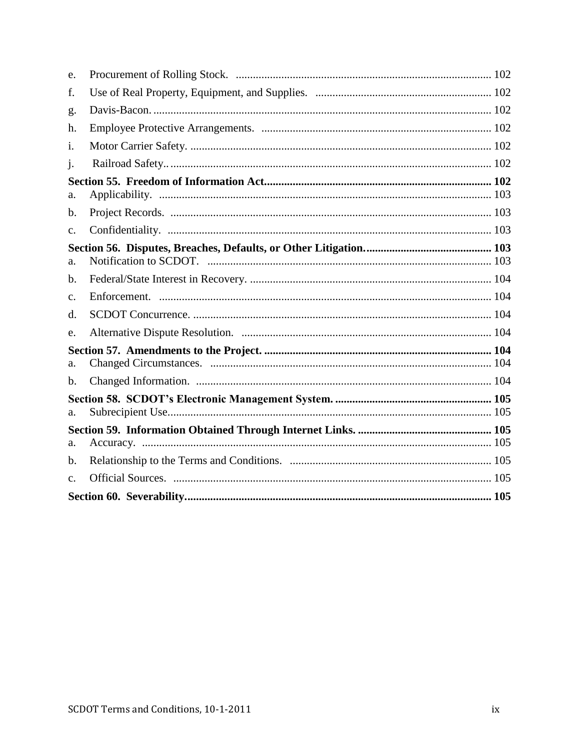e. Procurement of Rolling Stock. ......................................................................................... 102

f. Use of Real Property, Equipment, and Supplies. ............................................................. 102

g. Davis-Bacon. ...................................................................................................................... 102

h. Employee Protective Arrangements. ................................................................................ 102

i. Motor Carrier Safety. ......................................................................................................... 102

j. Railroad Safety.. ................................................................................................................ 102

**Section 55. Freedom of Information Act............................................................................. 102**

a. Applicability. ..................................................................................................................... 103

b. Project Records. ................................................................................................................ 103

c. Confidentiality. .................................................................................................................. 103

**Section 56. Disputes, Breaches, Defaults, or Other Litigation. ........................................... 103**

a. Notification to SCDOT. ................................................................................................... 103

b. Federal/State Interest in Recovery. .................................................................................... 104

c. Enforcement. ..................................................................................................................... 104

d. SCDOT Concurrence. ........................................................................................................ 104

e. Alternative Dispute Resolution. ........................................................................................ 104

**Section 57. Amendments to the Project. .............................................................................. 104**

a. Changed Circumstances. .................................................................................................. 104

b. Changed Information. ...................................................................................................... 104

**Section 58. SCDOT's Electronic Management System. ..................................................... 105**

a. Subrecipient Use................................................................................................................ 105

**Section 59. Information Obtained Through Internet Links. .............................................. 105**

a. Accuracy. .......................................................................................................................... 105

b. Relationship to the Terms and Conditions. ...................................................................... 105

c. Official Sources. ............................................................................................................... 105

**Section 60. Severability......................................................................................................... 105**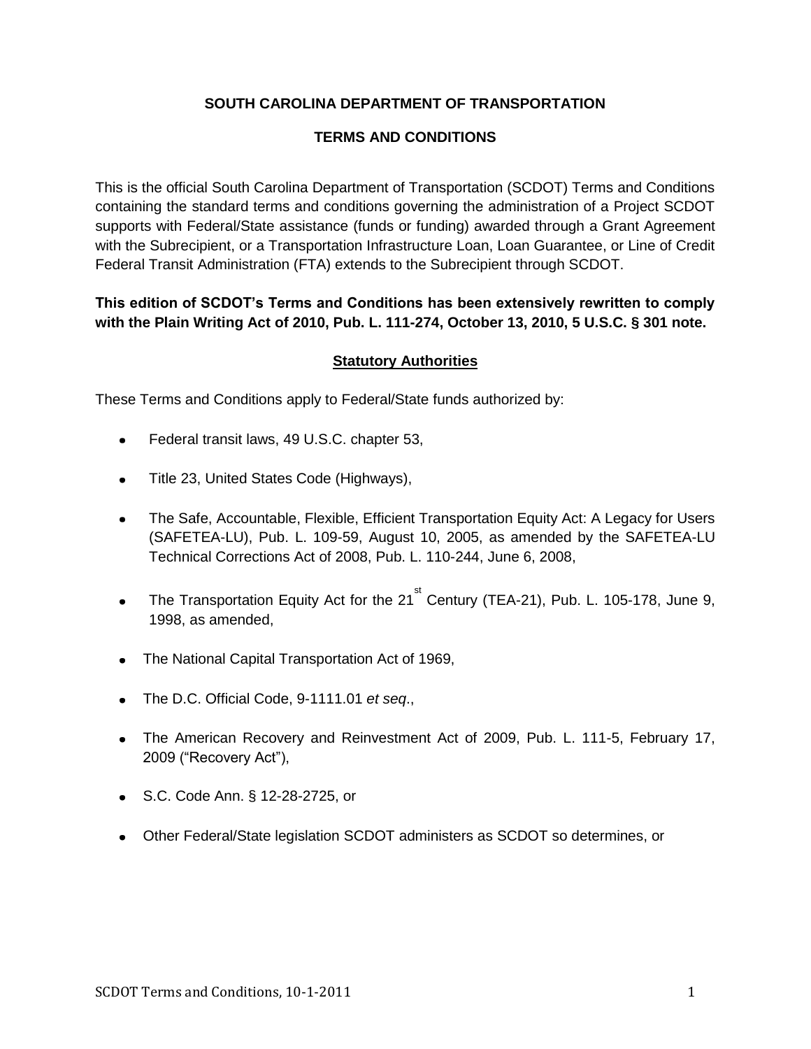**SOUTH CAROLINA DEPARTMENT OF TRANSPORTATION**

**TERMS AND CONDITIONS**

This is the official South Carolina Department of Transportation (SCDOT) Terms and Conditions containing the standard terms and conditions governing the administration of a Project SCDOT supports with Federal/State assistance (funds or funding) awarded through a Grant Agreement with the Subrecipient, or a Transportation Infrastructure Loan, Loan Guarantee, or Line of Credit Federal Transit Administration (FTA) extends to the Subrecipient through SCDOT.

**This edition of SCDOT's Terms and Conditions has been extensively rewritten to comply with the Plain Writing Act of 2010, Pub. L. 111-274, October 13, 2010, 5 U.S.C. § 301 note.**

## Statutory Authorities

These Terms and Conditions apply to Federal/State funds authorized by:

- Federal transit laws, 49 U.S.C. chapter 53,
- Title 23, United States Code (Highways),
- The Safe, Accountable, Flexible, Efficient Transportation Equity Act: A Legacy for Users (SAFETEA-LU), Pub. L. 109-59, August 10, 2005, as amended by the SAFETEA-LU Technical Corrections Act of 2008, Pub. L. 110-244, June 6, 2008,
- The Transportation Equity Act for the 21st Century (TEA-21), Pub. L. 105-178, June 9, 1998, as amended,
- The National Capital Transportation Act of 1969,
- The D.C. Official Code, 9-1111.01 *et seq*.,
- The American Recovery and Reinvestment Act of 2009, Pub. L. 111-5, February 17, 2009 ("Recovery Act"),
- S.C. Code Ann. § 12-28-2725, or
- Other Federal/State legislation SCDOT administers as SCDOT so determines, or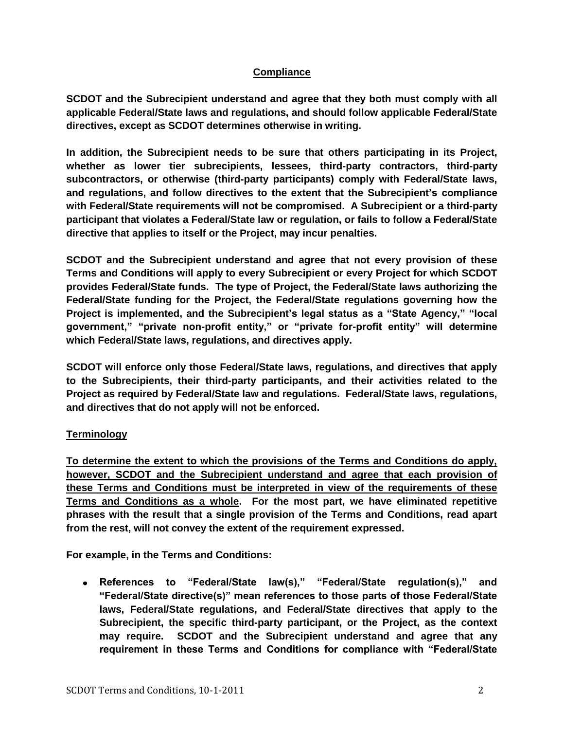## Compliance

**SCDOT and the Subrecipient understand and agree that they both must comply with all applicable Federal/State laws and regulations, and should follow applicable Federal/State directives, except as SCDOT determines otherwise in writing.**

**In addition, the Subrecipient needs to be sure that others participating in its Project, whether as lower tier subrecipients, lessees, third-party contractors, third-party subcontractors, or otherwise (third-party participants) comply with Federal/State laws, and regulations, and follow directives to the extent that the Subrecipient's compliance with Federal/State requirements will not be compromised. A Subrecipient or a third-party participant that violates a Federal/State law or regulation, or fails to follow a Federal/State directive that applies to itself or the Project, may incur penalties.**

**SCDOT and the Subrecipient understand and agree that not every provision of these Terms and Conditions will apply to every Subrecipient or every Project for which SCDOT provides Federal/State funds. The type of Project, the Federal/State laws authorizing the Federal/State funding for the Project, the Federal/State regulations governing how the Project is implemented, and the Subrecipient's legal status as a "State Agency," "local government," "private non-profit entity," or "private for-profit entity" will determine which Federal/State laws, regulations, and directives apply.**

**SCDOT will enforce only those Federal/State laws, regulations, and directives that apply to the Subrecipients, their third-party participants, and their activities related to the Project as required by Federal/State law and regulations. Federal/State laws, regulations, and directives that do not apply will not be enforced.**

## Terminology

**To determine the extent to which the provisions of the Terms and Conditions do apply, however, SCDOT and the Subrecipient understand and agree that each provision of these Terms and Conditions must be interpreted in view of the requirements of these Terms and Conditions as a whole. For the most part, we have eliminated repetitive phrases with the result that a single provision of the Terms and Conditions, read apart from the rest, will not convey the extent of the requirement expressed.**

**For example, in the Terms and Conditions:**

- **References to "Federal/State law(s)," "Federal/State regulation(s)," and "Federal/State directive(s)" mean references to those parts of those Federal/State laws, Federal/State regulations, and Federal/State directives that apply to the Subrecipient, the specific third-party participant, or the Project, as the context may require. SCDOT and the Subrecipient understand and agree that any requirement in these Terms and Conditions for compliance with "Federal/State**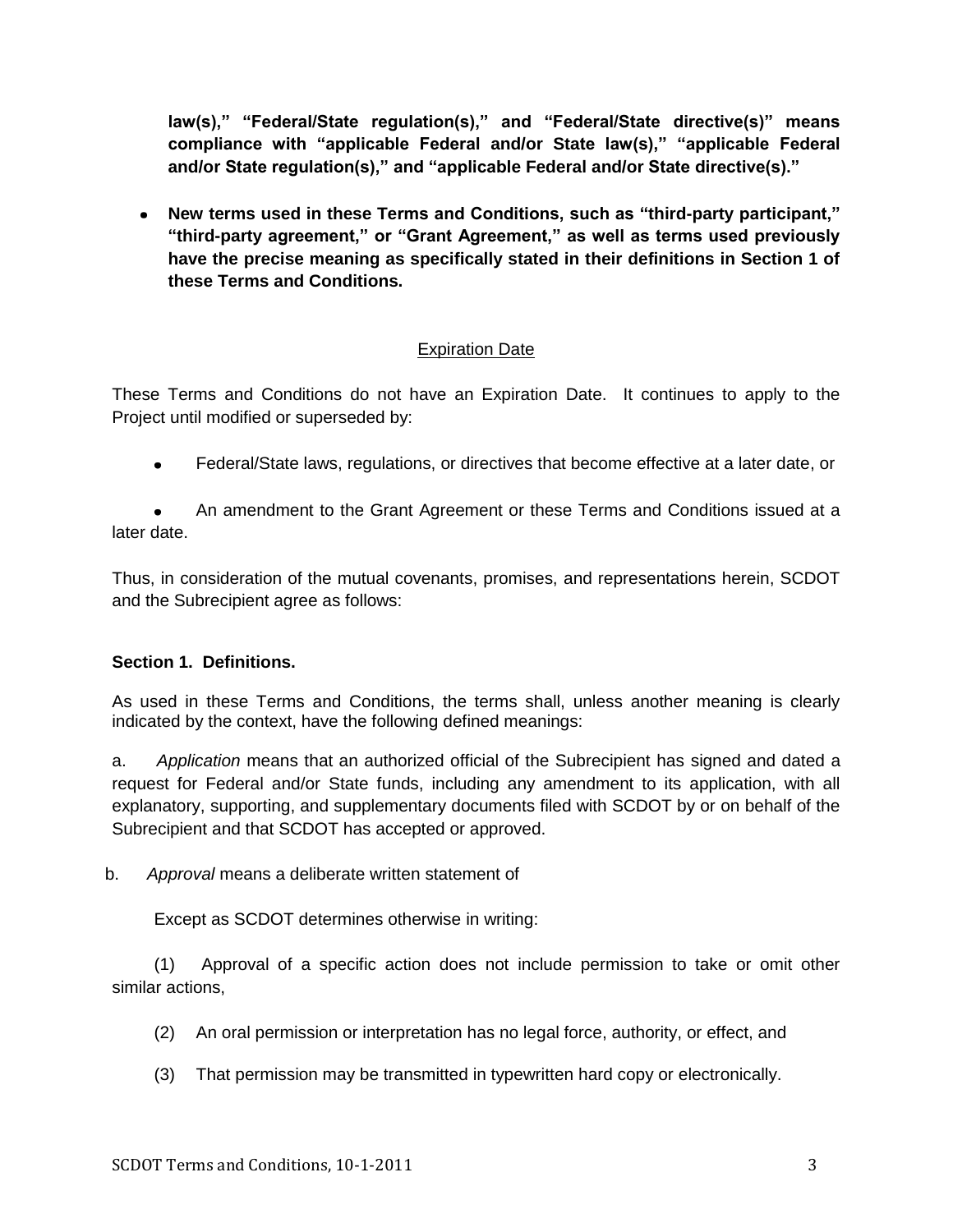**law(s)," "Federal/State regulation(s)," and "Federal/State directive(s)" means compliance with "applicable Federal and/or State law(s)," "applicable Federal and/or State regulation(s)," and "applicable Federal and/or State directive(s)."**

- **New terms used in these Terms and Conditions, such as "third-party participant," "third-party agreement," or "Grant Agreement," as well as terms used previously have the precise meaning as specifically stated in their definitions in Section 1 of these Terms and Conditions.**

## Expiration Date

These Terms and Conditions do not have an Expiration Date. It continues to apply to the Project until modified or superseded by:

- Federal/State laws, regulations, or directives that become effective at a later date, or
- An amendment to the Grant Agreement or these Terms and Conditions issued at a later date.

Thus, in consideration of the mutual covenants, promises, and representations herein, SCDOT and the Subrecipient agree as follows:

### Section 1. Definitions.

As used in these Terms and Conditions, the terms shall, unless another meaning is clearly indicated by the context, have the following defined meanings:

a. *Application* means that an authorized official of the Subrecipient has signed and dated a request for Federal and/or State funds, including any amendment to its application, with all explanatory, supporting, and supplementary documents filed with SCDOT by or on behalf of the Subrecipient and that SCDOT has accepted or approved.

b. *Approval* means a deliberate written statement of

Except as SCDOT determines otherwise in writing:

(1) Approval of a specific action does not include permission to take or omit other similar actions,

(2) An oral permission or interpretation has no legal force, authority, or effect, and

(3) That permission may be transmitted in typewritten hard copy or electronically.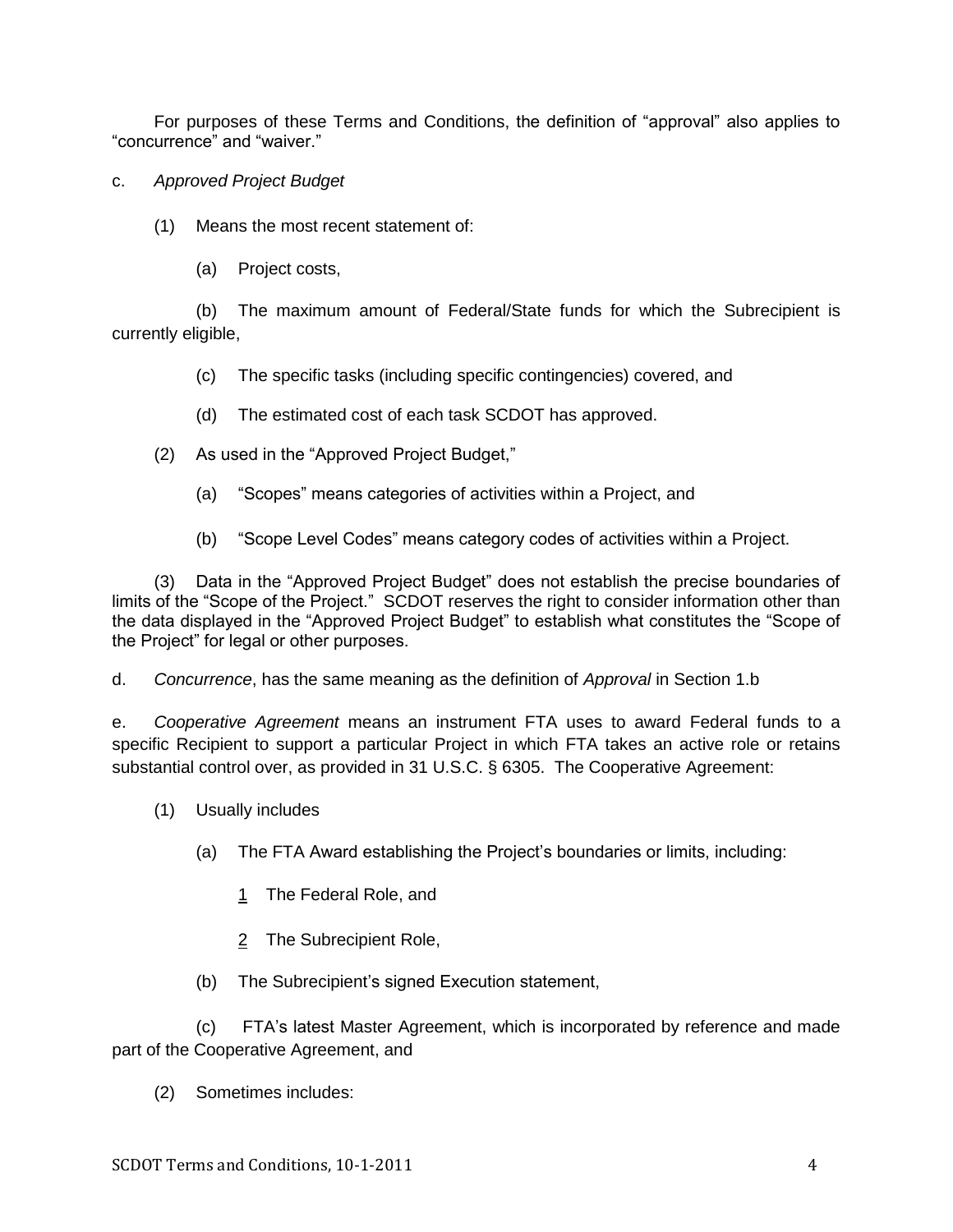For purposes of these Terms and Conditions, the definition of "approval" also applies to "concurrence" and "waiver."

c. *Approved Project Budget*

(1) Means the most recent statement of:

(a) Project costs,

(b) The maximum amount of Federal/State funds for which the Subrecipient is currently eligible,

(c) The specific tasks (including specific contingencies) covered, and

(d) The estimated cost of each task SCDOT has approved.

(2) As used in the "Approved Project Budget,"

(a) "Scopes" means categories of activities within a Project, and

(b) "Scope Level Codes" means category codes of activities within a Project.

(3) Data in the "Approved Project Budget" does not establish the precise boundaries of limits of the "Scope of the Project." SCDOT reserves the right to consider information other than the data displayed in the "Approved Project Budget" to establish what constitutes the "Scope of the Project" for legal or other purposes.

d. *Concurrence*, has the same meaning as the definition of *Approval* in Section 1.b

e. *Cooperative Agreement* means an instrument FTA uses to award Federal funds to a specific Recipient to support a particular Project in which FTA takes an active role or retains substantial control over, as provided in 31 U.S.C. § 6305. The Cooperative Agreement:

(1) Usually includes

(a) The FTA Award establishing the Project's boundaries or limits, including:

<u>1</u> The Federal Role, and

<u>2</u> The Subrecipient Role,

(b) The Subrecipient's signed Execution statement,

(c) FTA's latest Master Agreement, which is incorporated by reference and made part of the Cooperative Agreement, and

(2) Sometimes includes: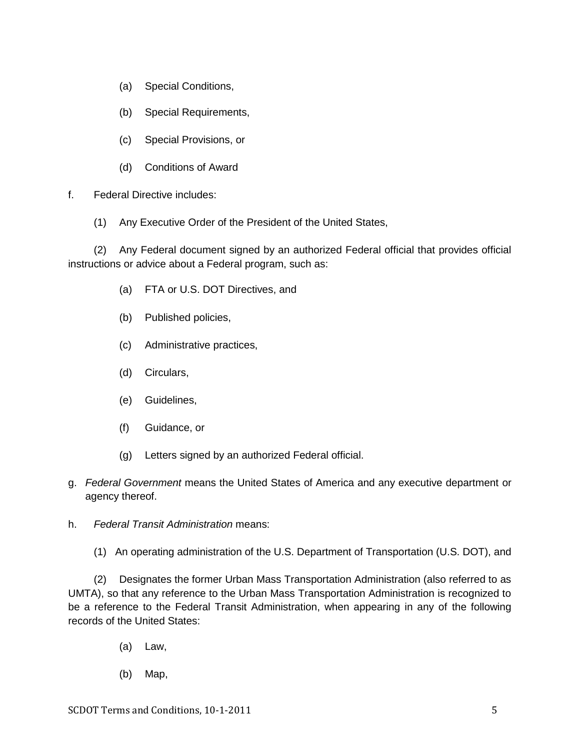(a) Special Conditions,

(b) Special Requirements,

(c) Special Provisions, or

(d) Conditions of Award

f. Federal Directive includes:

(1) Any Executive Order of the President of the United States,

(2) Any Federal document signed by an authorized Federal official that provides official instructions or advice about a Federal program, such as:

(a) FTA or U.S. DOT Directives, and

(b) Published policies,

(c) Administrative practices,

(d) Circulars,

(e) Guidelines,

(f) Guidance, or

(g) Letters signed by an authorized Federal official.

g. *Federal Government* means the United States of America and any executive department or agency thereof.

h. *Federal Transit Administration* means:

(1) An operating administration of the U.S. Department of Transportation (U.S. DOT), and

(2) Designates the former Urban Mass Transportation Administration (also referred to as UMTA), so that any reference to the Urban Mass Transportation Administration is recognized to be a reference to the Federal Transit Administration, when appearing in any of the following records of the United States:

(a) Law,

(b) Map,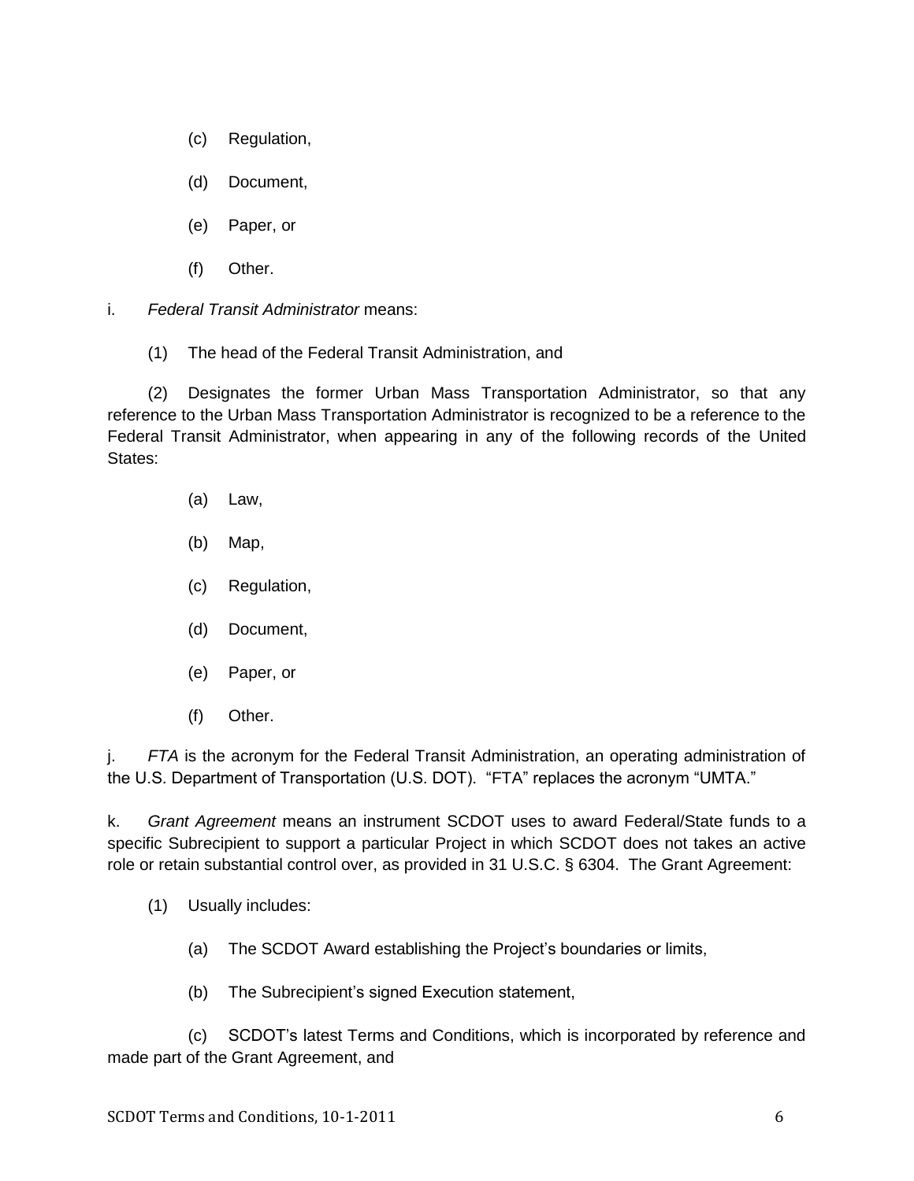(c) Regulation,

(d) Document,

(e) Paper, or

(f) Other.

i. *Federal Transit Administrator* means:

(1) The head of the Federal Transit Administration, and

(2) Designates the former Urban Mass Transportation Administrator, so that any reference to the Urban Mass Transportation Administrator is recognized to be a reference to the Federal Transit Administrator, when appearing in any of the following records of the United States:

(a) Law,

(b) Map,

(c) Regulation,

(d) Document,

(e) Paper, or

(f) Other.

j. *FTA* is the acronym for the Federal Transit Administration, an operating administration of the U.S. Department of Transportation (U.S. DOT). "FTA" replaces the acronym "UMTA."

k. *Grant Agreement* means an instrument SCDOT uses to award Federal/State funds to a specific Subrecipient to support a particular Project in which SCDOT does not takes an active role or retain substantial control over, as provided in 31 U.S.C. § 6304. The Grant Agreement:

(1) Usually includes:

(a) The SCDOT Award establishing the Project's boundaries or limits,

(b) The Subrecipient's signed Execution statement,

(c) SCDOT's latest Terms and Conditions, which is incorporated by reference and made part of the Grant Agreement, and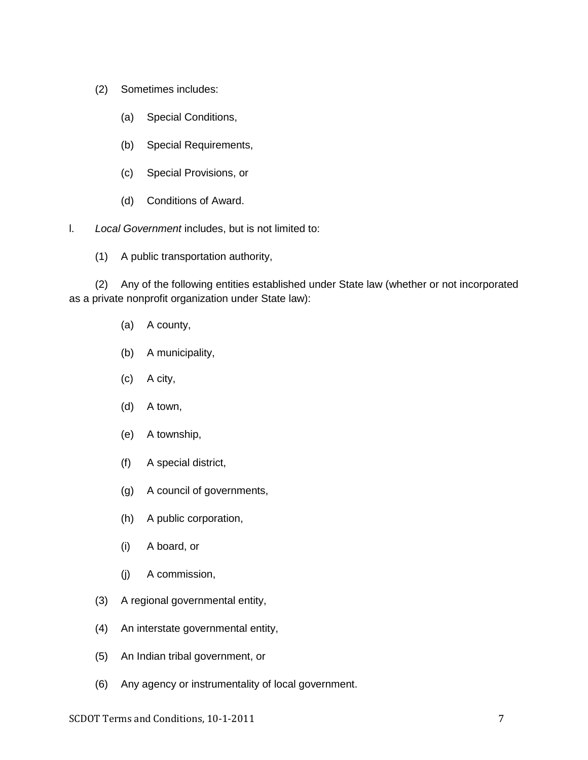(2) Sometimes includes:

(a) Special Conditions,

(b) Special Requirements,

(c) Special Provisions, or

(d) Conditions of Award.

l. *Local Government* includes, but is not limited to:

(1) A public transportation authority,

(2) Any of the following entities established under State law (whether or not incorporated as a private nonprofit organization under State law):

(a) A county,

(b) A municipality,

(c) A city,

(d) A town,

(e) A township,

(f) A special district,

(g) A council of governments,

(h) A public corporation,

(i) A board, or

(j) A commission,

(3) A regional governmental entity,

(4) An interstate governmental entity,

(5) An Indian tribal government, or

(6) Any agency or instrumentality of local government.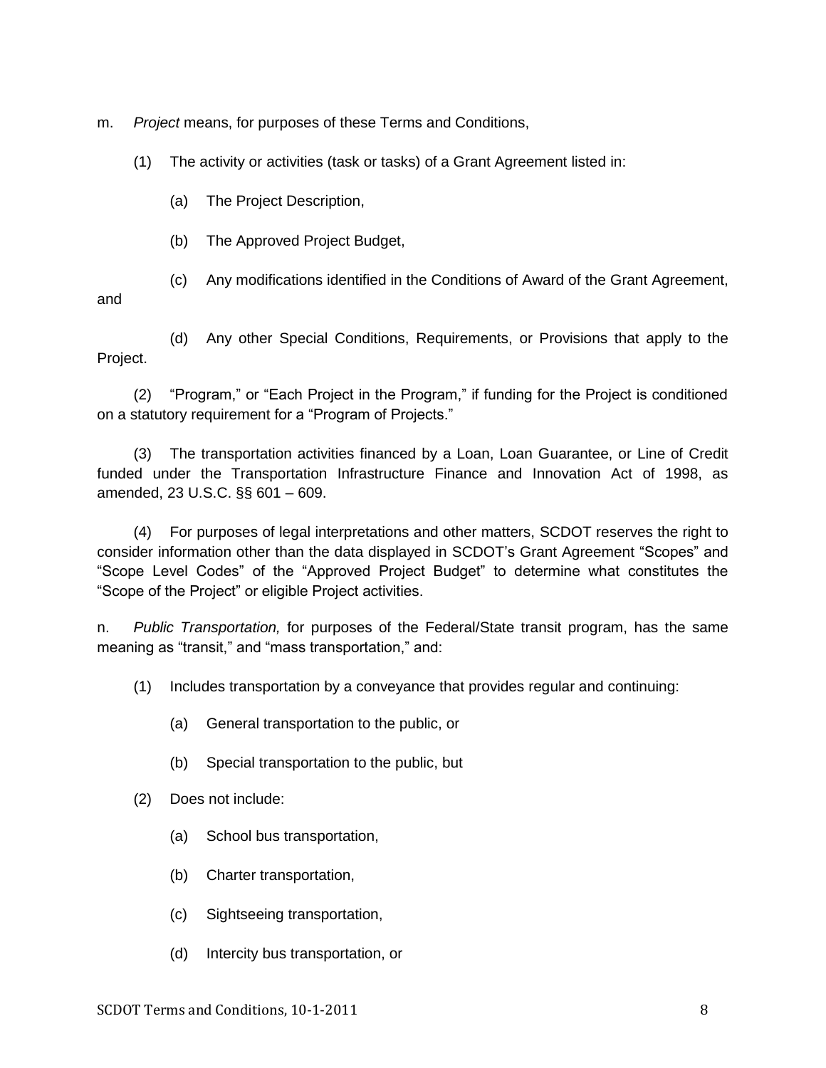m. *Project* means, for purposes of these Terms and Conditions,

(1) The activity or activities (task or tasks) of a Grant Agreement listed in:

(a) The Project Description,

(b) The Approved Project Budget,

(c) Any modifications identified in the Conditions of Award of the Grant Agreement, and

(d) Any other Special Conditions, Requirements, or Provisions that apply to the Project.

(2) "Program," or "Each Project in the Program," if funding for the Project is conditioned on a statutory requirement for a "Program of Projects."

(3) The transportation activities financed by a Loan, Loan Guarantee, or Line of Credit funded under the Transportation Infrastructure Finance and Innovation Act of 1998, as amended, 23 U.S.C. §§ 601 – 609.

(4) For purposes of legal interpretations and other matters, SCDOT reserves the right to consider information other than the data displayed in SCDOT's Grant Agreement "Scopes" and "Scope Level Codes" of the "Approved Project Budget" to determine what constitutes the "Scope of the Project" or eligible Project activities.

n. *Public Transportation,* for purposes of the Federal/State transit program, has the same meaning as "transit," and "mass transportation," and:

(1) Includes transportation by a conveyance that provides regular and continuing:

(a) General transportation to the public, or

(b) Special transportation to the public, but

(2) Does not include:

(a) School bus transportation,

(b) Charter transportation,

(c) Sightseeing transportation,

(d) Intercity bus transportation, or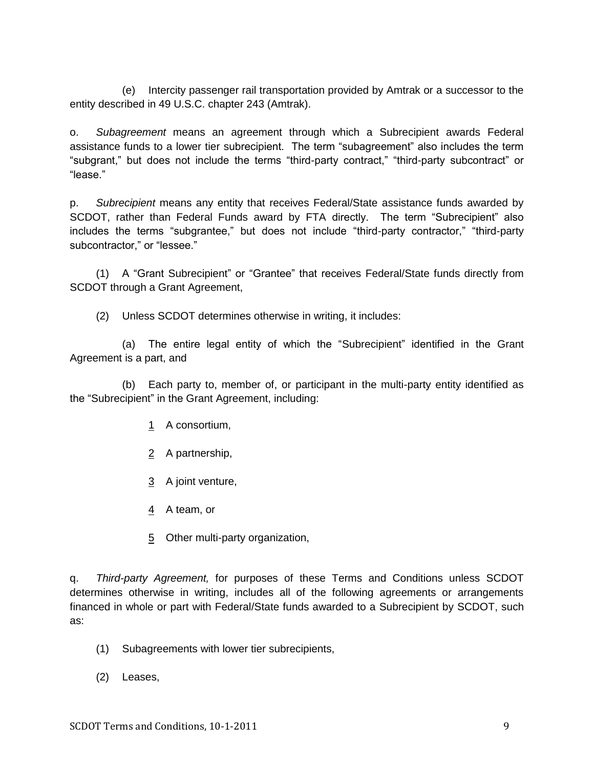(e) Intercity passenger rail transportation provided by Amtrak or a successor to the entity described in 49 U.S.C. chapter 243 (Amtrak).

o. *Subagreement* means an agreement through which a Subrecipient awards Federal assistance funds to a lower tier subrecipient. The term "subagreement" also includes the term "subgrant," but does not include the terms "third-party contract," "third-party subcontract" or "lease."

p. *Subrecipient* means any entity that receives Federal/State assistance funds awarded by SCDOT, rather than Federal Funds award by FTA directly. The term "Subrecipient" also includes the terms "subgrantee," but does not include "third-party contractor," "third-party subcontractor," or "lessee."

(1) A "Grant Subrecipient" or "Grantee" that receives Federal/State funds directly from SCDOT through a Grant Agreement,

(2) Unless SCDOT determines otherwise in writing, it includes:

(a) The entire legal entity of which the "Subrecipient" identified in the Grant Agreement is a part, and

(b) Each party to, member of, or participant in the multi-party entity identified as the "Subrecipient" in the Grant Agreement, including:

1 A consortium,

2 A partnership,

3 A joint venture,

4 A team, or

5 Other multi-party organization,

q. *Third-party Agreement,* for purposes of these Terms and Conditions unless SCDOT determines otherwise in writing, includes all of the following agreements or arrangements financed in whole or part with Federal/State funds awarded to a Subrecipient by SCDOT, such as:

(1) Subagreements with lower tier subrecipients,

(2) Leases,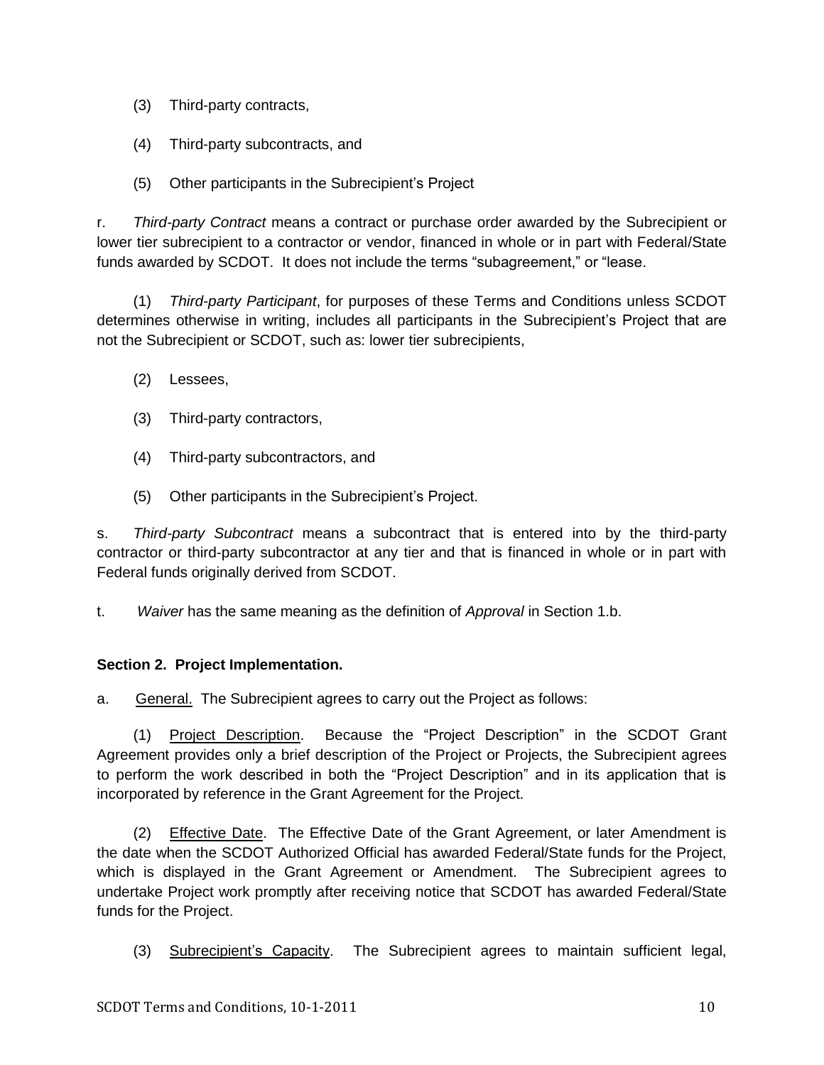(3) Third-party contracts,

(4) Third-party subcontracts, and

(5) Other participants in the Subrecipient's Project

r. *Third-party Contract* means a contract or purchase order awarded by the Subrecipient or lower tier subrecipient to a contractor or vendor, financed in whole or in part with Federal/State funds awarded by SCDOT. It does not include the terms "subagreement," or "lease.

(1) *Third-party Participant*, for purposes of these Terms and Conditions unless SCDOT determines otherwise in writing, includes all participants in the Subrecipient's Project that are not the Subrecipient or SCDOT, such as: lower tier subrecipients,

(2) Lessees,

(3) Third-party contractors,

(4) Third-party subcontractors, and

(5) Other participants in the Subrecipient's Project.

s. *Third-party Subcontract* means a subcontract that is entered into by the third-party contractor or third-party subcontractor at any tier and that is financed in whole or in part with Federal funds originally derived from SCDOT.

t. *Waiver* has the same meaning as the definition of *Approval* in Section 1.b.

**Section 2. Project Implementation.**

a. General. The Subrecipient agrees to carry out the Project as follows:

(1) Project Description. Because the "Project Description" in the SCDOT Grant Agreement provides only a brief description of the Project or Projects, the Subrecipient agrees to perform the work described in both the "Project Description" and in its application that is incorporated by reference in the Grant Agreement for the Project.

(2) Effective Date. The Effective Date of the Grant Agreement, or later Amendment is the date when the SCDOT Authorized Official has awarded Federal/State funds for the Project, which is displayed in the Grant Agreement or Amendment. The Subrecipient agrees to undertake Project work promptly after receiving notice that SCDOT has awarded Federal/State funds for the Project.

(3) Subrecipient's Capacity. The Subrecipient agrees to maintain sufficient legal,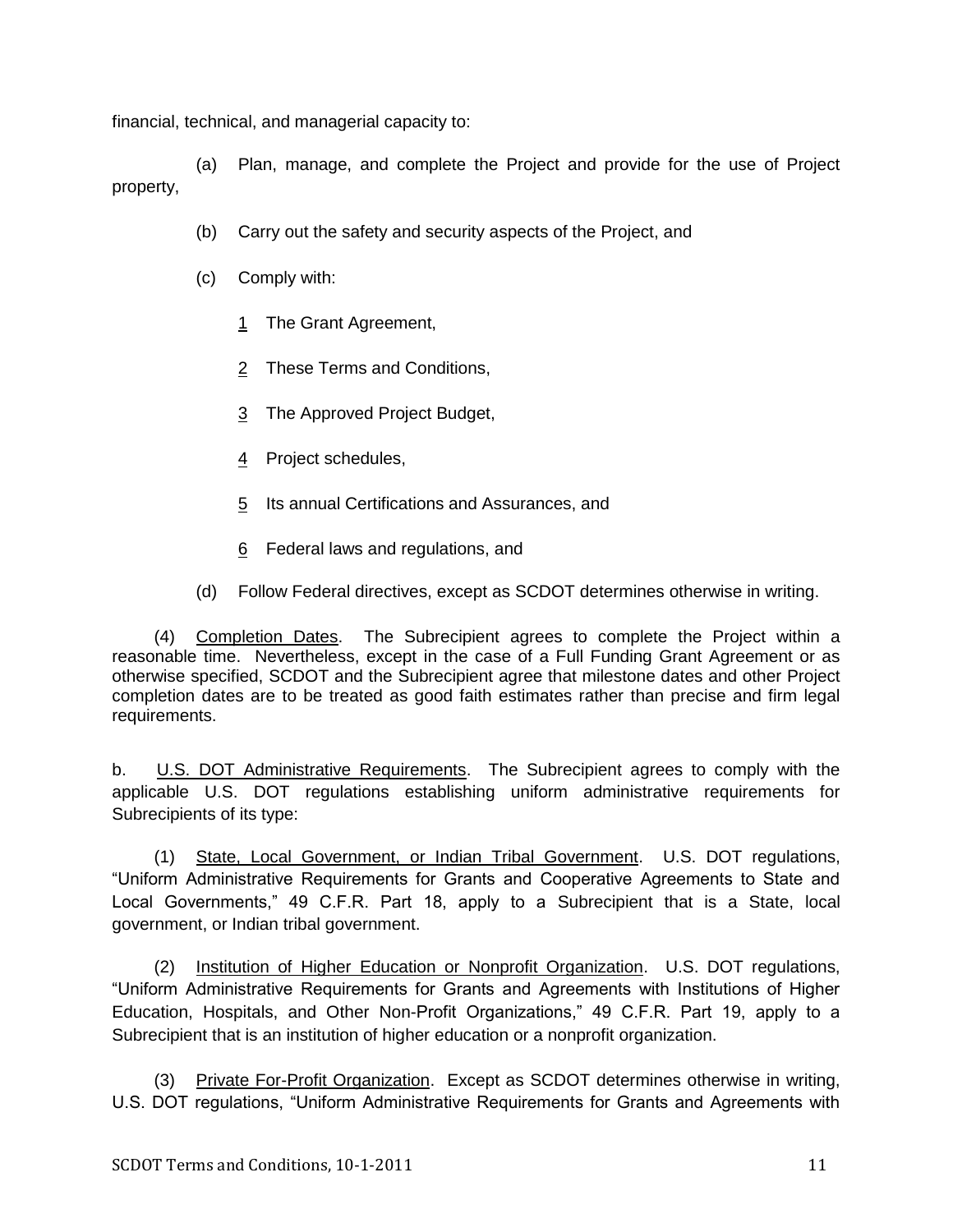financial, technical, and managerial capacity to:

(a) Plan, manage, and complete the Project and provide for the use of Project property,

(b) Carry out the safety and security aspects of the Project, and

(c) Comply with:

<u>1</u> The Grant Agreement,

<u>2</u> These Terms and Conditions,

<u>3</u> The Approved Project Budget,

<u>4</u> Project schedules,

<u>5</u> Its annual Certifications and Assurances, and

<u>6</u> Federal laws and regulations, and

(d) Follow Federal directives, except as SCDOT determines otherwise in writing.

(4) <u>Completion Dates</u>. The Subrecipient agrees to complete the Project within a reasonable time. Nevertheless, except in the case of a Full Funding Grant Agreement or as otherwise specified, SCDOT and the Subrecipient agree that milestone dates and other Project completion dates are to be treated as good faith estimates rather than precise and firm legal requirements.

b. <u>U.S. DOT Administrative Requirements</u>. The Subrecipient agrees to comply with the applicable U.S. DOT regulations establishing uniform administrative requirements for Subrecipients of its type:

(1) <u>State, Local Government, or Indian Tribal Government</u>. U.S. DOT regulations, "Uniform Administrative Requirements for Grants and Cooperative Agreements to State and Local Governments," 49 C.F.R. Part 18, apply to a Subrecipient that is a State, local government, or Indian tribal government.

(2) <u>Institution of Higher Education or Nonprofit Organization</u>. U.S. DOT regulations, "Uniform Administrative Requirements for Grants and Agreements with Institutions of Higher Education, Hospitals, and Other Non-Profit Organizations," 49 C.F.R. Part 19, apply to a Subrecipient that is an institution of higher education or a nonprofit organization.

(3) <u>Private For-Profit Organization</u>. Except as SCDOT determines otherwise in writing, U.S. DOT regulations, "Uniform Administrative Requirements for Grants and Agreements with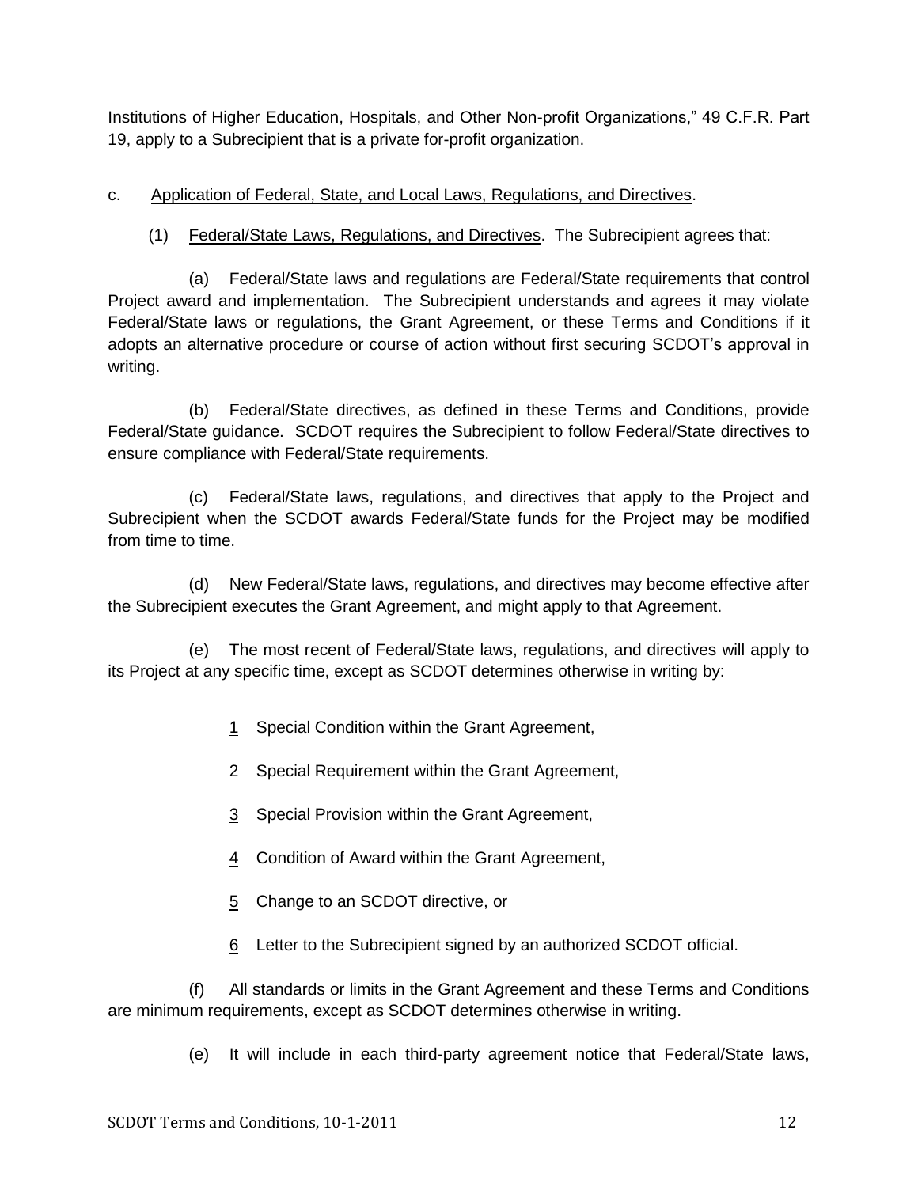Institutions of Higher Education, Hospitals, and Other Non-profit Organizations," 49 C.F.R. Part 19, apply to a Subrecipient that is a private for-profit organization.

c. <u>Application of Federal, State, and Local Laws, Regulations, and Directives</u>.

(1) <u>Federal/State Laws, Regulations, and Directives</u>. The Subrecipient agrees that:

(a) Federal/State laws and regulations are Federal/State requirements that control Project award and implementation. The Subrecipient understands and agrees it may violate Federal/State laws or regulations, the Grant Agreement, or these Terms and Conditions if it adopts an alternative procedure or course of action without first securing SCDOT's approval in writing.

(b) Federal/State directives, as defined in these Terms and Conditions, provide Federal/State guidance. SCDOT requires the Subrecipient to follow Federal/State directives to ensure compliance with Federal/State requirements.

(c) Federal/State laws, regulations, and directives that apply to the Project and Subrecipient when the SCDOT awards Federal/State funds for the Project may be modified from time to time.

(d) New Federal/State laws, regulations, and directives may become effective after the Subrecipient executes the Grant Agreement, and might apply to that Agreement.

(e) The most recent of Federal/State laws, regulations, and directives will apply to its Project at any specific time, except as SCDOT determines otherwise in writing by:

<u>1</u> Special Condition within the Grant Agreement,

<u>2</u> Special Requirement within the Grant Agreement,

<u>3</u> Special Provision within the Grant Agreement,

<u>4</u> Condition of Award within the Grant Agreement,

<u>5</u> Change to an SCDOT directive, or

<u>6</u> Letter to the Subrecipient signed by an authorized SCDOT official.

(f) All standards or limits in the Grant Agreement and these Terms and Conditions are minimum requirements, except as SCDOT determines otherwise in writing.

(e) It will include in each third-party agreement notice that Federal/State laws,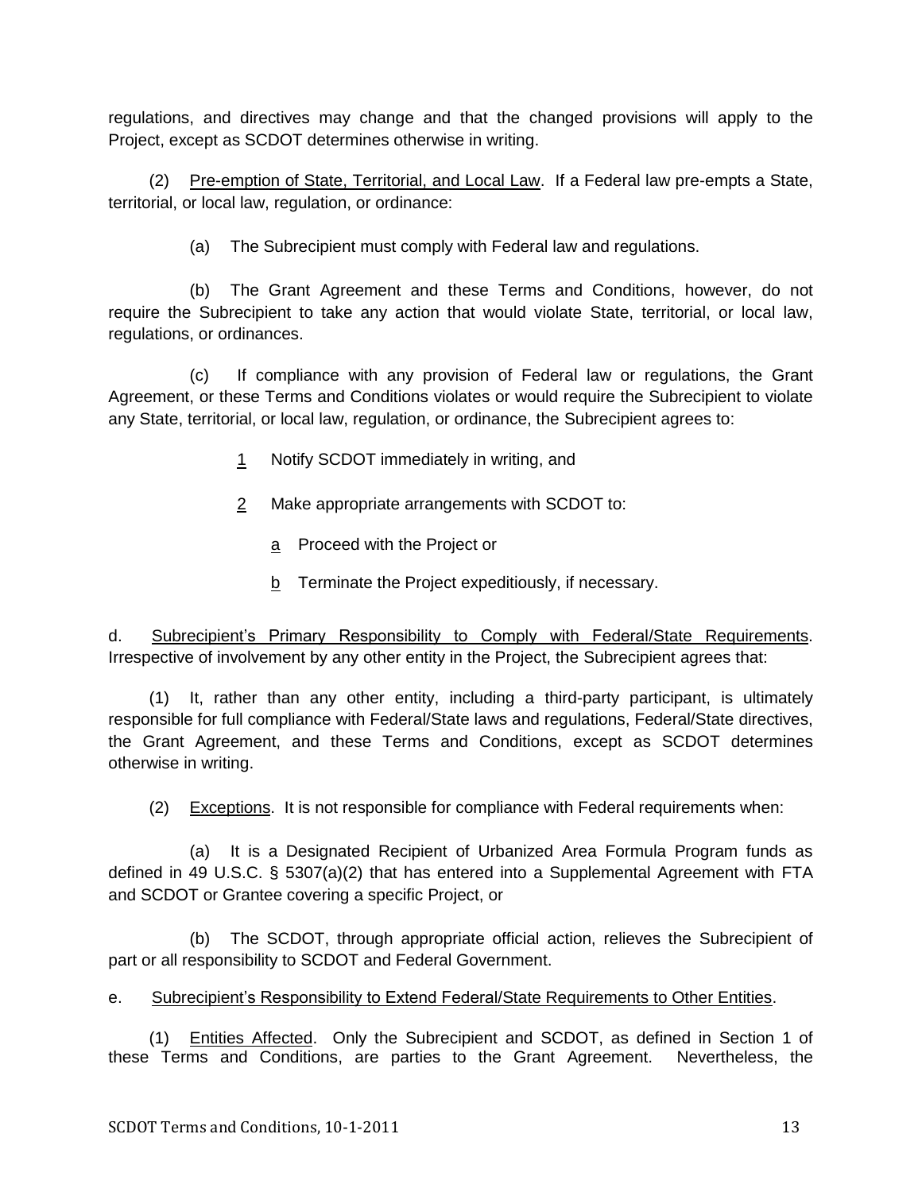regulations, and directives may change and that the changed provisions will apply to the Project, except as SCDOT determines otherwise in writing.

(2) Pre-emption of State, Territorial, and Local Law. If a Federal law pre-empts a State, territorial, or local law, regulation, or ordinance:

(a) The Subrecipient must comply with Federal law and regulations.

(b) The Grant Agreement and these Terms and Conditions, however, do not require the Subrecipient to take any action that would violate State, territorial, or local law, regulations, or ordinances.

(c) If compliance with any provision of Federal law or regulations, the Grant Agreement, or these Terms and Conditions violates or would require the Subrecipient to violate any State, territorial, or local law, regulation, or ordinance, the Subrecipient agrees to:

1 Notify SCDOT immediately in writing, and

2 Make appropriate arrangements with SCDOT to:

a Proceed with the Project or

b Terminate the Project expeditiously, if necessary.

d. Subrecipient's Primary Responsibility to Comply with Federal/State Requirements. Irrespective of involvement by any other entity in the Project, the Subrecipient agrees that:

(1) It, rather than any other entity, including a third-party participant, is ultimately responsible for full compliance with Federal/State laws and regulations, Federal/State directives, the Grant Agreement, and these Terms and Conditions, except as SCDOT determines otherwise in writing.

(2) Exceptions. It is not responsible for compliance with Federal requirements when:

(a) It is a Designated Recipient of Urbanized Area Formula Program funds as defined in 49 U.S.C. § 5307(a)(2) that has entered into a Supplemental Agreement with FTA and SCDOT or Grantee covering a specific Project, or

(b) The SCDOT, through appropriate official action, relieves the Subrecipient of part or all responsibility to SCDOT and Federal Government.

e. Subrecipient's Responsibility to Extend Federal/State Requirements to Other Entities.

(1) Entities Affected. Only the Subrecipient and SCDOT, as defined in Section 1 of these Terms and Conditions, are parties to the Grant Agreement. Nevertheless, the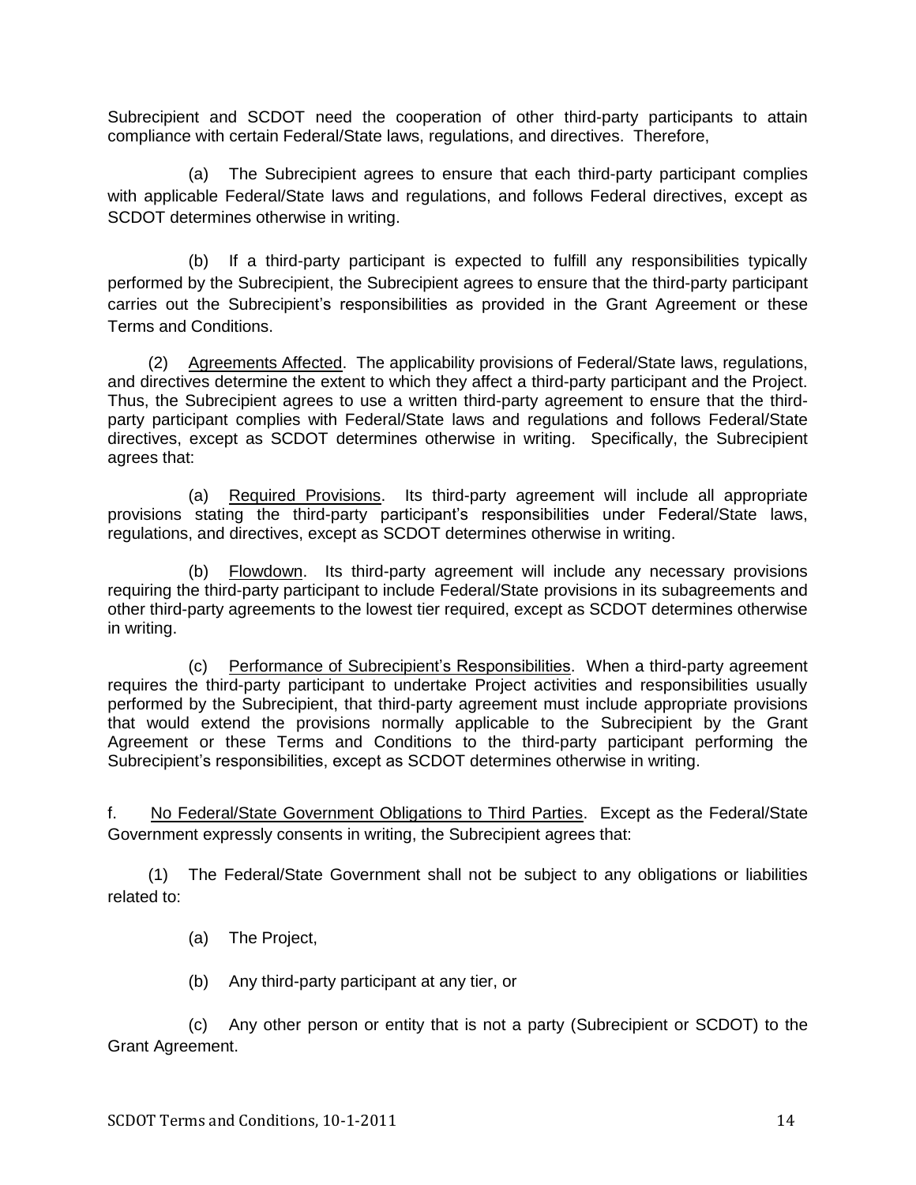Subrecipient and SCDOT need the cooperation of other third-party participants to attain compliance with certain Federal/State laws, regulations, and directives. Therefore,

(a) The Subrecipient agrees to ensure that each third-party participant complies with applicable Federal/State laws and regulations, and follows Federal directives, except as SCDOT determines otherwise in writing.

(b) If a third-party participant is expected to fulfill any responsibilities typically performed by the Subrecipient, the Subrecipient agrees to ensure that the third-party participant carries out the Subrecipient's responsibilities as provided in the Grant Agreement or these Terms and Conditions.

(2) Agreements Affected. The applicability provisions of Federal/State laws, regulations, and directives determine the extent to which they affect a third-party participant and the Project. Thus, the Subrecipient agrees to use a written third-party agreement to ensure that the third-party participant complies with Federal/State laws and regulations and follows Federal/State directives, except as SCDOT determines otherwise in writing. Specifically, the Subrecipient agrees that:

(a) Required Provisions. Its third-party agreement will include all appropriate provisions stating the third-party participant's responsibilities under Federal/State laws, regulations, and directives, except as SCDOT determines otherwise in writing.

(b) Flowdown. Its third-party agreement will include any necessary provisions requiring the third-party participant to include Federal/State provisions in its subagreements and other third-party agreements to the lowest tier required, except as SCDOT determines otherwise in writing.

(c) Performance of Subrecipient's Responsibilities. When a third-party agreement requires the third-party participant to undertake Project activities and responsibilities usually performed by the Subrecipient, that third-party agreement must include appropriate provisions that would extend the provisions normally applicable to the Subrecipient by the Grant Agreement or these Terms and Conditions to the third-party participant performing the Subrecipient's responsibilities, except as SCDOT determines otherwise in writing.

f. No Federal/State Government Obligations to Third Parties. Except as the Federal/State Government expressly consents in writing, the Subrecipient agrees that:

(1) The Federal/State Government shall not be subject to any obligations or liabilities related to:

(a) The Project,

(b) Any third-party participant at any tier, or

(c) Any other person or entity that is not a party (Subrecipient or SCDOT) to the Grant Agreement.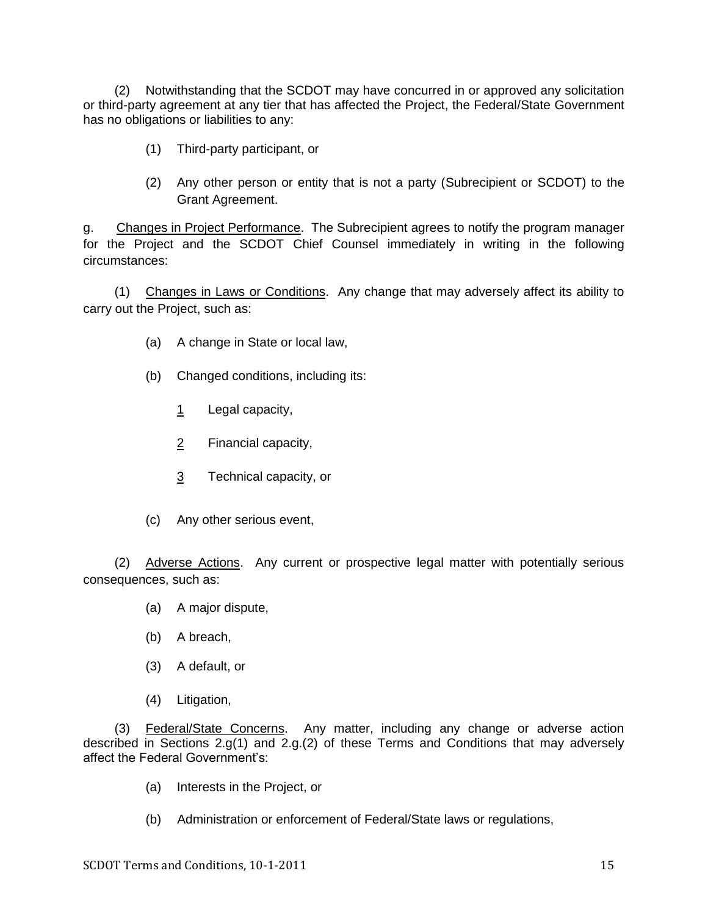(2) Notwithstanding that the SCDOT may have concurred in or approved any solicitation or third-party agreement at any tier that has affected the Project, the Federal/State Government has no obligations or liabilities to any:

(1) Third-party participant, or

(2) Any other person or entity that is not a party (Subrecipient or SCDOT) to the Grant Agreement.

g. Changes in Project Performance. The Subrecipient agrees to notify the program manager for the Project and the SCDOT Chief Counsel immediately in writing in the following circumstances:

(1) Changes in Laws or Conditions. Any change that may adversely affect its ability to carry out the Project, such as:

(a) A change in State or local law,

(b) Changed conditions, including its:

1 Legal capacity,

2 Financial capacity,

3 Technical capacity, or

(c) Any other serious event,

(2) Adverse Actions. Any current or prospective legal matter with potentially serious consequences, such as:

(a) A major dispute,

(b) A breach,

(3) A default, or

(4) Litigation,

(3) Federal/State Concerns. Any matter, including any change or adverse action described in Sections 2.g(1) and 2.g.(2) of these Terms and Conditions that may adversely affect the Federal Government's:

(a) Interests in the Project, or

(b) Administration or enforcement of Federal/State laws or regulations,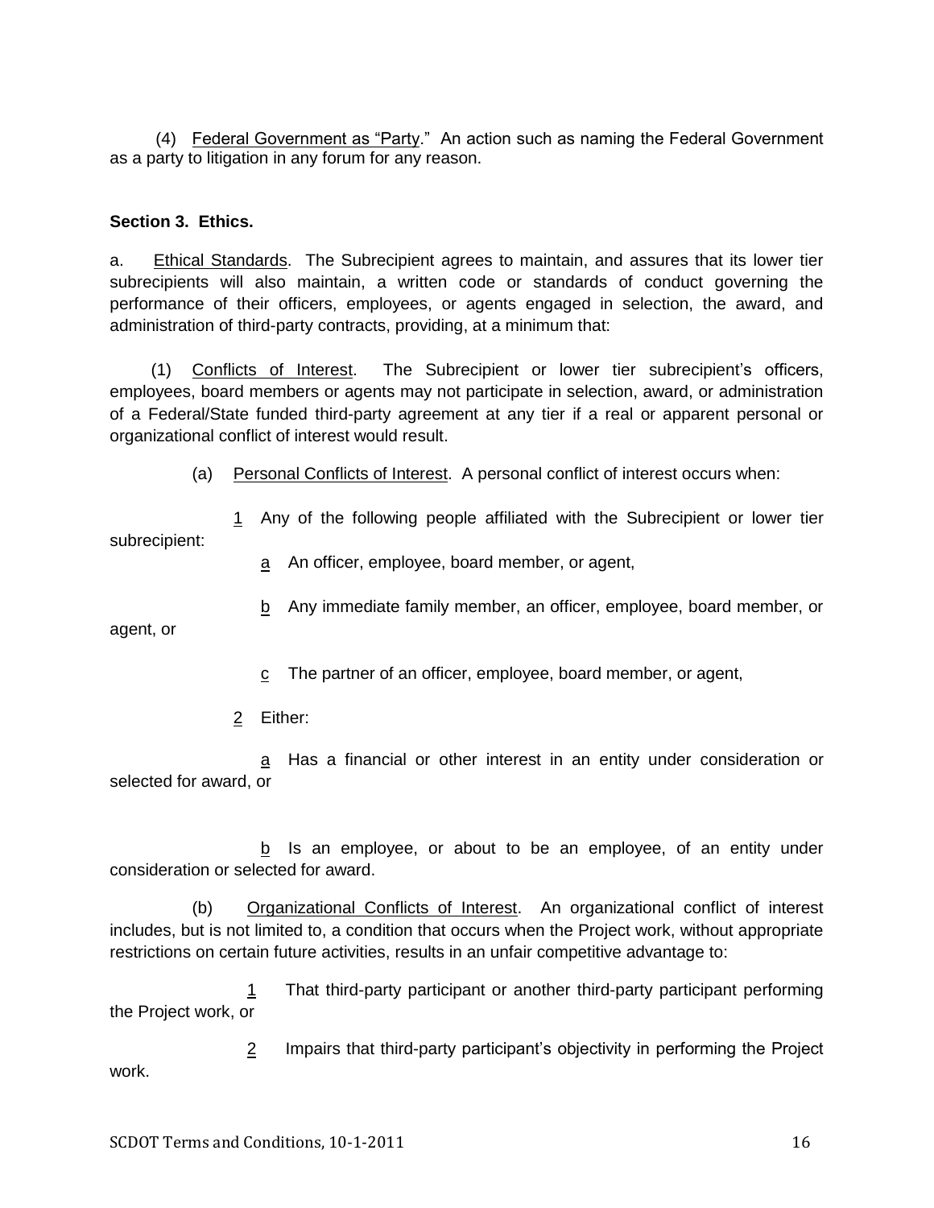(4) Federal Government as "Party." An action such as naming the Federal Government as a party to litigation in any forum for any reason.

**Section 3. Ethics.**

a. Ethical Standards. The Subrecipient agrees to maintain, and assures that its lower tier subrecipients will also maintain, a written code or standards of conduct governing the performance of their officers, employees, or agents engaged in selection, the award, and administration of third-party contracts, providing, at a minimum that:

(1) Conflicts of Interest. The Subrecipient or lower tier subrecipient's officers, employees, board members or agents may not participate in selection, award, or administration of a Federal/State funded third-party agreement at any tier if a real or apparent personal or organizational conflict of interest would result.

(a) Personal Conflicts of Interest. A personal conflict of interest occurs when:

1 Any of the following people affiliated with the Subrecipient or lower tier subrecipient:

a An officer, employee, board member, or agent,

b Any immediate family member, an officer, employee, board member, or agent, or

c The partner of an officer, employee, board member, or agent,

2 Either:

a Has a financial or other interest in an entity under consideration or selected for award, or

b Is an employee, or about to be an employee, of an entity under consideration or selected for award.

(b) Organizational Conflicts of Interest. An organizational conflict of interest includes, but is not limited to, a condition that occurs when the Project work, without appropriate restrictions on certain future activities, results in an unfair competitive advantage to:

1 That third-party participant or another third-party participant performing the Project work, or

2 Impairs that third-party participant's objectivity in performing the Project work.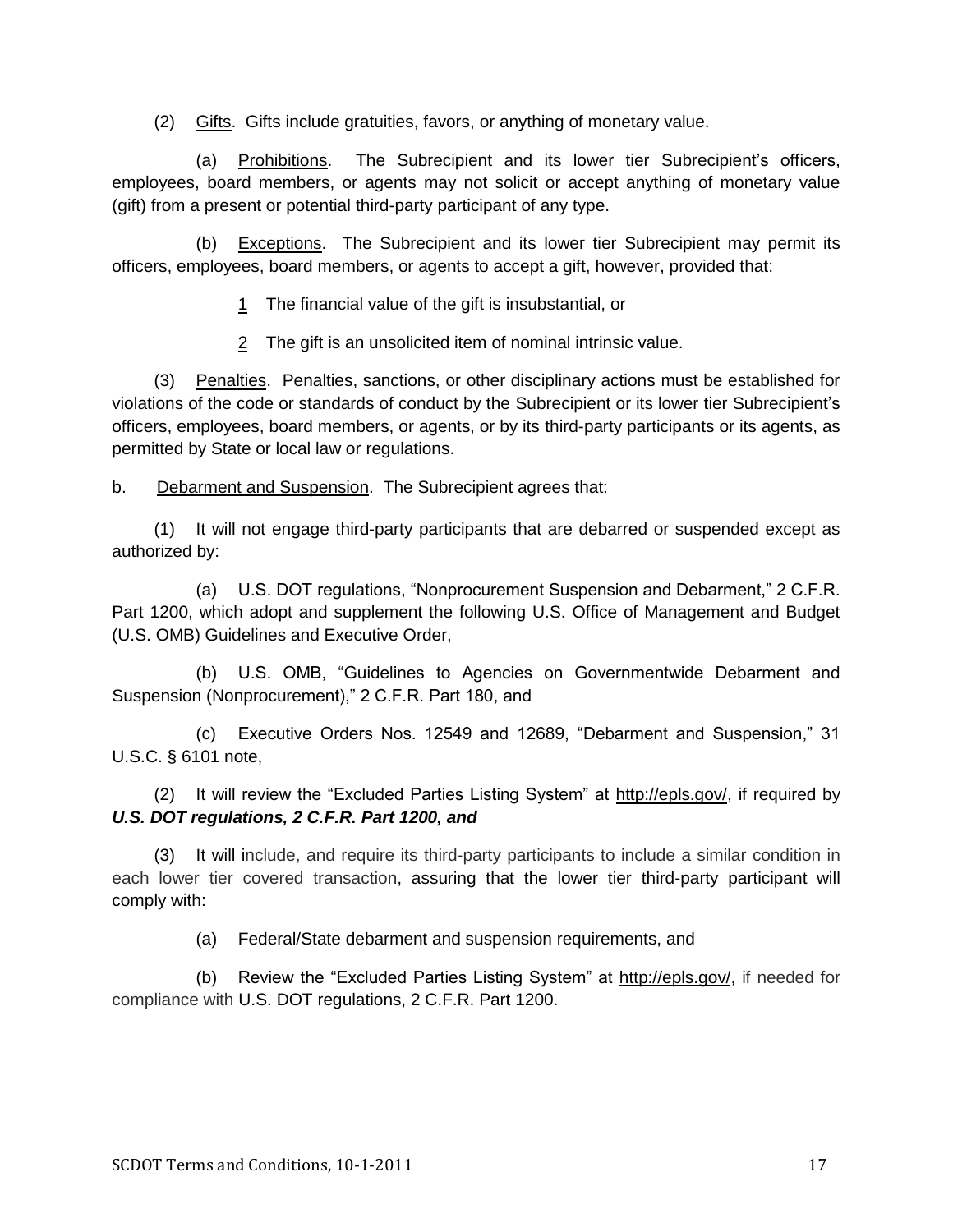(2) Gifts. Gifts include gratuities, favors, or anything of monetary value.

(a) Prohibitions. The Subrecipient and its lower tier Subrecipient's officers, employees, board members, or agents may not solicit or accept anything of monetary value (gift) from a present or potential third-party participant of any type.

(b) Exceptions. The Subrecipient and its lower tier Subrecipient may permit its officers, employees, board members, or agents to accept a gift, however, provided that:

1 The financial value of the gift is insubstantial, or

2 The gift is an unsolicited item of nominal intrinsic value.

(3) Penalties. Penalties, sanctions, or other disciplinary actions must be established for violations of the code or standards of conduct by the Subrecipient or its lower tier Subrecipient's officers, employees, board members, or agents, or by its third-party participants or its agents, as permitted by State or local law or regulations.

b. Debarment and Suspension. The Subrecipient agrees that:

(1) It will not engage third-party participants that are debarred or suspended except as authorized by:

(a) U.S. DOT regulations, "Nonprocurement Suspension and Debarment," 2 C.F.R. Part 1200, which adopt and supplement the following U.S. Office of Management and Budget (U.S. OMB) Guidelines and Executive Order,

(b) U.S. OMB, "Guidelines to Agencies on Governmentwide Debarment and Suspension (Nonprocurement)," 2 C.F.R. Part 180, and

(c) Executive Orders Nos. 12549 and 12689, "Debarment and Suspension," 31 U.S.C. § 6101 note,

(2) It will review the "Excluded Parties Listing System" at http://epls.gov/, if required by ***U.S. DOT regulations, 2 C.F.R. Part 1200, and***

(3) It will include, and require its third-party participants to include a similar condition in each lower tier covered transaction, assuring that the lower tier third-party participant will comply with:

(a) Federal/State debarment and suspension requirements, and

(b) Review the "Excluded Parties Listing System" at http://epls.gov/, if needed for compliance with U.S. DOT regulations, 2 C.F.R. Part 1200.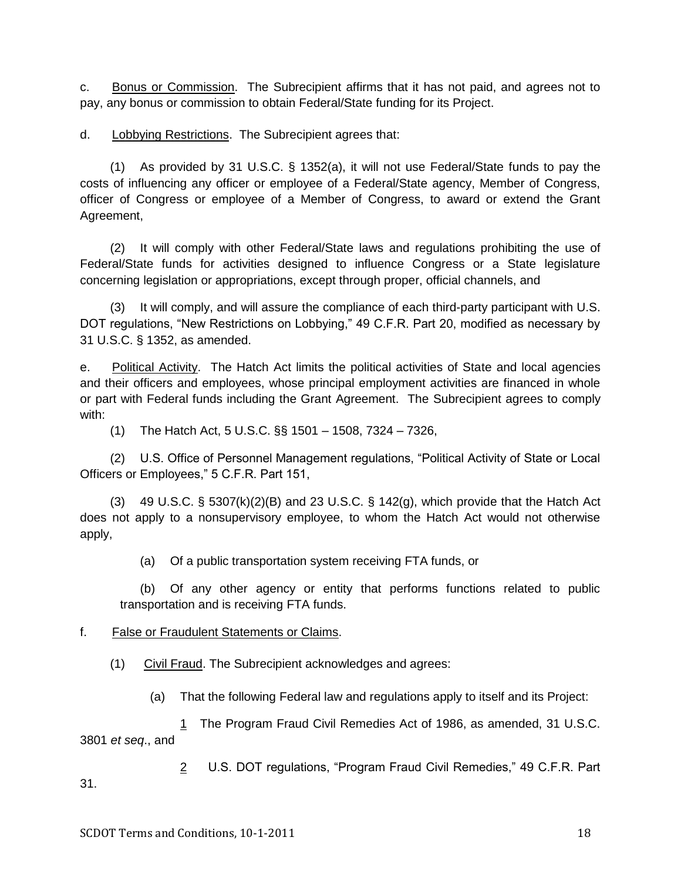c. <u>Bonus or Commission</u>. The Subrecipient affirms that it has not paid, and agrees not to pay, any bonus or commission to obtain Federal/State funding for its Project.

d. <u>Lobbying Restrictions</u>. The Subrecipient agrees that:

(1) As provided by 31 U.S.C. § 1352(a), it will not use Federal/State funds to pay the costs of influencing any officer or employee of a Federal/State agency, Member of Congress, officer of Congress or employee of a Member of Congress, to award or extend the Grant Agreement,

(2) It will comply with other Federal/State laws and regulations prohibiting the use of Federal/State funds for activities designed to influence Congress or a State legislature concerning legislation or appropriations, except through proper, official channels, and

(3) It will comply, and will assure the compliance of each third-party participant with U.S. DOT regulations, "New Restrictions on Lobbying," 49 C.F.R. Part 20, modified as necessary by 31 U.S.C. § 1352, as amended.

e. <u>Political Activity</u>. The Hatch Act limits the political activities of State and local agencies and their officers and employees, whose principal employment activities are financed in whole or part with Federal funds including the Grant Agreement. The Subrecipient agrees to comply with:

(1) The Hatch Act, 5 U.S.C. §§ 1501 – 1508, 7324 – 7326,

(2) U.S. Office of Personnel Management regulations, "Political Activity of State or Local Officers or Employees," 5 C.F.R. Part 151,

(3) 49 U.S.C. § 5307(k)(2)(B) and 23 U.S.C. § 142(g), which provide that the Hatch Act does not apply to a nonsupervisory employee, to whom the Hatch Act would not otherwise apply,

(a) Of a public transportation system receiving FTA funds, or

(b) Of any other agency or entity that performs functions related to public transportation and is receiving FTA funds.

f. <u>False or Fraudulent Statements or Claims</u>.

(1) <u>Civil Fraud</u>. The Subrecipient acknowledges and agrees:

(a) That the following Federal law and regulations apply to itself and its Project:

<u>1</u> The Program Fraud Civil Remedies Act of 1986, as amended, 31 U.S.C. 3801 *et seq*., and

<u>2</u> U.S. DOT regulations, "Program Fraud Civil Remedies," 49 C.F.R. Part 31.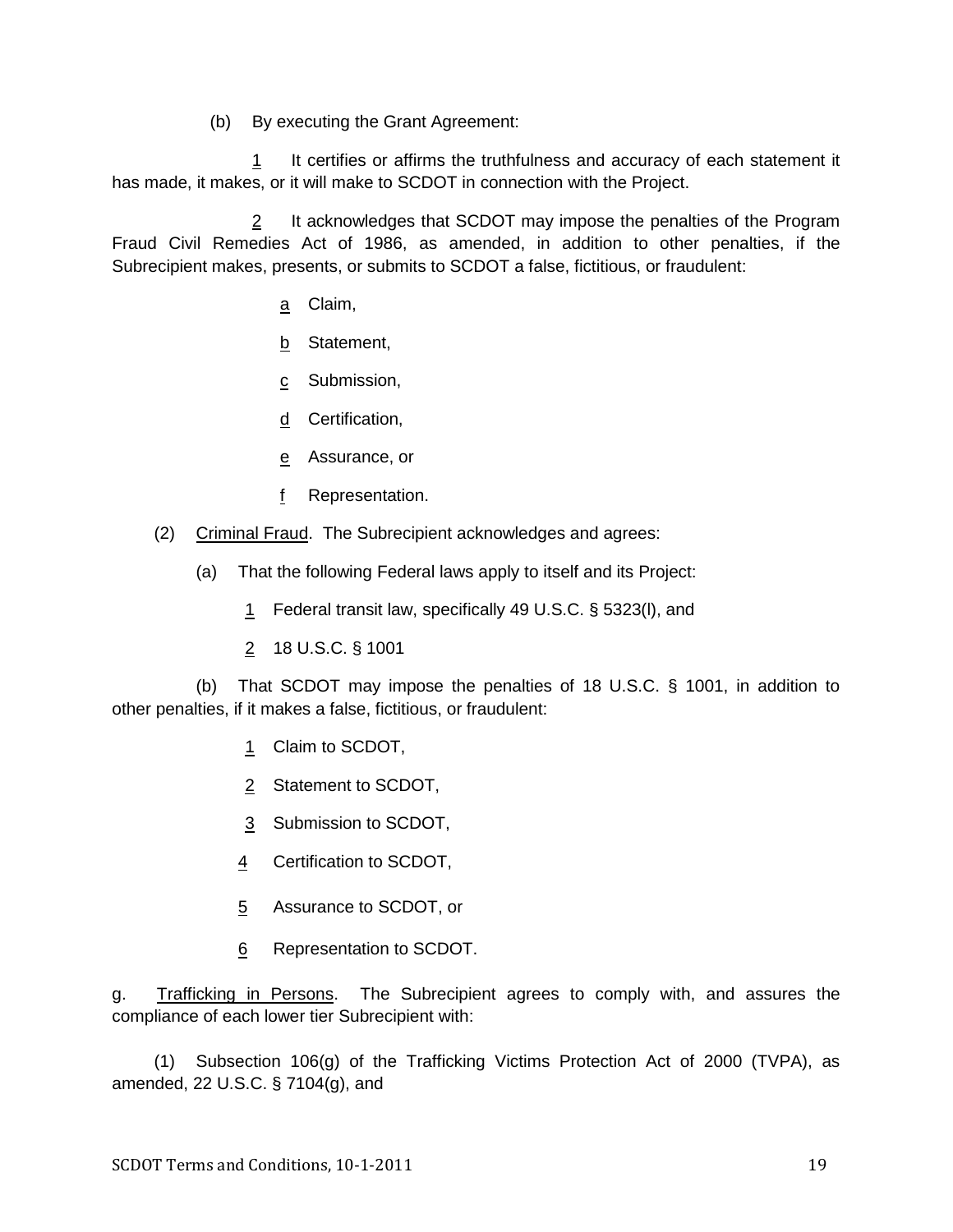(b) By executing the Grant Agreement:

1 It certifies or affirms the truthfulness and accuracy of each statement it has made, it makes, or it will make to SCDOT in connection with the Project.

2 It acknowledges that SCDOT may impose the penalties of the Program Fraud Civil Remedies Act of 1986, as amended, in addition to other penalties, if the Subrecipient makes, presents, or submits to SCDOT a false, fictitious, or fraudulent:

a Claim,

b Statement,

c Submission,

d Certification,

e Assurance, or

f Representation.

(2) Criminal Fraud. The Subrecipient acknowledges and agrees:

(a) That the following Federal laws apply to itself and its Project:

1 Federal transit law, specifically 49 U.S.C. § 5323(l), and

2 18 U.S.C. § 1001

(b) That SCDOT may impose the penalties of 18 U.S.C. § 1001, in addition to other penalties, if it makes a false, fictitious, or fraudulent:

1 Claim to SCDOT,

2 Statement to SCDOT,

3 Submission to SCDOT,

4 Certification to SCDOT,

5 Assurance to SCDOT, or

6 Representation to SCDOT.

g. Trafficking in Persons. The Subrecipient agrees to comply with, and assures the compliance of each lower tier Subrecipient with:

(1) Subsection 106(g) of the Trafficking Victims Protection Act of 2000 (TVPA), as amended, 22 U.S.C. § 7104(g), and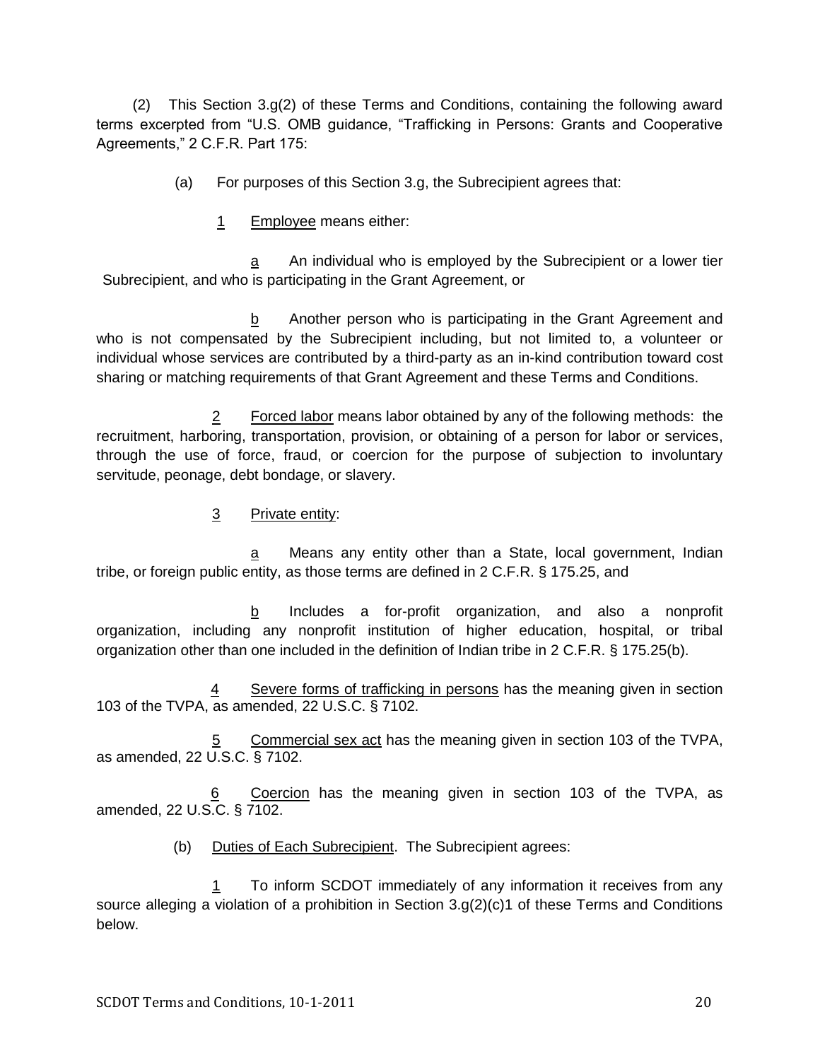(2) This Section 3.g(2) of these Terms and Conditions, containing the following award terms excerpted from "U.S. OMB guidance, "Trafficking in Persons: Grants and Cooperative Agreements," 2 C.F.R. Part 175:

(a) For purposes of this Section 3.g, the Subrecipient agrees that:

1 Employee means either:

a An individual who is employed by the Subrecipient or a lower tier Subrecipient, and who is participating in the Grant Agreement, or

b Another person who is participating in the Grant Agreement and who is not compensated by the Subrecipient including, but not limited to, a volunteer or individual whose services are contributed by a third-party as an in-kind contribution toward cost sharing or matching requirements of that Grant Agreement and these Terms and Conditions.

2 Forced labor means labor obtained by any of the following methods: the recruitment, harboring, transportation, provision, or obtaining of a person for labor or services, through the use of force, fraud, or coercion for the purpose of subjection to involuntary servitude, peonage, debt bondage, or slavery.

3 Private entity:

a Means any entity other than a State, local government, Indian tribe, or foreign public entity, as those terms are defined in 2 C.F.R. § 175.25, and

b Includes a for-profit organization, and also a nonprofit organization, including any nonprofit institution of higher education, hospital, or tribal organization other than one included in the definition of Indian tribe in 2 C.F.R. § 175.25(b).

4 Severe forms of trafficking in persons has the meaning given in section 103 of the TVPA, as amended, 22 U.S.C. § 7102.

5 Commercial sex act has the meaning given in section 103 of the TVPA, as amended, 22 U.S.C. § 7102.

6 Coercion has the meaning given in section 103 of the TVPA, as amended, 22 U.S.C. § 7102.

(b) Duties of Each Subrecipient. The Subrecipient agrees:

1 To inform SCDOT immediately of any information it receives from any source alleging a violation of a prohibition in Section 3.g(2)(c)1 of these Terms and Conditions below.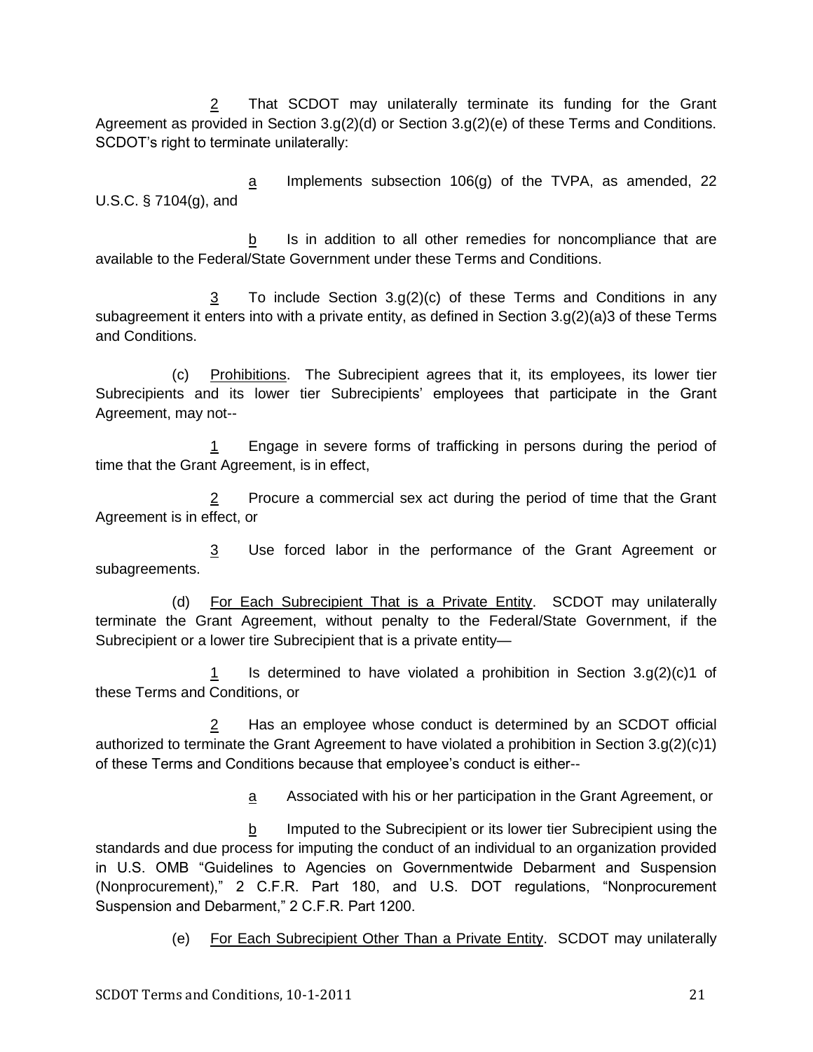<u>2</u> That SCDOT may unilaterally terminate its funding for the Grant Agreement as provided in Section 3.g(2)(d) or Section 3.g(2)(e) of these Terms and Conditions. SCDOT's right to terminate unilaterally:

<u>a</u> Implements subsection 106(g) of the TVPA, as amended, 22 U.S.C. § 7104(g), and

<u>b</u> Is in addition to all other remedies for noncompliance that are available to the Federal/State Government under these Terms and Conditions.

<u>3</u> To include Section 3.g(2)(c) of these Terms and Conditions in any subagreement it enters into with a private entity, as defined in Section 3.g(2)(a)3 of these Terms and Conditions.

(c) <u>Prohibitions</u>. The Subrecipient agrees that it, its employees, its lower tier Subrecipients and its lower tier Subrecipients' employees that participate in the Grant Agreement, may not--

<u>1</u> Engage in severe forms of trafficking in persons during the period of time that the Grant Agreement, is in effect,

<u>2</u> Procure a commercial sex act during the period of time that the Grant Agreement is in effect, or

<u>3</u> Use forced labor in the performance of the Grant Agreement or subagreements.

(d) <u>For Each Subrecipient That is a Private Entity</u>. SCDOT may unilaterally terminate the Grant Agreement, without penalty to the Federal/State Government, if the Subrecipient or a lower tire Subrecipient that is a private entity—

<u>1</u> Is determined to have violated a prohibition in Section 3.g(2)(c)1 of these Terms and Conditions, or

<u>2</u> Has an employee whose conduct is determined by an SCDOT official authorized to terminate the Grant Agreement to have violated a prohibition in Section 3.g(2)(c)1) of these Terms and Conditions because that employee's conduct is either--

<u>a</u> Associated with his or her participation in the Grant Agreement, or

<u>b</u> Imputed to the Subrecipient or its lower tier Subrecipient using the standards and due process for imputing the conduct of an individual to an organization provided in U.S. OMB "Guidelines to Agencies on Governmentwide Debarment and Suspension (Nonprocurement)," 2 C.F.R. Part 180, and U.S. DOT regulations, "Nonprocurement Suspension and Debarment," 2 C.F.R. Part 1200.

(e) <u>For Each Subrecipient Other Than a Private Entity</u>. SCDOT may unilaterally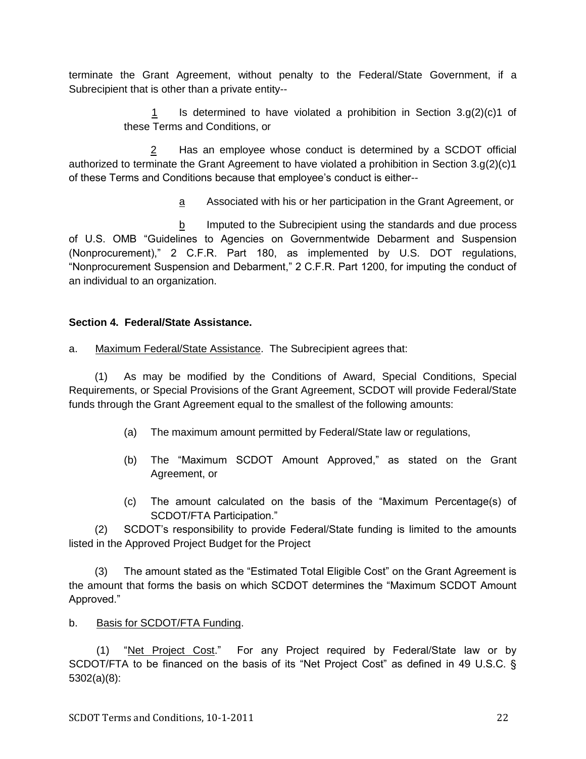terminate the Grant Agreement, without penalty to the Federal/State Government, if a Subrecipient that is other than a private entity--

1 Is determined to have violated a prohibition in Section 3.g(2)(c)1 of these Terms and Conditions, or

2 Has an employee whose conduct is determined by a SCDOT official authorized to terminate the Grant Agreement to have violated a prohibition in Section 3.g(2)(c)1 of these Terms and Conditions because that employee's conduct is either--

a Associated with his or her participation in the Grant Agreement, or

b Imputed to the Subrecipient using the standards and due process of U.S. OMB "Guidelines to Agencies on Governmentwide Debarment and Suspension (Nonprocurement)," 2 C.F.R. Part 180, as implemented by U.S. DOT regulations, "Nonprocurement Suspension and Debarment," 2 C.F.R. Part 1200, for imputing the conduct of an individual to an organization.

**Section 4. Federal/State Assistance.**

a. Maximum Federal/State Assistance. The Subrecipient agrees that:

(1) As may be modified by the Conditions of Award, Special Conditions, Special Requirements, or Special Provisions of the Grant Agreement, SCDOT will provide Federal/State funds through the Grant Agreement equal to the smallest of the following amounts:

(a) The maximum amount permitted by Federal/State law or regulations,

(b) The "Maximum SCDOT Amount Approved," as stated on the Grant Agreement, or

(c) The amount calculated on the basis of the "Maximum Percentage(s) of SCDOT/FTA Participation."

(2) SCDOT's responsibility to provide Federal/State funding is limited to the amounts listed in the Approved Project Budget for the Project

(3) The amount stated as the "Estimated Total Eligible Cost" on the Grant Agreement is the amount that forms the basis on which SCDOT determines the "Maximum SCDOT Amount Approved."

b. Basis for SCDOT/FTA Funding.

(1) "Net Project Cost." For any Project required by Federal/State law or by SCDOT/FTA to be financed on the basis of its "Net Project Cost" as defined in 49 U.S.C. § 5302(a)(8):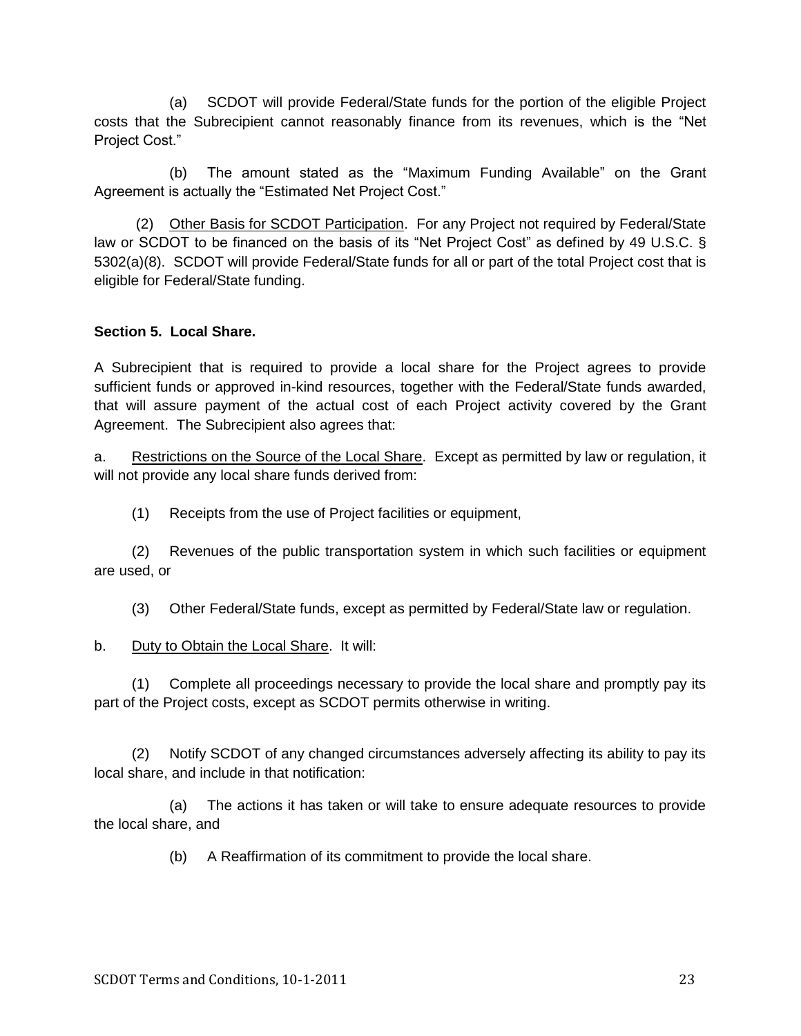(a) SCDOT will provide Federal/State funds for the portion of the eligible Project costs that the Subrecipient cannot reasonably finance from its revenues, which is the "Net Project Cost."

(b) The amount stated as the "Maximum Funding Available" on the Grant Agreement is actually the "Estimated Net Project Cost."

(2) Other Basis for SCDOT Participation. For any Project not required by Federal/State law or SCDOT to be financed on the basis of its "Net Project Cost" as defined by 49 U.S.C. § 5302(a)(8). SCDOT will provide Federal/State funds for all or part of the total Project cost that is eligible for Federal/State funding.

**Section 5. Local Share.**

A Subrecipient that is required to provide a local share for the Project agrees to provide sufficient funds or approved in-kind resources, together with the Federal/State funds awarded, that will assure payment of the actual cost of each Project activity covered by the Grant Agreement. The Subrecipient also agrees that:

a. Restrictions on the Source of the Local Share. Except as permitted by law or regulation, it will not provide any local share funds derived from:

(1) Receipts from the use of Project facilities or equipment,

(2) Revenues of the public transportation system in which such facilities or equipment are used, or

(3) Other Federal/State funds, except as permitted by Federal/State law or regulation.

b. Duty to Obtain the Local Share. It will:

(1) Complete all proceedings necessary to provide the local share and promptly pay its part of the Project costs, except as SCDOT permits otherwise in writing.

(2) Notify SCDOT of any changed circumstances adversely affecting its ability to pay its local share, and include in that notification:

(a) The actions it has taken or will take to ensure adequate resources to provide the local share, and

(b) A Reaffirmation of its commitment to provide the local share.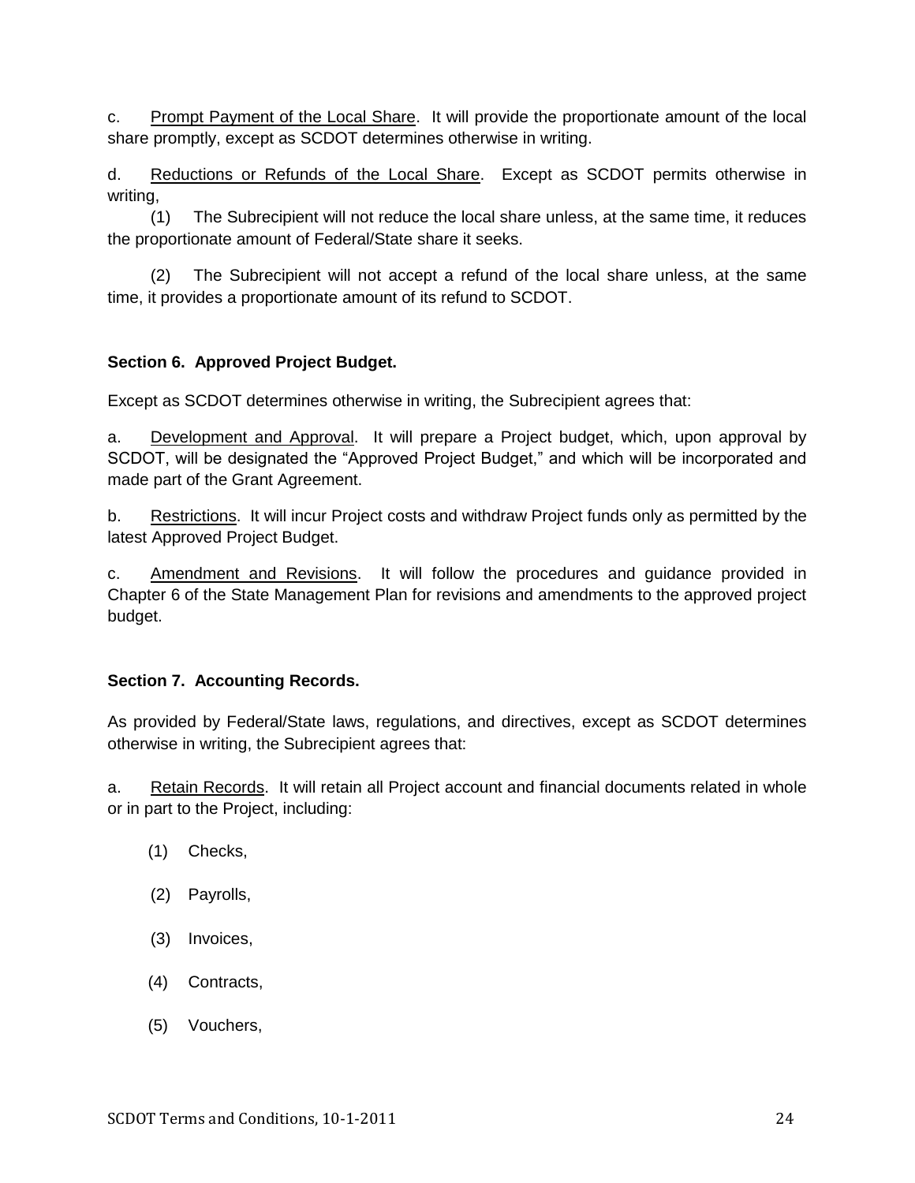c. Prompt Payment of the Local Share. It will provide the proportionate amount of the local share promptly, except as SCDOT determines otherwise in writing.

d. Reductions or Refunds of the Local Share. Except as SCDOT permits otherwise in writing,

(1) The Subrecipient will not reduce the local share unless, at the same time, it reduces the proportionate amount of Federal/State share it seeks.

(2) The Subrecipient will not accept a refund of the local share unless, at the same time, it provides a proportionate amount of its refund to SCDOT.

**Section 6. Approved Project Budget.**

Except as SCDOT determines otherwise in writing, the Subrecipient agrees that:

a. Development and Approval. It will prepare a Project budget, which, upon approval by SCDOT, will be designated the "Approved Project Budget," and which will be incorporated and made part of the Grant Agreement.

b. Restrictions. It will incur Project costs and withdraw Project funds only as permitted by the latest Approved Project Budget.

c. Amendment and Revisions. It will follow the procedures and guidance provided in Chapter 6 of the State Management Plan for revisions and amendments to the approved project budget.

**Section 7. Accounting Records.**

As provided by Federal/State laws, regulations, and directives, except as SCDOT determines otherwise in writing, the Subrecipient agrees that:

a. Retain Records. It will retain all Project account and financial documents related in whole or in part to the Project, including:

(1) Checks,

(2) Payrolls,

(3) Invoices,

(4) Contracts,

(5) Vouchers,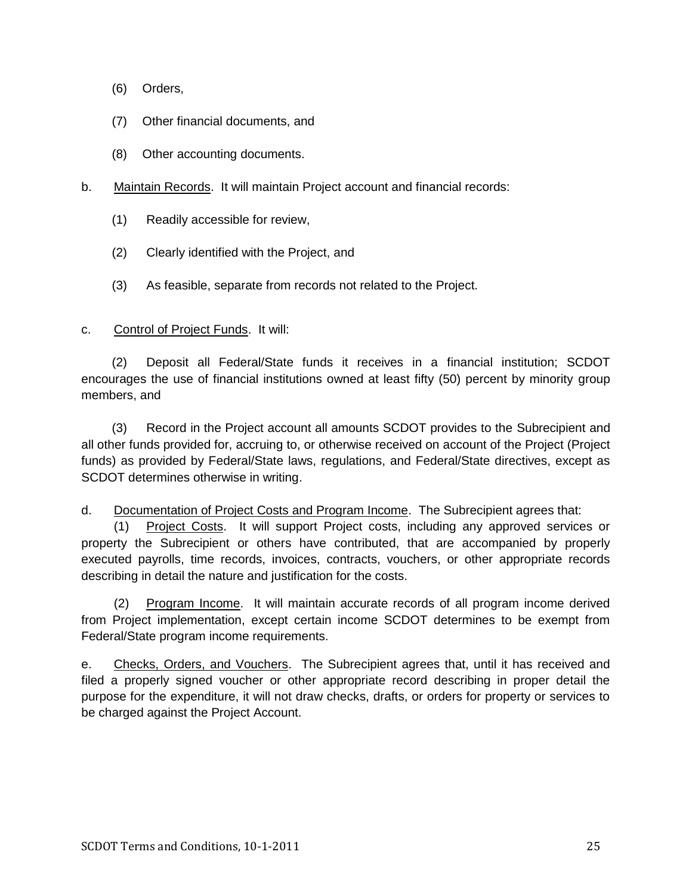(6) Orders,

(7) Other financial documents, and

(8) Other accounting documents.

b. Maintain Records. It will maintain Project account and financial records:

(1) Readily accessible for review,

(2) Clearly identified with the Project, and

(3) As feasible, separate from records not related to the Project.

c. Control of Project Funds. It will:

(2) Deposit all Federal/State funds it receives in a financial institution; SCDOT encourages the use of financial institutions owned at least fifty (50) percent by minority group members, and

(3) Record in the Project account all amounts SCDOT provides to the Subrecipient and all other funds provided for, accruing to, or otherwise received on account of the Project (Project funds) as provided by Federal/State laws, regulations, and Federal/State directives, except as SCDOT determines otherwise in writing.

d. Documentation of Project Costs and Program Income. The Subrecipient agrees that:

(1) Project Costs. It will support Project costs, including any approved services or property the Subrecipient or others have contributed, that are accompanied by properly executed payrolls, time records, invoices, contracts, vouchers, or other appropriate records describing in detail the nature and justification for the costs.

(2) Program Income. It will maintain accurate records of all program income derived from Project implementation, except certain income SCDOT determines to be exempt from Federal/State program income requirements.

e. Checks, Orders, and Vouchers. The Subrecipient agrees that, until it has received and filed a properly signed voucher or other appropriate record describing in proper detail the purpose for the expenditure, it will not draw checks, drafts, or orders for property or services to be charged against the Project Account.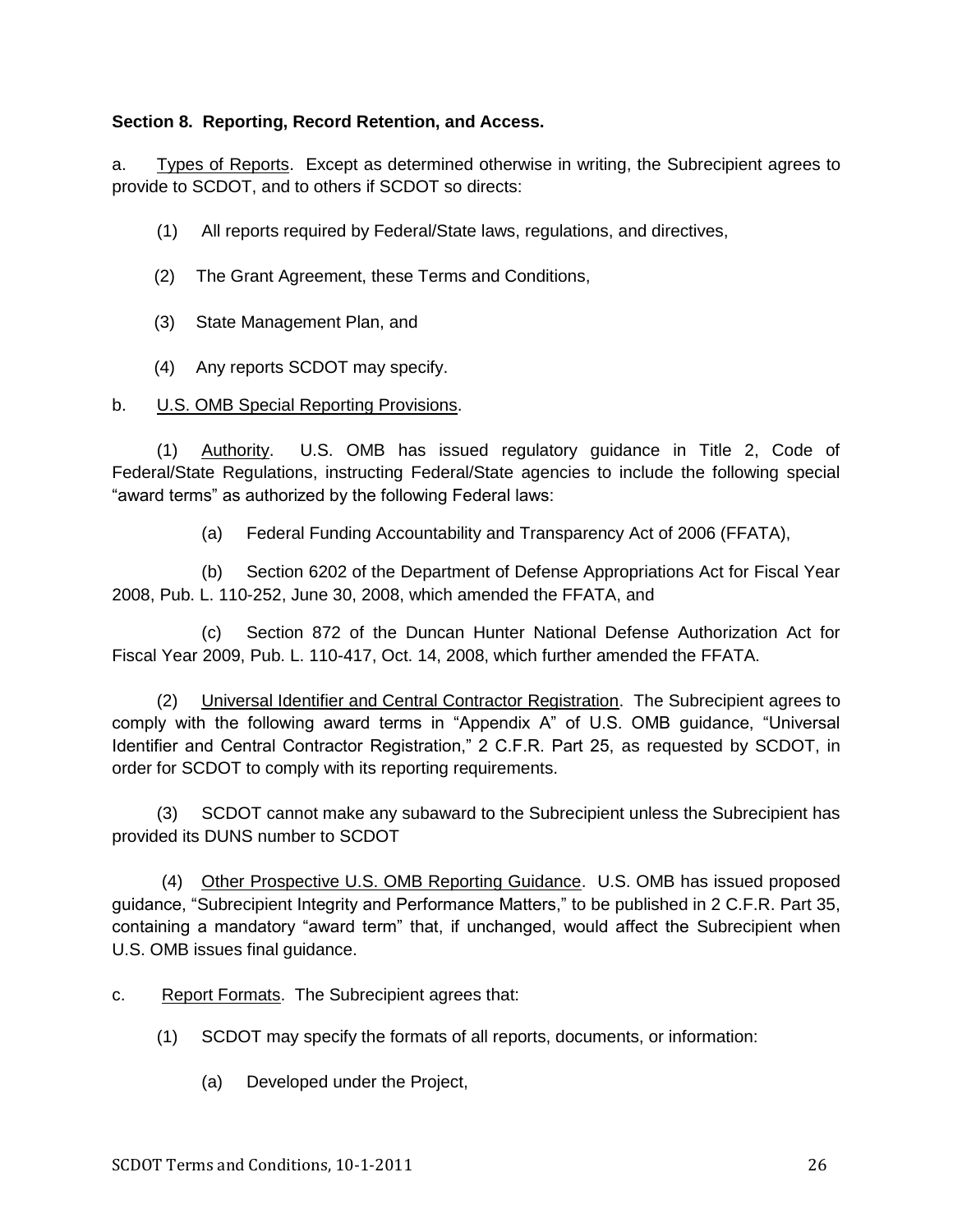**Section 8. Reporting, Record Retention, and Access.**

a. Types of Reports. Except as determined otherwise in writing, the Subrecipient agrees to provide to SCDOT, and to others if SCDOT so directs:

(1) All reports required by Federal/State laws, regulations, and directives,

(2) The Grant Agreement, these Terms and Conditions,

(3) State Management Plan, and

(4) Any reports SCDOT may specify.

b. U.S. OMB Special Reporting Provisions.

(1) Authority. U.S. OMB has issued regulatory guidance in Title 2, Code of Federal/State Regulations, instructing Federal/State agencies to include the following special "award terms" as authorized by the following Federal laws:

(a) Federal Funding Accountability and Transparency Act of 2006 (FFATA),

(b) Section 6202 of the Department of Defense Appropriations Act for Fiscal Year 2008, Pub. L. 110-252, June 30, 2008, which amended the FFATA, and

(c) Section 872 of the Duncan Hunter National Defense Authorization Act for Fiscal Year 2009, Pub. L. 110-417, Oct. 14, 2008, which further amended the FFATA.

(2) Universal Identifier and Central Contractor Registration. The Subrecipient agrees to comply with the following award terms in "Appendix A" of U.S. OMB guidance, "Universal Identifier and Central Contractor Registration," 2 C.F.R. Part 25, as requested by SCDOT, in order for SCDOT to comply with its reporting requirements.

(3) SCDOT cannot make any subaward to the Subrecipient unless the Subrecipient has provided its DUNS number to SCDOT

(4) Other Prospective U.S. OMB Reporting Guidance. U.S. OMB has issued proposed guidance, "Subrecipient Integrity and Performance Matters," to be published in 2 C.F.R. Part 35, containing a mandatory "award term" that, if unchanged, would affect the Subrecipient when U.S. OMB issues final guidance.

c. Report Formats. The Subrecipient agrees that:

(1) SCDOT may specify the formats of all reports, documents, or information:

(a) Developed under the Project,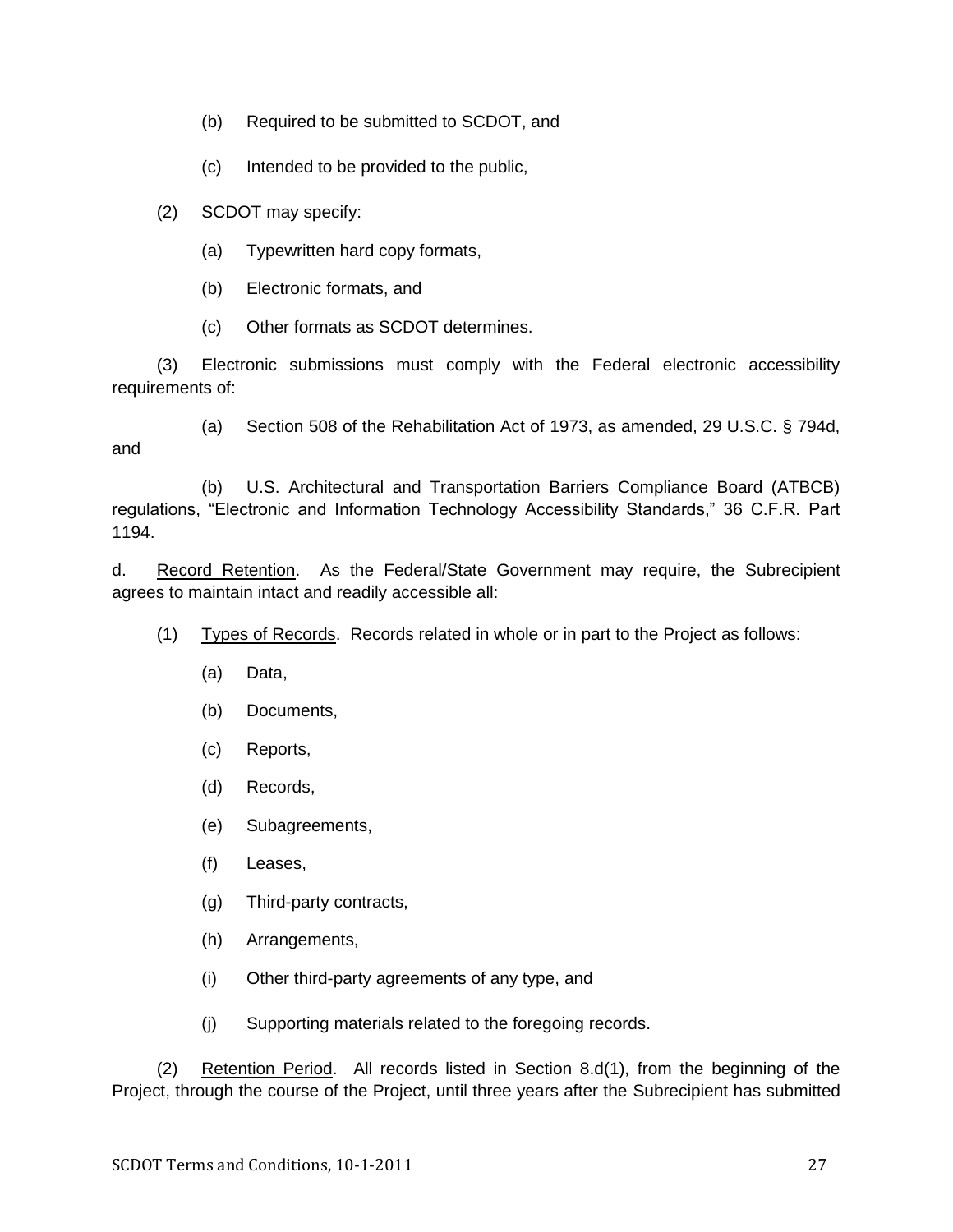(b) Required to be submitted to SCDOT, and

(c) Intended to be provided to the public,

(2) SCDOT may specify:

(a) Typewritten hard copy formats,

(b) Electronic formats, and

(c) Other formats as SCDOT determines.

(3) Electronic submissions must comply with the Federal electronic accessibility requirements of:

(a) Section 508 of the Rehabilitation Act of 1973, as amended, 29 U.S.C. § 794d, and

(b) U.S. Architectural and Transportation Barriers Compliance Board (ATBCB) regulations, "Electronic and Information Technology Accessibility Standards," 36 C.F.R. Part 1194.

d. Record Retention. As the Federal/State Government may require, the Subrecipient agrees to maintain intact and readily accessible all:

(1) Types of Records. Records related in whole or in part to the Project as follows:

(a) Data,

(b) Documents,

(c) Reports,

(d) Records,

(e) Subagreements,

(f) Leases,

(g) Third-party contracts,

(h) Arrangements,

(i) Other third-party agreements of any type, and

(j) Supporting materials related to the foregoing records.

(2) Retention Period. All records listed in Section 8.d(1), from the beginning of the Project, through the course of the Project, until three years after the Subrecipient has submitted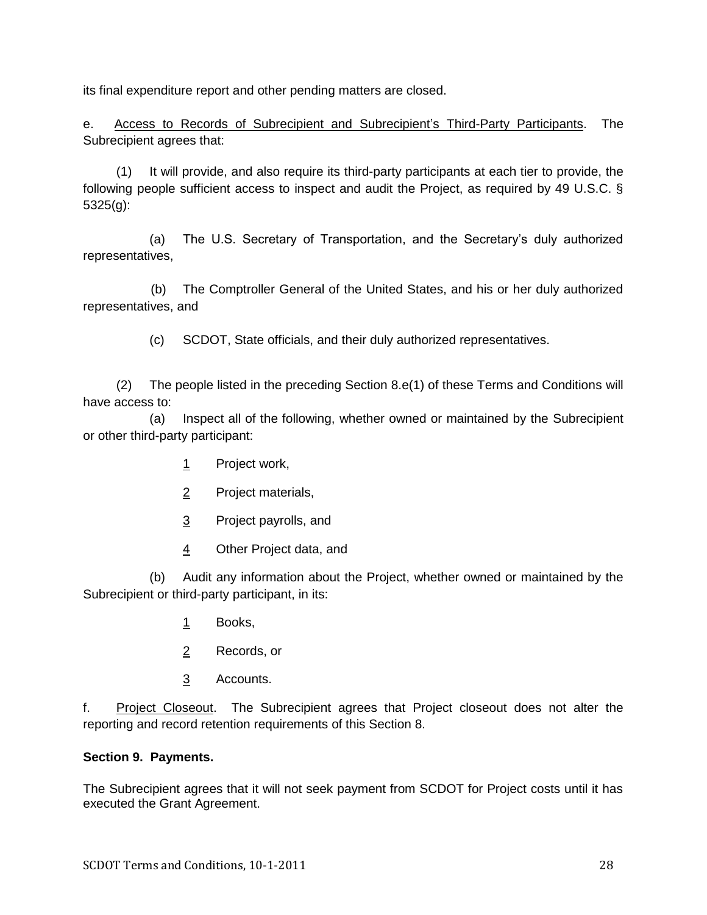its final expenditure report and other pending matters are closed.

e. Access to Records of Subrecipient and Subrecipient's Third-Party Participants. The Subrecipient agrees that:

(1) It will provide, and also require its third-party participants at each tier to provide, the following people sufficient access to inspect and audit the Project, as required by 49 U.S.C. § 5325(g):

(a) The U.S. Secretary of Transportation, and the Secretary's duly authorized representatives,

(b) The Comptroller General of the United States, and his or her duly authorized representatives, and

(c) SCDOT, State officials, and their duly authorized representatives.

(2) The people listed in the preceding Section 8.e(1) of these Terms and Conditions will have access to:

(a) Inspect all of the following, whether owned or maintained by the Subrecipient or other third-party participant:

1 Project work,

2 Project materials,

3 Project payrolls, and

4 Other Project data, and

(b) Audit any information about the Project, whether owned or maintained by the Subrecipient or third-party participant, in its:

1 Books,

2 Records, or

3 Accounts.

f. Project Closeout. The Subrecipient agrees that Project closeout does not alter the reporting and record retention requirements of this Section 8.

**Section 9. Payments.**

The Subrecipient agrees that it will not seek payment from SCDOT for Project costs until it has executed the Grant Agreement.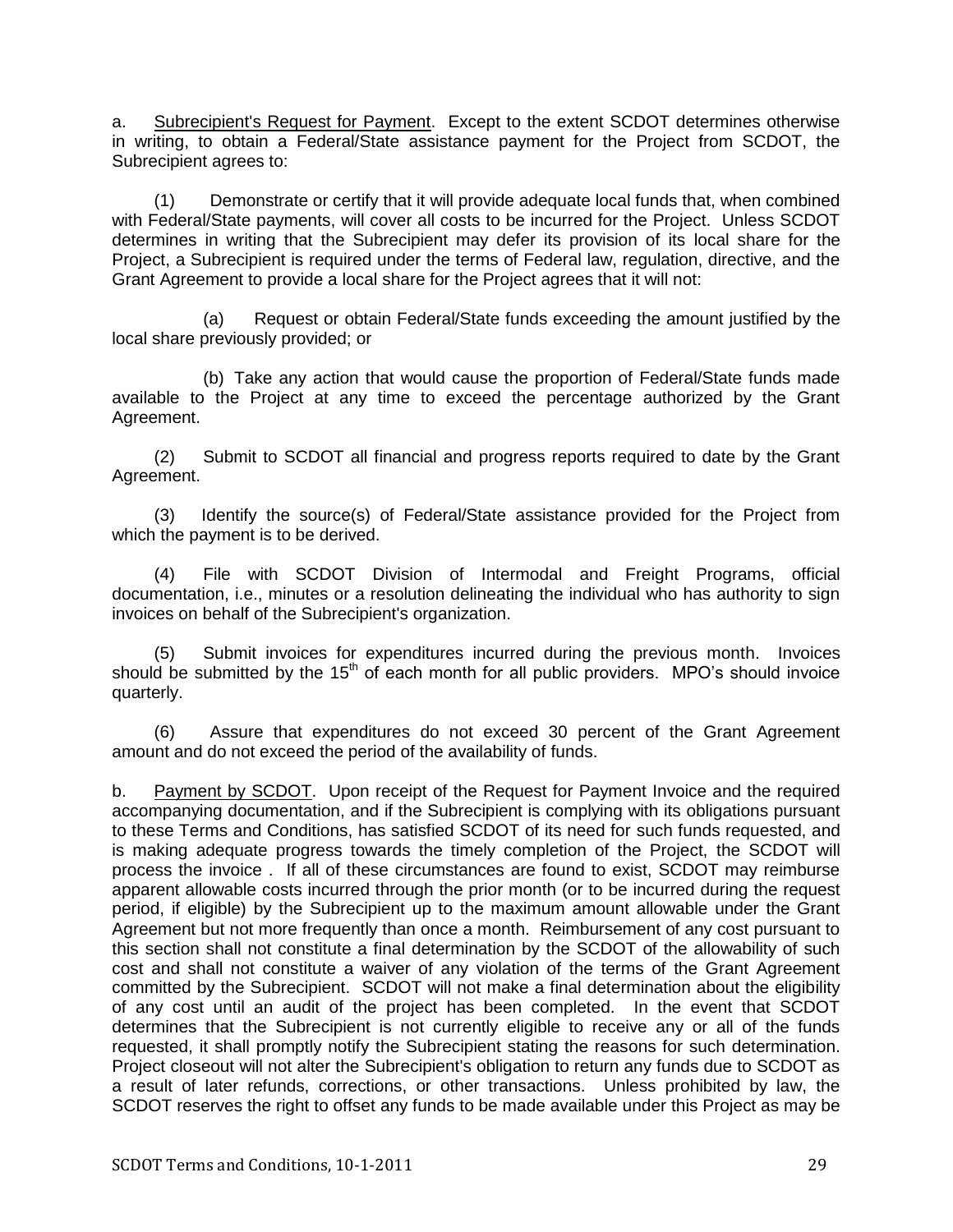a. <u>Subrecipient's Request for Payment</u>. Except to the extent SCDOT determines otherwise in writing, to obtain a Federal/State assistance payment for the Project from SCDOT, the Subrecipient agrees to:

(1) Demonstrate or certify that it will provide adequate local funds that, when combined with Federal/State payments, will cover all costs to be incurred for the Project. Unless SCDOT determines in writing that the Subrecipient may defer its provision of its local share for the Project, a Subrecipient is required under the terms of Federal law, regulation, directive, and the Grant Agreement to provide a local share for the Project agrees that it will not:

(a) Request or obtain Federal/State funds exceeding the amount justified by the local share previously provided; or

(b) Take any action that would cause the proportion of Federal/State funds made available to the Project at any time to exceed the percentage authorized by the Grant Agreement.

(2) Submit to SCDOT all financial and progress reports required to date by the Grant Agreement.

(3) Identify the source(s) of Federal/State assistance provided for the Project from which the payment is to be derived.

(4) File with SCDOT Division of Intermodal and Freight Programs, official documentation, i.e., minutes or a resolution delineating the individual who has authority to sign invoices on behalf of the Subrecipient's organization.

(5) Submit invoices for expenditures incurred during the previous month. Invoices should be submitted by the 15th of each month for all public providers. MPO's should invoice quarterly.

(6) Assure that expenditures do not exceed 30 percent of the Grant Agreement amount and do not exceed the period of the availability of funds.

b. <u>Payment by SCDOT</u>. Upon receipt of the Request for Payment Invoice and the required accompanying documentation, and if the Subrecipient is complying with its obligations pursuant to these Terms and Conditions, has satisfied SCDOT of its need for such funds requested, and is making adequate progress towards the timely completion of the Project, the SCDOT will process the invoice . If all of these circumstances are found to exist, SCDOT may reimburse apparent allowable costs incurred through the prior month (or to be incurred during the request period, if eligible) by the Subrecipient up to the maximum amount allowable under the Grant Agreement but not more frequently than once a month. Reimbursement of any cost pursuant to this section shall not constitute a final determination by the SCDOT of the allowability of such cost and shall not constitute a waiver of any violation of the terms of the Grant Agreement committed by the Subrecipient. SCDOT will not make a final determination about the eligibility of any cost until an audit of the project has been completed. In the event that SCDOT determines that the Subrecipient is not currently eligible to receive any or all of the funds requested, it shall promptly notify the Subrecipient stating the reasons for such determination. Project closeout will not alter the Subrecipient's obligation to return any funds due to SCDOT as a result of later refunds, corrections, or other transactions. Unless prohibited by law, the SCDOT reserves the right to offset any funds to be made available under this Project as may be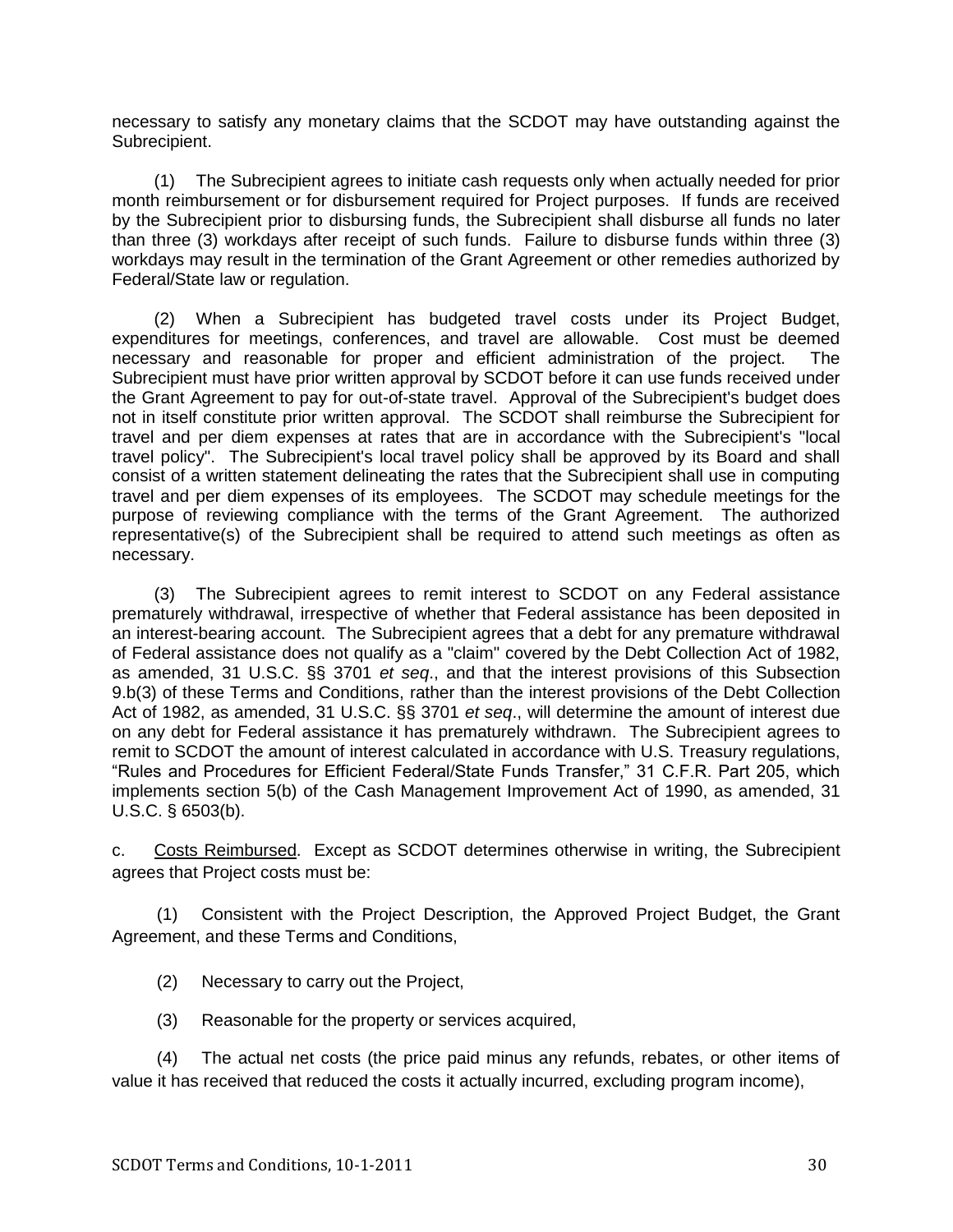necessary to satisfy any monetary claims that the SCDOT may have outstanding against the Subrecipient.

(1) The Subrecipient agrees to initiate cash requests only when actually needed for prior month reimbursement or for disbursement required for Project purposes. If funds are received by the Subrecipient prior to disbursing funds, the Subrecipient shall disburse all funds no later than three (3) workdays after receipt of such funds. Failure to disburse funds within three (3) workdays may result in the termination of the Grant Agreement or other remedies authorized by Federal/State law or regulation.

(2) When a Subrecipient has budgeted travel costs under its Project Budget, expenditures for meetings, conferences, and travel are allowable. Cost must be deemed necessary and reasonable for proper and efficient administration of the project. The Subrecipient must have prior written approval by SCDOT before it can use funds received under the Grant Agreement to pay for out-of-state travel. Approval of the Subrecipient's budget does not in itself constitute prior written approval. The SCDOT shall reimburse the Subrecipient for travel and per diem expenses at rates that are in accordance with the Subrecipient's "local travel policy". The Subrecipient's local travel policy shall be approved by its Board and shall consist of a written statement delineating the rates that the Subrecipient shall use in computing travel and per diem expenses of its employees. The SCDOT may schedule meetings for the purpose of reviewing compliance with the terms of the Grant Agreement. The authorized representative(s) of the Subrecipient shall be required to attend such meetings as often as necessary.

(3) The Subrecipient agrees to remit interest to SCDOT on any Federal assistance prematurely withdrawal, irrespective of whether that Federal assistance has been deposited in an interest-bearing account. The Subrecipient agrees that a debt for any premature withdrawal of Federal assistance does not qualify as a "claim" covered by the Debt Collection Act of 1982, as amended, 31 U.S.C. §§ 3701 *et seq*., and that the interest provisions of this Subsection 9.b(3) of these Terms and Conditions, rather than the interest provisions of the Debt Collection Act of 1982, as amended, 31 U.S.C. §§ 3701 *et seq*., will determine the amount of interest due on any debt for Federal assistance it has prematurely withdrawn. The Subrecipient agrees to remit to SCDOT the amount of interest calculated in accordance with U.S. Treasury regulations, "Rules and Procedures for Efficient Federal/State Funds Transfer," 31 C.F.R. Part 205, which implements section 5(b) of the Cash Management Improvement Act of 1990, as amended, 31 U.S.C. § 6503(b).

c. Costs Reimbursed. Except as SCDOT determines otherwise in writing, the Subrecipient agrees that Project costs must be:

(1) Consistent with the Project Description, the Approved Project Budget, the Grant Agreement, and these Terms and Conditions,

(2) Necessary to carry out the Project,

(3) Reasonable for the property or services acquired,

(4) The actual net costs (the price paid minus any refunds, rebates, or other items of value it has received that reduced the costs it actually incurred, excluding program income),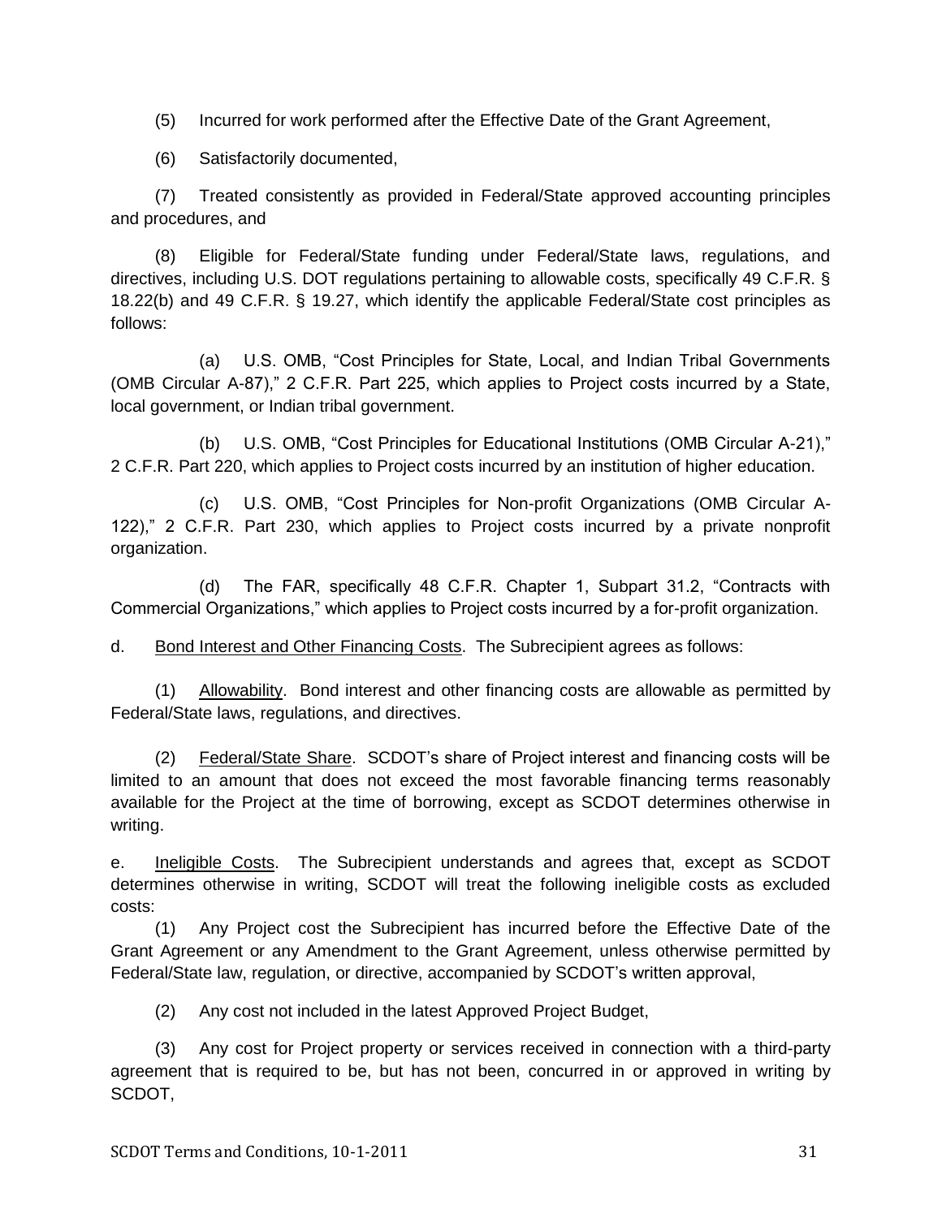(5) Incurred for work performed after the Effective Date of the Grant Agreement,

(6) Satisfactorily documented,

(7) Treated consistently as provided in Federal/State approved accounting principles and procedures, and

(8) Eligible for Federal/State funding under Federal/State laws, regulations, and directives, including U.S. DOT regulations pertaining to allowable costs, specifically 49 C.F.R. § 18.22(b) and 49 C.F.R. § 19.27, which identify the applicable Federal/State cost principles as follows:

(a) U.S. OMB, "Cost Principles for State, Local, and Indian Tribal Governments (OMB Circular A-87)," 2 C.F.R. Part 225, which applies to Project costs incurred by a State, local government, or Indian tribal government.

(b) U.S. OMB, "Cost Principles for Educational Institutions (OMB Circular A-21)," 2 C.F.R. Part 220, which applies to Project costs incurred by an institution of higher education.

(c) U.S. OMB, "Cost Principles for Non-profit Organizations (OMB Circular A-122)," 2 C.F.R. Part 230, which applies to Project costs incurred by a private nonprofit organization.

(d) The FAR, specifically 48 C.F.R. Chapter 1, Subpart 31.2, "Contracts with Commercial Organizations," which applies to Project costs incurred by a for-profit organization.

d. <u>Bond Interest and Other Financing Costs</u>. The Subrecipient agrees as follows:

(1) <u>Allowability</u>. Bond interest and other financing costs are allowable as permitted by Federal/State laws, regulations, and directives.

(2) <u>Federal/State Share</u>. SCDOT's share of Project interest and financing costs will be limited to an amount that does not exceed the most favorable financing terms reasonably available for the Project at the time of borrowing, except as SCDOT determines otherwise in writing.

e. <u>Ineligible Costs</u>. The Subrecipient understands and agrees that, except as SCDOT determines otherwise in writing, SCDOT will treat the following ineligible costs as excluded costs:

(1) Any Project cost the Subrecipient has incurred before the Effective Date of the Grant Agreement or any Amendment to the Grant Agreement, unless otherwise permitted by Federal/State law, regulation, or directive, accompanied by SCDOT's written approval,

(2) Any cost not included in the latest Approved Project Budget,

(3) Any cost for Project property or services received in connection with a third-party agreement that is required to be, but has not been, concurred in or approved in writing by SCDOT,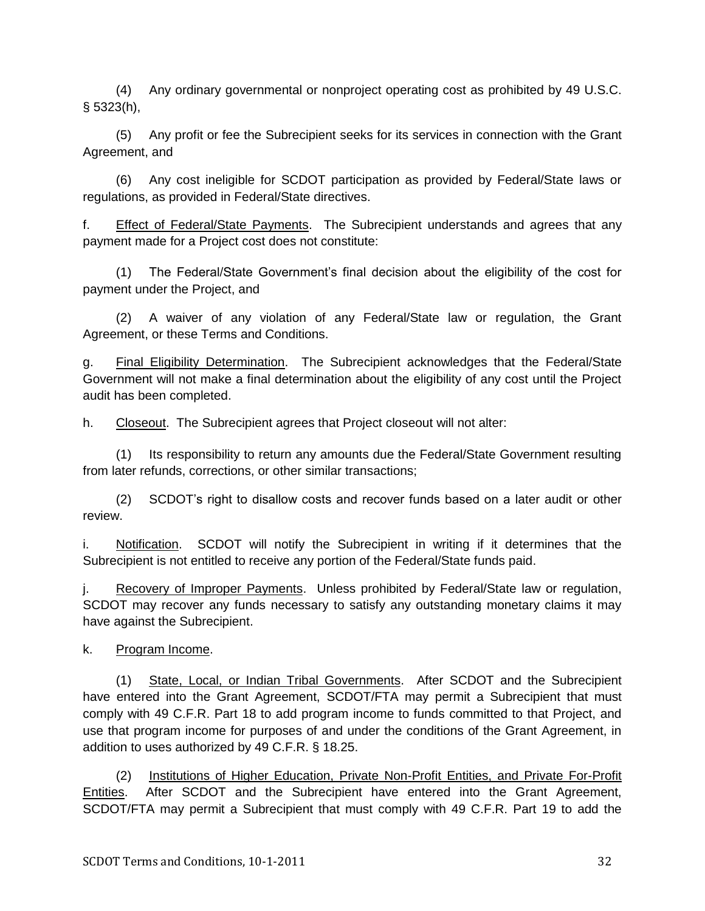(4) Any ordinary governmental or nonproject operating cost as prohibited by 49 U.S.C. § 5323(h),

(5) Any profit or fee the Subrecipient seeks for its services in connection with the Grant Agreement, and

(6) Any cost ineligible for SCDOT participation as provided by Federal/State laws or regulations, as provided in Federal/State directives.

f. Effect of Federal/State Payments. The Subrecipient understands and agrees that any payment made for a Project cost does not constitute:

(1) The Federal/State Government's final decision about the eligibility of the cost for payment under the Project, and

(2) A waiver of any violation of any Federal/State law or regulation, the Grant Agreement, or these Terms and Conditions.

g. Final Eligibility Determination. The Subrecipient acknowledges that the Federal/State Government will not make a final determination about the eligibility of any cost until the Project audit has been completed.

h. Closeout. The Subrecipient agrees that Project closeout will not alter:

(1) Its responsibility to return any amounts due the Federal/State Government resulting from later refunds, corrections, or other similar transactions;

(2) SCDOT's right to disallow costs and recover funds based on a later audit or other review.

i. Notification. SCDOT will notify the Subrecipient in writing if it determines that the Subrecipient is not entitled to receive any portion of the Federal/State funds paid.

j. Recovery of Improper Payments. Unless prohibited by Federal/State law or regulation, SCDOT may recover any funds necessary to satisfy any outstanding monetary claims it may have against the Subrecipient.

k. Program Income.

(1) State, Local, or Indian Tribal Governments. After SCDOT and the Subrecipient have entered into the Grant Agreement, SCDOT/FTA may permit a Subrecipient that must comply with 49 C.F.R. Part 18 to add program income to funds committed to that Project, and use that program income for purposes of and under the conditions of the Grant Agreement, in addition to uses authorized by 49 C.F.R. § 18.25.

(2) Institutions of Higher Education, Private Non-Profit Entities, and Private For-Profit Entities. After SCDOT and the Subrecipient have entered into the Grant Agreement, SCDOT/FTA may permit a Subrecipient that must comply with 49 C.F.R. Part 19 to add the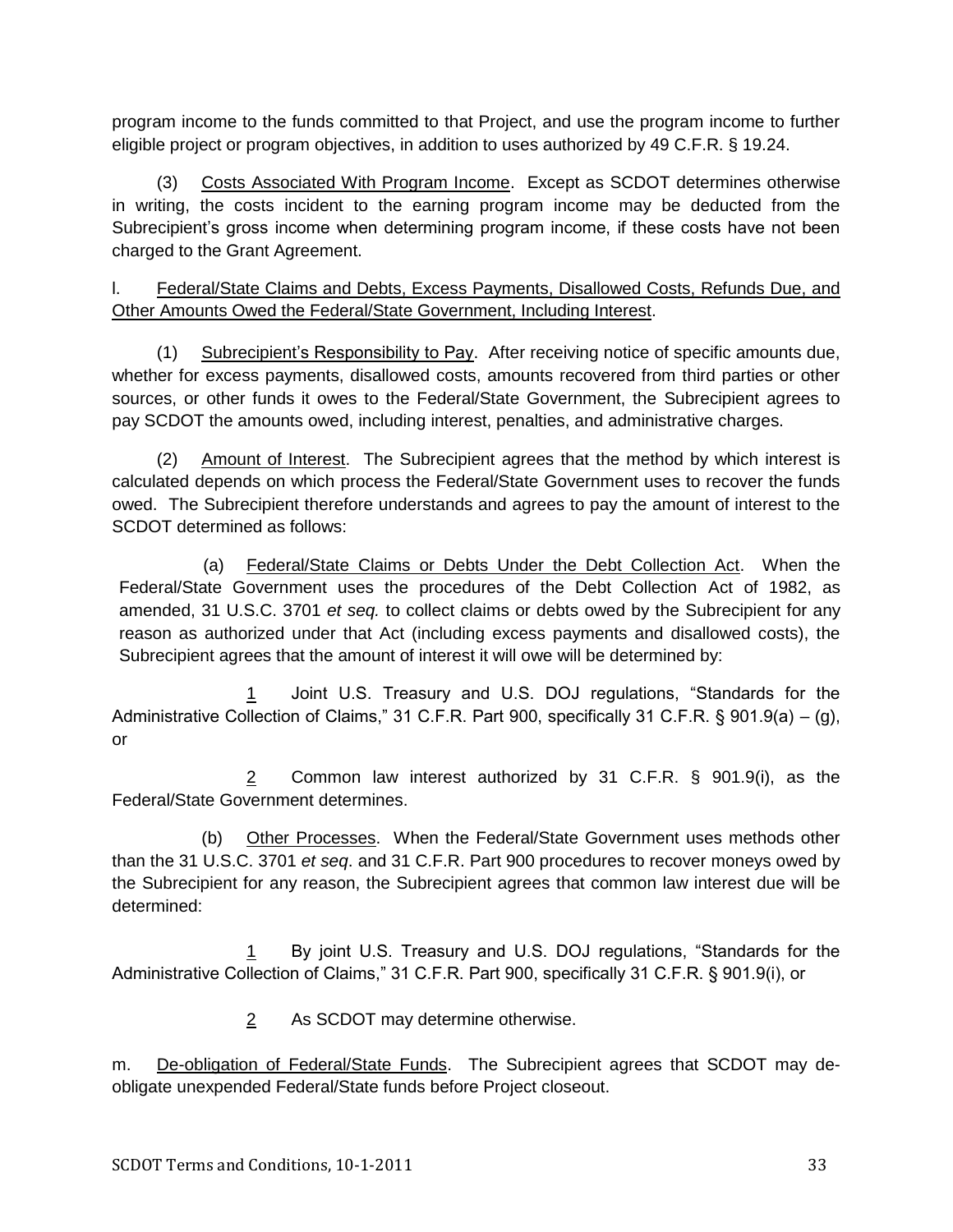program income to the funds committed to that Project, and use the program income to further eligible project or program objectives, in addition to uses authorized by 49 C.F.R. § 19.24.

(3) <u>Costs Associated With Program Income</u>. Except as SCDOT determines otherwise in writing, the costs incident to the earning program income may be deducted from the Subrecipient's gross income when determining program income, if these costs have not been charged to the Grant Agreement.

l. <u>Federal/State Claims and Debts, Excess Payments, Disallowed Costs, Refunds Due, and Other Amounts Owed the Federal/State Government, Including Interest</u>.

(1) <u>Subrecipient's Responsibility to Pay</u>. After receiving notice of specific amounts due, whether for excess payments, disallowed costs, amounts recovered from third parties or other sources, or other funds it owes to the Federal/State Government, the Subrecipient agrees to pay SCDOT the amounts owed, including interest, penalties, and administrative charges.

(2) <u>Amount of Interest</u>. The Subrecipient agrees that the method by which interest is calculated depends on which process the Federal/State Government uses to recover the funds owed. The Subrecipient therefore understands and agrees to pay the amount of interest to the SCDOT determined as follows:

(a) <u>Federal/State Claims or Debts Under the Debt Collection Act</u>. When the Federal/State Government uses the procedures of the Debt Collection Act of 1982, as amended, 31 U.S.C. 3701 *et seq.* to collect claims or debts owed by the Subrecipient for any reason as authorized under that Act (including excess payments and disallowed costs), the Subrecipient agrees that the amount of interest it will owe will be determined by:

<u>1</u> Joint U.S. Treasury and U.S. DOJ regulations, "Standards for the Administrative Collection of Claims," 31 C.F.R. Part 900, specifically 31 C.F.R. § 901.9(a) – (g), or

<u>2</u> Common law interest authorized by 31 C.F.R. § 901.9(i), as the Federal/State Government determines.

(b) <u>Other Processes</u>. When the Federal/State Government uses methods other than the 31 U.S.C. 3701 *et seq*. and 31 C.F.R. Part 900 procedures to recover moneys owed by the Subrecipient for any reason, the Subrecipient agrees that common law interest due will be determined:

<u>1</u> By joint U.S. Treasury and U.S. DOJ regulations, "Standards for the Administrative Collection of Claims," 31 C.F.R. Part 900, specifically 31 C.F.R. § 901.9(i), or

<u>2</u> As SCDOT may determine otherwise.

m. <u>De-obligation of Federal/State Funds</u>. The Subrecipient agrees that SCDOT may de-obligate unexpended Federal/State funds before Project closeout.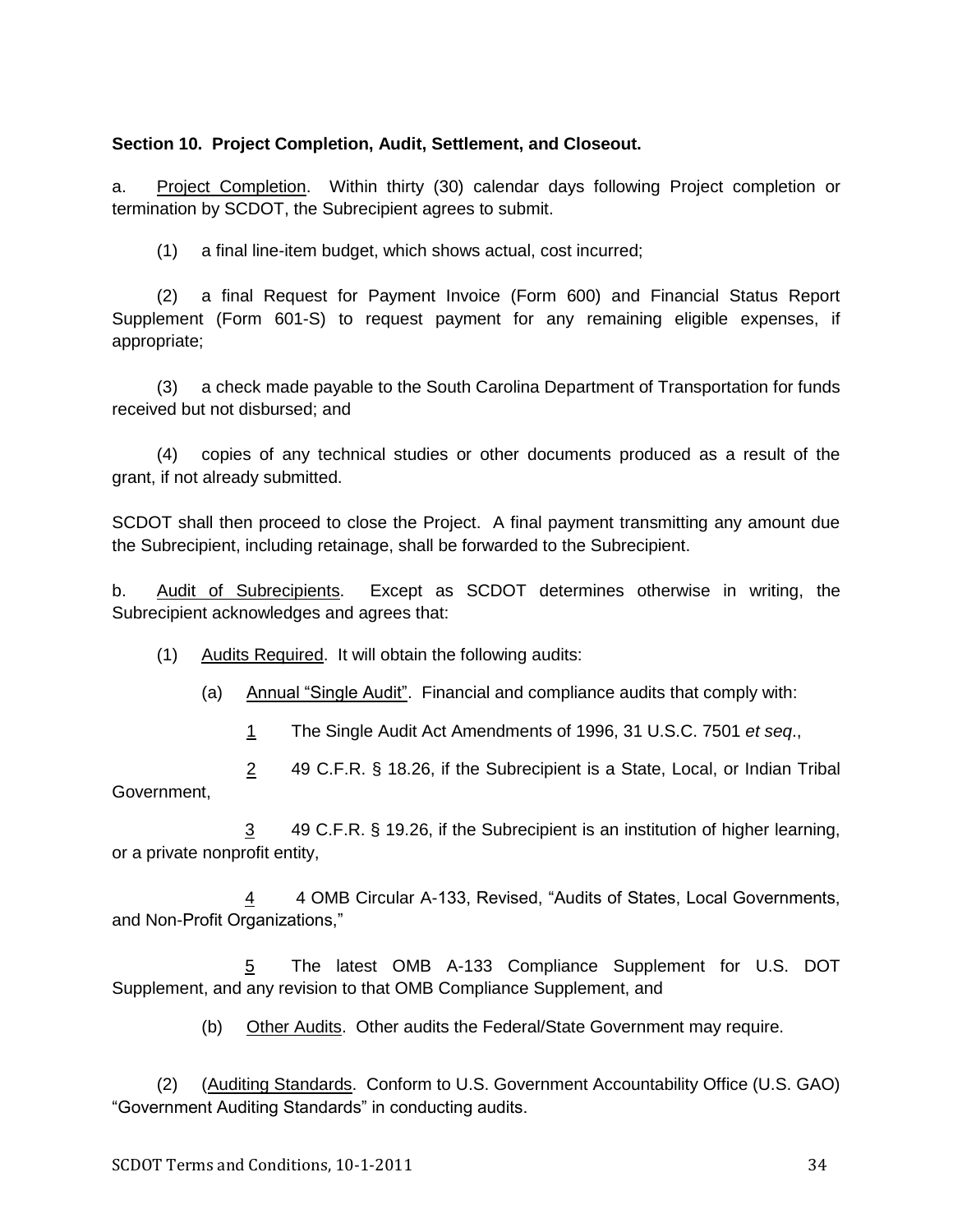**Section 10. Project Completion, Audit, Settlement, and Closeout.**

a. Project Completion. Within thirty (30) calendar days following Project completion or termination by SCDOT, the Subrecipient agrees to submit.

(1) a final line-item budget, which shows actual, cost incurred;

(2) a final Request for Payment Invoice (Form 600) and Financial Status Report Supplement (Form 601-S) to request payment for any remaining eligible expenses, if appropriate;

(3) a check made payable to the South Carolina Department of Transportation for funds received but not disbursed; and

(4) copies of any technical studies or other documents produced as a result of the grant, if not already submitted.

SCDOT shall then proceed to close the Project. A final payment transmitting any amount due the Subrecipient, including retainage, shall be forwarded to the Subrecipient.

b. Audit of Subrecipients. Except as SCDOT determines otherwise in writing, the Subrecipient acknowledges and agrees that:

(1) Audits Required. It will obtain the following audits:

(a) Annual "Single Audit". Financial and compliance audits that comply with:

1 The Single Audit Act Amendments of 1996, 31 U.S.C. 7501 *et seq*.,

2 49 C.F.R. § 18.26, if the Subrecipient is a State, Local, or Indian Tribal Government,

3 49 C.F.R. § 19.26, if the Subrecipient is an institution of higher learning, or a private nonprofit entity,

4 4 OMB Circular A-133, Revised, "Audits of States, Local Governments, and Non-Profit Organizations,"

5 The latest OMB A-133 Compliance Supplement for U.S. DOT Supplement, and any revision to that OMB Compliance Supplement, and

(b) Other Audits. Other audits the Federal/State Government may require.

(2) (Auditing Standards. Conform to U.S. Government Accountability Office (U.S. GAO) "Government Auditing Standards" in conducting audits.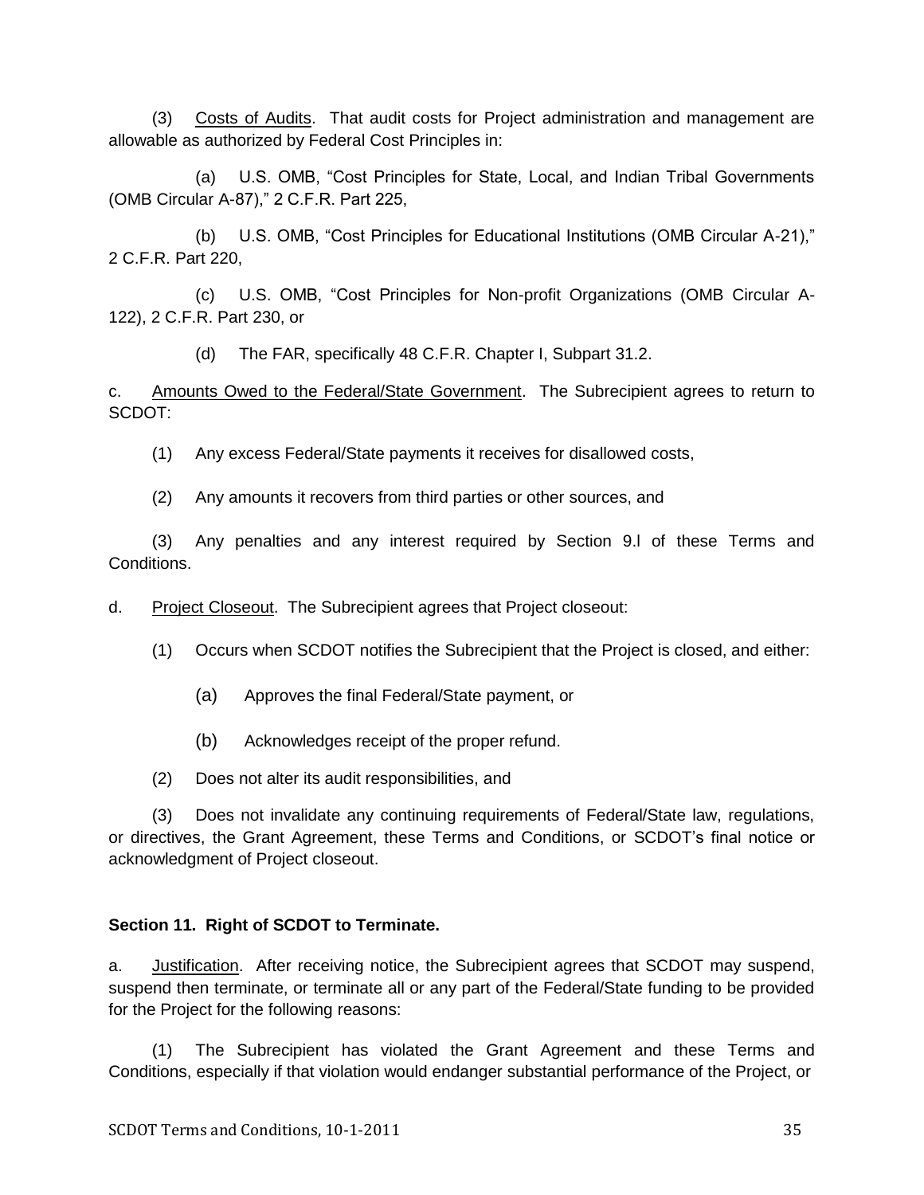(3) Costs of Audits. That audit costs for Project administration and management are allowable as authorized by Federal Cost Principles in:

(a) U.S. OMB, "Cost Principles for State, Local, and Indian Tribal Governments (OMB Circular A-87)," 2 C.F.R. Part 225,

(b) U.S. OMB, "Cost Principles for Educational Institutions (OMB Circular A-21)," 2 C.F.R. Part 220,

(c) U.S. OMB, "Cost Principles for Non-profit Organizations (OMB Circular A-122), 2 C.F.R. Part 230, or

(d) The FAR, specifically 48 C.F.R. Chapter I, Subpart 31.2.

c. Amounts Owed to the Federal/State Government. The Subrecipient agrees to return to SCDOT:

(1) Any excess Federal/State payments it receives for disallowed costs,

(2) Any amounts it recovers from third parties or other sources, and

(3) Any penalties and any interest required by Section 9.l of these Terms and Conditions.

d. Project Closeout. The Subrecipient agrees that Project closeout:

(1) Occurs when SCDOT notifies the Subrecipient that the Project is closed, and either:

(a) Approves the final Federal/State payment, or

(b) Acknowledges receipt of the proper refund.

(2) Does not alter its audit responsibilities, and

(3) Does not invalidate any continuing requirements of Federal/State law, regulations, or directives, the Grant Agreement, these Terms and Conditions, or SCDOT's final notice or acknowledgment of Project closeout.

**Section 11. Right of SCDOT to Terminate.**

a. Justification. After receiving notice, the Subrecipient agrees that SCDOT may suspend, suspend then terminate, or terminate all or any part of the Federal/State funding to be provided for the Project for the following reasons:

(1) The Subrecipient has violated the Grant Agreement and these Terms and Conditions, especially if that violation would endanger substantial performance of the Project, or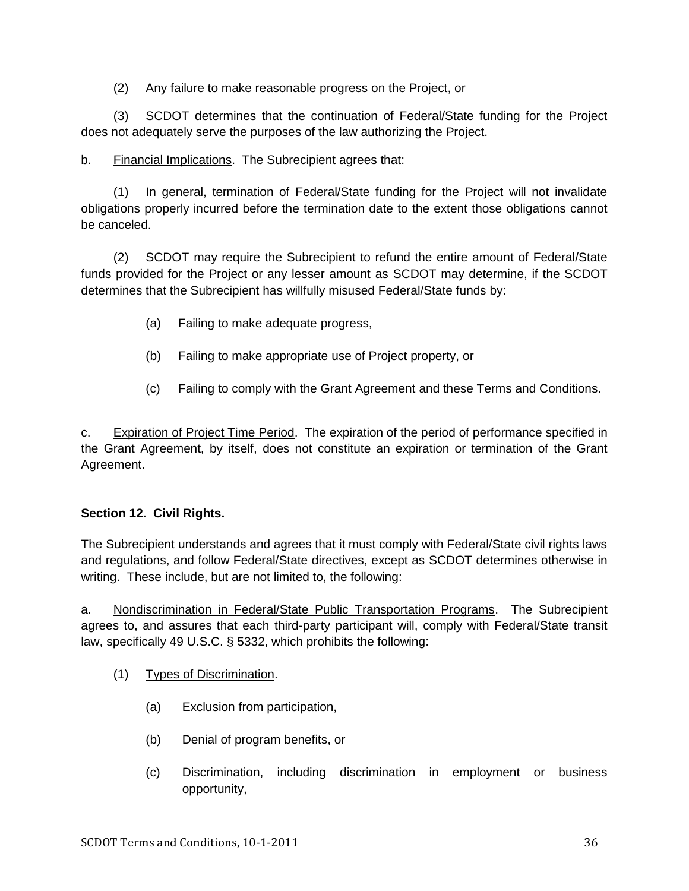(2) Any failure to make reasonable progress on the Project, or

(3) SCDOT determines that the continuation of Federal/State funding for the Project does not adequately serve the purposes of the law authorizing the Project.

b. Financial Implications. The Subrecipient agrees that:

(1) In general, termination of Federal/State funding for the Project will not invalidate obligations properly incurred before the termination date to the extent those obligations cannot be canceled.

(2) SCDOT may require the Subrecipient to refund the entire amount of Federal/State funds provided for the Project or any lesser amount as SCDOT may determine, if the SCDOT determines that the Subrecipient has willfully misused Federal/State funds by:

(a) Failing to make adequate progress,

(b) Failing to make appropriate use of Project property, or

(c) Failing to comply with the Grant Agreement and these Terms and Conditions.

c. Expiration of Project Time Period. The expiration of the period of performance specified in the Grant Agreement, by itself, does not constitute an expiration or termination of the Grant Agreement.

**Section 12. Civil Rights.**

The Subrecipient understands and agrees that it must comply with Federal/State civil rights laws and regulations, and follow Federal/State directives, except as SCDOT determines otherwise in writing. These include, but are not limited to, the following:

a. Nondiscrimination in Federal/State Public Transportation Programs. The Subrecipient agrees to, and assures that each third-party participant will, comply with Federal/State transit law, specifically 49 U.S.C. § 5332, which prohibits the following:

(1) Types of Discrimination.

(a) Exclusion from participation,

(b) Denial of program benefits, or

(c) Discrimination, including discrimination in employment or business opportunity,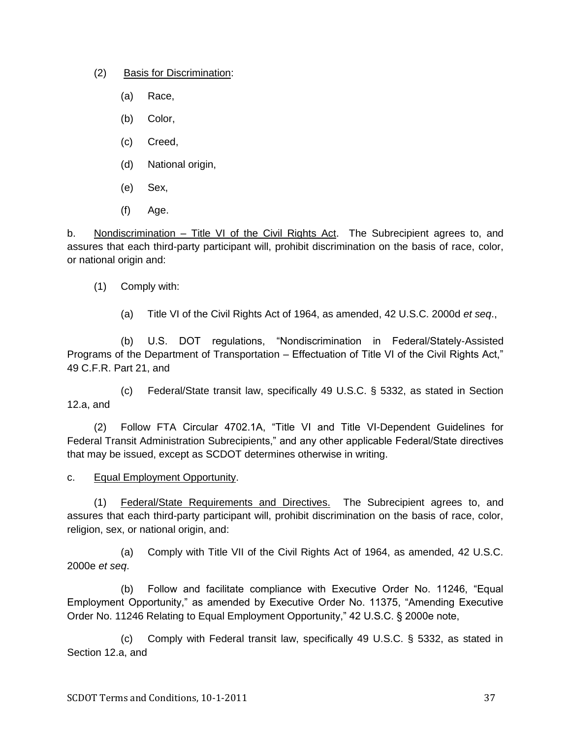(2) Basis for Discrimination:

(a) Race,

(b) Color,

(c) Creed,

(d) National origin,

(e) Sex,

(f) Age.

b. Nondiscrimination – Title VI of the Civil Rights Act. The Subrecipient agrees to, and assures that each third-party participant will, prohibit discrimination on the basis of race, color, or national origin and:

(1) Comply with:

(a) Title VI of the Civil Rights Act of 1964, as amended, 42 U.S.C. 2000d *et seq*.,

(b) U.S. DOT regulations, "Nondiscrimination in Federal/Stately-Assisted Programs of the Department of Transportation – Effectuation of Title VI of the Civil Rights Act," 49 C.F.R. Part 21, and

(c) Federal/State transit law, specifically 49 U.S.C. § 5332, as stated in Section 12.a, and

(2) Follow FTA Circular 4702.1A, "Title VI and Title VI-Dependent Guidelines for Federal Transit Administration Subrecipients," and any other applicable Federal/State directives that may be issued, except as SCDOT determines otherwise in writing.

c. Equal Employment Opportunity.

(1) Federal/State Requirements and Directives. The Subrecipient agrees to, and assures that each third-party participant will, prohibit discrimination on the basis of race, color, religion, sex, or national origin, and:

(a) Comply with Title VII of the Civil Rights Act of 1964, as amended, 42 U.S.C. 2000e *et seq*.

(b) Follow and facilitate compliance with Executive Order No. 11246, "Equal Employment Opportunity," as amended by Executive Order No. 11375, "Amending Executive Order No. 11246 Relating to Equal Employment Opportunity," 42 U.S.C. § 2000e note,

(c) Comply with Federal transit law, specifically 49 U.S.C. § 5332, as stated in Section 12.a, and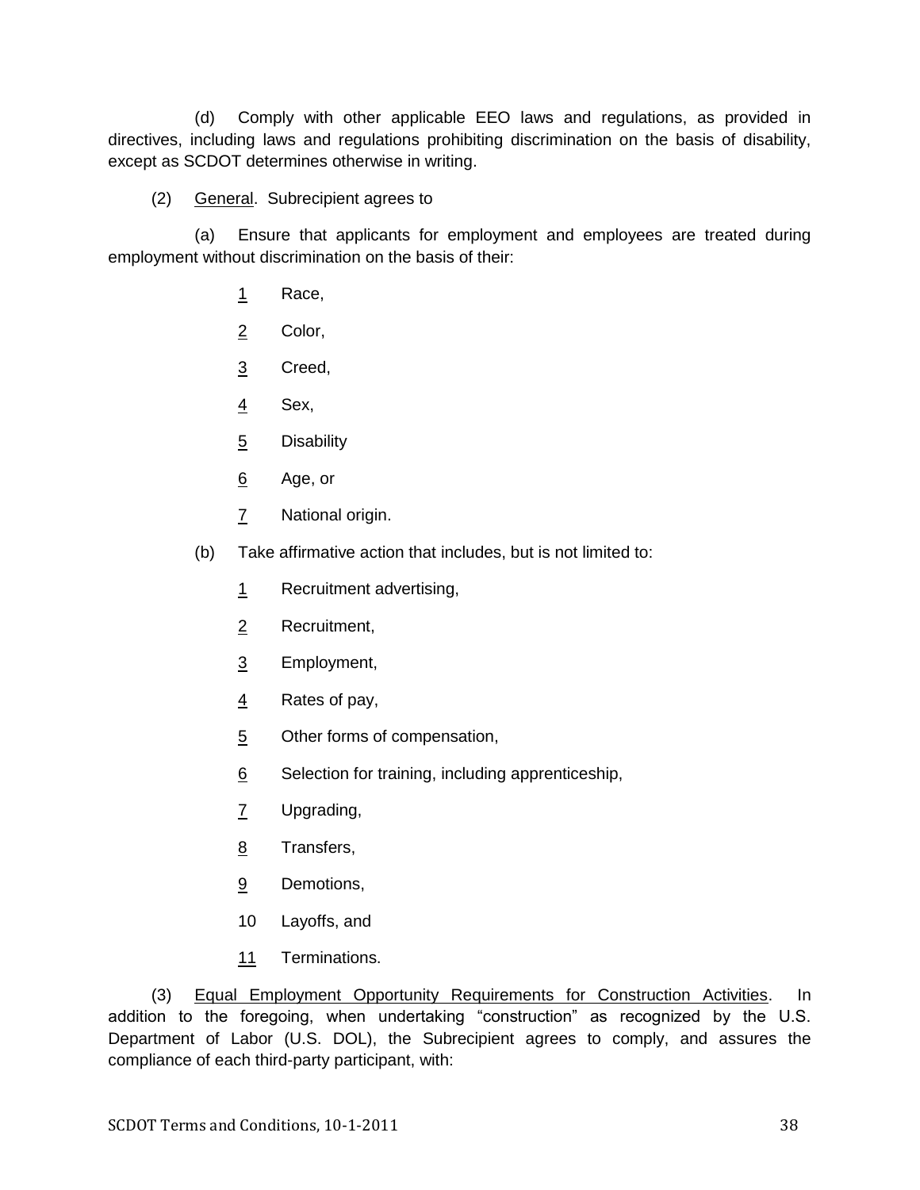(d) Comply with other applicable EEO laws and regulations, as provided in directives, including laws and regulations prohibiting discrimination on the basis of disability, except as SCDOT determines otherwise in writing.

(2) General. Subrecipient agrees to

(a) Ensure that applicants for employment and employees are treated during employment without discrimination on the basis of their:

1 Race,

2 Color,

3 Creed,

4 Sex,

5 Disability

6 Age, or

7 National origin.

(b) Take affirmative action that includes, but is not limited to:

1 Recruitment advertising,

2 Recruitment,

3 Employment,

4 Rates of pay,

5 Other forms of compensation,

6 Selection for training, including apprenticeship,

7 Upgrading,

8 Transfers,

9 Demotions,

10 Layoffs, and

11 Terminations.

(3) Equal Employment Opportunity Requirements for Construction Activities. In addition to the foregoing, when undertaking "construction" as recognized by the U.S. Department of Labor (U.S. DOL), the Subrecipient agrees to comply, and assures the compliance of each third-party participant, with: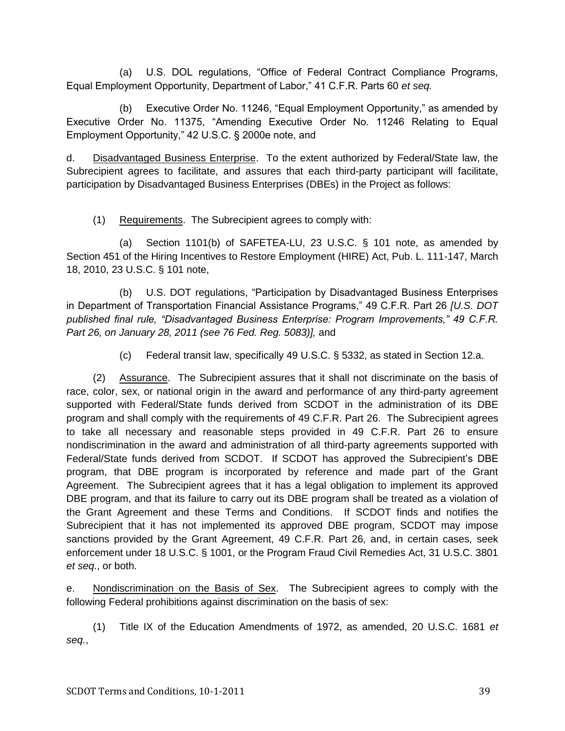(a) U.S. DOL regulations, "Office of Federal Contract Compliance Programs, Equal Employment Opportunity, Department of Labor," 41 C.F.R. Parts 60 *et seq.*

(b) Executive Order No. 11246, "Equal Employment Opportunity," as amended by Executive Order No. 11375, "Amending Executive Order No. 11246 Relating to Equal Employment Opportunity," 42 U.S.C. § 2000e note, and

d. <u>Disadvantaged Business Enterprise</u>. To the extent authorized by Federal/State law, the Subrecipient agrees to facilitate, and assures that each third-party participant will facilitate, participation by Disadvantaged Business Enterprises (DBEs) in the Project as follows:

(1) <u>Requirements</u>. The Subrecipient agrees to comply with:

(a) Section 1101(b) of SAFETEA-LU, 23 U.S.C. § 101 note, as amended by Section 451 of the Hiring Incentives to Restore Employment (HIRE) Act, Pub. L. 111-147, March 18, 2010, 23 U.S.C. § 101 note,

(b) U.S. DOT regulations, "Participation by Disadvantaged Business Enterprises in Department of Transportation Financial Assistance Programs," 49 C.F.R. Part 26 *[U.S. DOT published final rule, "Disadvantaged Business Enterprise: Program Improvements," 49 C.F.R. Part 26, on January 28, 2011 (see 76 Fed. Reg. 5083)],* and

(c) Federal transit law, specifically 49 U.S.C. § 5332, as stated in Section 12.a.

(2) <u>Assurance</u>. The Subrecipient assures that it shall not discriminate on the basis of race, color, sex, or national origin in the award and performance of any third-party agreement supported with Federal/State funds derived from SCDOT in the administration of its DBE program and shall comply with the requirements of 49 C.F.R. Part 26. The Subrecipient agrees to take all necessary and reasonable steps provided in 49 C.F.R. Part 26 to ensure nondiscrimination in the award and administration of all third-party agreements supported with Federal/State funds derived from SCDOT. If SCDOT has approved the Subrecipient's DBE program, that DBE program is incorporated by reference and made part of the Grant Agreement. The Subrecipient agrees that it has a legal obligation to implement its approved DBE program, and that its failure to carry out its DBE program shall be treated as a violation of the Grant Agreement and these Terms and Conditions. If SCDOT finds and notifies the Subrecipient that it has not implemented its approved DBE program, SCDOT may impose sanctions provided by the Grant Agreement, 49 C.F.R. Part 26, and, in certain cases, seek enforcement under 18 U.S.C. § 1001, or the Program Fraud Civil Remedies Act, 31 U.S.C. 3801 *et seq*., or both.

e. <u>Nondiscrimination on the Basis of Sex</u>. The Subrecipient agrees to comply with the following Federal prohibitions against discrimination on the basis of sex:

(1) Title IX of the Education Amendments of 1972, as amended, 20 U.S.C. 1681 *et seq.*,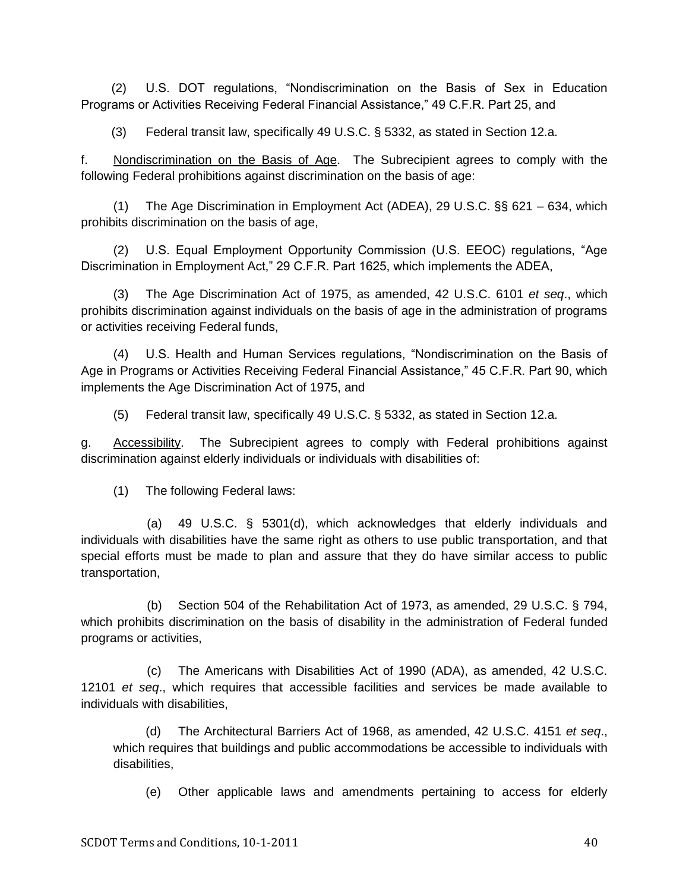(2) U.S. DOT regulations, "Nondiscrimination on the Basis of Sex in Education Programs or Activities Receiving Federal Financial Assistance," 49 C.F.R. Part 25, and

(3) Federal transit law, specifically 49 U.S.C. § 5332, as stated in Section 12.a.

f. Nondiscrimination on the Basis of Age. The Subrecipient agrees to comply with the following Federal prohibitions against discrimination on the basis of age:

(1) The Age Discrimination in Employment Act (ADEA), 29 U.S.C. §§ 621 – 634, which prohibits discrimination on the basis of age,

(2) U.S. Equal Employment Opportunity Commission (U.S. EEOC) regulations, "Age Discrimination in Employment Act," 29 C.F.R. Part 1625, which implements the ADEA,

(3) The Age Discrimination Act of 1975, as amended, 42 U.S.C. 6101 *et seq*., which prohibits discrimination against individuals on the basis of age in the administration of programs or activities receiving Federal funds,

(4) U.S. Health and Human Services regulations, "Nondiscrimination on the Basis of Age in Programs or Activities Receiving Federal Financial Assistance," 45 C.F.R. Part 90, which implements the Age Discrimination Act of 1975, and

(5) Federal transit law, specifically 49 U.S.C. § 5332, as stated in Section 12.a.

g. Accessibility. The Subrecipient agrees to comply with Federal prohibitions against discrimination against elderly individuals or individuals with disabilities of:

(1) The following Federal laws:

(a) 49 U.S.C. § 5301(d), which acknowledges that elderly individuals and individuals with disabilities have the same right as others to use public transportation, and that special efforts must be made to plan and assure that they do have similar access to public transportation,

(b) Section 504 of the Rehabilitation Act of 1973, as amended, 29 U.S.C. § 794, which prohibits discrimination on the basis of disability in the administration of Federal funded programs or activities,

(c) The Americans with Disabilities Act of 1990 (ADA), as amended, 42 U.S.C. 12101 *et seq*., which requires that accessible facilities and services be made available to individuals with disabilities,

(d) The Architectural Barriers Act of 1968, as amended, 42 U.S.C. 4151 *et seq*., which requires that buildings and public accommodations be accessible to individuals with disabilities,

(e) Other applicable laws and amendments pertaining to access for elderly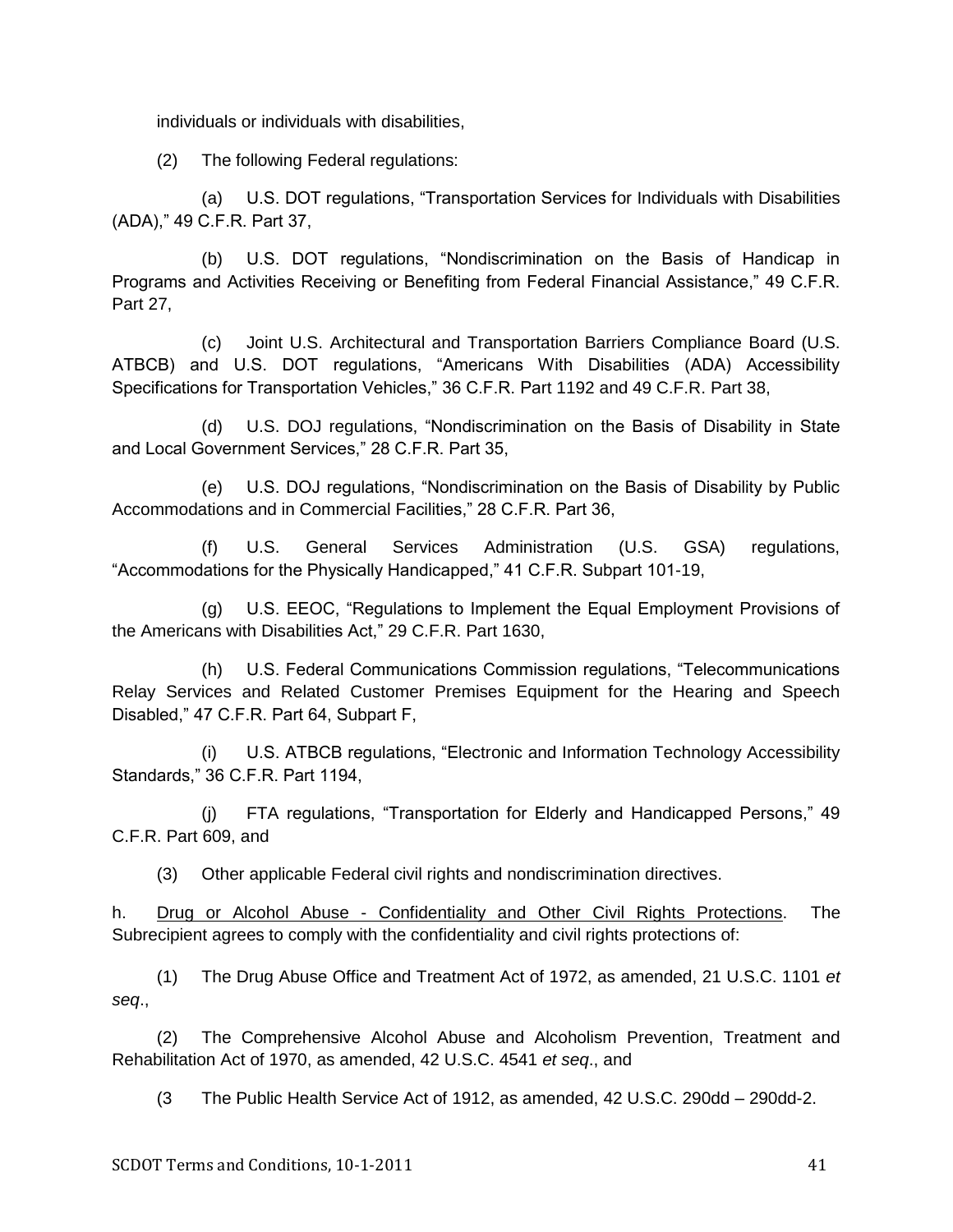individuals or individuals with disabilities,

(2) The following Federal regulations:

(a) U.S. DOT regulations, “Transportation Services for Individuals with Disabilities (ADA),” 49 C.F.R. Part 37,

(b) U.S. DOT regulations, “Nondiscrimination on the Basis of Handicap in Programs and Activities Receiving or Benefiting from Federal Financial Assistance,” 49 C.F.R. Part 27,

(c) Joint U.S. Architectural and Transportation Barriers Compliance Board (U.S. ATBCB) and U.S. DOT regulations, “Americans With Disabilities (ADA) Accessibility Specifications for Transportation Vehicles,” 36 C.F.R. Part 1192 and 49 C.F.R. Part 38,

(d) U.S. DOJ regulations, “Nondiscrimination on the Basis of Disability in State and Local Government Services,” 28 C.F.R. Part 35,

(e) U.S. DOJ regulations, “Nondiscrimination on the Basis of Disability by Public Accommodations and in Commercial Facilities,” 28 C.F.R. Part 36,

(f) U.S. General Services Administration (U.S. GSA) regulations, “Accommodations for the Physically Handicapped,” 41 C.F.R. Subpart 101-19,

(g) U.S. EEOC, “Regulations to Implement the Equal Employment Provisions of the Americans with Disabilities Act,” 29 C.F.R. Part 1630,

(h) U.S. Federal Communications Commission regulations, “Telecommunications Relay Services and Related Customer Premises Equipment for the Hearing and Speech Disabled,” 47 C.F.R. Part 64, Subpart F,

(i) U.S. ATBCB regulations, “Electronic and Information Technology Accessibility Standards,” 36 C.F.R. Part 1194,

(j) FTA regulations, “Transportation for Elderly and Handicapped Persons,” 49 C.F.R. Part 609, and

(3) Other applicable Federal civil rights and nondiscrimination directives.

h. <u>Drug or Alcohol Abuse - Confidentiality and Other Civil Rights Protections</u>. The Subrecipient agrees to comply with the confidentiality and civil rights protections of:

(1) The Drug Abuse Office and Treatment Act of 1972, as amended, 21 U.S.C. 1101 *et seq*.,

(2) The Comprehensive Alcohol Abuse and Alcoholism Prevention, Treatment and Rehabilitation Act of 1970, as amended, 42 U.S.C. 4541 *et seq*., and

(3 The Public Health Service Act of 1912, as amended, 42 U.S.C. 290dd – 290dd-2.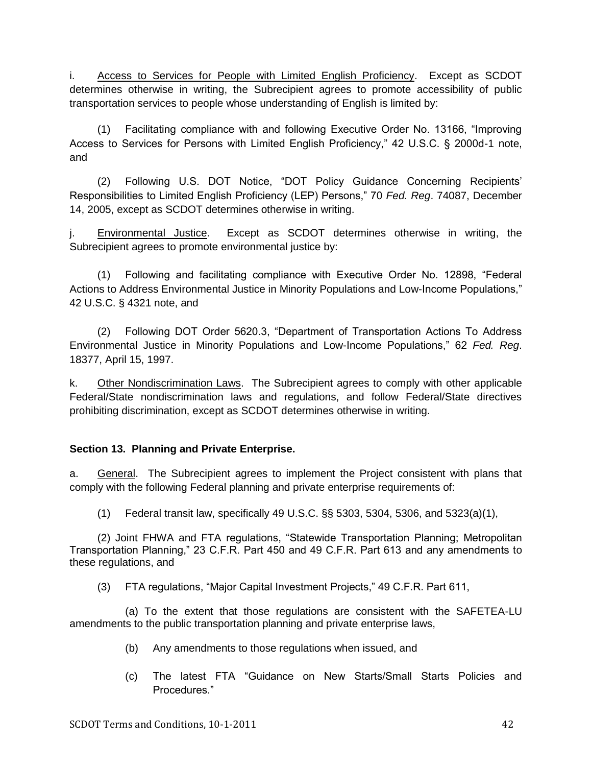i. Access to Services for People with Limited English Proficiency. Except as SCDOT determines otherwise in writing, the Subrecipient agrees to promote accessibility of public transportation services to people whose understanding of English is limited by:

(1) Facilitating compliance with and following Executive Order No. 13166, "Improving Access to Services for Persons with Limited English Proficiency," 42 U.S.C. § 2000d-1 note, and

(2) Following U.S. DOT Notice, "DOT Policy Guidance Concerning Recipients' Responsibilities to Limited English Proficiency (LEP) Persons," 70 *Fed. Reg*. 74087, December 14, 2005, except as SCDOT determines otherwise in writing.

j. Environmental Justice. Except as SCDOT determines otherwise in writing, the Subrecipient agrees to promote environmental justice by:

(1) Following and facilitating compliance with Executive Order No. 12898, "Federal Actions to Address Environmental Justice in Minority Populations and Low-Income Populations," 42 U.S.C. § 4321 note, and

(2) Following DOT Order 5620.3, "Department of Transportation Actions To Address Environmental Justice in Minority Populations and Low-Income Populations," 62 *Fed. Reg*. 18377, April 15, 1997.

k. Other Nondiscrimination Laws. The Subrecipient agrees to comply with other applicable Federal/State nondiscrimination laws and regulations, and follow Federal/State directives prohibiting discrimination, except as SCDOT determines otherwise in writing.

**Section 13. Planning and Private Enterprise.**

a. General. The Subrecipient agrees to implement the Project consistent with plans that comply with the following Federal planning and private enterprise requirements of:

(1) Federal transit law, specifically 49 U.S.C. §§ 5303, 5304, 5306, and 5323(a)(1),

(2) Joint FHWA and FTA regulations, "Statewide Transportation Planning; Metropolitan Transportation Planning," 23 C.F.R. Part 450 and 49 C.F.R. Part 613 and any amendments to these regulations, and

(3) FTA regulations, "Major Capital Investment Projects," 49 C.F.R. Part 611,

(a) To the extent that those regulations are consistent with the SAFETEA-LU amendments to the public transportation planning and private enterprise laws,

(b) Any amendments to those regulations when issued, and

(c) The latest FTA "Guidance on New Starts/Small Starts Policies and Procedures."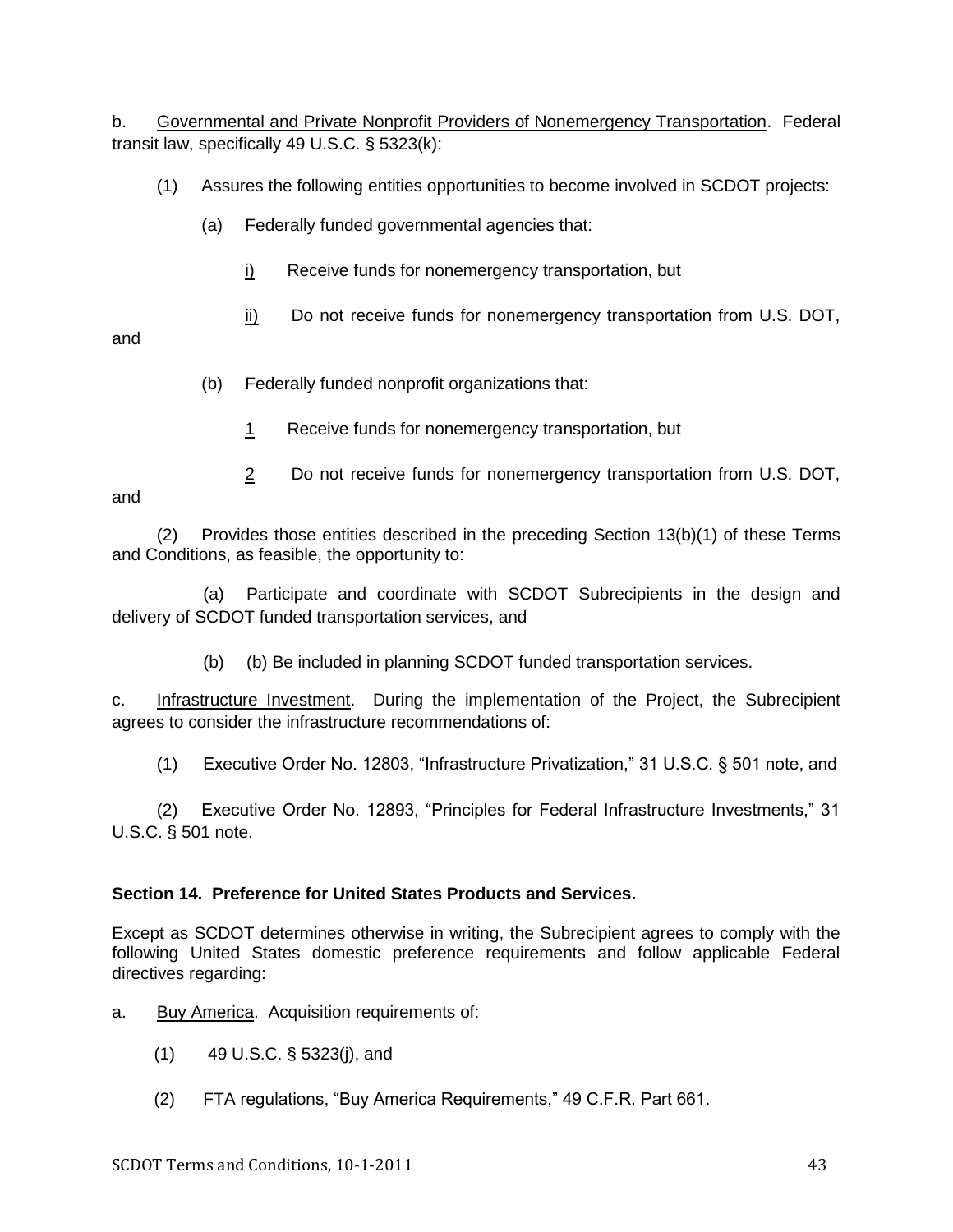b. Governmental and Private Nonprofit Providers of Nonemergency Transportation. Federal transit law, specifically 49 U.S.C. § 5323(k):

(1) Assures the following entities opportunities to become involved in SCDOT projects:

(a) Federally funded governmental agencies that:

i) Receive funds for nonemergency transportation, but

ii) Do not receive funds for nonemergency transportation from U.S. DOT, and

(b) Federally funded nonprofit organizations that:

1 Receive funds for nonemergency transportation, but

2 Do not receive funds for nonemergency transportation from U.S. DOT, and

(2) Provides those entities described in the preceding Section 13(b)(1) of these Terms and Conditions, as feasible, the opportunity to:

(a) Participate and coordinate with SCDOT Subrecipients in the design and delivery of SCDOT funded transportation services, and

(b) (b) Be included in planning SCDOT funded transportation services.

c. Infrastructure Investment. During the implementation of the Project, the Subrecipient agrees to consider the infrastructure recommendations of:

(1) Executive Order No. 12803, "Infrastructure Privatization," 31 U.S.C. § 501 note, and

(2) Executive Order No. 12893, "Principles for Federal Infrastructure Investments," 31 U.S.C. § 501 note.

**Section 14. Preference for United States Products and Services.**

Except as SCDOT determines otherwise in writing, the Subrecipient agrees to comply with the following United States domestic preference requirements and follow applicable Federal directives regarding:

a. Buy America. Acquisition requirements of:

(1) 49 U.S.C. § 5323(j), and

(2) FTA regulations, "Buy America Requirements," 49 C.F.R. Part 661.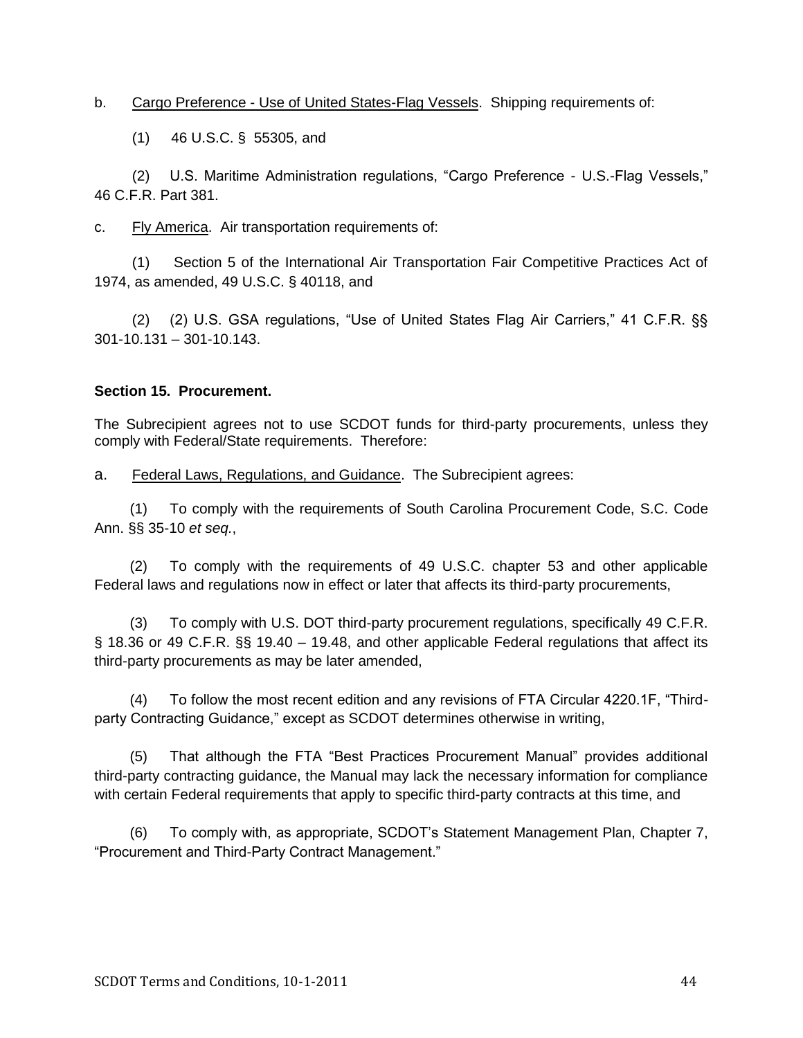b. Cargo Preference - Use of United States-Flag Vessels. Shipping requirements of:

(1) 46 U.S.C. § 55305, and

(2) U.S. Maritime Administration regulations, "Cargo Preference - U.S.-Flag Vessels," 46 C.F.R. Part 381.

c. Fly America. Air transportation requirements of:

(1) Section 5 of the International Air Transportation Fair Competitive Practices Act of 1974, as amended, 49 U.S.C. § 40118, and

(2) (2) U.S. GSA regulations, "Use of United States Flag Air Carriers," 41 C.F.R. §§ 301-10.131 – 301-10.143.

**Section 15. Procurement.**

The Subrecipient agrees not to use SCDOT funds for third-party procurements, unless they comply with Federal/State requirements. Therefore:

a. Federal Laws, Regulations, and Guidance. The Subrecipient agrees:

(1) To comply with the requirements of South Carolina Procurement Code, S.C. Code Ann. §§ 35-10 *et seq.*,

(2) To comply with the requirements of 49 U.S.C. chapter 53 and other applicable Federal laws and regulations now in effect or later that affects its third-party procurements,

(3) To comply with U.S. DOT third-party procurement regulations, specifically 49 C.F.R. § 18.36 or 49 C.F.R. §§ 19.40 – 19.48, and other applicable Federal regulations that affect its third-party procurements as may be later amended,

(4) To follow the most recent edition and any revisions of FTA Circular 4220.1F, "Third-party Contracting Guidance," except as SCDOT determines otherwise in writing,

(5) That although the FTA "Best Practices Procurement Manual" provides additional third-party contracting guidance, the Manual may lack the necessary information for compliance with certain Federal requirements that apply to specific third-party contracts at this time, and

(6) To comply with, as appropriate, SCDOT's Statement Management Plan, Chapter 7, "Procurement and Third-Party Contract Management."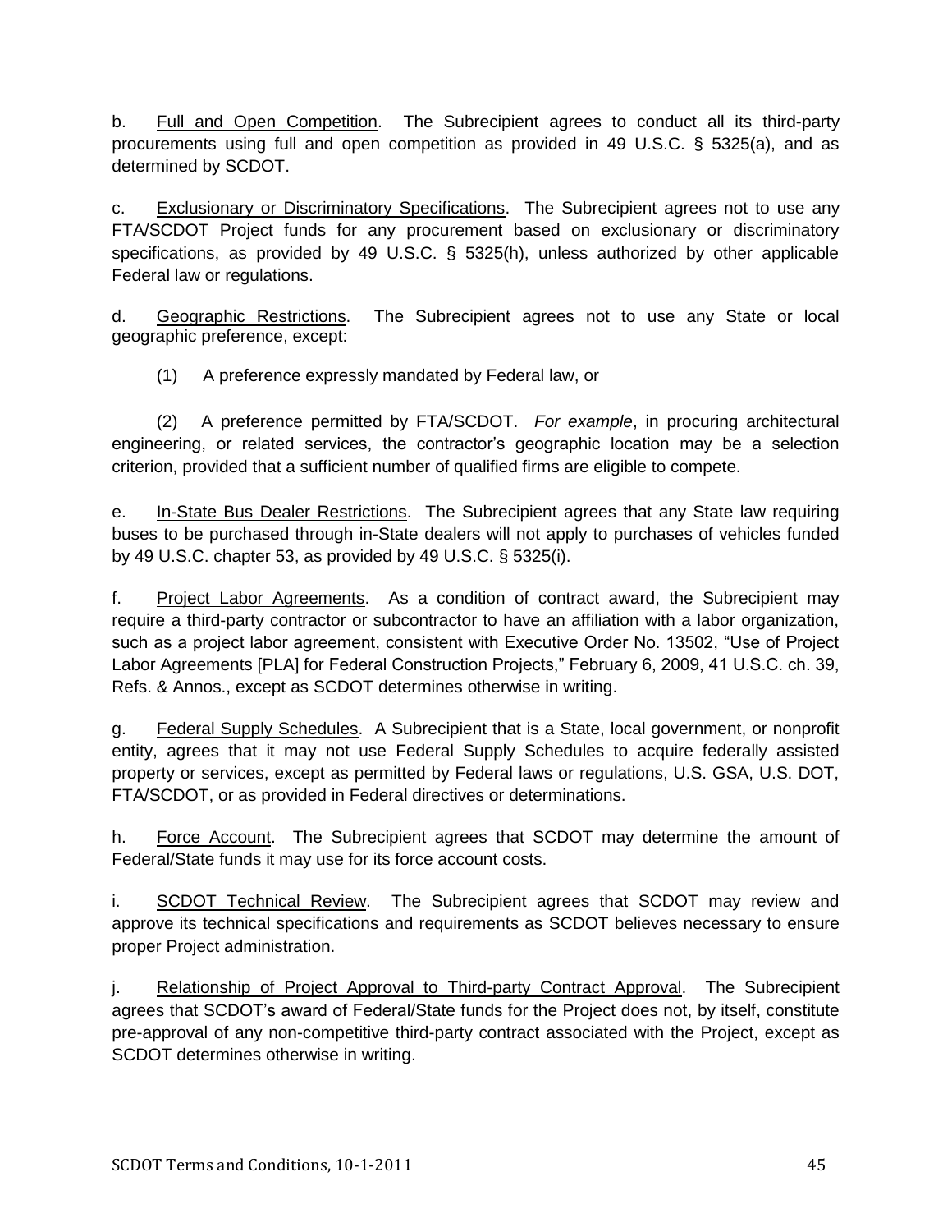b. Full and Open Competition. The Subrecipient agrees to conduct all its third-party procurements using full and open competition as provided in 49 U.S.C. § 5325(a), and as determined by SCDOT.

c. Exclusionary or Discriminatory Specifications. The Subrecipient agrees not to use any FTA/SCDOT Project funds for any procurement based on exclusionary or discriminatory specifications, as provided by 49 U.S.C. § 5325(h), unless authorized by other applicable Federal law or regulations.

d. Geographic Restrictions. The Subrecipient agrees not to use any State or local geographic preference, except:

(1) A preference expressly mandated by Federal law, or

(2) A preference permitted by FTA/SCDOT. *For example*, in procuring architectural engineering, or related services, the contractor's geographic location may be a selection criterion, provided that a sufficient number of qualified firms are eligible to compete.

e. In-State Bus Dealer Restrictions. The Subrecipient agrees that any State law requiring buses to be purchased through in-State dealers will not apply to purchases of vehicles funded by 49 U.S.C. chapter 53, as provided by 49 U.S.C. § 5325(i).

f. Project Labor Agreements. As a condition of contract award, the Subrecipient may require a third-party contractor or subcontractor to have an affiliation with a labor organization, such as a project labor agreement, consistent with Executive Order No. 13502, "Use of Project Labor Agreements [PLA] for Federal Construction Projects," February 6, 2009, 41 U.S.C. ch. 39, Refs. & Annos., except as SCDOT determines otherwise in writing.

g. Federal Supply Schedules. A Subrecipient that is a State, local government, or nonprofit entity, agrees that it may not use Federal Supply Schedules to acquire federally assisted property or services, except as permitted by Federal laws or regulations, U.S. GSA, U.S. DOT, FTA/SCDOT, or as provided in Federal directives or determinations.

h. Force Account. The Subrecipient agrees that SCDOT may determine the amount of Federal/State funds it may use for its force account costs.

i. SCDOT Technical Review. The Subrecipient agrees that SCDOT may review and approve its technical specifications and requirements as SCDOT believes necessary to ensure proper Project administration.

j. Relationship of Project Approval to Third-party Contract Approval. The Subrecipient agrees that SCDOT's award of Federal/State funds for the Project does not, by itself, constitute pre-approval of any non-competitive third-party contract associated with the Project, except as SCDOT determines otherwise in writing.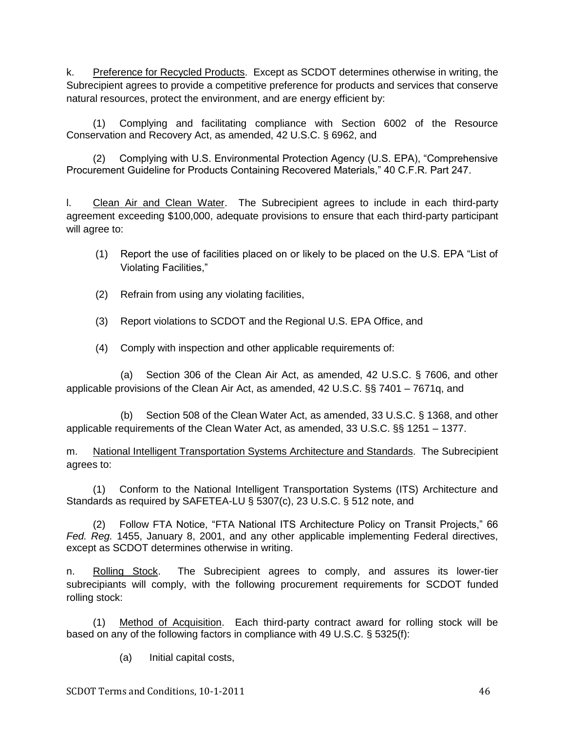k. Preference for Recycled Products. Except as SCDOT determines otherwise in writing, the Subrecipient agrees to provide a competitive preference for products and services that conserve natural resources, protect the environment, and are energy efficient by:

(1) Complying and facilitating compliance with Section 6002 of the Resource Conservation and Recovery Act, as amended, 42 U.S.C. § 6962, and

(2) Complying with U.S. Environmental Protection Agency (U.S. EPA), "Comprehensive Procurement Guideline for Products Containing Recovered Materials," 40 C.F.R. Part 247.

l. Clean Air and Clean Water. The Subrecipient agrees to include in each third-party agreement exceeding $100,000, adequate provisions to ensure that each third-party participant will agree to:

(1) Report the use of facilities placed on or likely to be placed on the U.S. EPA "List of Violating Facilities,"

(2) Refrain from using any violating facilities,

(3) Report violations to SCDOT and the Regional U.S. EPA Office, and

(4) Comply with inspection and other applicable requirements of:

(a) Section 306 of the Clean Air Act, as amended, 42 U.S.C. § 7606, and other applicable provisions of the Clean Air Act, as amended, 42 U.S.C. §§ 7401 – 7671q, and

(b) Section 508 of the Clean Water Act, as amended, 33 U.S.C. § 1368, and other applicable requirements of the Clean Water Act, as amended, 33 U.S.C. §§ 1251 – 1377.

m. National Intelligent Transportation Systems Architecture and Standards. The Subrecipient agrees to:

(1) Conform to the National Intelligent Transportation Systems (ITS) Architecture and Standards as required by SAFETEA-LU § 5307(c), 23 U.S.C. § 512 note, and

(2) Follow FTA Notice, "FTA National ITS Architecture Policy on Transit Projects," 66 *Fed. Reg.* 1455, January 8, 2001, and any other applicable implementing Federal directives, except as SCDOT determines otherwise in writing.

n. Rolling Stock. The Subrecipient agrees to comply, and assures its lower-tier subrecipiants will comply, with the following procurement requirements for SCDOT funded rolling stock:

(1) Method of Acquisition. Each third-party contract award for rolling stock will be based on any of the following factors in compliance with 49 U.S.C. § 5325(f):

(a) Initial capital costs,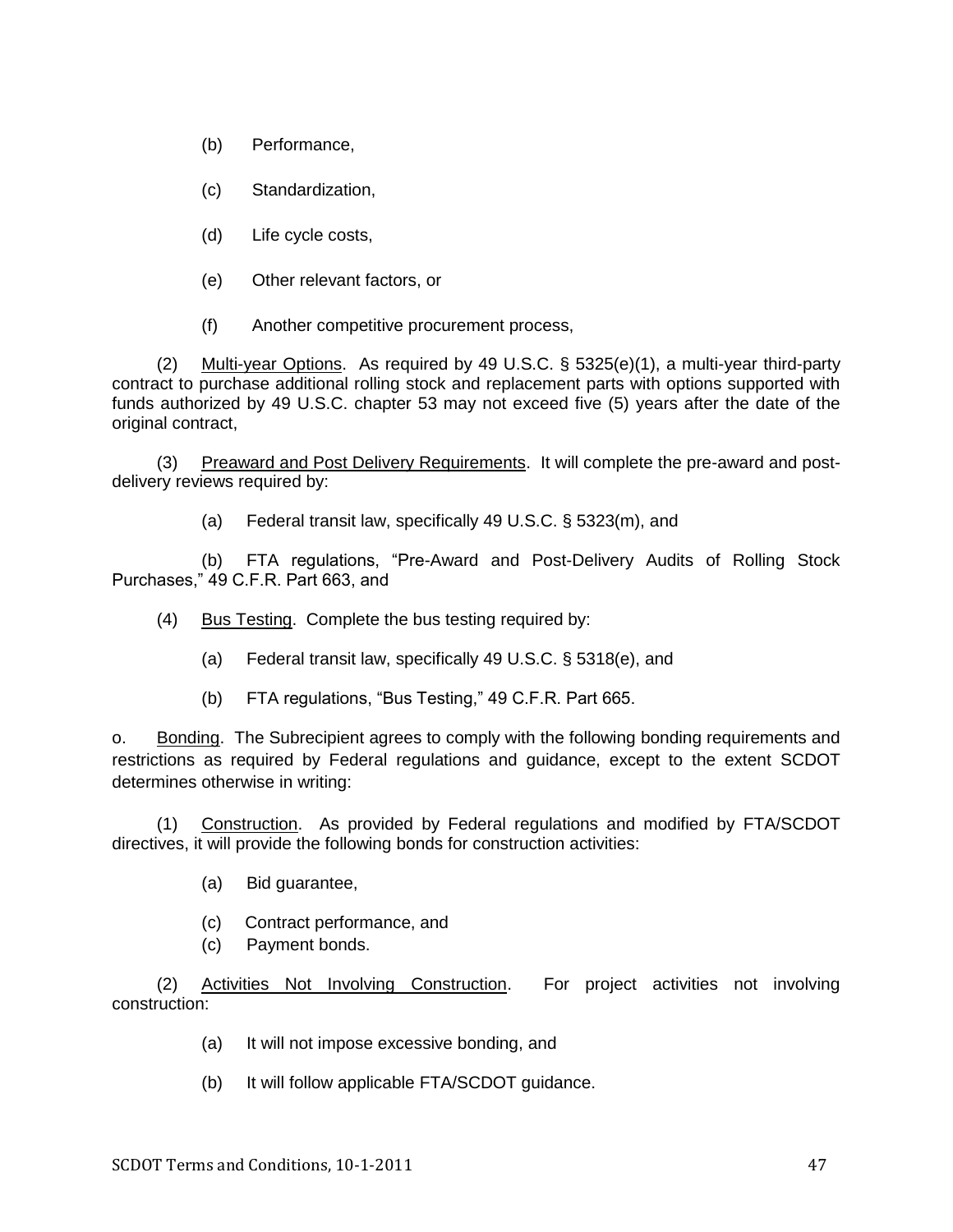(b) Performance,

(c) Standardization,

(d) Life cycle costs,

(e) Other relevant factors, or

(f) Another competitive procurement process,

(2) Multi-year Options. As required by 49 U.S.C. § 5325(e)(1), a multi-year third-party contract to purchase additional rolling stock and replacement parts with options supported with funds authorized by 49 U.S.C. chapter 53 may not exceed five (5) years after the date of the original contract,

(3) Preaward and Post Delivery Requirements. It will complete the pre-award and post-delivery reviews required by:

(a) Federal transit law, specifically 49 U.S.C. § 5323(m), and

(b) FTA regulations, "Pre-Award and Post-Delivery Audits of Rolling Stock Purchases," 49 C.F.R. Part 663, and

(4) Bus Testing. Complete the bus testing required by:

(a) Federal transit law, specifically 49 U.S.C. § 5318(e), and

(b) FTA regulations, "Bus Testing," 49 C.F.R. Part 665.

o. Bonding. The Subrecipient agrees to comply with the following bonding requirements and restrictions as required by Federal regulations and guidance, except to the extent SCDOT determines otherwise in writing:

(1) Construction. As provided by Federal regulations and modified by FTA/SCDOT directives, it will provide the following bonds for construction activities:

(a) Bid guarantee,

(c) Contract performance, and

(c) Payment bonds.

(2) Activities Not Involving Construction. For project activities not involving construction:

(a) It will not impose excessive bonding, and

(b) It will follow applicable FTA/SCDOT guidance.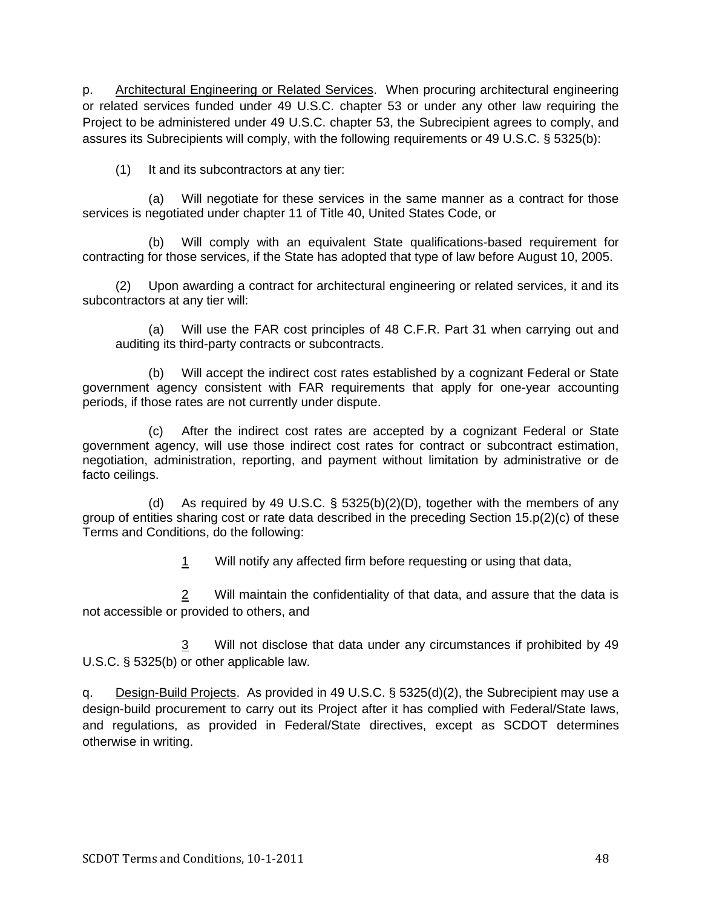p. <u>Architectural Engineering or Related Services</u>. When procuring architectural engineering or related services funded under 49 U.S.C. chapter 53 or under any other law requiring the Project to be administered under 49 U.S.C. chapter 53, the Subrecipient agrees to comply, and assures its Subrecipients will comply, with the following requirements or 49 U.S.C. § 5325(b):

(1) It and its subcontractors at any tier:

(a) Will negotiate for these services in the same manner as a contract for those services is negotiated under chapter 11 of Title 40, United States Code, or

(b) Will comply with an equivalent State qualifications-based requirement for contracting for those services, if the State has adopted that type of law before August 10, 2005.

(2) Upon awarding a contract for architectural engineering or related services, it and its subcontractors at any tier will:

(a) Will use the FAR cost principles of 48 C.F.R. Part 31 when carrying out and auditing its third-party contracts or subcontracts.

(b) Will accept the indirect cost rates established by a cognizant Federal or State government agency consistent with FAR requirements that apply for one-year accounting periods, if those rates are not currently under dispute.

(c) After the indirect cost rates are accepted by a cognizant Federal or State government agency, will use those indirect cost rates for contract or subcontract estimation, negotiation, administration, reporting, and payment without limitation by administrative or de facto ceilings.

(d) As required by 49 U.S.C. § 5325(b)(2)(D), together with the members of any group of entities sharing cost or rate data described in the preceding Section 15.p(2)(c) of these Terms and Conditions, do the following:

<u>1</u> Will notify any affected firm before requesting or using that data,

<u>2</u> Will maintain the confidentiality of that data, and assure that the data is not accessible or provided to others, and

<u>3</u> Will not disclose that data under any circumstances if prohibited by 49 U.S.C. § 5325(b) or other applicable law.

q. <u>Design-Build Projects</u>. As provided in 49 U.S.C. § 5325(d)(2), the Subrecipient may use a design-build procurement to carry out its Project after it has complied with Federal/State laws, and regulations, as provided in Federal/State directives, except as SCDOT determines otherwise in writing.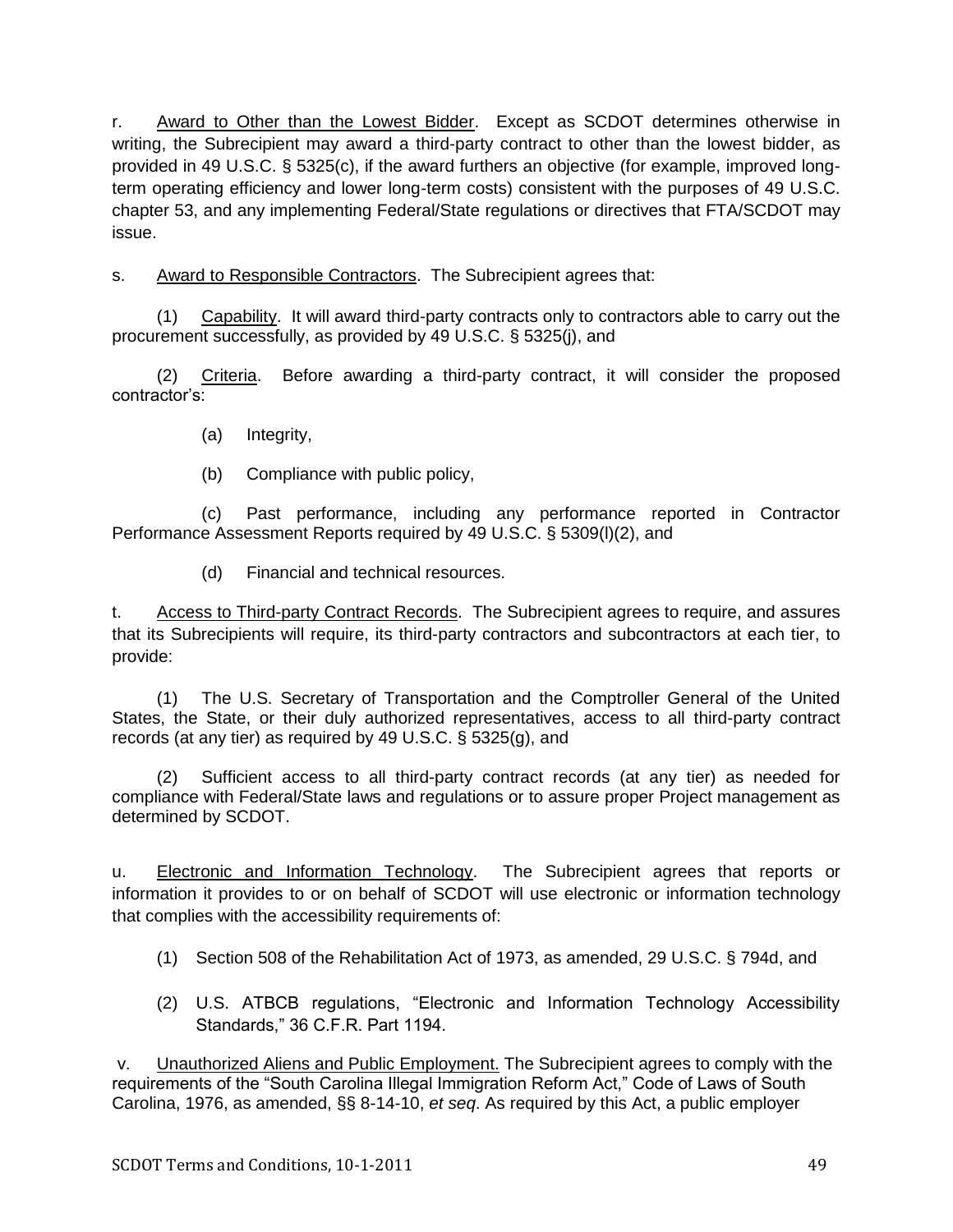r. Award to Other than the Lowest Bidder. Except as SCDOT determines otherwise in writing, the Subrecipient may award a third-party contract to other than the lowest bidder, as provided in 49 U.S.C. § 5325(c), if the award furthers an objective (for example, improved long-term operating efficiency and lower long-term costs) consistent with the purposes of 49 U.S.C. chapter 53, and any implementing Federal/State regulations or directives that FTA/SCDOT may issue.

s. Award to Responsible Contractors. The Subrecipient agrees that:

(1) Capability. It will award third-party contracts only to contractors able to carry out the procurement successfully, as provided by 49 U.S.C. § 5325(j), and

(2) Criteria. Before awarding a third-party contract, it will consider the proposed contractor's:

(a) Integrity,

(b) Compliance with public policy,

(c) Past performance, including any performance reported in Contractor Performance Assessment Reports required by 49 U.S.C. § 5309(l)(2), and

(d) Financial and technical resources.

t. Access to Third-party Contract Records. The Subrecipient agrees to require, and assures that its Subrecipients will require, its third-party contractors and subcontractors at each tier, to provide:

(1) The U.S. Secretary of Transportation and the Comptroller General of the United States, the State, or their duly authorized representatives, access to all third-party contract records (at any tier) as required by 49 U.S.C. § 5325(g), and

(2) Sufficient access to all third-party contract records (at any tier) as needed for compliance with Federal/State laws and regulations or to assure proper Project management as determined by SCDOT.

u. Electronic and Information Technology. The Subrecipient agrees that reports or information it provides to or on behalf of SCDOT will use electronic or information technology that complies with the accessibility requirements of:

(1) Section 508 of the Rehabilitation Act of 1973, as amended, 29 U.S.C. § 794d, and

(2) U.S. ATBCB regulations, "Electronic and Information Technology Accessibility Standards," 36 C.F.R. Part 1194.

v. Unauthorized Aliens and Public Employment. The Subrecipient agrees to comply with the requirements of the "South Carolina Illegal Immigration Reform Act," Code of Laws of South Carolina, 1976, as amended, §§ 8-14-10, *et seq*. As required by this Act, a public employer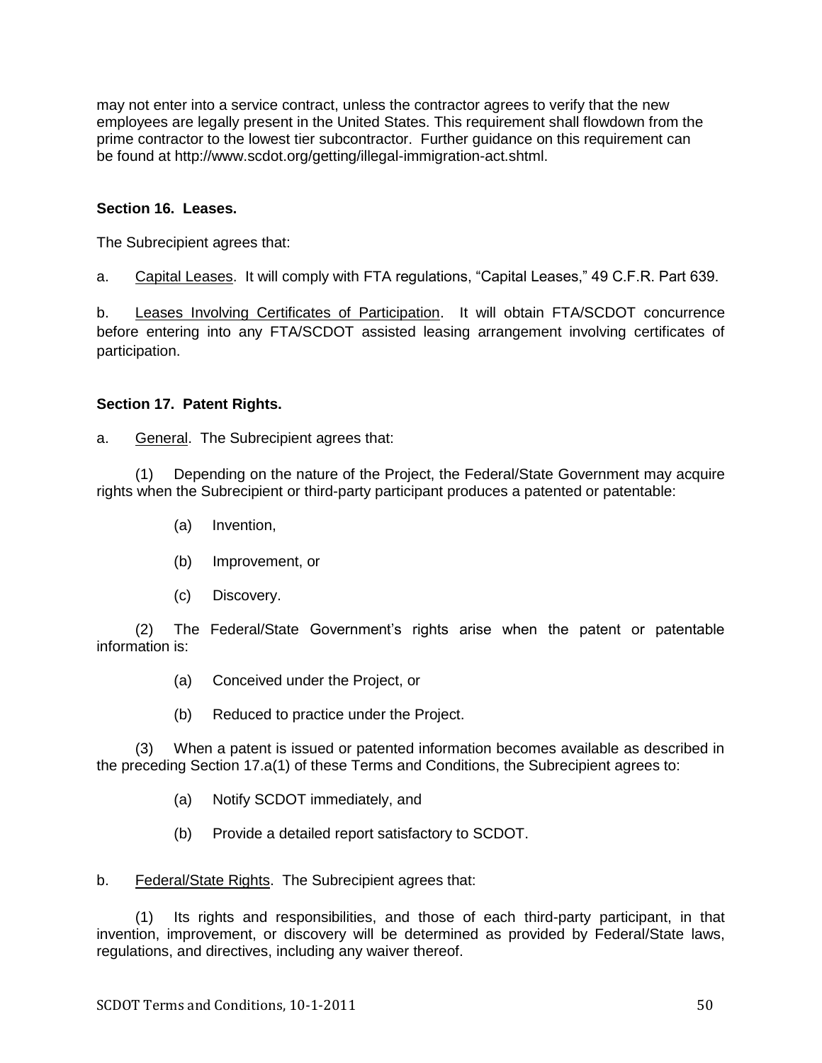may not enter into a service contract, unless the contractor agrees to verify that the new employees are legally present in the United States. This requirement shall flowdown from the prime contractor to the lowest tier subcontractor. Further guidance on this requirement can be found at http://www.scdot.org/getting/illegal-immigration-act.shtml.

**Section 16. Leases.**

The Subrecipient agrees that:

a. Capital Leases. It will comply with FTA regulations, "Capital Leases," 49 C.F.R. Part 639.

b. Leases Involving Certificates of Participation. It will obtain FTA/SCDOT concurrence before entering into any FTA/SCDOT assisted leasing arrangement involving certificates of participation.

**Section 17. Patent Rights.**

a. General. The Subrecipient agrees that:

(1) Depending on the nature of the Project, the Federal/State Government may acquire rights when the Subrecipient or third-party participant produces a patented or patentable:

(a) Invention,

(b) Improvement, or

(c) Discovery.

(2) The Federal/State Government's rights arise when the patent or patentable information is:

(a) Conceived under the Project, or

(b) Reduced to practice under the Project.

(3) When a patent is issued or patented information becomes available as described in the preceding Section 17.a(1) of these Terms and Conditions, the Subrecipient agrees to:

(a) Notify SCDOT immediately, and

(b) Provide a detailed report satisfactory to SCDOT.

b. Federal/State Rights. The Subrecipient agrees that:

(1) Its rights and responsibilities, and those of each third-party participant, in that invention, improvement, or discovery will be determined as provided by Federal/State laws, regulations, and directives, including any waiver thereof.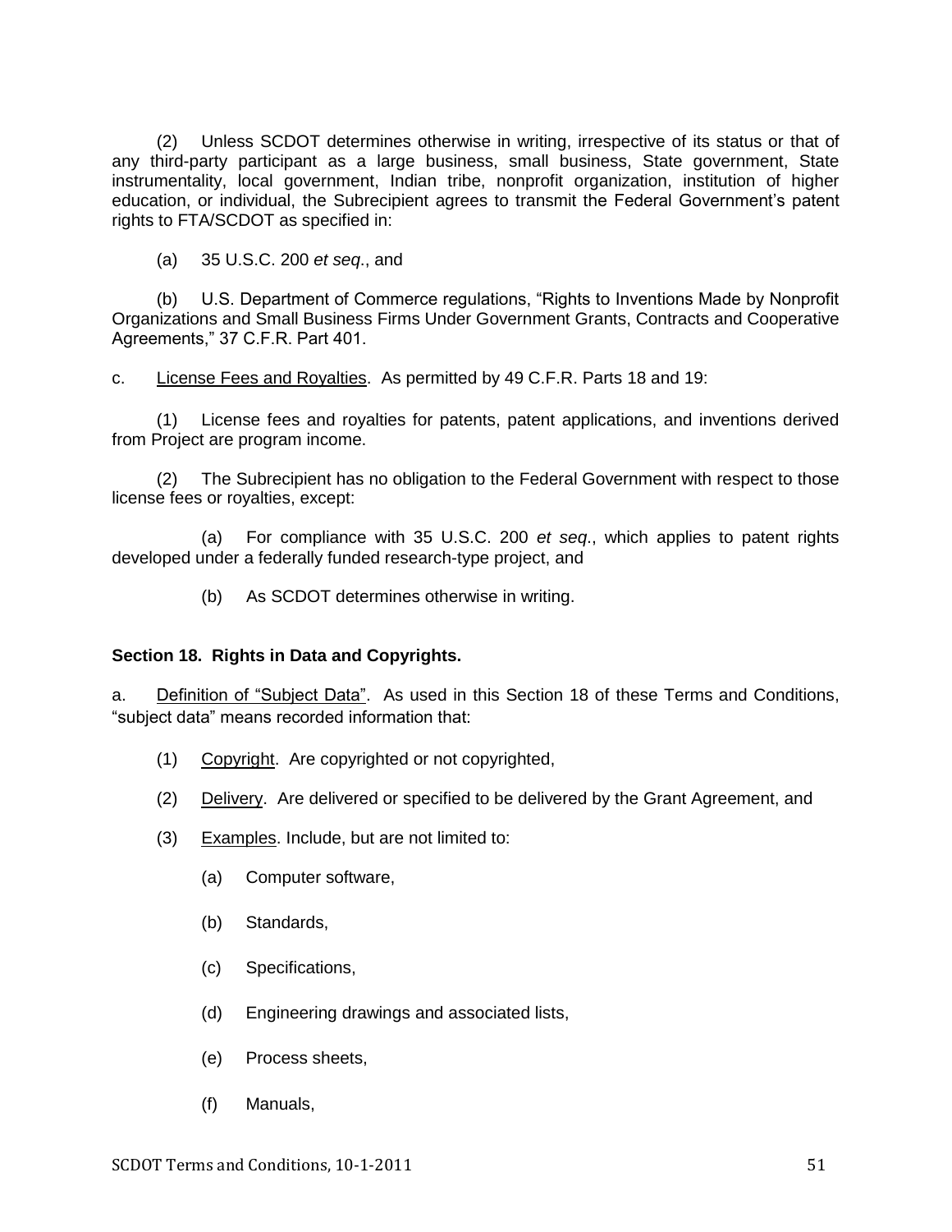(2) Unless SCDOT determines otherwise in writing, irrespective of its status or that of any third-party participant as a large business, small business, State government, State instrumentality, local government, Indian tribe, nonprofit organization, institution of higher education, or individual, the Subrecipient agrees to transmit the Federal Government's patent rights to FTA/SCDOT as specified in:

(a) 35 U.S.C. 200 *et seq*., and

(b) U.S. Department of Commerce regulations, "Rights to Inventions Made by Nonprofit Organizations and Small Business Firms Under Government Grants, Contracts and Cooperative Agreements," 37 C.F.R. Part 401.

c. License Fees and Royalties. As permitted by 49 C.F.R. Parts 18 and 19:

(1) License fees and royalties for patents, patent applications, and inventions derived from Project are program income.

(2) The Subrecipient has no obligation to the Federal Government with respect to those license fees or royalties, except:

(a) For compliance with 35 U.S.C. 200 *et seq*., which applies to patent rights developed under a federally funded research-type project, and

(b) As SCDOT determines otherwise in writing.

**Section 18. Rights in Data and Copyrights.**

a. Definition of "Subject Data". As used in this Section 18 of these Terms and Conditions, "subject data" means recorded information that:

(1) Copyright. Are copyrighted or not copyrighted,

(2) Delivery. Are delivered or specified to be delivered by the Grant Agreement, and

(3) Examples. Include, but are not limited to:

(a) Computer software,

(b) Standards,

(c) Specifications,

(d) Engineering drawings and associated lists,

(e) Process sheets,

(f) Manuals,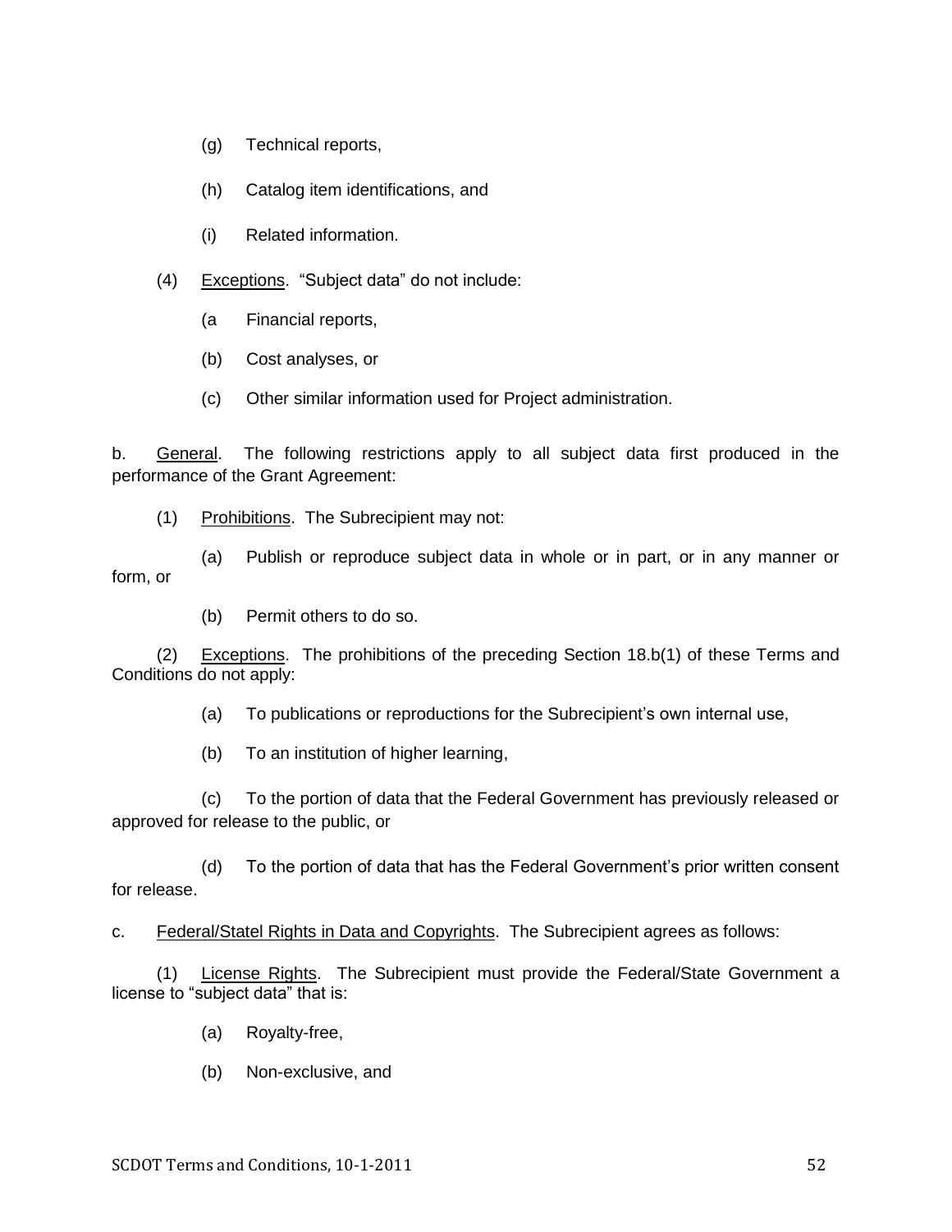(g) Technical reports,

(h) Catalog item identifications, and

(i) Related information.

(4) Exceptions. "Subject data" do not include:

(a Financial reports,

(b) Cost analyses, or

(c) Other similar information used for Project administration.

b. General. The following restrictions apply to all subject data first produced in the performance of the Grant Agreement:

(1) Prohibitions. The Subrecipient may not:

(a) Publish or reproduce subject data in whole or in part, or in any manner or form, or

(b) Permit others to do so.

(2) Exceptions. The prohibitions of the preceding Section 18.b(1) of these Terms and Conditions do not apply:

(a) To publications or reproductions for the Subrecipient's own internal use,

(b) To an institution of higher learning,

(c) To the portion of data that the Federal Government has previously released or approved for release to the public, or

(d) To the portion of data that has the Federal Government's prior written consent for release.

c. Federal/Statel Rights in Data and Copyrights. The Subrecipient agrees as follows:

(1) License Rights. The Subrecipient must provide the Federal/State Government a license to "subject data" that is:

(a) Royalty-free,

(b) Non-exclusive, and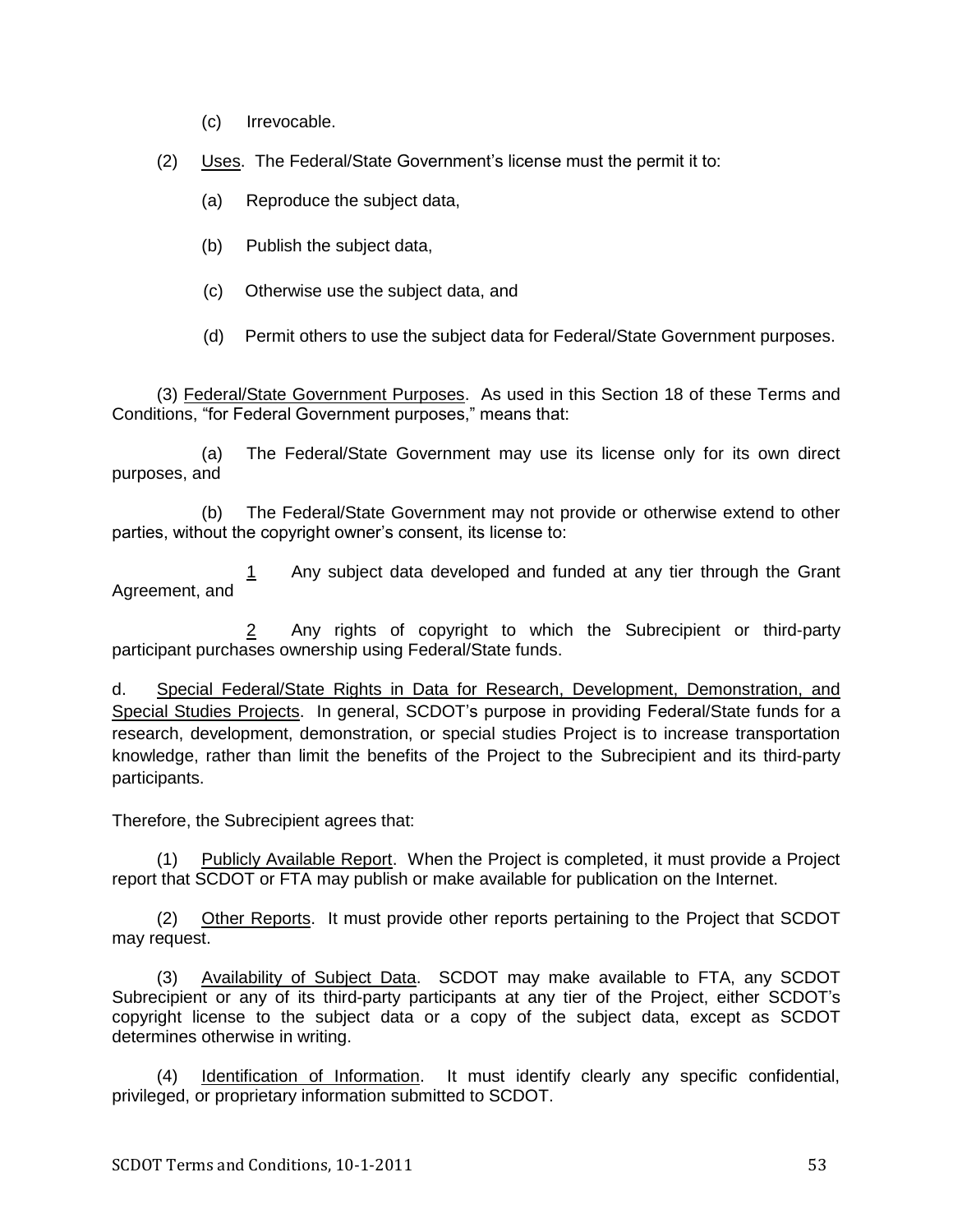(c) Irrevocable.

(2) Uses. The Federal/State Government's license must the permit it to:

(a) Reproduce the subject data,

(b) Publish the subject data,

(c) Otherwise use the subject data, and

(d) Permit others to use the subject data for Federal/State Government purposes.

(3) Federal/State Government Purposes. As used in this Section 18 of these Terms and Conditions, "for Federal Government purposes," means that:

(a) The Federal/State Government may use its license only for its own direct purposes, and

(b) The Federal/State Government may not provide or otherwise extend to other parties, without the copyright owner's consent, its license to:

1 Any subject data developed and funded at any tier through the Grant Agreement, and

2 Any rights of copyright to which the Subrecipient or third-party participant purchases ownership using Federal/State funds.

d. Special Federal/State Rights in Data for Research, Development, Demonstration, and Special Studies Projects. In general, SCDOT's purpose in providing Federal/State funds for a research, development, demonstration, or special studies Project is to increase transportation knowledge, rather than limit the benefits of the Project to the Subrecipient and its third-party participants.

Therefore, the Subrecipient agrees that:

(1) Publicly Available Report. When the Project is completed, it must provide a Project report that SCDOT or FTA may publish or make available for publication on the Internet.

(2) Other Reports. It must provide other reports pertaining to the Project that SCDOT may request.

(3) Availability of Subject Data. SCDOT may make available to FTA, any SCDOT Subrecipient or any of its third-party participants at any tier of the Project, either SCDOT's copyright license to the subject data or a copy of the subject data, except as SCDOT determines otherwise in writing.

(4) Identification of Information. It must identify clearly any specific confidential, privileged, or proprietary information submitted to SCDOT.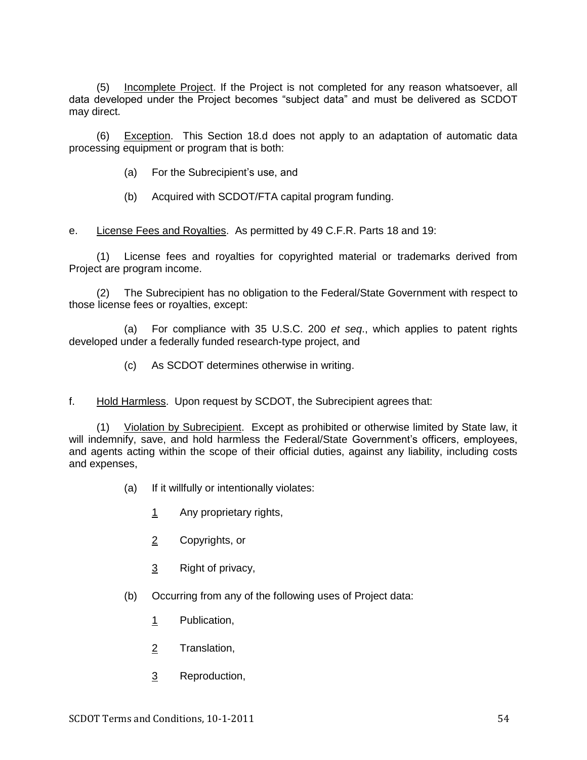(5) Incomplete Project. If the Project is not completed for any reason whatsoever, all data developed under the Project becomes "subject data" and must be delivered as SCDOT may direct.

(6) Exception. This Section 18.d does not apply to an adaptation of automatic data processing equipment or program that is both:

(a) For the Subrecipient's use, and

(b) Acquired with SCDOT/FTA capital program funding.

e. License Fees and Royalties. As permitted by 49 C.F.R. Parts 18 and 19:

(1) License fees and royalties for copyrighted material or trademarks derived from Project are program income.

(2) The Subrecipient has no obligation to the Federal/State Government with respect to those license fees or royalties, except:

(a) For compliance with 35 U.S.C. 200 *et seq.*, which applies to patent rights developed under a federally funded research-type project, and

(c) As SCDOT determines otherwise in writing.

f. Hold Harmless. Upon request by SCDOT, the Subrecipient agrees that:

(1) Violation by Subrecipient. Except as prohibited or otherwise limited by State law, it will indemnify, save, and hold harmless the Federal/State Government's officers, employees, and agents acting within the scope of their official duties, against any liability, including costs and expenses,

(a) If it willfully or intentionally violates:

1 Any proprietary rights,

2 Copyrights, or

3 Right of privacy,

(b) Occurring from any of the following uses of Project data:

1 Publication,

2 Translation,

3 Reproduction,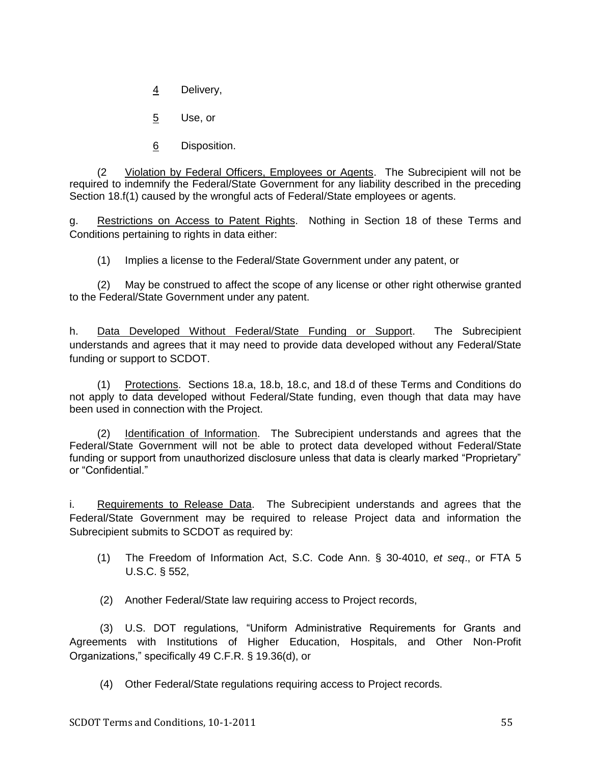4 Delivery,

5 Use, or

6 Disposition.

(2 Violation by Federal Officers, Employees or Agents. The Subrecipient will not be required to indemnify the Federal/State Government for any liability described in the preceding Section 18.f(1) caused by the wrongful acts of Federal/State employees or agents.

g. Restrictions on Access to Patent Rights. Nothing in Section 18 of these Terms and Conditions pertaining to rights in data either:

(1) Implies a license to the Federal/State Government under any patent, or

(2) May be construed to affect the scope of any license or other right otherwise granted to the Federal/State Government under any patent.

h. Data Developed Without Federal/State Funding or Support. The Subrecipient understands and agrees that it may need to provide data developed without any Federal/State funding or support to SCDOT.

(1) Protections. Sections 18.a, 18.b, 18.c, and 18.d of these Terms and Conditions do not apply to data developed without Federal/State funding, even though that data may have been used in connection with the Project.

(2) Identification of Information. The Subrecipient understands and agrees that the Federal/State Government will not be able to protect data developed without Federal/State funding or support from unauthorized disclosure unless that data is clearly marked "Proprietary" or "Confidential."

i. Requirements to Release Data. The Subrecipient understands and agrees that the Federal/State Government may be required to release Project data and information the Subrecipient submits to SCDOT as required by:

(1) The Freedom of Information Act, S.C. Code Ann. § 30-4010, *et seq*., or FTA 5 U.S.C. § 552,

(2) Another Federal/State law requiring access to Project records,

(3) U.S. DOT regulations, "Uniform Administrative Requirements for Grants and Agreements with Institutions of Higher Education, Hospitals, and Other Non-Profit Organizations," specifically 49 C.F.R. § 19.36(d), or

(4) Other Federal/State regulations requiring access to Project records.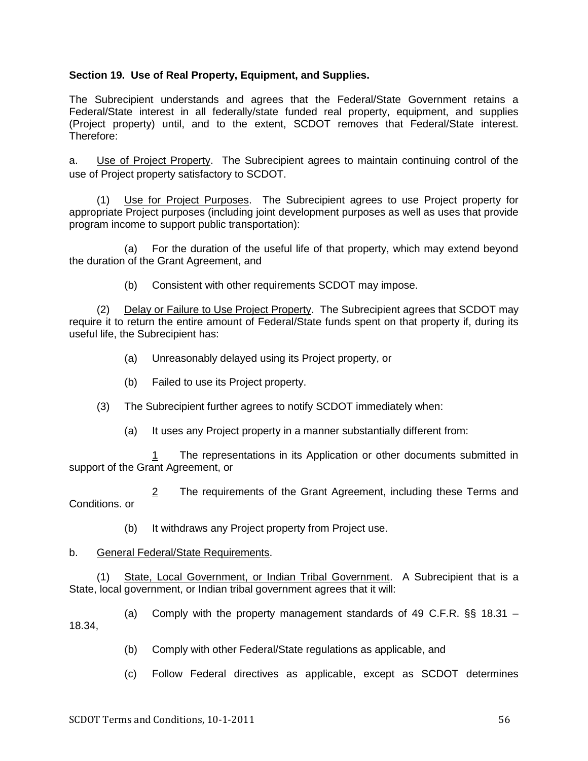**Section 19. Use of Real Property, Equipment, and Supplies.**

The Subrecipient understands and agrees that the Federal/State Government retains a Federal/State interest in all federally/state funded real property, equipment, and supplies (Project property) until, and to the extent, SCDOT removes that Federal/State interest. Therefore:

a. Use of Project Property. The Subrecipient agrees to maintain continuing control of the use of Project property satisfactory to SCDOT.

(1) Use for Project Purposes. The Subrecipient agrees to use Project property for appropriate Project purposes (including joint development purposes as well as uses that provide program income to support public transportation):

(a) For the duration of the useful life of that property, which may extend beyond the duration of the Grant Agreement, and

(b) Consistent with other requirements SCDOT may impose.

(2) Delay or Failure to Use Project Property. The Subrecipient agrees that SCDOT may require it to return the entire amount of Federal/State funds spent on that property if, during its useful life, the Subrecipient has:

(a) Unreasonably delayed using its Project property, or

(b) Failed to use its Project property.

(3) The Subrecipient further agrees to notify SCDOT immediately when:

(a) It uses any Project property in a manner substantially different from:

1 The representations in its Application or other documents submitted in support of the Grant Agreement, or

2 The requirements of the Grant Agreement, including these Terms and Conditions. or

(b) It withdraws any Project property from Project use.

b. General Federal/State Requirements.

(1) State, Local Government, or Indian Tribal Government. A Subrecipient that is a State, local government, or Indian tribal government agrees that it will:

(a) Comply with the property management standards of 49 C.F.R. §§ 18.31 – 18.34,

(b) Comply with other Federal/State regulations as applicable, and

(c) Follow Federal directives as applicable, except as SCDOT determines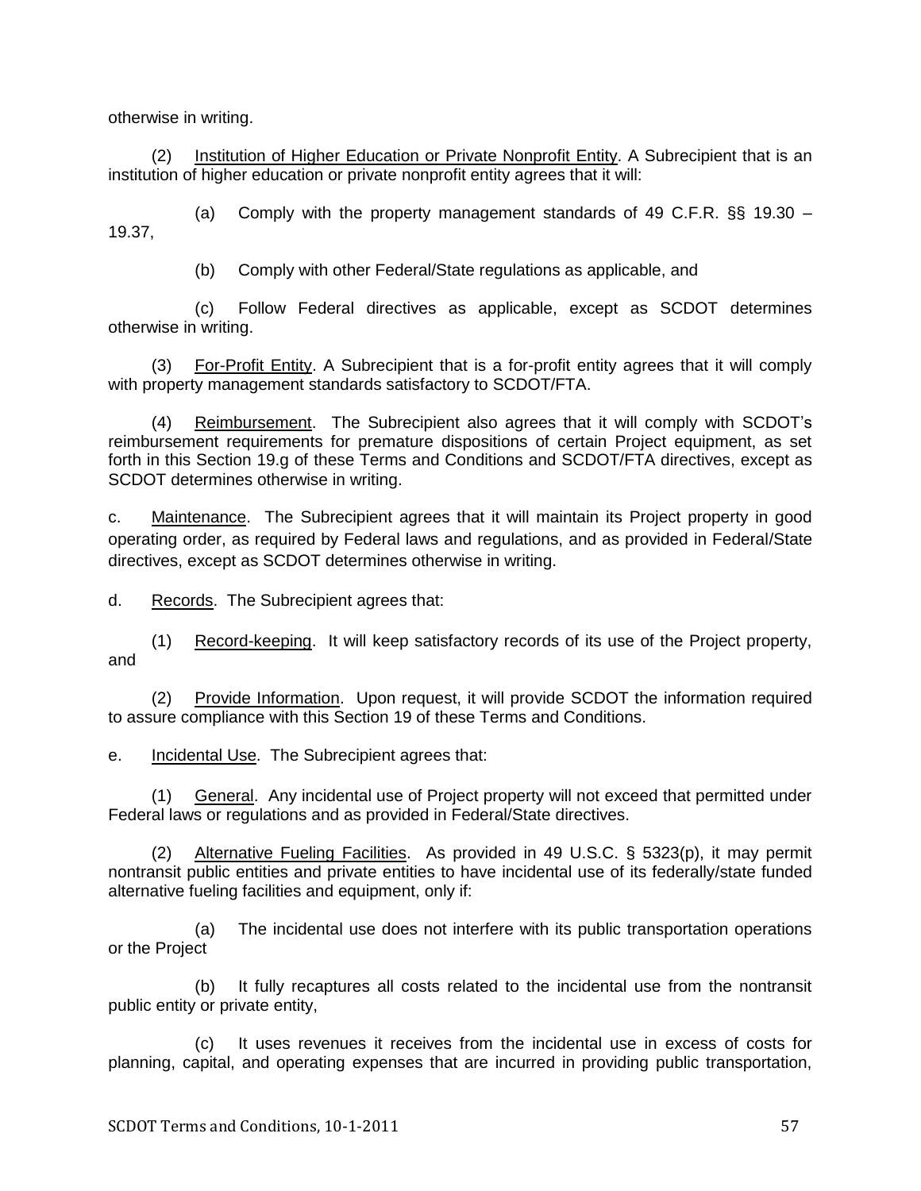otherwise in writing.

(2) Institution of Higher Education or Private Nonprofit Entity. A Subrecipient that is an institution of higher education or private nonprofit entity agrees that it will:

(a) Comply with the property management standards of 49 C.F.R. §§ 19.30 – 19.37,

(b) Comply with other Federal/State regulations as applicable, and

(c) Follow Federal directives as applicable, except as SCDOT determines otherwise in writing.

(3) For-Profit Entity. A Subrecipient that is a for-profit entity agrees that it will comply with property management standards satisfactory to SCDOT/FTA.

(4) Reimbursement. The Subrecipient also agrees that it will comply with SCDOT's reimbursement requirements for premature dispositions of certain Project equipment, as set forth in this Section 19.g of these Terms and Conditions and SCDOT/FTA directives, except as SCDOT determines otherwise in writing.

c. Maintenance. The Subrecipient agrees that it will maintain its Project property in good operating order, as required by Federal laws and regulations, and as provided in Federal/State directives, except as SCDOT determines otherwise in writing.

d. Records. The Subrecipient agrees that:

(1) Record-keeping. It will keep satisfactory records of its use of the Project property, and

(2) Provide Information. Upon request, it will provide SCDOT the information required to assure compliance with this Section 19 of these Terms and Conditions.

e. Incidental Use. The Subrecipient agrees that:

(1) General. Any incidental use of Project property will not exceed that permitted under Federal laws or regulations and as provided in Federal/State directives.

(2) Alternative Fueling Facilities. As provided in 49 U.S.C. § 5323(p), it may permit nontransit public entities and private entities to have incidental use of its federally/state funded alternative fueling facilities and equipment, only if:

(a) The incidental use does not interfere with its public transportation operations or the Project

(b) It fully recaptures all costs related to the incidental use from the nontransit public entity or private entity,

(c) It uses revenues it receives from the incidental use in excess of costs for planning, capital, and operating expenses that are incurred in providing public transportation,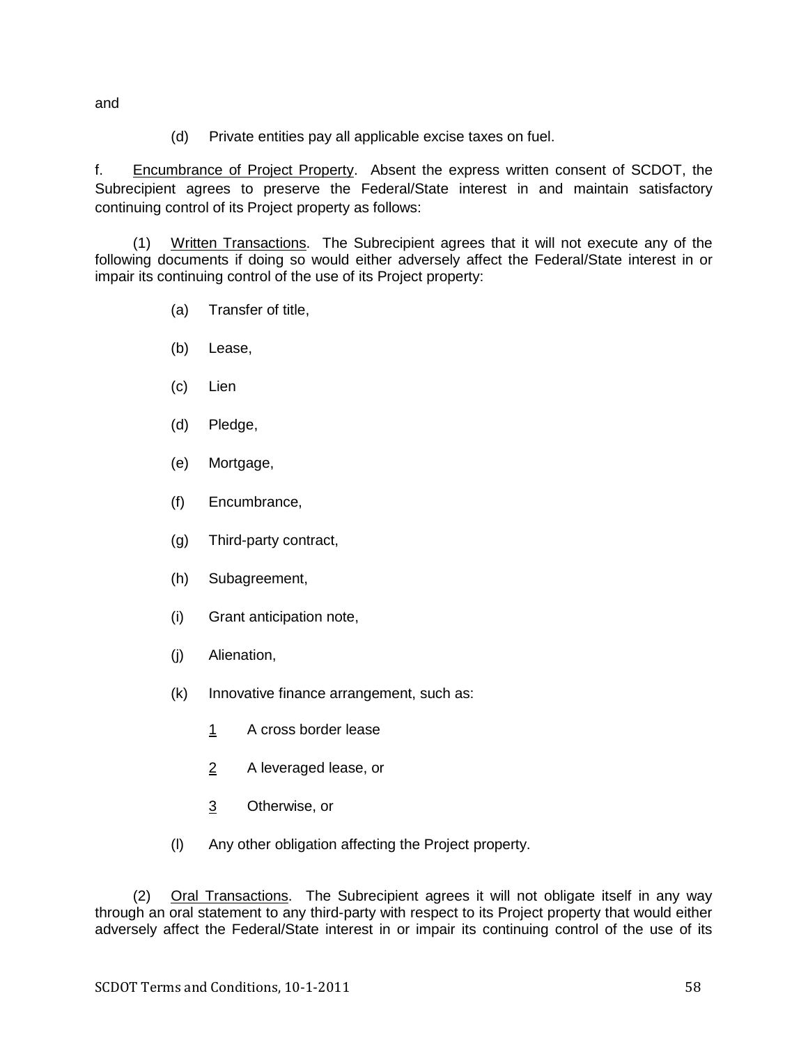and

(d) Private entities pay all applicable excise taxes on fuel.

f. Encumbrance of Project Property. Absent the express written consent of SCDOT, the Subrecipient agrees to preserve the Federal/State interest in and maintain satisfactory continuing control of its Project property as follows:

(1) Written Transactions. The Subrecipient agrees that it will not execute any of the following documents if doing so would either adversely affect the Federal/State interest in or impair its continuing control of the use of its Project property:

(a) Transfer of title,

(b) Lease,

(c) Lien

(d) Pledge,

(e) Mortgage,

(f) Encumbrance,

(g) Third-party contract,

(h) Subagreement,

(i) Grant anticipation note,

(j) Alienation,

(k) Innovative finance arrangement, such as:

1 A cross border lease

2 A leveraged lease, or

3 Otherwise, or

(l) Any other obligation affecting the Project property.

(2) Oral Transactions. The Subrecipient agrees it will not obligate itself in any way through an oral statement to any third-party with respect to its Project property that would either adversely affect the Federal/State interest in or impair its continuing control of the use of its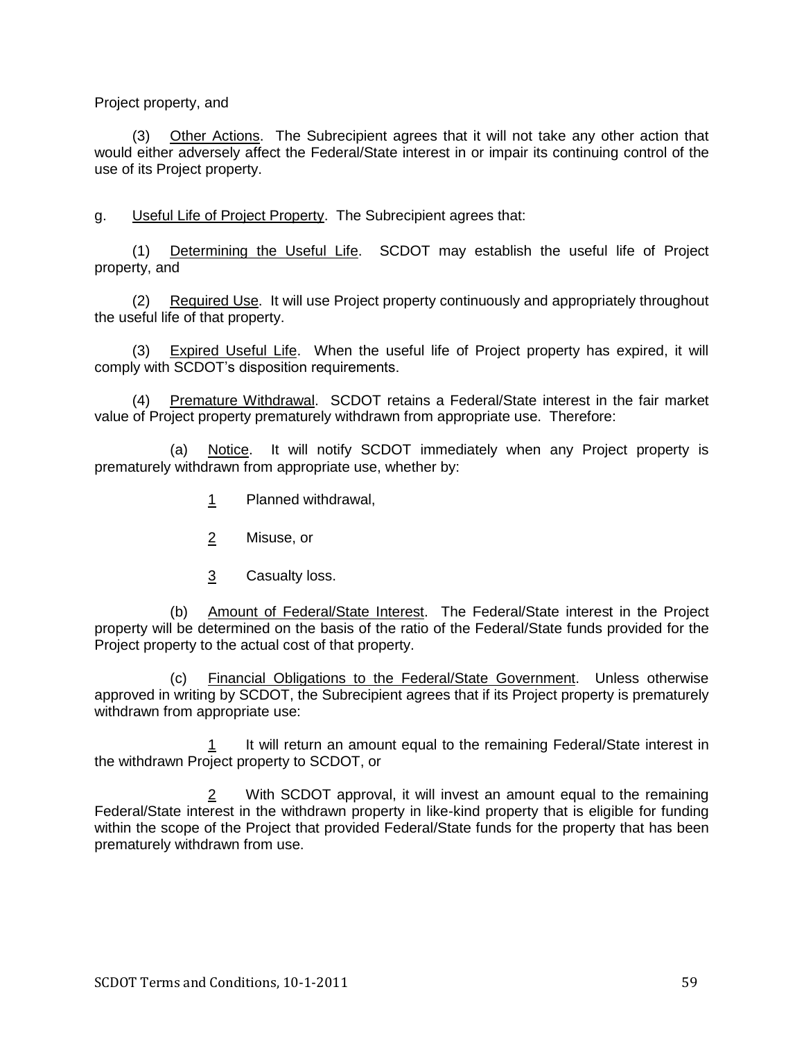Project property, and

(3) Other Actions. The Subrecipient agrees that it will not take any other action that would either adversely affect the Federal/State interest in or impair its continuing control of the use of its Project property.

g. Useful Life of Project Property. The Subrecipient agrees that:

(1) Determining the Useful Life. SCDOT may establish the useful life of Project property, and

(2) Required Use. It will use Project property continuously and appropriately throughout the useful life of that property.

(3) Expired Useful Life. When the useful life of Project property has expired, it will comply with SCDOT's disposition requirements.

(4) Premature Withdrawal. SCDOT retains a Federal/State interest in the fair market value of Project property prematurely withdrawn from appropriate use. Therefore:

(a) Notice. It will notify SCDOT immediately when any Project property is prematurely withdrawn from appropriate use, whether by:

1 Planned withdrawal,

2 Misuse, or

3 Casualty loss.

(b) Amount of Federal/State Interest. The Federal/State interest in the Project property will be determined on the basis of the ratio of the Federal/State funds provided for the Project property to the actual cost of that property.

(c) Financial Obligations to the Federal/State Government. Unless otherwise approved in writing by SCDOT, the Subrecipient agrees that if its Project property is prematurely withdrawn from appropriate use:

1 It will return an amount equal to the remaining Federal/State interest in the withdrawn Project property to SCDOT, or

2 With SCDOT approval, it will invest an amount equal to the remaining Federal/State interest in the withdrawn property in like-kind property that is eligible for funding within the scope of the Project that provided Federal/State funds for the property that has been prematurely withdrawn from use.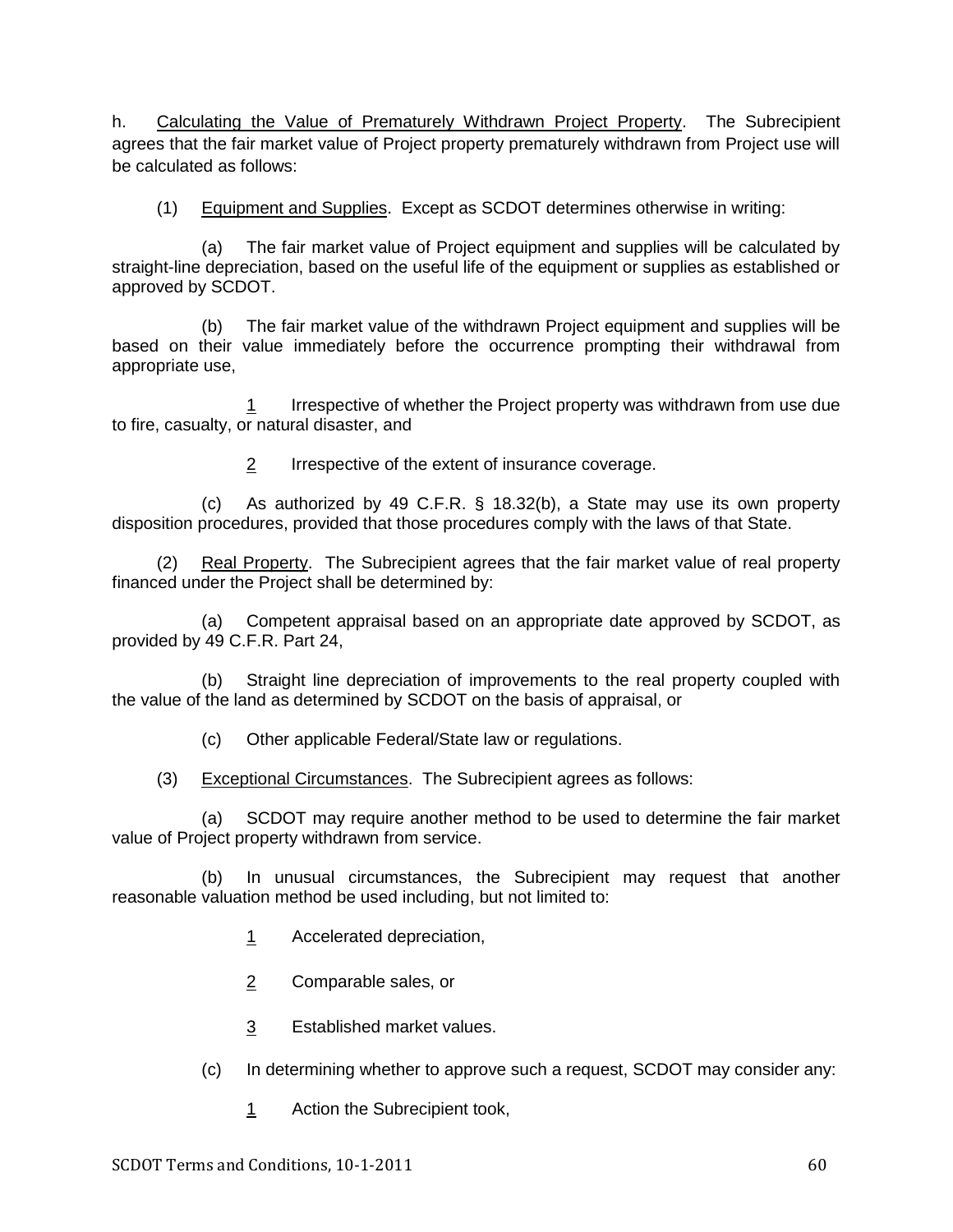h. Calculating the Value of Prematurely Withdrawn Project Property. The Subrecipient agrees that the fair market value of Project property prematurely withdrawn from Project use will be calculated as follows:

(1) Equipment and Supplies. Except as SCDOT determines otherwise in writing:

(a) The fair market value of Project equipment and supplies will be calculated by straight-line depreciation, based on the useful life of the equipment or supplies as established or approved by SCDOT.

(b) The fair market value of the withdrawn Project equipment and supplies will be based on their value immediately before the occurrence prompting their withdrawal from appropriate use,

1 Irrespective of whether the Project property was withdrawn from use due to fire, casualty, or natural disaster, and

2 Irrespective of the extent of insurance coverage.

(c) As authorized by 49 C.F.R. § 18.32(b), a State may use its own property disposition procedures, provided that those procedures comply with the laws of that State.

(2) Real Property. The Subrecipient agrees that the fair market value of real property financed under the Project shall be determined by:

(a) Competent appraisal based on an appropriate date approved by SCDOT, as provided by 49 C.F.R. Part 24,

(b) Straight line depreciation of improvements to the real property coupled with the value of the land as determined by SCDOT on the basis of appraisal, or

(c) Other applicable Federal/State law or regulations.

(3) Exceptional Circumstances. The Subrecipient agrees as follows:

(a) SCDOT may require another method to be used to determine the fair market value of Project property withdrawn from service.

(b) In unusual circumstances, the Subrecipient may request that another reasonable valuation method be used including, but not limited to:

1 Accelerated depreciation,

2 Comparable sales, or

3 Established market values.

(c) In determining whether to approve such a request, SCDOT may consider any:

1 Action the Subrecipient took,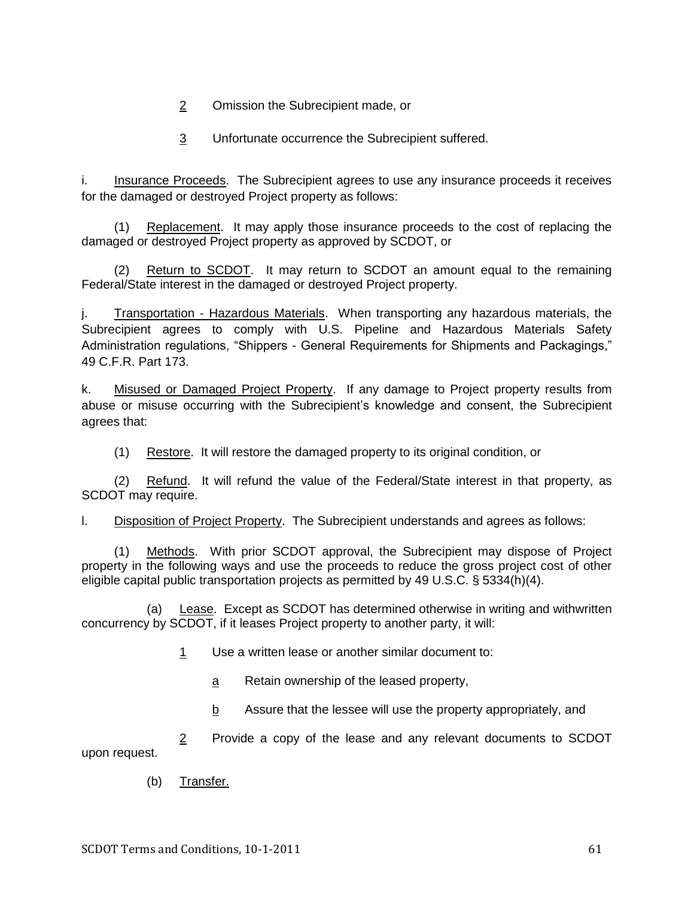2 Omission the Subrecipient made, or

3 Unfortunate occurrence the Subrecipient suffered.

i. Insurance Proceeds. The Subrecipient agrees to use any insurance proceeds it receives for the damaged or destroyed Project property as follows:

(1) Replacement. It may apply those insurance proceeds to the cost of replacing the damaged or destroyed Project property as approved by SCDOT, or

(2) Return to SCDOT. It may return to SCDOT an amount equal to the remaining Federal/State interest in the damaged or destroyed Project property.

j. Transportation - Hazardous Materials. When transporting any hazardous materials, the Subrecipient agrees to comply with U.S. Pipeline and Hazardous Materials Safety Administration regulations, "Shippers - General Requirements for Shipments and Packagings," 49 C.F.R. Part 173.

k. Misused or Damaged Project Property. If any damage to Project property results from abuse or misuse occurring with the Subrecipient's knowledge and consent, the Subrecipient agrees that:

(1) Restore. It will restore the damaged property to its original condition, or

(2) Refund. It will refund the value of the Federal/State interest in that property, as SCDOT may require.

l. Disposition of Project Property. The Subrecipient understands and agrees as follows:

(1) Methods. With prior SCDOT approval, the Subrecipient may dispose of Project property in the following ways and use the proceeds to reduce the gross project cost of other eligible capital public transportation projects as permitted by 49 U.S.C. § 5334(h)(4).

(a) Lease. Except as SCDOT has determined otherwise in writing and withwritten concurrency by SCDOT, if it leases Project property to another party, it will:

1 Use a written lease or another similar document to:

a Retain ownership of the leased property,

b Assure that the lessee will use the property appropriately, and

2 Provide a copy of the lease and any relevant documents to SCDOT upon request.

(b) Transfer.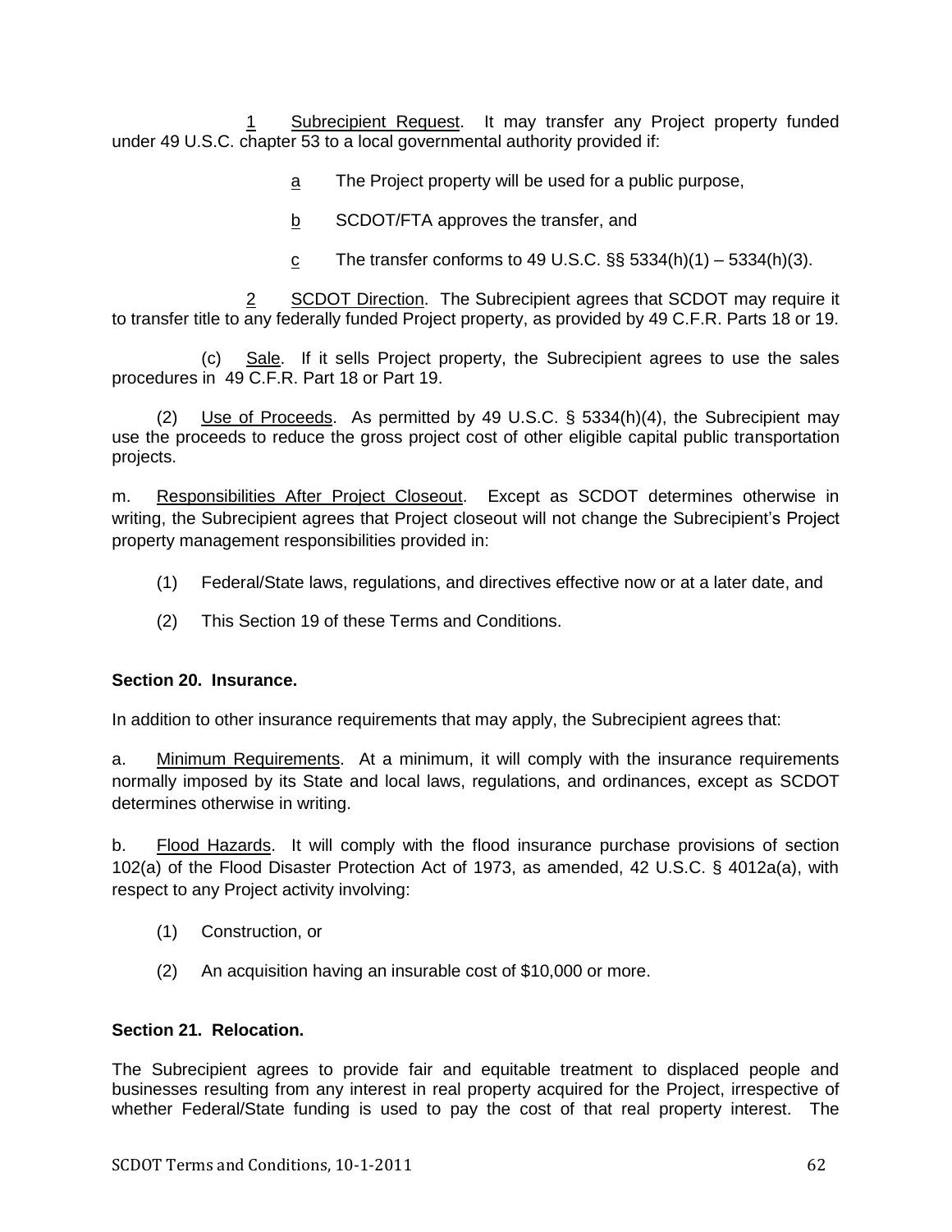1 Subrecipient Request. It may transfer any Project property funded under 49 U.S.C. chapter 53 to a local governmental authority provided if:

a The Project property will be used for a public purpose,

b SCDOT/FTA approves the transfer, and

c The transfer conforms to 49 U.S.C. §§ 5334(h)(1) – 5334(h)(3).

2 SCDOT Direction. The Subrecipient agrees that SCDOT may require it to transfer title to any federally funded Project property, as provided by 49 C.F.R. Parts 18 or 19.

(c) Sale. If it sells Project property, the Subrecipient agrees to use the sales procedures in 49 C.F.R. Part 18 or Part 19.

(2) Use of Proceeds. As permitted by 49 U.S.C. § 5334(h)(4), the Subrecipient may use the proceeds to reduce the gross project cost of other eligible capital public transportation projects.

m. Responsibilities After Project Closeout. Except as SCDOT determines otherwise in writing, the Subrecipient agrees that Project closeout will not change the Subrecipient's Project property management responsibilities provided in:

(1) Federal/State laws, regulations, and directives effective now or at a later date, and

(2) This Section 19 of these Terms and Conditions.

**Section 20. Insurance.**

In addition to other insurance requirements that may apply, the Subrecipient agrees that:

a. Minimum Requirements. At a minimum, it will comply with the insurance requirements normally imposed by its State and local laws, regulations, and ordinances, except as SCDOT determines otherwise in writing.

b. Flood Hazards. It will comply with the flood insurance purchase provisions of section 102(a) of the Flood Disaster Protection Act of 1973, as amended, 42 U.S.C. § 4012a(a), with respect to any Project activity involving:

(1) Construction, or

(2) An acquisition having an insurable cost of $10,000 or more.

**Section 21. Relocation.**

The Subrecipient agrees to provide fair and equitable treatment to displaced people and businesses resulting from any interest in real property acquired for the Project, irrespective of whether Federal/State funding is used to pay the cost of that real property interest. The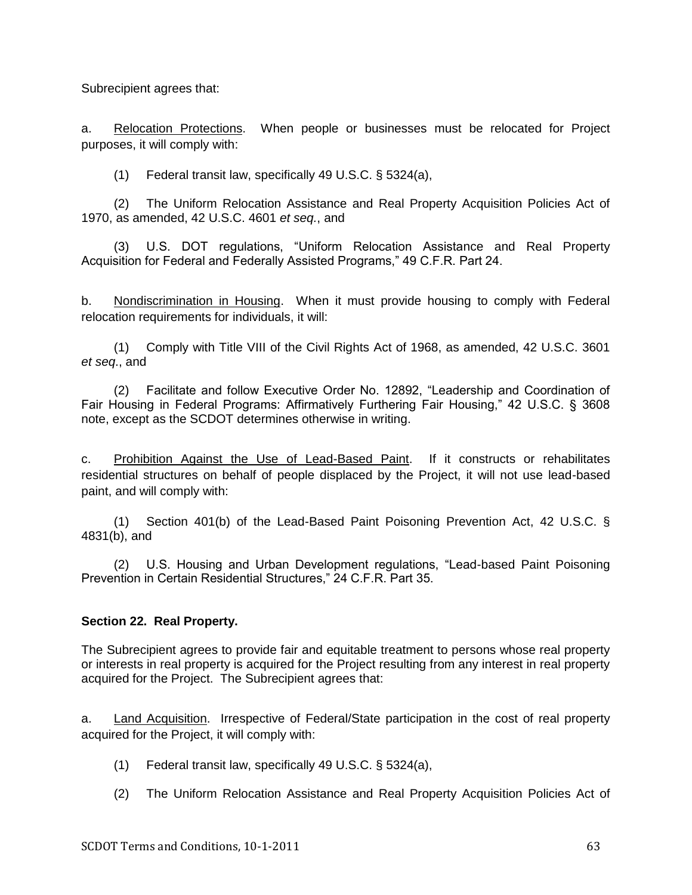Subrecipient agrees that:

a. Relocation Protections. When people or businesses must be relocated for Project purposes, it will comply with:

(1) Federal transit law, specifically 49 U.S.C. § 5324(a),

(2) The Uniform Relocation Assistance and Real Property Acquisition Policies Act of 1970, as amended, 42 U.S.C. 4601 *et seq.*, and

(3) U.S. DOT regulations, "Uniform Relocation Assistance and Real Property Acquisition for Federal and Federally Assisted Programs," 49 C.F.R. Part 24.

b. Nondiscrimination in Housing. When it must provide housing to comply with Federal relocation requirements for individuals, it will:

(1) Comply with Title VIII of the Civil Rights Act of 1968, as amended, 42 U.S.C. 3601 *et seq.*, and

(2) Facilitate and follow Executive Order No. 12892, "Leadership and Coordination of Fair Housing in Federal Programs: Affirmatively Furthering Fair Housing," 42 U.S.C. § 3608 note, except as the SCDOT determines otherwise in writing.

c. Prohibition Against the Use of Lead-Based Paint. If it constructs or rehabilitates residential structures on behalf of people displaced by the Project, it will not use lead-based paint, and will comply with:

(1) Section 401(b) of the Lead-Based Paint Poisoning Prevention Act, 42 U.S.C. § 4831(b), and

(2) U.S. Housing and Urban Development regulations, "Lead-based Paint Poisoning Prevention in Certain Residential Structures," 24 C.F.R. Part 35.

**Section 22. Real Property.**

The Subrecipient agrees to provide fair and equitable treatment to persons whose real property or interests in real property is acquired for the Project resulting from any interest in real property acquired for the Project. The Subrecipient agrees that:

a. Land Acquisition. Irrespective of Federal/State participation in the cost of real property acquired for the Project, it will comply with:

(1) Federal transit law, specifically 49 U.S.C. § 5324(a),

(2) The Uniform Relocation Assistance and Real Property Acquisition Policies Act of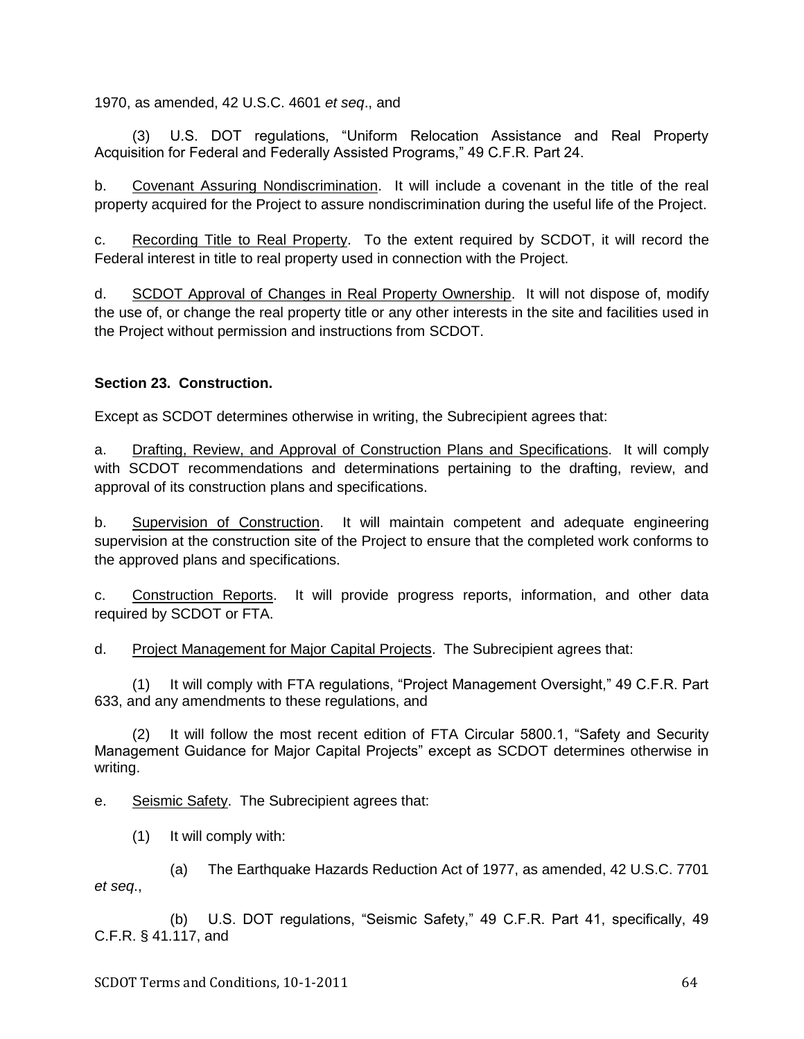1970, as amended, 42 U.S.C. 4601 *et seq*., and

(3) U.S. DOT regulations, “Uniform Relocation Assistance and Real Property Acquisition for Federal and Federally Assisted Programs,” 49 C.F.R. Part 24.

b. Covenant Assuring Nondiscrimination. It will include a covenant in the title of the real property acquired for the Project to assure nondiscrimination during the useful life of the Project.

c. Recording Title to Real Property. To the extent required by SCDOT, it will record the Federal interest in title to real property used in connection with the Project.

d. SCDOT Approval of Changes in Real Property Ownership. It will not dispose of, modify the use of, or change the real property title or any other interests in the site and facilities used in the Project without permission and instructions from SCDOT.

**Section 23. Construction.**

Except as SCDOT determines otherwise in writing, the Subrecipient agrees that:

a. Drafting, Review, and Approval of Construction Plans and Specifications. It will comply with SCDOT recommendations and determinations pertaining to the drafting, review, and approval of its construction plans and specifications.

b. Supervision of Construction. It will maintain competent and adequate engineering supervision at the construction site of the Project to ensure that the completed work conforms to the approved plans and specifications.

c. Construction Reports. It will provide progress reports, information, and other data required by SCDOT or FTA.

d. Project Management for Major Capital Projects. The Subrecipient agrees that:

(1) It will comply with FTA regulations, “Project Management Oversight,” 49 C.F.R. Part 633, and any amendments to these regulations, and

(2) It will follow the most recent edition of FTA Circular 5800.1, “Safety and Security Management Guidance for Major Capital Projects” except as SCDOT determines otherwise in writing.

e. Seismic Safety. The Subrecipient agrees that:

(1) It will comply with:

(a) The Earthquake Hazards Reduction Act of 1977, as amended, 42 U.S.C. 7701 *et seq*.,

(b) U.S. DOT regulations, “Seismic Safety,” 49 C.F.R. Part 41, specifically, 49 C.F.R. § 41.117, and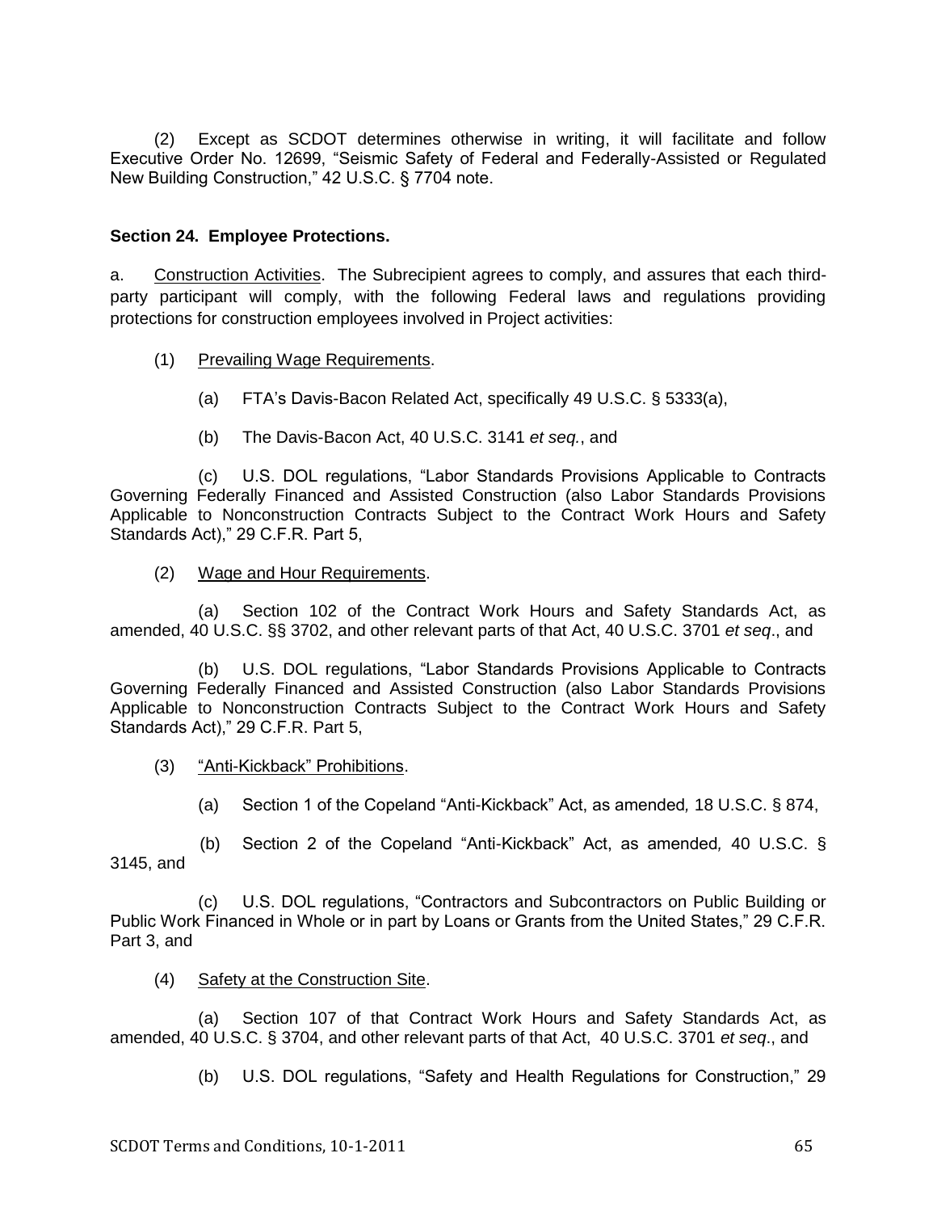(2) Except as SCDOT determines otherwise in writing, it will facilitate and follow Executive Order No. 12699, "Seismic Safety of Federal and Federally-Assisted or Regulated New Building Construction," 42 U.S.C. § 7704 note.

**Section 24. Employee Protections.**

a. Construction Activities. The Subrecipient agrees to comply, and assures that each third-party participant will comply, with the following Federal laws and regulations providing protections for construction employees involved in Project activities:

(1) Prevailing Wage Requirements.

(a) FTA's Davis-Bacon Related Act, specifically 49 U.S.C. § 5333(a),

(b) The Davis-Bacon Act, 40 U.S.C. 3141 *et seq.*, and

(c) U.S. DOL regulations, "Labor Standards Provisions Applicable to Contracts Governing Federally Financed and Assisted Construction (also Labor Standards Provisions Applicable to Nonconstruction Contracts Subject to the Contract Work Hours and Safety Standards Act)," 29 C.F.R. Part 5,

(2) Wage and Hour Requirements.

(a) Section 102 of the Contract Work Hours and Safety Standards Act, as amended, 40 U.S.C. §§ 3702, and other relevant parts of that Act, 40 U.S.C. 3701 *et seq*., and

(b) U.S. DOL regulations, "Labor Standards Provisions Applicable to Contracts Governing Federally Financed and Assisted Construction (also Labor Standards Provisions Applicable to Nonconstruction Contracts Subject to the Contract Work Hours and Safety Standards Act)," 29 C.F.R. Part 5,

(3) "Anti-Kickback" Prohibitions.

(a) Section 1 of the Copeland "Anti-Kickback" Act, as amended*,* 18 U.S.C. § 874,

(b) Section 2 of the Copeland "Anti-Kickback" Act, as amended*,* 40 U.S.C. § 3145, and

(c) U.S. DOL regulations, "Contractors and Subcontractors on Public Building or Public Work Financed in Whole or in part by Loans or Grants from the United States," 29 C.F.R. Part 3, and

(4) Safety at the Construction Site.

(a) Section 107 of that Contract Work Hours and Safety Standards Act, as amended, 40 U.S.C. § 3704, and other relevant parts of that Act, 40 U.S.C. 3701 *et seq*., and

(b) U.S. DOL regulations, "Safety and Health Regulations for Construction," 29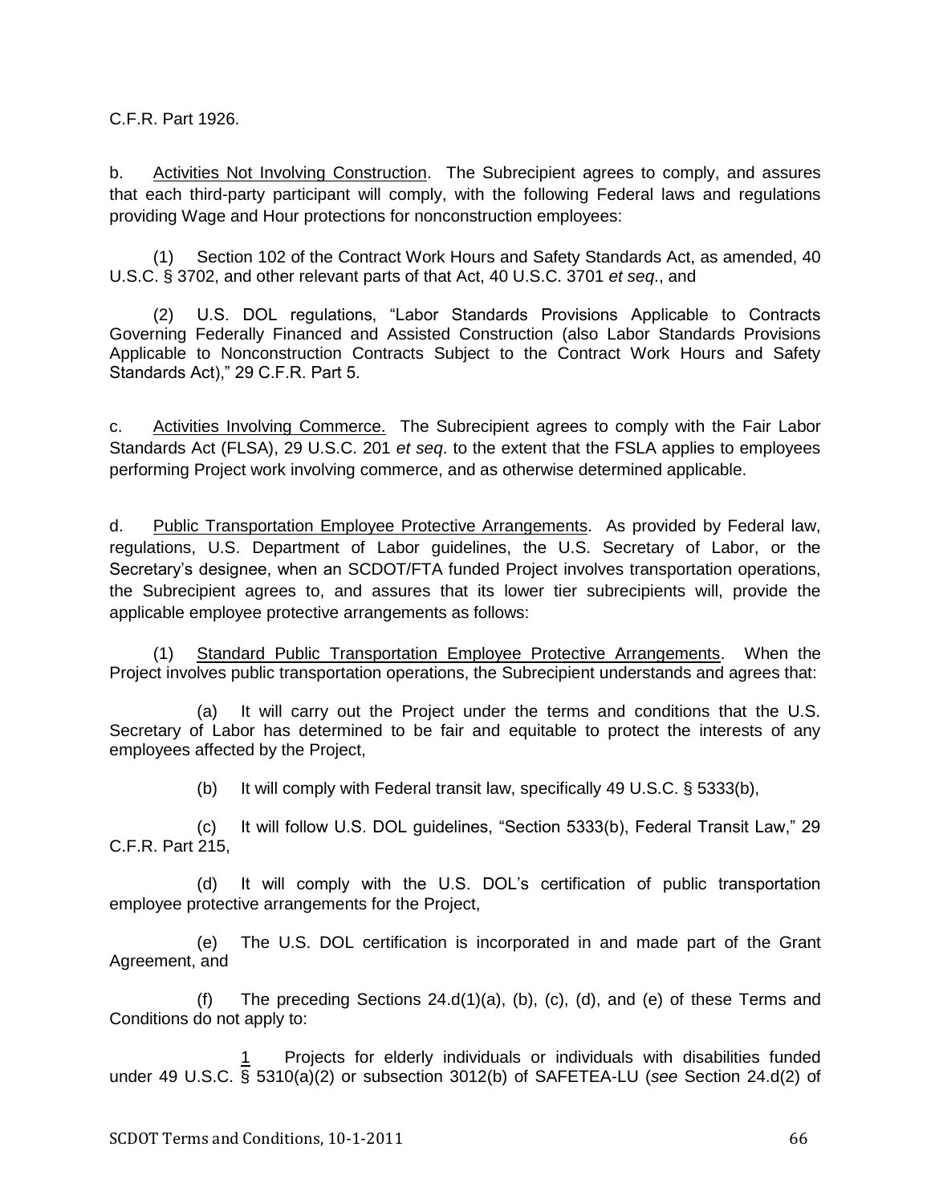C.F.R. Part 1926.

b. Activities Not Involving Construction. The Subrecipient agrees to comply, and assures that each third-party participant will comply, with the following Federal laws and regulations providing Wage and Hour protections for nonconstruction employees:

(1) Section 102 of the Contract Work Hours and Safety Standards Act, as amended, 40 U.S.C. § 3702, and other relevant parts of that Act, 40 U.S.C. 3701 *et seq*., and

(2) U.S. DOL regulations, "Labor Standards Provisions Applicable to Contracts Governing Federally Financed and Assisted Construction (also Labor Standards Provisions Applicable to Nonconstruction Contracts Subject to the Contract Work Hours and Safety Standards Act)," 29 C.F.R. Part 5.

c. Activities Involving Commerce. The Subrecipient agrees to comply with the Fair Labor Standards Act (FLSA), 29 U.S.C. 201 *et seq*. to the extent that the FSLA applies to employees performing Project work involving commerce, and as otherwise determined applicable.

d. Public Transportation Employee Protective Arrangements. As provided by Federal law, regulations, U.S. Department of Labor guidelines, the U.S. Secretary of Labor, or the Secretary's designee, when an SCDOT/FTA funded Project involves transportation operations, the Subrecipient agrees to, and assures that its lower tier subrecipients will, provide the applicable employee protective arrangements as follows:

(1) Standard Public Transportation Employee Protective Arrangements. When the Project involves public transportation operations, the Subrecipient understands and agrees that:

(a) It will carry out the Project under the terms and conditions that the U.S. Secretary of Labor has determined to be fair and equitable to protect the interests of any employees affected by the Project,

(b) It will comply with Federal transit law, specifically 49 U.S.C. § 5333(b),

(c) It will follow U.S. DOL guidelines, "Section 5333(b), Federal Transit Law," 29 C.F.R. Part 215,

(d) It will comply with the U.S. DOL's certification of public transportation employee protective arrangements for the Project,

(e) The U.S. DOL certification is incorporated in and made part of the Grant Agreement, and

(f) The preceding Sections 24.d(1)(a), (b), (c), (d), and (e) of these Terms and Conditions do not apply to:

1 Projects for elderly individuals or individuals with disabilities funded under 49 U.S.C. § 5310(a)(2) or subsection 3012(b) of SAFETEA-LU (*see* Section 24.d(2) of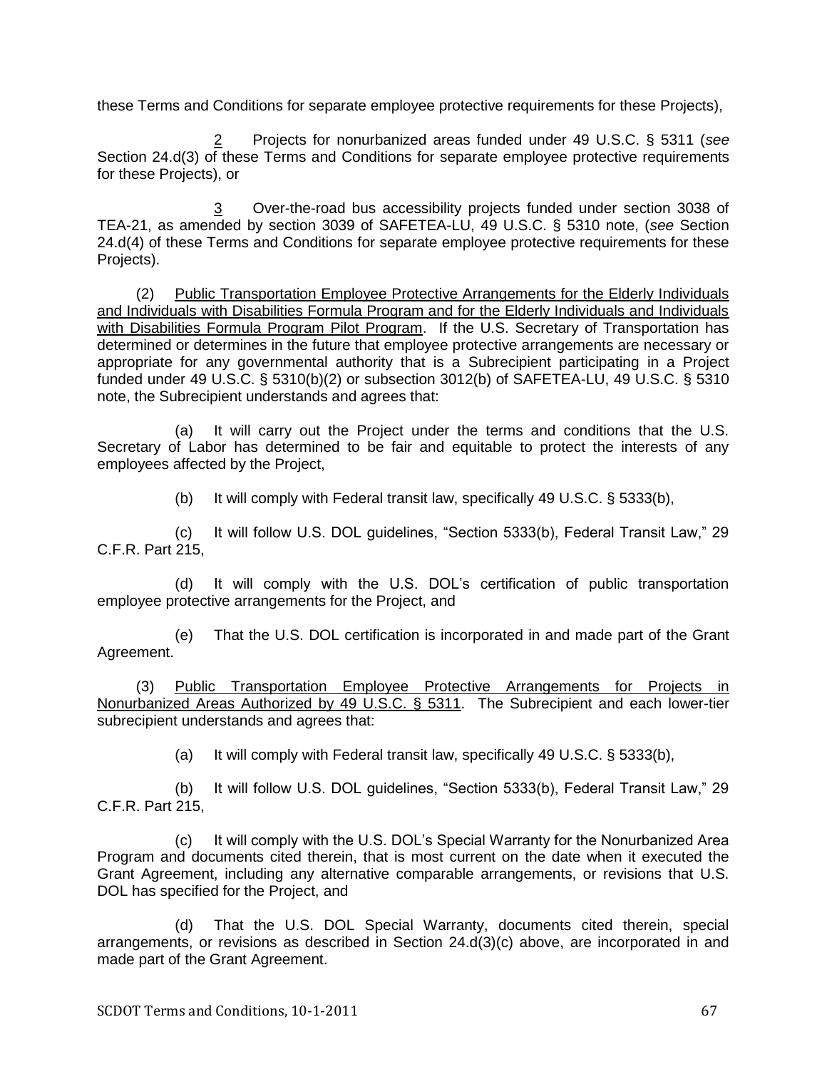these Terms and Conditions for separate employee protective requirements for these Projects),

<u>2</u> Projects for nonurbanized areas funded under 49 U.S.C. § 5311 (*see* Section 24.d(3) of these Terms and Conditions for separate employee protective requirements for these Projects), or

<u>3</u> Over-the-road bus accessibility projects funded under section 3038 of TEA-21, as amended by section 3039 of SAFETEA-LU, 49 U.S.C. § 5310 note, (*see* Section 24.d(4) of these Terms and Conditions for separate employee protective requirements for these Projects).

(2) <u>Public Transportation Employee Protective Arrangements for the Elderly Individuals and Individuals with Disabilities Formula Program and for the Elderly Individuals and Individuals with Disabilities Formula Program Pilot Program</u>. If the U.S. Secretary of Transportation has determined or determines in the future that employee protective arrangements are necessary or appropriate for any governmental authority that is a Subrecipient participating in a Project funded under 49 U.S.C. § 5310(b)(2) or subsection 3012(b) of SAFETEA-LU, 49 U.S.C. § 5310 note, the Subrecipient understands and agrees that:

(a) It will carry out the Project under the terms and conditions that the U.S. Secretary of Labor has determined to be fair and equitable to protect the interests of any employees affected by the Project,

(b) It will comply with Federal transit law, specifically 49 U.S.C. § 5333(b),

(c) It will follow U.S. DOL guidelines, "Section 5333(b), Federal Transit Law," 29 C.F.R. Part 215,

(d) It will comply with the U.S. DOL's certification of public transportation employee protective arrangements for the Project, and

(e) That the U.S. DOL certification is incorporated in and made part of the Grant Agreement.

(3) <u>Public Transportation Employee Protective Arrangements for Projects in Nonurbanized Areas Authorized by 49 U.S.C. § 5311</u>. The Subrecipient and each lower-tier subrecipient understands and agrees that:

(a) It will comply with Federal transit law, specifically 49 U.S.C. § 5333(b),

(b) It will follow U.S. DOL guidelines, "Section 5333(b), Federal Transit Law," 29 C.F.R. Part 215,

(c) It will comply with the U.S. DOL's Special Warranty for the Nonurbanized Area Program and documents cited therein, that is most current on the date when it executed the Grant Agreement, including any alternative comparable arrangements, or revisions that U.S. DOL has specified for the Project, and

(d) That the U.S. DOL Special Warranty, documents cited therein, special arrangements, or revisions as described in Section 24.d(3)(c) above, are incorporated in and made part of the Grant Agreement.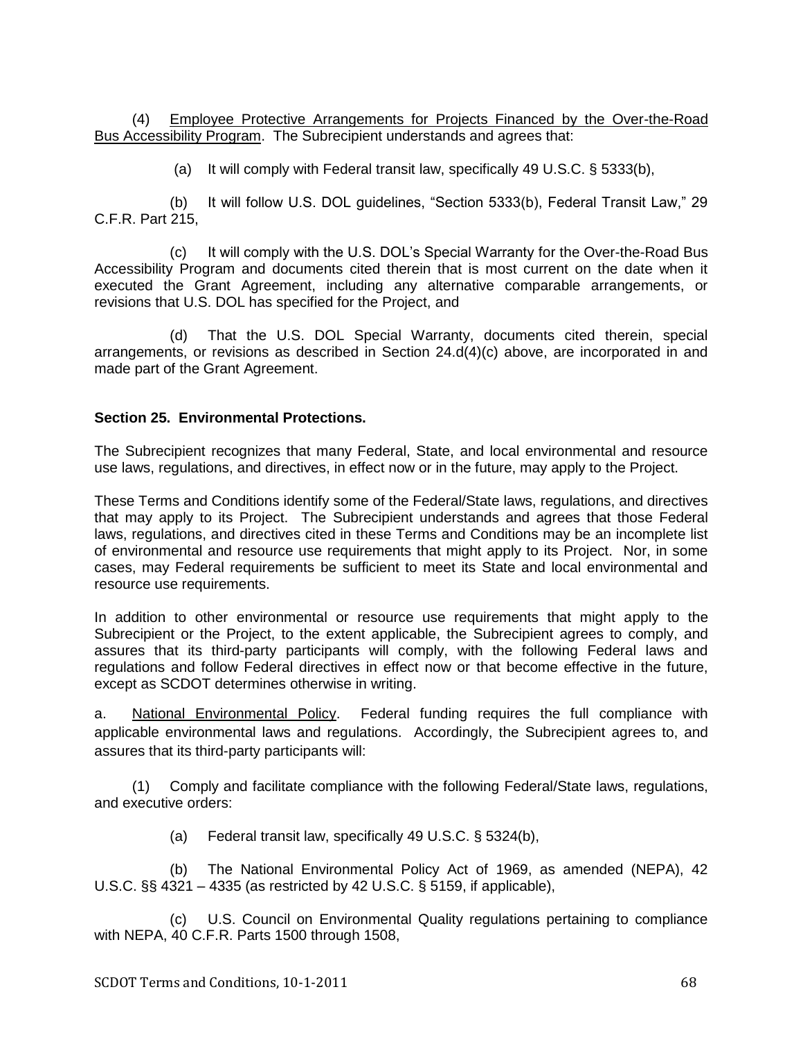(4) <u>Employee Protective Arrangements for Projects Financed by the Over-the-Road Bus Accessibility Program</u>. The Subrecipient understands and agrees that:

(a) It will comply with Federal transit law, specifically 49 U.S.C. § 5333(b),

(b) It will follow U.S. DOL guidelines, "Section 5333(b), Federal Transit Law," 29 C.F.R. Part 215,

(c) It will comply with the U.S. DOL's Special Warranty for the Over-the-Road Bus Accessibility Program and documents cited therein that is most current on the date when it executed the Grant Agreement, including any alternative comparable arrangements, or revisions that U.S. DOL has specified for the Project, and

(d) That the U.S. DOL Special Warranty, documents cited therein, special arrangements, or revisions as described in Section 24.d(4)(c) above, are incorporated in and made part of the Grant Agreement.

**Section 25. Environmental Protections.**

The Subrecipient recognizes that many Federal, State, and local environmental and resource use laws, regulations, and directives, in effect now or in the future, may apply to the Project.

These Terms and Conditions identify some of the Federal/State laws, regulations, and directives that may apply to its Project. The Subrecipient understands and agrees that those Federal laws, regulations, and directives cited in these Terms and Conditions may be an incomplete list of environmental and resource use requirements that might apply to its Project. Nor, in some cases, may Federal requirements be sufficient to meet its State and local environmental and resource use requirements.

In addition to other environmental or resource use requirements that might apply to the Subrecipient or the Project, to the extent applicable, the Subrecipient agrees to comply, and assures that its third-party participants will comply, with the following Federal laws and regulations and follow Federal directives in effect now or that become effective in the future, except as SCDOT determines otherwise in writing.

a. <u>National Environmental Policy</u>. Federal funding requires the full compliance with applicable environmental laws and regulations. Accordingly, the Subrecipient agrees to, and assures that its third-party participants will:

(1) Comply and facilitate compliance with the following Federal/State laws, regulations, and executive orders:

(a) Federal transit law, specifically 49 U.S.C. § 5324(b),

(b) The National Environmental Policy Act of 1969, as amended (NEPA), 42 U.S.C. §§ 4321 – 4335 (as restricted by 42 U.S.C. § 5159, if applicable),

(c) U.S. Council on Environmental Quality regulations pertaining to compliance with NEPA, 40 C.F.R. Parts 1500 through 1508,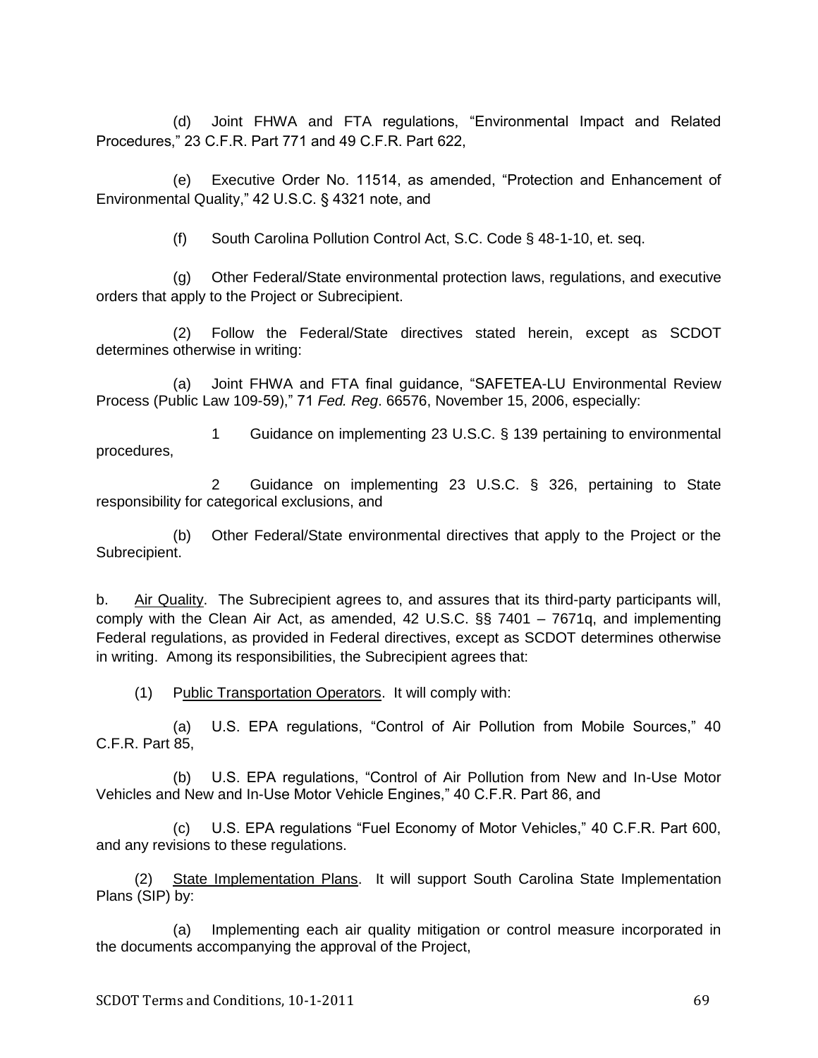(d) Joint FHWA and FTA regulations, "Environmental Impact and Related Procedures," 23 C.F.R. Part 771 and 49 C.F.R. Part 622,

(e) Executive Order No. 11514, as amended, "Protection and Enhancement of Environmental Quality," 42 U.S.C. § 4321 note, and

(f) South Carolina Pollution Control Act, S.C. Code § 48-1-10, et. seq.

(g) Other Federal/State environmental protection laws, regulations, and executive orders that apply to the Project or Subrecipient.

(2) Follow the Federal/State directives stated herein, except as SCDOT determines otherwise in writing:

(a) Joint FHWA and FTA final guidance, "SAFETEA-LU Environmental Review Process (Public Law 109-59)," 71 *Fed. Reg*. 66576, November 15, 2006, especially:

1 Guidance on implementing 23 U.S.C. § 139 pertaining to environmental procedures,

2 Guidance on implementing 23 U.S.C. § 326, pertaining to State responsibility for categorical exclusions, and

(b) Other Federal/State environmental directives that apply to the Project or the Subrecipient.

b. Air Quality. The Subrecipient agrees to, and assures that its third-party participants will, comply with the Clean Air Act, as amended, 42 U.S.C. §§ 7401 – 7671q, and implementing Federal regulations, as provided in Federal directives, except as SCDOT determines otherwise in writing. Among its responsibilities, the Subrecipient agrees that:

(1) Public Transportation Operators. It will comply with:

(a) U.S. EPA regulations, "Control of Air Pollution from Mobile Sources," 40 C.F.R. Part 85,

(b) U.S. EPA regulations, "Control of Air Pollution from New and In-Use Motor Vehicles and New and In-Use Motor Vehicle Engines," 40 C.F.R. Part 86, and

(c) U.S. EPA regulations "Fuel Economy of Motor Vehicles," 40 C.F.R. Part 600, and any revisions to these regulations.

(2) State Implementation Plans. It will support South Carolina State Implementation Plans (SIP) by:

(a) Implementing each air quality mitigation or control measure incorporated in the documents accompanying the approval of the Project,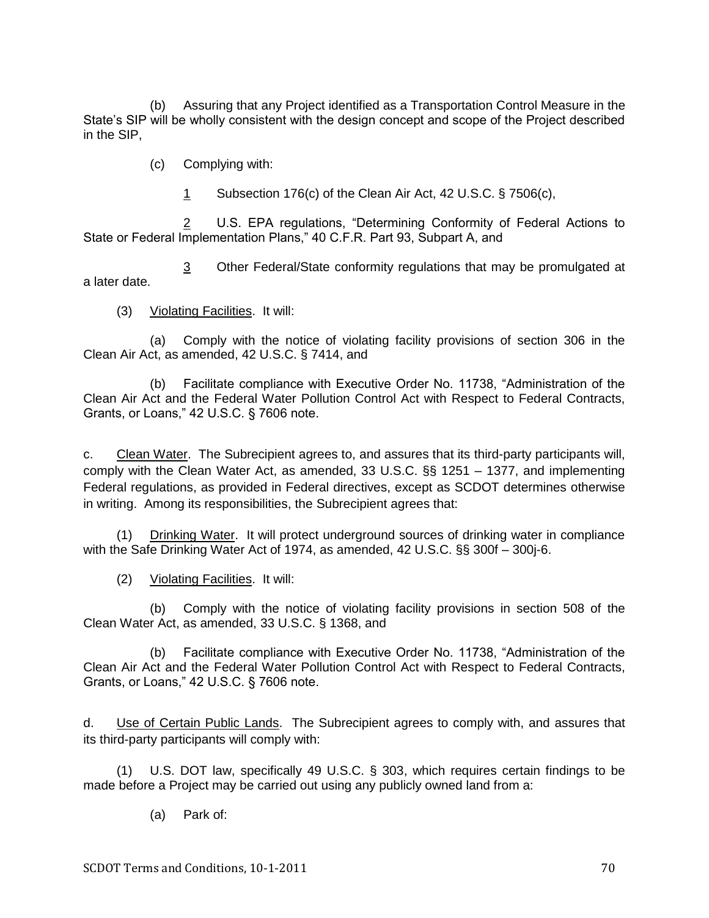(b) Assuring that any Project identified as a Transportation Control Measure in the State's SIP will be wholly consistent with the design concept and scope of the Project described in the SIP,

(c) Complying with:

1 Subsection 176(c) of the Clean Air Act, 42 U.S.C. § 7506(c),

2 U.S. EPA regulations, "Determining Conformity of Federal Actions to State or Federal Implementation Plans," 40 C.F.R. Part 93, Subpart A, and

3 Other Federal/State conformity regulations that may be promulgated at a later date.

(3) Violating Facilities. It will:

(a) Comply with the notice of violating facility provisions of section 306 in the Clean Air Act, as amended, 42 U.S.C. § 7414, and

(b) Facilitate compliance with Executive Order No. 11738, "Administration of the Clean Air Act and the Federal Water Pollution Control Act with Respect to Federal Contracts, Grants, or Loans," 42 U.S.C. § 7606 note.

c. Clean Water. The Subrecipient agrees to, and assures that its third-party participants will, comply with the Clean Water Act, as amended, 33 U.S.C. §§ 1251 – 1377, and implementing Federal regulations, as provided in Federal directives, except as SCDOT determines otherwise in writing. Among its responsibilities, the Subrecipient agrees that:

(1) Drinking Water. It will protect underground sources of drinking water in compliance with the Safe Drinking Water Act of 1974, as amended, 42 U.S.C. §§ 300f – 300j-6.

(2) Violating Facilities. It will:

(b) Comply with the notice of violating facility provisions in section 508 of the Clean Water Act, as amended, 33 U.S.C. § 1368, and

(b) Facilitate compliance with Executive Order No. 11738, "Administration of the Clean Air Act and the Federal Water Pollution Control Act with Respect to Federal Contracts, Grants, or Loans," 42 U.S.C. § 7606 note.

d. Use of Certain Public Lands. The Subrecipient agrees to comply with, and assures that its third-party participants will comply with:

(1) U.S. DOT law, specifically 49 U.S.C. § 303, which requires certain findings to be made before a Project may be carried out using any publicly owned land from a:

(a) Park of: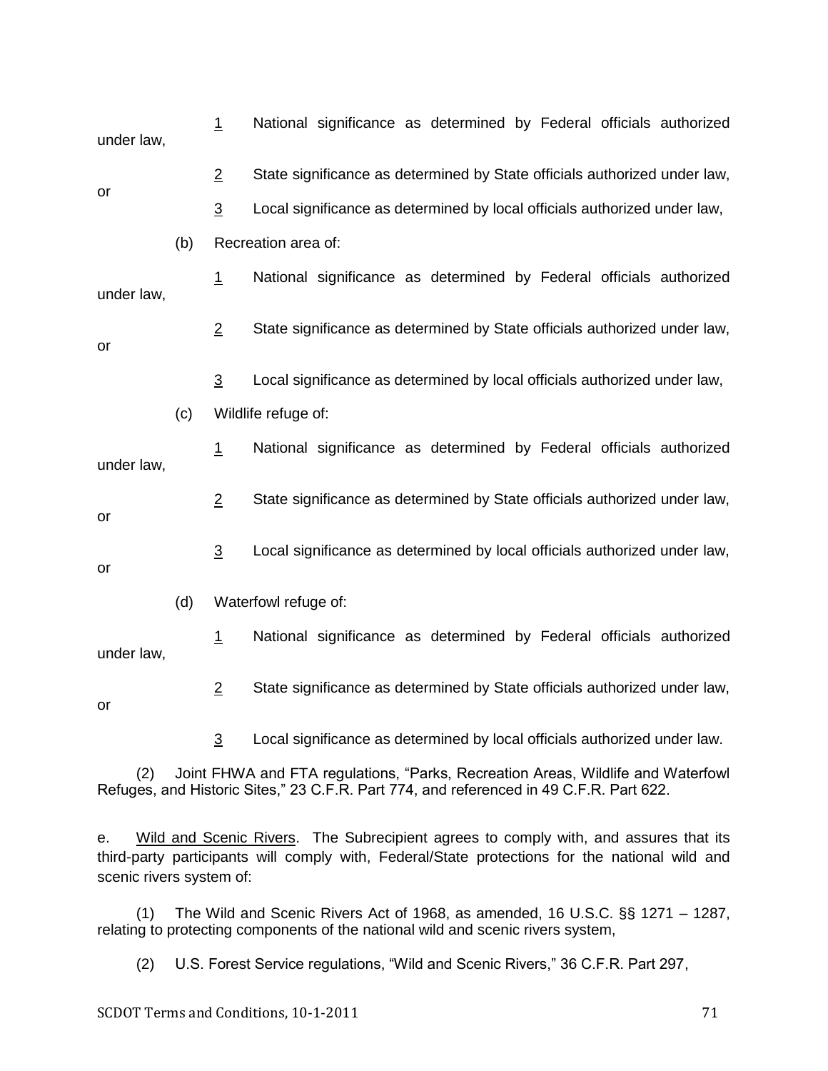1 National significance as determined by Federal officials authorized under law,

2 State significance as determined by State officials authorized under law, or

3 Local significance as determined by local officials authorized under law,

(b) Recreation area of:

1 National significance as determined by Federal officials authorized under law,

2 State significance as determined by State officials authorized under law, or

3 Local significance as determined by local officials authorized under law,

(c) Wildlife refuge of:

1 National significance as determined by Federal officials authorized under law,

2 State significance as determined by State officials authorized under law, or

3 Local significance as determined by local officials authorized under law, or

(d) Waterfowl refuge of:

1 National significance as determined by Federal officials authorized under law,

2 State significance as determined by State officials authorized under law, or

3 Local significance as determined by local officials authorized under law.

(2) Joint FHWA and FTA regulations, "Parks, Recreation Areas, Wildlife and Waterfowl Refuges, and Historic Sites," 23 C.F.R. Part 774, and referenced in 49 C.F.R. Part 622.

e. Wild and Scenic Rivers. The Subrecipient agrees to comply with, and assures that its third-party participants will comply with, Federal/State protections for the national wild and scenic rivers system of:

(1) The Wild and Scenic Rivers Act of 1968, as amended, 16 U.S.C. §§ 1271 – 1287, relating to protecting components of the national wild and scenic rivers system,

(2) U.S. Forest Service regulations, "Wild and Scenic Rivers," 36 C.F.R. Part 297,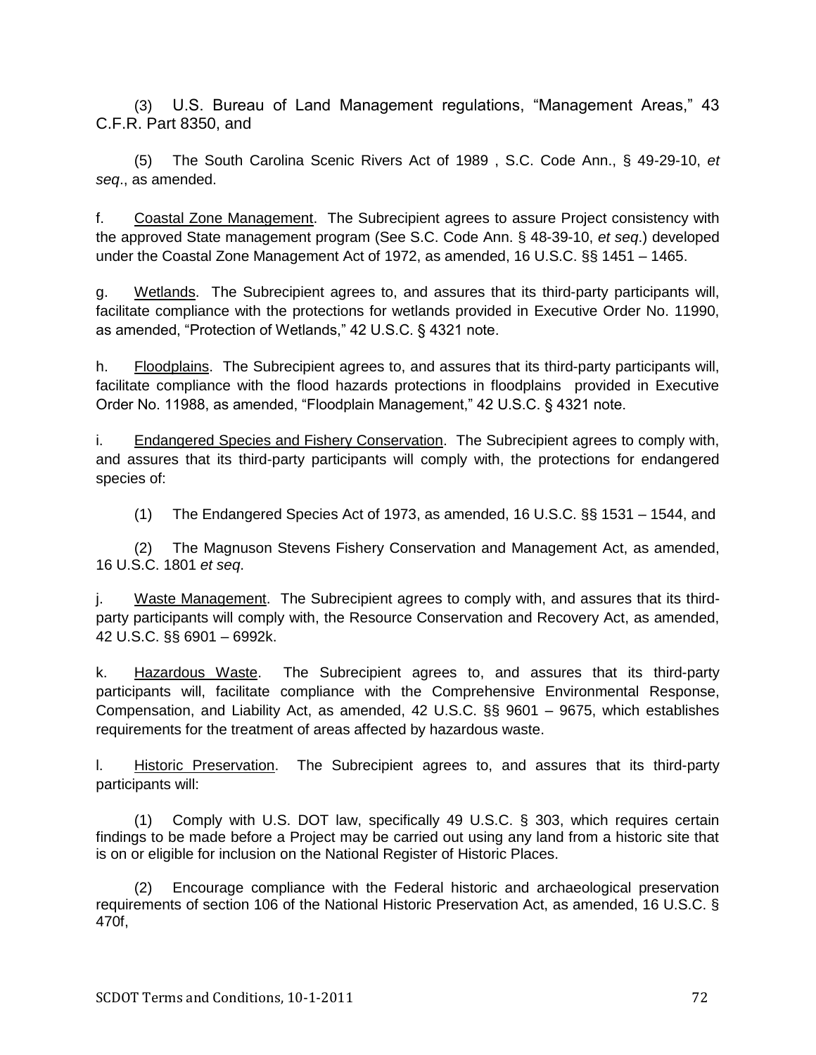(3) U.S. Bureau of Land Management regulations, “Management Areas,” 43 C.F.R. Part 8350, and

(5) The South Carolina Scenic Rivers Act of 1989 , S.C. Code Ann., § 49-29-10, *et seq*., as amended.

f. Coastal Zone Management. The Subrecipient agrees to assure Project consistency with the approved State management program (See S.C. Code Ann. § 48-39-10, *et seq*.) developed under the Coastal Zone Management Act of 1972, as amended, 16 U.S.C. §§ 1451 – 1465.

g. Wetlands. The Subrecipient agrees to, and assures that its third-party participants will, facilitate compliance with the protections for wetlands provided in Executive Order No. 11990, as amended, “Protection of Wetlands,” 42 U.S.C. § 4321 note.

h. Floodplains. The Subrecipient agrees to, and assures that its third-party participants will, facilitate compliance with the flood hazards protections in floodplains provided in Executive Order No. 11988, as amended, “Floodplain Management,” 42 U.S.C. § 4321 note.

i. Endangered Species and Fishery Conservation. The Subrecipient agrees to comply with, and assures that its third-party participants will comply with, the protections for endangered species of:

(1) The Endangered Species Act of 1973, as amended, 16 U.S.C. §§ 1531 – 1544, and

(2) The Magnuson Stevens Fishery Conservation and Management Act, as amended, 16 U.S.C. 1801 *et seq*.

j. Waste Management. The Subrecipient agrees to comply with, and assures that its third-party participants will comply with, the Resource Conservation and Recovery Act, as amended, 42 U.S.C. §§ 6901 – 6992k.

k. Hazardous Waste. The Subrecipient agrees to, and assures that its third-party participants will, facilitate compliance with the Comprehensive Environmental Response, Compensation, and Liability Act, as amended, 42 U.S.C. §§ 9601 – 9675, which establishes requirements for the treatment of areas affected by hazardous waste.

l. Historic Preservation. The Subrecipient agrees to, and assures that its third-party participants will:

(1) Comply with U.S. DOT law, specifically 49 U.S.C. § 303, which requires certain findings to be made before a Project may be carried out using any land from a historic site that is on or eligible for inclusion on the National Register of Historic Places.

(2) Encourage compliance with the Federal historic and archaeological preservation requirements of section 106 of the National Historic Preservation Act, as amended, 16 U.S.C. § 470f,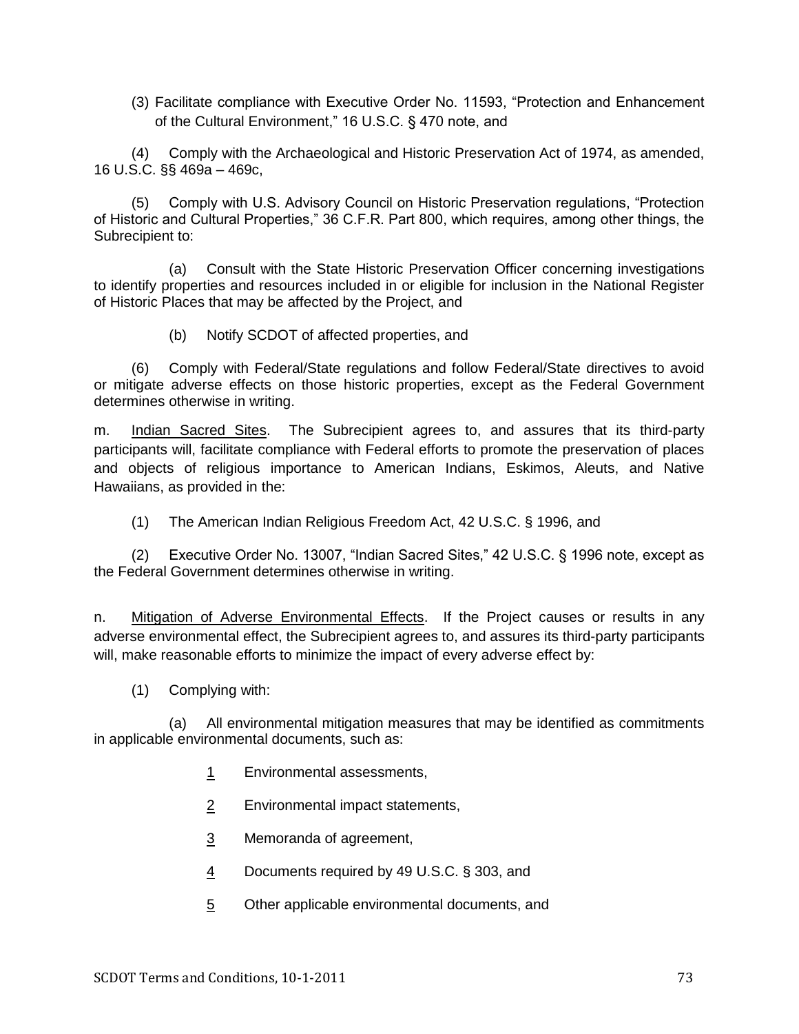(3) Facilitate compliance with Executive Order No. 11593, "Protection and Enhancement of the Cultural Environment," 16 U.S.C. § 470 note, and

(4) Comply with the Archaeological and Historic Preservation Act of 1974, as amended, 16 U.S.C. §§ 469a – 469c,

(5) Comply with U.S. Advisory Council on Historic Preservation regulations, "Protection of Historic and Cultural Properties," 36 C.F.R. Part 800, which requires, among other things, the Subrecipient to:

(a) Consult with the State Historic Preservation Officer concerning investigations to identify properties and resources included in or eligible for inclusion in the National Register of Historic Places that may be affected by the Project, and

(b) Notify SCDOT of affected properties, and

(6) Comply with Federal/State regulations and follow Federal/State directives to avoid or mitigate adverse effects on those historic properties, except as the Federal Government determines otherwise in writing.

m. Indian Sacred Sites. The Subrecipient agrees to, and assures that its third-party participants will, facilitate compliance with Federal efforts to promote the preservation of places and objects of religious importance to American Indians, Eskimos, Aleuts, and Native Hawaiians, as provided in the:

(1) The American Indian Religious Freedom Act, 42 U.S.C. § 1996, and

(2) Executive Order No. 13007, "Indian Sacred Sites," 42 U.S.C. § 1996 note, except as the Federal Government determines otherwise in writing.

n. Mitigation of Adverse Environmental Effects. If the Project causes or results in any adverse environmental effect, the Subrecipient agrees to, and assures its third-party participants will, make reasonable efforts to minimize the impact of every adverse effect by:

(1) Complying with:

(a) All environmental mitigation measures that may be identified as commitments in applicable environmental documents, such as:

1 Environmental assessments,

2 Environmental impact statements,

3 Memoranda of agreement,

4 Documents required by 49 U.S.C. § 303, and

5 Other applicable environmental documents, and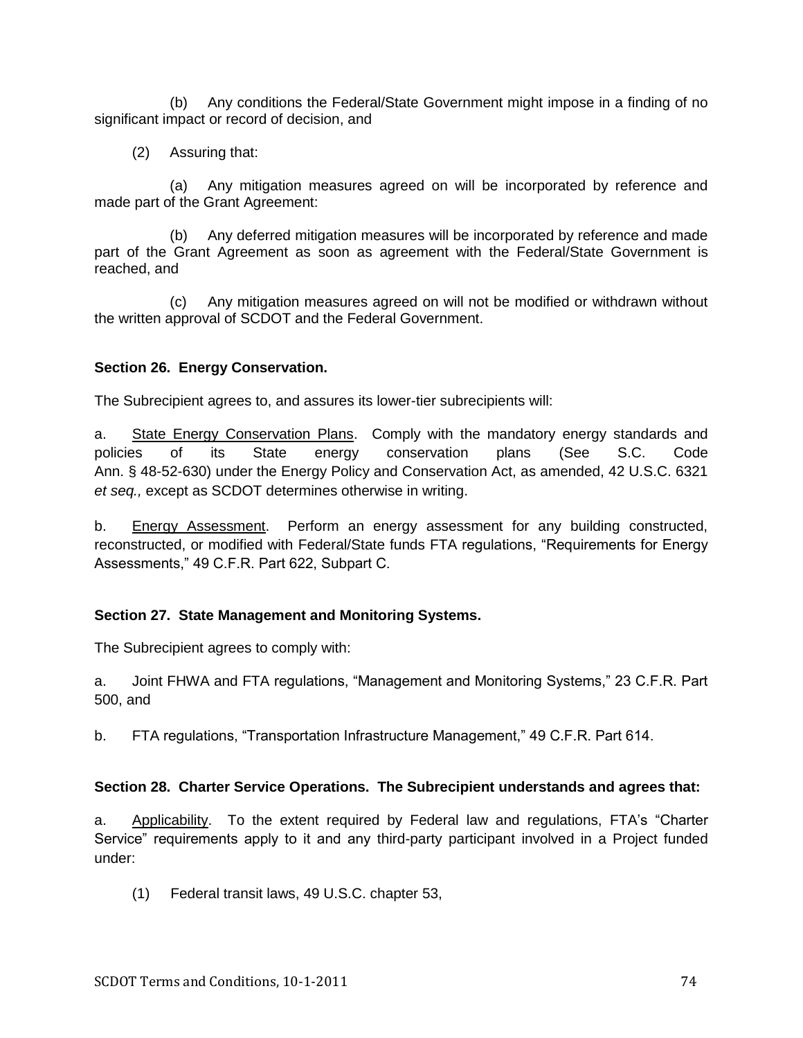(b) Any conditions the Federal/State Government might impose in a finding of no significant impact or record of decision, and

(2) Assuring that:

(a) Any mitigation measures agreed on will be incorporated by reference and made part of the Grant Agreement:

(b) Any deferred mitigation measures will be incorporated by reference and made part of the Grant Agreement as soon as agreement with the Federal/State Government is reached, and

(c) Any mitigation measures agreed on will not be modified or withdrawn without the written approval of SCDOT and the Federal Government.

**Section 26. Energy Conservation.**

The Subrecipient agrees to, and assures its lower-tier subrecipients will:

a. State Energy Conservation Plans. Comply with the mandatory energy standards and policies of its State energy conservation plans (See S.C. Code Ann. § 48-52-630) under the Energy Policy and Conservation Act, as amended, 42 U.S.C. 6321 *et seq.,* except as SCDOT determines otherwise in writing.

b. Energy Assessment. Perform an energy assessment for any building constructed, reconstructed, or modified with Federal/State funds FTA regulations, "Requirements for Energy Assessments," 49 C.F.R. Part 622, Subpart C.

**Section 27. State Management and Monitoring Systems.**

The Subrecipient agrees to comply with:

a. Joint FHWA and FTA regulations, "Management and Monitoring Systems," 23 C.F.R. Part 500, and

b. FTA regulations, "Transportation Infrastructure Management," 49 C.F.R. Part 614.

**Section 28. Charter Service Operations. The Subrecipient understands and agrees that:**

a. Applicability. To the extent required by Federal law and regulations, FTA's "Charter Service" requirements apply to it and any third-party participant involved in a Project funded under:

(1) Federal transit laws, 49 U.S.C. chapter 53,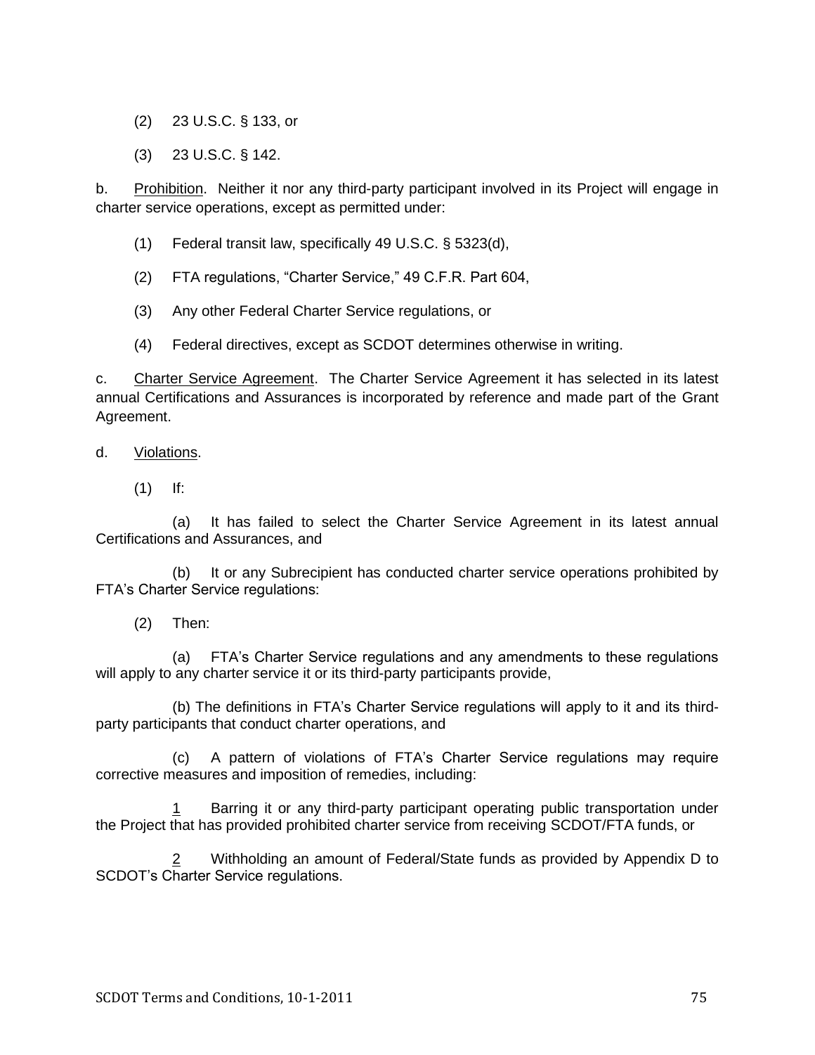(2) 23 U.S.C. § 133, or

(3) 23 U.S.C. § 142.

b. Prohibition. Neither it nor any third-party participant involved in its Project will engage in charter service operations, except as permitted under:

(1) Federal transit law, specifically 49 U.S.C. § 5323(d),

(2) FTA regulations, "Charter Service," 49 C.F.R. Part 604,

(3) Any other Federal Charter Service regulations, or

(4) Federal directives, except as SCDOT determines otherwise in writing.

c. Charter Service Agreement. The Charter Service Agreement it has selected in its latest annual Certifications and Assurances is incorporated by reference and made part of the Grant Agreement.

d. Violations.

(1) If:

(a) It has failed to select the Charter Service Agreement in its latest annual Certifications and Assurances, and

(b) It or any Subrecipient has conducted charter service operations prohibited by FTA's Charter Service regulations:

(2) Then:

(a) FTA's Charter Service regulations and any amendments to these regulations will apply to any charter service it or its third-party participants provide,

(b) The definitions in FTA's Charter Service regulations will apply to it and its third-party participants that conduct charter operations, and

(c) A pattern of violations of FTA's Charter Service regulations may require corrective measures and imposition of remedies, including:

1 Barring it or any third-party participant operating public transportation under the Project that has provided prohibited charter service from receiving SCDOT/FTA funds, or

2 Withholding an amount of Federal/State funds as provided by Appendix D to SCDOT's Charter Service regulations.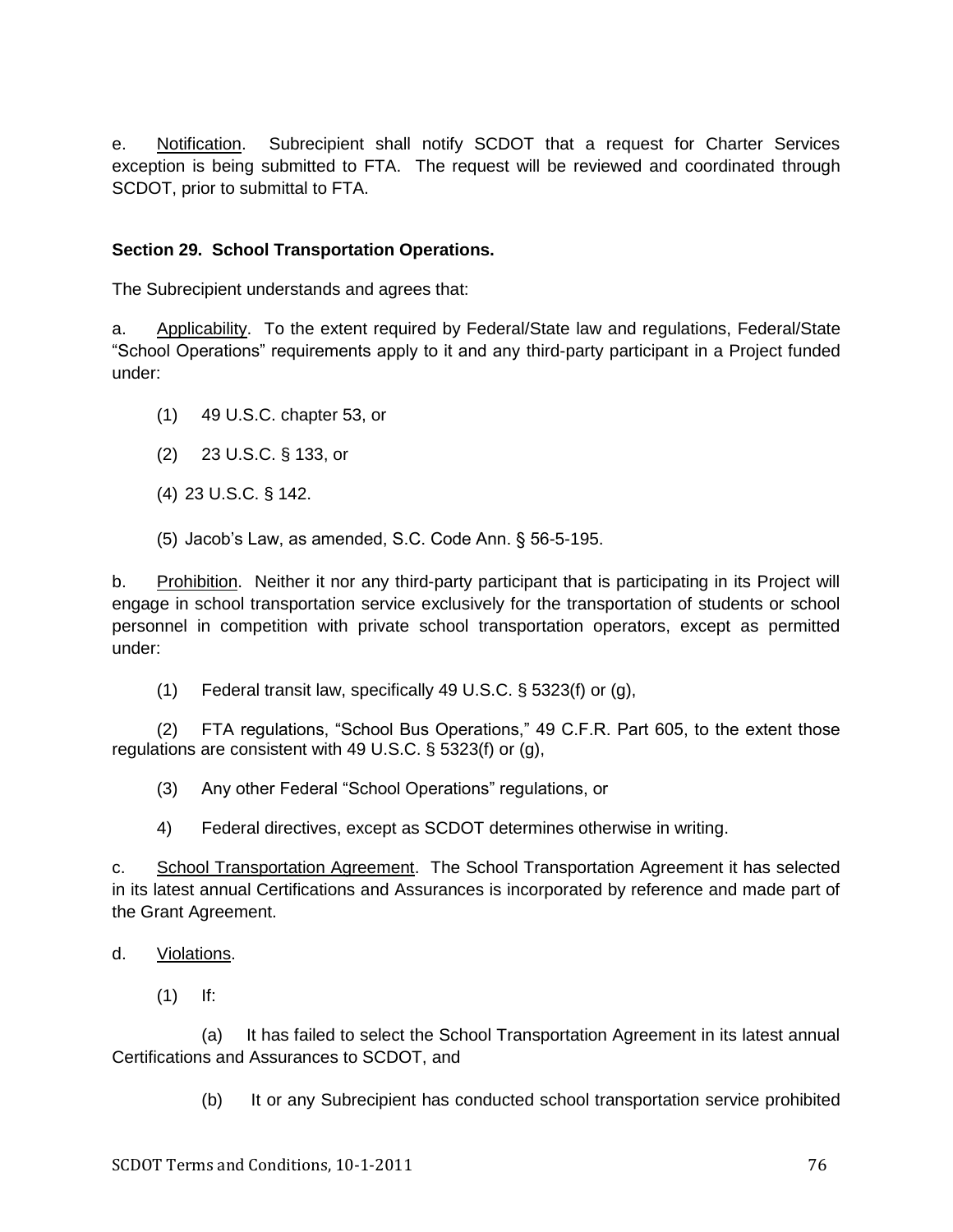e. Notification. Subrecipient shall notify SCDOT that a request for Charter Services exception is being submitted to FTA. The request will be reviewed and coordinated through SCDOT, prior to submittal to FTA.

**Section 29. School Transportation Operations.**

The Subrecipient understands and agrees that:

a. Applicability. To the extent required by Federal/State law and regulations, Federal/State "School Operations" requirements apply to it and any third-party participant in a Project funded under:

(1) 49 U.S.C. chapter 53, or

(2) 23 U.S.C. § 133, or

(4) 23 U.S.C. § 142.

(5) Jacob's Law, as amended, S.C. Code Ann. § 56-5-195.

b. Prohibition. Neither it nor any third-party participant that is participating in its Project will engage in school transportation service exclusively for the transportation of students or school personnel in competition with private school transportation operators, except as permitted under:

(1) Federal transit law, specifically 49 U.S.C. § 5323(f) or (g),

(2) FTA regulations, "School Bus Operations," 49 C.F.R. Part 605, to the extent those regulations are consistent with 49 U.S.C. § 5323(f) or (g),

(3) Any other Federal "School Operations" regulations, or

4) Federal directives, except as SCDOT determines otherwise in writing.

c. School Transportation Agreement. The School Transportation Agreement it has selected in its latest annual Certifications and Assurances is incorporated by reference and made part of the Grant Agreement.

d. Violations.

(1) If:

(a) It has failed to select the School Transportation Agreement in its latest annual Certifications and Assurances to SCDOT, and

(b) It or any Subrecipient has conducted school transportation service prohibited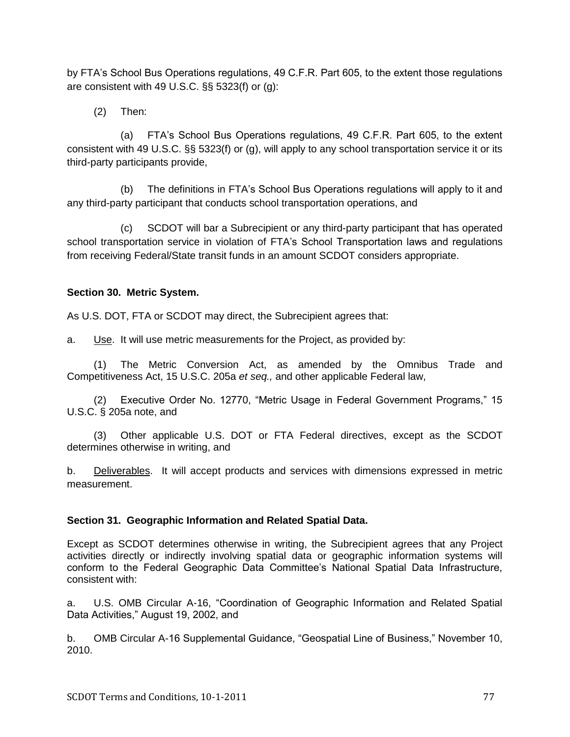by FTA's School Bus Operations regulations, 49 C.F.R. Part 605, to the extent those regulations are consistent with 49 U.S.C. §§ 5323(f) or (g):

(2) Then:

(a) FTA's School Bus Operations regulations, 49 C.F.R. Part 605, to the extent consistent with 49 U.S.C. §§ 5323(f) or (g), will apply to any school transportation service it or its third-party participants provide,

(b) The definitions in FTA's School Bus Operations regulations will apply to it and any third-party participant that conducts school transportation operations, and

(c) SCDOT will bar a Subrecipient or any third-party participant that has operated school transportation service in violation of FTA's School Transportation laws and regulations from receiving Federal/State transit funds in an amount SCDOT considers appropriate.

**Section 30. Metric System.**

As U.S. DOT, FTA or SCDOT may direct, the Subrecipient agrees that:

a. Use. It will use metric measurements for the Project, as provided by:

(1) The Metric Conversion Act, as amended by the Omnibus Trade and Competitiveness Act, 15 U.S.C. 205a *et seq.,* and other applicable Federal law,

(2) Executive Order No. 12770, "Metric Usage in Federal Government Programs," 15 U.S.C. § 205a note, and

(3) Other applicable U.S. DOT or FTA Federal directives, except as the SCDOT determines otherwise in writing, and

b. Deliverables. It will accept products and services with dimensions expressed in metric measurement.

**Section 31. Geographic Information and Related Spatial Data.**

Except as SCDOT determines otherwise in writing, the Subrecipient agrees that any Project activities directly or indirectly involving spatial data or geographic information systems will conform to the Federal Geographic Data Committee's National Spatial Data Infrastructure, consistent with:

a. U.S. OMB Circular A-16, "Coordination of Geographic Information and Related Spatial Data Activities," August 19, 2002, and

b. OMB Circular A-16 Supplemental Guidance, "Geospatial Line of Business," November 10, 2010.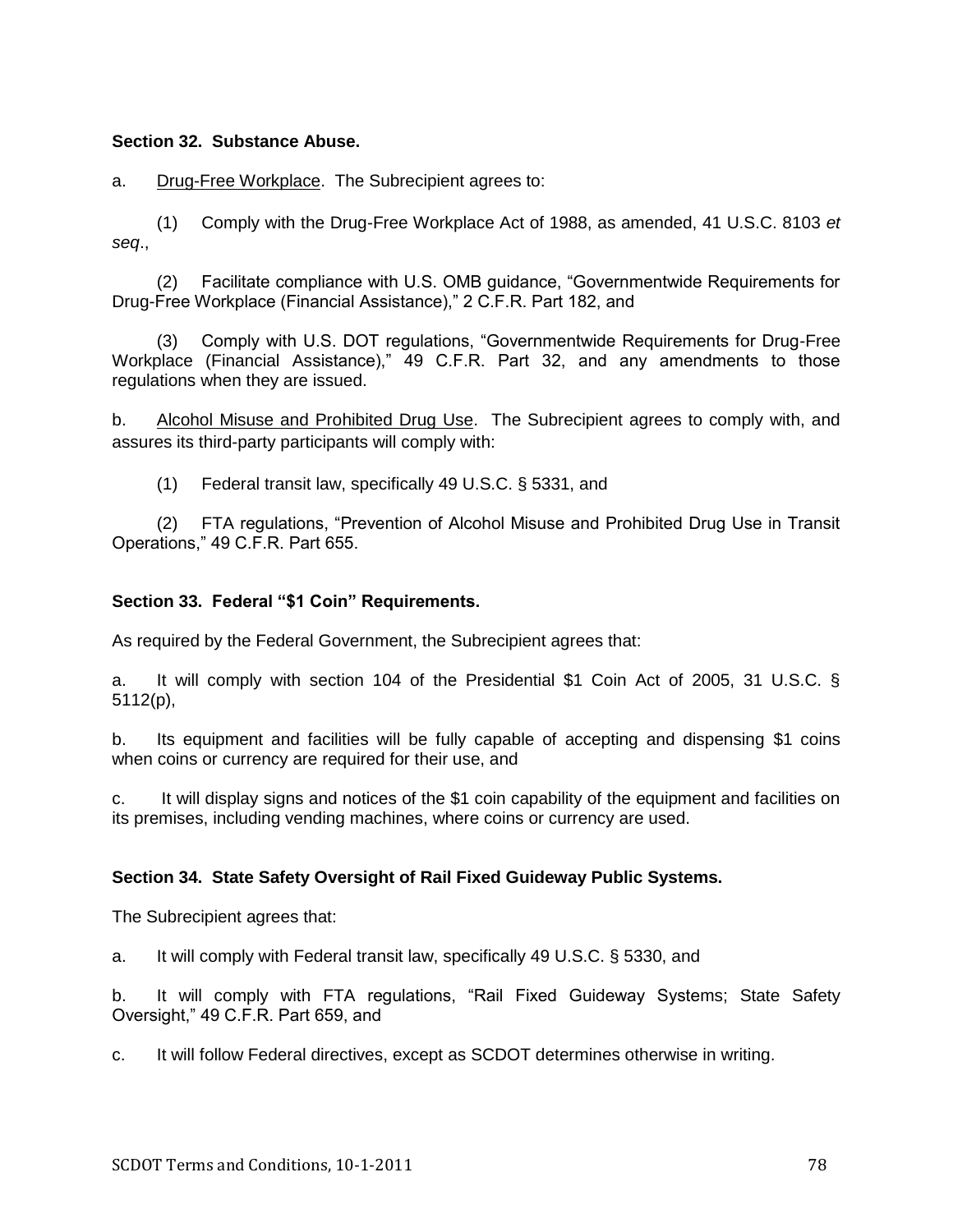**Section 32. Substance Abuse.**

a. Drug-Free Workplace. The Subrecipient agrees to:

(1) Comply with the Drug-Free Workplace Act of 1988, as amended, 41 U.S.C. 8103 *et seq*.,

(2) Facilitate compliance with U.S. OMB guidance, "Governmentwide Requirements for Drug-Free Workplace (Financial Assistance)," 2 C.F.R. Part 182, and

(3) Comply with U.S. DOT regulations, "Governmentwide Requirements for Drug-Free Workplace (Financial Assistance)," 49 C.F.R. Part 32, and any amendments to those regulations when they are issued.

b. Alcohol Misuse and Prohibited Drug Use. The Subrecipient agrees to comply with, and assures its third-party participants will comply with:

(1) Federal transit law, specifically 49 U.S.C. § 5331, and

(2) FTA regulations, "Prevention of Alcohol Misuse and Prohibited Drug Use in Transit Operations," 49 C.F.R. Part 655.

**Section 33. Federal "$1 Coin" Requirements.**

As required by the Federal Government, the Subrecipient agrees that:

a. It will comply with section 104 of the Presidential $1 Coin Act of 2005, 31 U.S.C. § 5112(p),

b. Its equipment and facilities will be fully capable of accepting and dispensing $1 coins when coins or currency are required for their use, and

c. It will display signs and notices of the $1 coin capability of the equipment and facilities on its premises, including vending machines, where coins or currency are used.

**Section 34. State Safety Oversight of Rail Fixed Guideway Public Systems.**

The Subrecipient agrees that:

a. It will comply with Federal transit law, specifically 49 U.S.C. § 5330, and

b. It will comply with FTA regulations, "Rail Fixed Guideway Systems; State Safety Oversight," 49 C.F.R. Part 659, and

c. It will follow Federal directives, except as SCDOT determines otherwise in writing.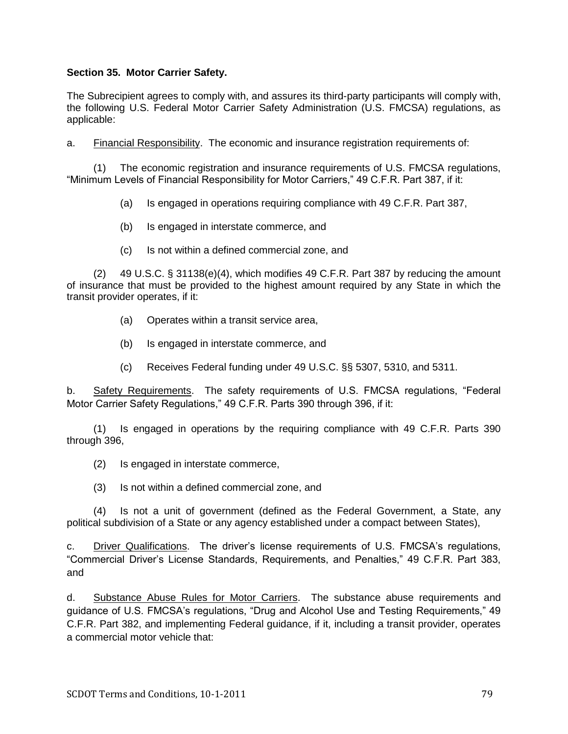**Section 35. Motor Carrier Safety.**

The Subrecipient agrees to comply with, and assures its third-party participants will comply with, the following U.S. Federal Motor Carrier Safety Administration (U.S. FMCSA) regulations, as applicable:

a. Financial Responsibility. The economic and insurance registration requirements of:

(1) The economic registration and insurance requirements of U.S. FMCSA regulations, "Minimum Levels of Financial Responsibility for Motor Carriers," 49 C.F.R. Part 387, if it:

(a) Is engaged in operations requiring compliance with 49 C.F.R. Part 387,

(b) Is engaged in interstate commerce, and

(c) Is not within a defined commercial zone, and

(2) 49 U.S.C. § 31138(e)(4), which modifies 49 C.F.R. Part 387 by reducing the amount of insurance that must be provided to the highest amount required by any State in which the transit provider operates, if it:

(a) Operates within a transit service area,

(b) Is engaged in interstate commerce, and

(c) Receives Federal funding under 49 U.S.C. §§ 5307, 5310, and 5311.

b. Safety Requirements. The safety requirements of U.S. FMCSA regulations, "Federal Motor Carrier Safety Regulations," 49 C.F.R. Parts 390 through 396, if it:

(1) Is engaged in operations by the requiring compliance with 49 C.F.R. Parts 390 through 396,

(2) Is engaged in interstate commerce,

(3) Is not within a defined commercial zone, and

(4) Is not a unit of government (defined as the Federal Government, a State, any political subdivision of a State or any agency established under a compact between States),

c. Driver Qualifications. The driver's license requirements of U.S. FMCSA's regulations, "Commercial Driver's License Standards, Requirements, and Penalties," 49 C.F.R. Part 383, and

d. Substance Abuse Rules for Motor Carriers. The substance abuse requirements and guidance of U.S. FMCSA's regulations, "Drug and Alcohol Use and Testing Requirements," 49 C.F.R. Part 382, and implementing Federal guidance, if it, including a transit provider, operates a commercial motor vehicle that: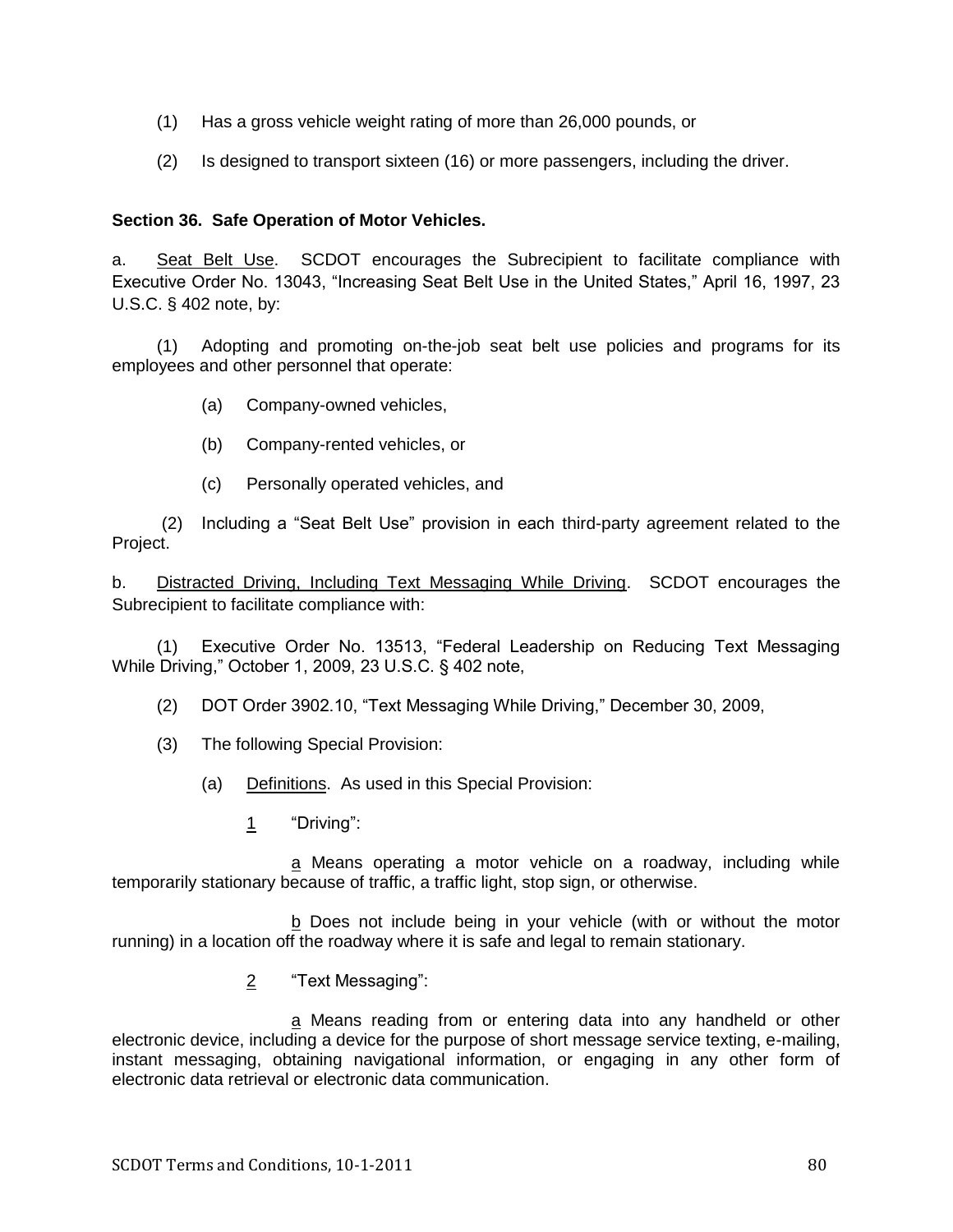(1) Has a gross vehicle weight rating of more than 26,000 pounds, or

(2) Is designed to transport sixteen (16) or more passengers, including the driver.

**Section 36. Safe Operation of Motor Vehicles.**

a. Seat Belt Use. SCDOT encourages the Subrecipient to facilitate compliance with Executive Order No. 13043, "Increasing Seat Belt Use in the United States," April 16, 1997, 23 U.S.C. § 402 note, by:

(1) Adopting and promoting on-the-job seat belt use policies and programs for its employees and other personnel that operate:

(a) Company-owned vehicles,

(b) Company-rented vehicles, or

(c) Personally operated vehicles, and

(2) Including a "Seat Belt Use" provision in each third-party agreement related to the Project.

b. Distracted Driving, Including Text Messaging While Driving. SCDOT encourages the Subrecipient to facilitate compliance with:

(1) Executive Order No. 13513, "Federal Leadership on Reducing Text Messaging While Driving," October 1, 2009, 23 U.S.C. § 402 note,

(2) DOT Order 3902.10, "Text Messaging While Driving," December 30, 2009,

(3) The following Special Provision:

(a) Definitions. As used in this Special Provision:

1 "Driving":

a Means operating a motor vehicle on a roadway, including while temporarily stationary because of traffic, a traffic light, stop sign, or otherwise.

b Does not include being in your vehicle (with or without the motor running) in a location off the roadway where it is safe and legal to remain stationary.

2 "Text Messaging":

a Means reading from or entering data into any handheld or other electronic device, including a device for the purpose of short message service texting, e-mailing, instant messaging, obtaining navigational information, or engaging in any other form of electronic data retrieval or electronic data communication.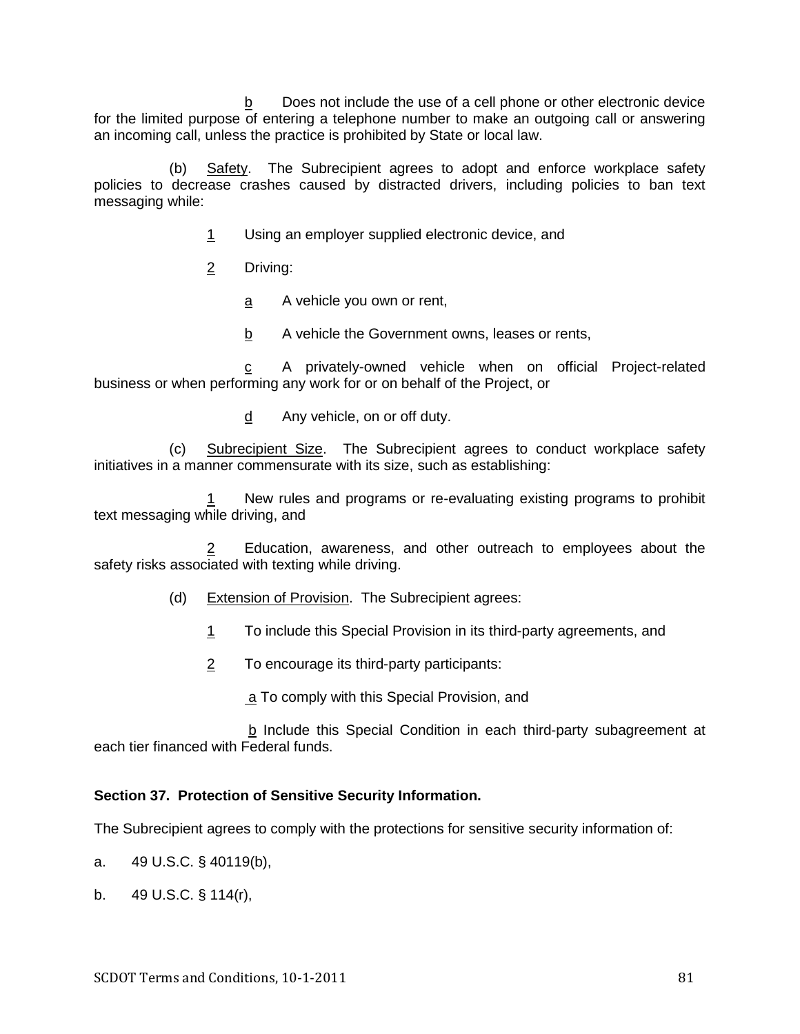b Does not include the use of a cell phone or other electronic device for the limited purpose of entering a telephone number to make an outgoing call or answering an incoming call, unless the practice is prohibited by State or local law.

(b) Safety. The Subrecipient agrees to adopt and enforce workplace safety policies to decrease crashes caused by distracted drivers, including policies to ban text messaging while:

1 Using an employer supplied electronic device, and

2 Driving:

a A vehicle you own or rent,

b A vehicle the Government owns, leases or rents,

c A privately-owned vehicle when on official Project-related business or when performing any work for or on behalf of the Project, or

d Any vehicle, on or off duty.

(c) Subrecipient Size. The Subrecipient agrees to conduct workplace safety initiatives in a manner commensurate with its size, such as establishing:

1 New rules and programs or re-evaluating existing programs to prohibit text messaging while driving, and

2 Education, awareness, and other outreach to employees about the safety risks associated with texting while driving.

(d) Extension of Provision. The Subrecipient agrees:

1 To include this Special Provision in its third-party agreements, and

2 To encourage its third-party participants:

a To comply with this Special Provision, and

b Include this Special Condition in each third-party subagreement at each tier financed with Federal funds.

**Section 37. Protection of Sensitive Security Information.**

The Subrecipient agrees to comply with the protections for sensitive security information of:

a. 49 U.S.C. § 40119(b),

b. 49 U.S.C. § 114(r),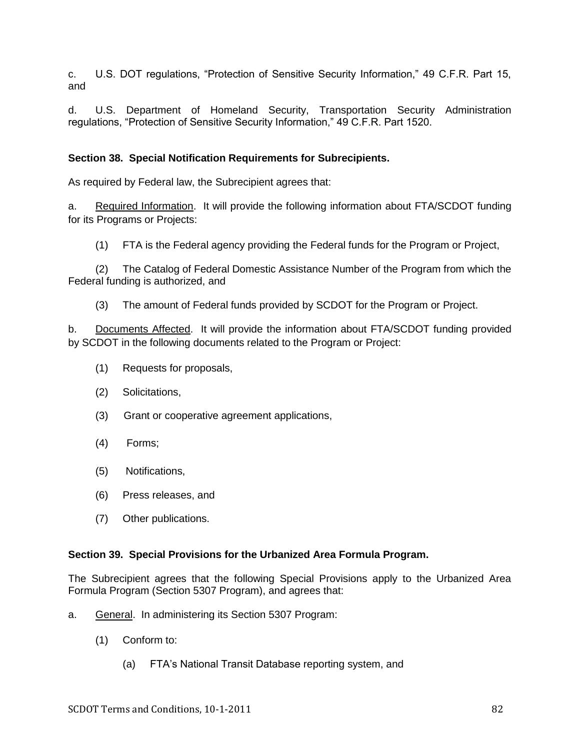c. U.S. DOT regulations, "Protection of Sensitive Security Information," 49 C.F.R. Part 15, and

d. U.S. Department of Homeland Security, Transportation Security Administration regulations, "Protection of Sensitive Security Information," 49 C.F.R. Part 1520.

**Section 38. Special Notification Requirements for Subrecipients.**

As required by Federal law, the Subrecipient agrees that:

a. Required Information. It will provide the following information about FTA/SCDOT funding for its Programs or Projects:

(1) FTA is the Federal agency providing the Federal funds for the Program or Project,

(2) The Catalog of Federal Domestic Assistance Number of the Program from which the Federal funding is authorized, and

(3) The amount of Federal funds provided by SCDOT for the Program or Project.

b. Documents Affected. It will provide the information about FTA/SCDOT funding provided by SCDOT in the following documents related to the Program or Project:

(1) Requests for proposals,

(2) Solicitations,

(3) Grant or cooperative agreement applications,

(4) Forms;

(5) Notifications,

(6) Press releases, and

(7) Other publications.

**Section 39. Special Provisions for the Urbanized Area Formula Program.**

The Subrecipient agrees that the following Special Provisions apply to the Urbanized Area Formula Program (Section 5307 Program), and agrees that:

a. General. In administering its Section 5307 Program:

(1) Conform to:

(a) FTA's National Transit Database reporting system, and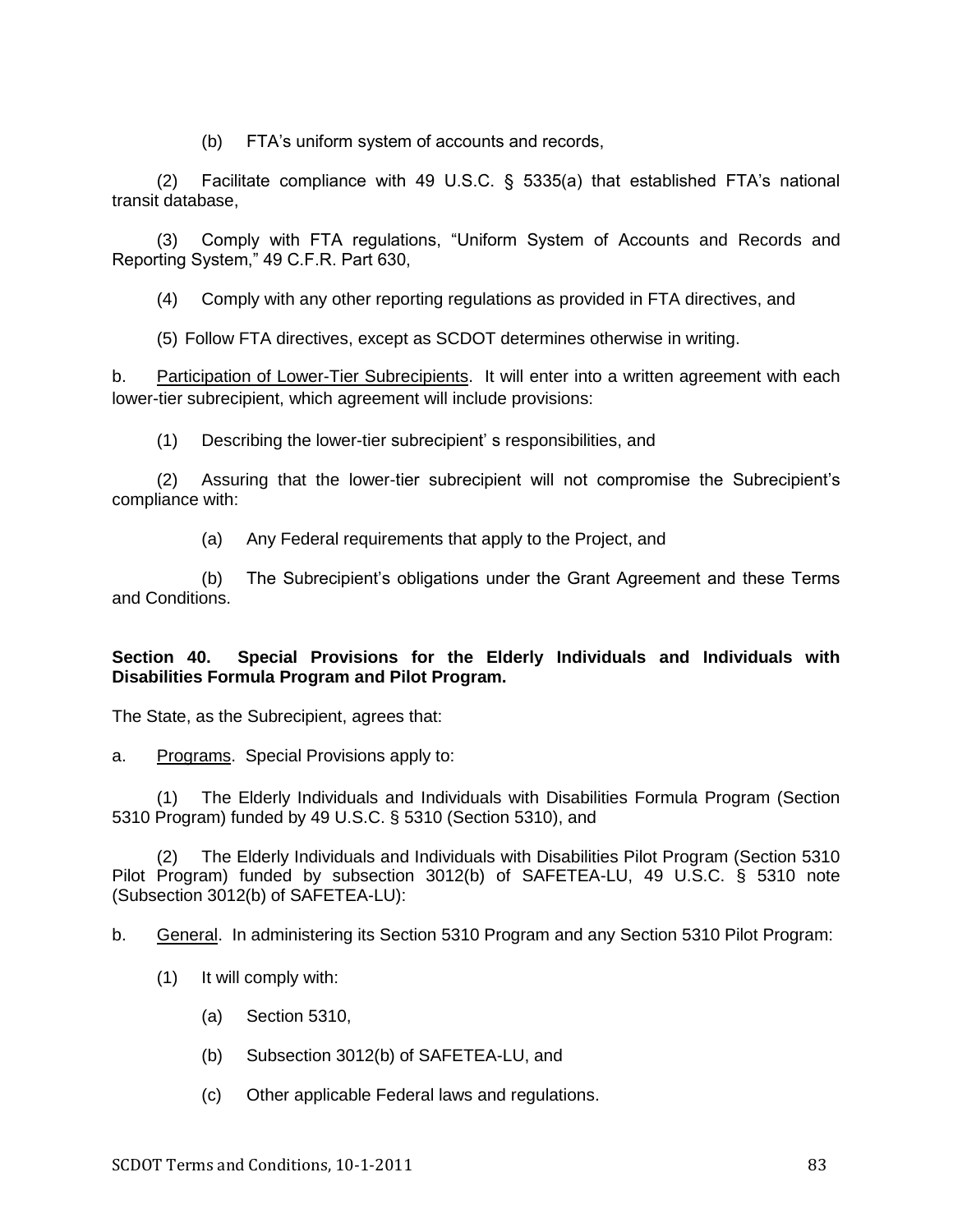(b) FTA's uniform system of accounts and records,

(2) Facilitate compliance with 49 U.S.C. § 5335(a) that established FTA's national transit database,

(3) Comply with FTA regulations, "Uniform System of Accounts and Records and Reporting System," 49 C.F.R. Part 630,

(4) Comply with any other reporting regulations as provided in FTA directives, and

(5) Follow FTA directives, except as SCDOT determines otherwise in writing.

b. Participation of Lower-Tier Subrecipients. It will enter into a written agreement with each lower-tier subrecipient, which agreement will include provisions:

(1) Describing the lower-tier subrecipient' s responsibilities, and

(2) Assuring that the lower-tier subrecipient will not compromise the Subrecipient's compliance with:

(a) Any Federal requirements that apply to the Project, and

(b) The Subrecipient's obligations under the Grant Agreement and these Terms and Conditions.

**Section 40. Special Provisions for the Elderly Individuals and Individuals with Disabilities Formula Program and Pilot Program.**

The State, as the Subrecipient, agrees that:

a. Programs. Special Provisions apply to:

(1) The Elderly Individuals and Individuals with Disabilities Formula Program (Section 5310 Program) funded by 49 U.S.C. § 5310 (Section 5310), and

(2) The Elderly Individuals and Individuals with Disabilities Pilot Program (Section 5310 Pilot Program) funded by subsection 3012(b) of SAFETEA-LU, 49 U.S.C. § 5310 note (Subsection 3012(b) of SAFETEA-LU):

b. General. In administering its Section 5310 Program and any Section 5310 Pilot Program:

(1) It will comply with:

(a) Section 5310,

(b) Subsection 3012(b) of SAFETEA-LU, and

(c) Other applicable Federal laws and regulations.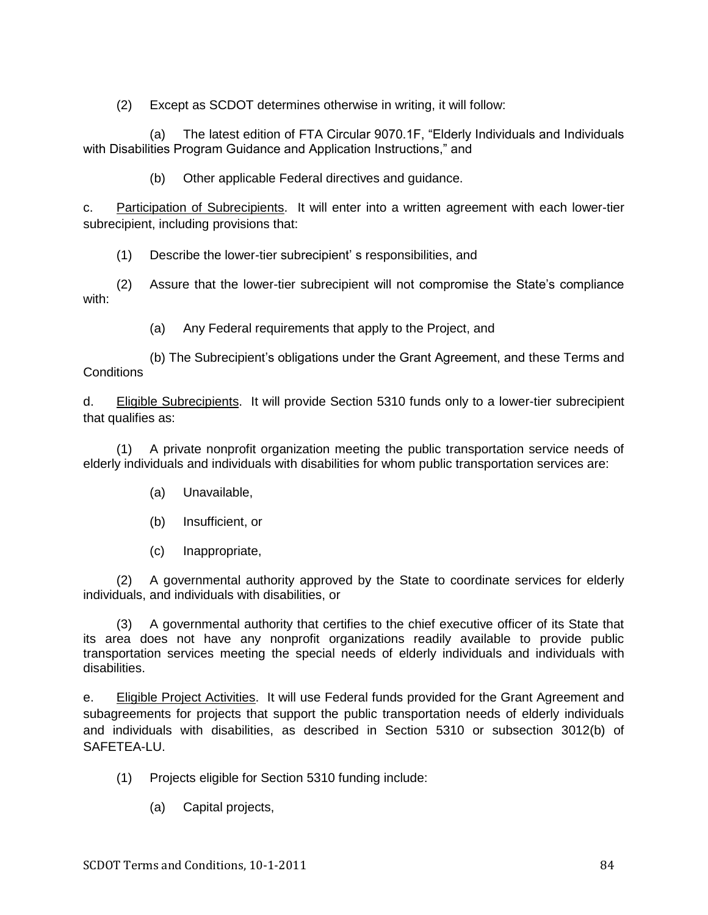(2) Except as SCDOT determines otherwise in writing, it will follow:

(a) The latest edition of FTA Circular 9070.1F, "Elderly Individuals and Individuals with Disabilities Program Guidance and Application Instructions," and

(b) Other applicable Federal directives and guidance.

c. Participation of Subrecipients. It will enter into a written agreement with each lower-tier subrecipient, including provisions that:

(1) Describe the lower-tier subrecipient' s responsibilities, and

(2) Assure that the lower-tier subrecipient will not compromise the State's compliance with:

(a) Any Federal requirements that apply to the Project, and

(b) The Subrecipient's obligations under the Grant Agreement, and these Terms and Conditions

d. Eligible Subrecipients. It will provide Section 5310 funds only to a lower-tier subrecipient that qualifies as:

(1) A private nonprofit organization meeting the public transportation service needs of elderly individuals and individuals with disabilities for whom public transportation services are:

(a) Unavailable,

(b) Insufficient, or

(c) Inappropriate,

(2) A governmental authority approved by the State to coordinate services for elderly individuals, and individuals with disabilities, or

(3) A governmental authority that certifies to the chief executive officer of its State that its area does not have any nonprofit organizations readily available to provide public transportation services meeting the special needs of elderly individuals and individuals with disabilities.

e. Eligible Project Activities. It will use Federal funds provided for the Grant Agreement and subagreements for projects that support the public transportation needs of elderly individuals and individuals with disabilities, as described in Section 5310 or subsection 3012(b) of SAFETEA-LU.

(1) Projects eligible for Section 5310 funding include:

(a) Capital projects,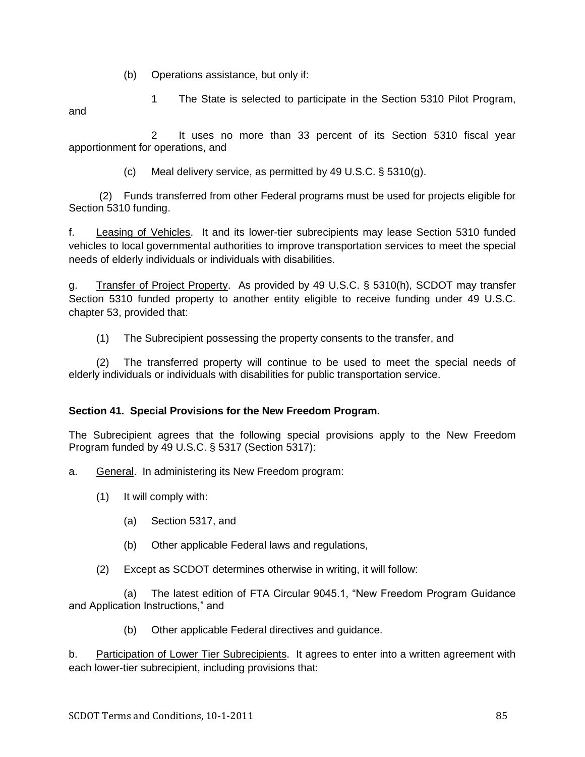(b) Operations assistance, but only if:

1 The State is selected to participate in the Section 5310 Pilot Program, and

2 It uses no more than 33 percent of its Section 5310 fiscal year apportionment for operations, and

(c) Meal delivery service, as permitted by 49 U.S.C. § 5310(g).

(2) Funds transferred from other Federal programs must be used for projects eligible for Section 5310 funding.

f. Leasing of Vehicles. It and its lower-tier subrecipients may lease Section 5310 funded vehicles to local governmental authorities to improve transportation services to meet the special needs of elderly individuals or individuals with disabilities.

g. Transfer of Project Property. As provided by 49 U.S.C. § 5310(h), SCDOT may transfer Section 5310 funded property to another entity eligible to receive funding under 49 U.S.C. chapter 53, provided that:

(1) The Subrecipient possessing the property consents to the transfer, and

(2) The transferred property will continue to be used to meet the special needs of elderly individuals or individuals with disabilities for public transportation service.

**Section 41. Special Provisions for the New Freedom Program.**

The Subrecipient agrees that the following special provisions apply to the New Freedom Program funded by 49 U.S.C. § 5317 (Section 5317):

a. General. In administering its New Freedom program:

(1) It will comply with:

(a) Section 5317, and

(b) Other applicable Federal laws and regulations,

(2) Except as SCDOT determines otherwise in writing, it will follow:

(a) The latest edition of FTA Circular 9045.1, "New Freedom Program Guidance and Application Instructions," and

(b) Other applicable Federal directives and guidance.

b. Participation of Lower Tier Subrecipients. It agrees to enter into a written agreement with each lower-tier subrecipient, including provisions that: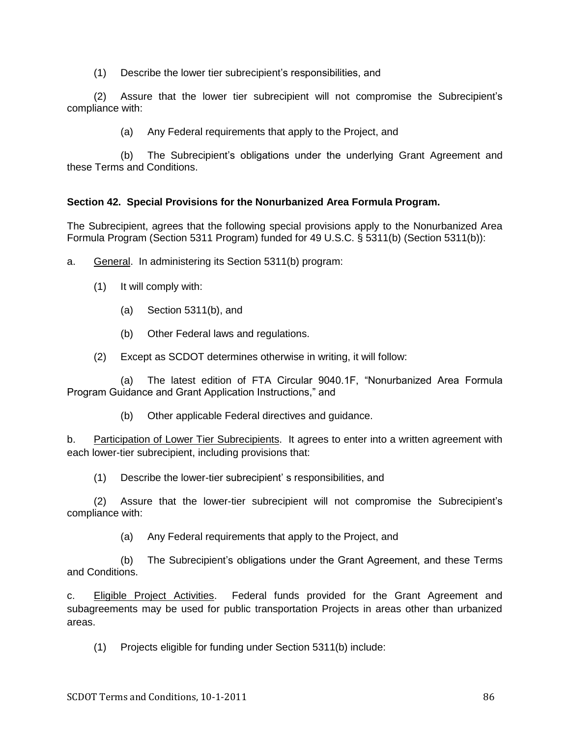(1) Describe the lower tier subrecipient's responsibilities, and

(2) Assure that the lower tier subrecipient will not compromise the Subrecipient's compliance with:

(a) Any Federal requirements that apply to the Project, and

(b) The Subrecipient's obligations under the underlying Grant Agreement and these Terms and Conditions.

**Section 42. Special Provisions for the Nonurbanized Area Formula Program.**

The Subrecipient, agrees that the following special provisions apply to the Nonurbanized Area Formula Program (Section 5311 Program) funded for 49 U.S.C. § 5311(b) (Section 5311(b)):

a. General. In administering its Section 5311(b) program:

(1) It will comply with:

(a) Section 5311(b), and

(b) Other Federal laws and regulations.

(2) Except as SCDOT determines otherwise in writing, it will follow:

(a) The latest edition of FTA Circular 9040.1F, "Nonurbanized Area Formula Program Guidance and Grant Application Instructions," and

(b) Other applicable Federal directives and guidance.

b. Participation of Lower Tier Subrecipients. It agrees to enter into a written agreement with each lower-tier subrecipient, including provisions that:

(1) Describe the lower-tier subrecipient' s responsibilities, and

(2) Assure that the lower-tier subrecipient will not compromise the Subrecipient's compliance with:

(a) Any Federal requirements that apply to the Project, and

(b) The Subrecipient's obligations under the Grant Agreement, and these Terms and Conditions.

c. Eligible Project Activities. Federal funds provided for the Grant Agreement and subagreements may be used for public transportation Projects in areas other than urbanized areas.

(1) Projects eligible for funding under Section 5311(b) include: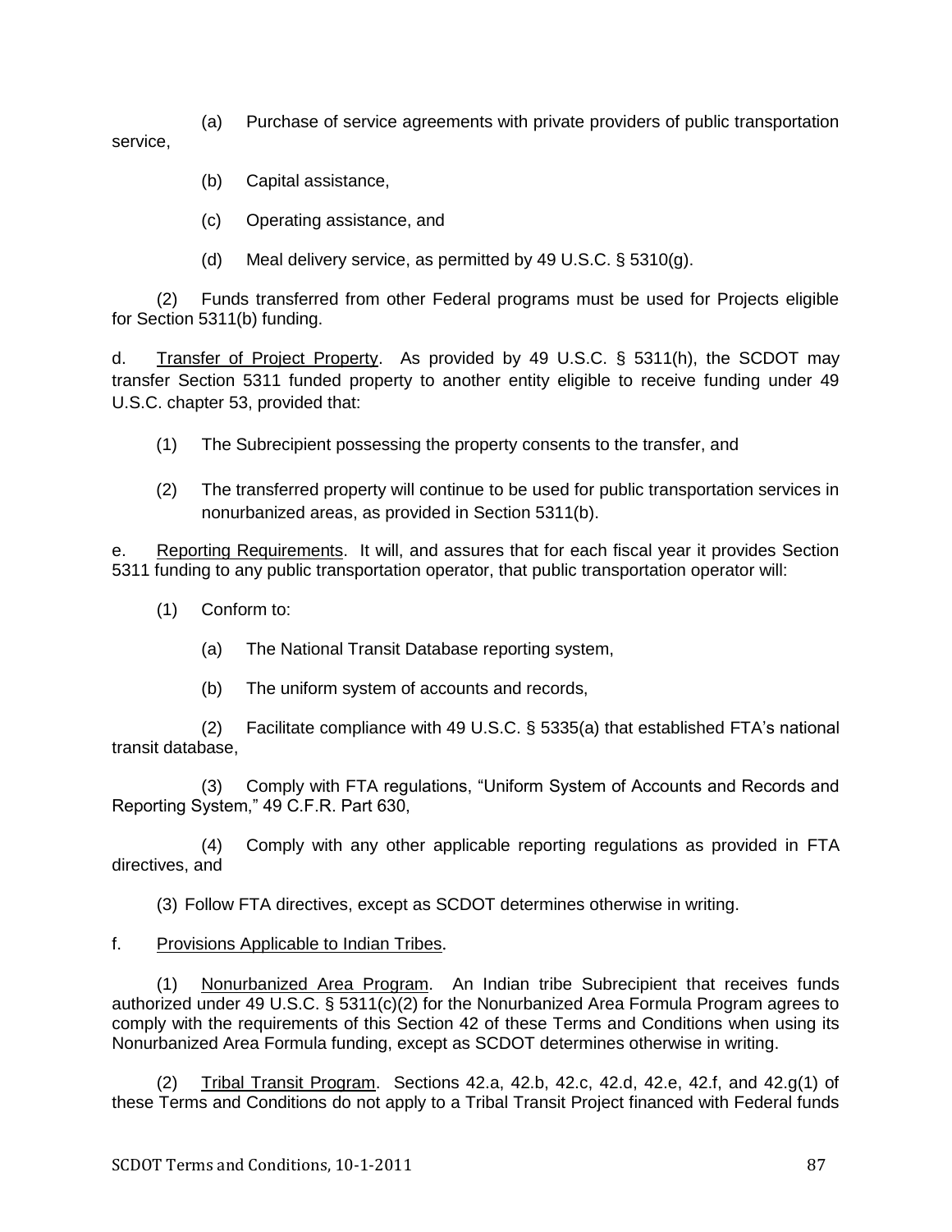(a) Purchase of service agreements with private providers of public transportation service,

(b) Capital assistance,

(c) Operating assistance, and

(d) Meal delivery service, as permitted by 49 U.S.C. § 5310(g).

(2) Funds transferred from other Federal programs must be used for Projects eligible for Section 5311(b) funding.

d. Transfer of Project Property. As provided by 49 U.S.C. § 5311(h), the SCDOT may transfer Section 5311 funded property to another entity eligible to receive funding under 49 U.S.C. chapter 53, provided that:

(1) The Subrecipient possessing the property consents to the transfer, and

(2) The transferred property will continue to be used for public transportation services in nonurbanized areas, as provided in Section 5311(b).

e. Reporting Requirements. It will, and assures that for each fiscal year it provides Section 5311 funding to any public transportation operator, that public transportation operator will:

(1) Conform to:

(a) The National Transit Database reporting system,

(b) The uniform system of accounts and records,

(2) Facilitate compliance with 49 U.S.C. § 5335(a) that established FTA's national transit database,

(3) Comply with FTA regulations, "Uniform System of Accounts and Records and Reporting System," 49 C.F.R. Part 630,

(4) Comply with any other applicable reporting regulations as provided in FTA directives, and

(3) Follow FTA directives, except as SCDOT determines otherwise in writing.

f. Provisions Applicable to Indian Tribes.

(1) Nonurbanized Area Program. An Indian tribe Subrecipient that receives funds authorized under 49 U.S.C. § 5311(c)(2) for the Nonurbanized Area Formula Program agrees to comply with the requirements of this Section 42 of these Terms and Conditions when using its Nonurbanized Area Formula funding, except as SCDOT determines otherwise in writing.

(2) Tribal Transit Program. Sections 42.a, 42.b, 42.c, 42.d, 42.e, 42.f, and 42.g(1) of these Terms and Conditions do not apply to a Tribal Transit Project financed with Federal funds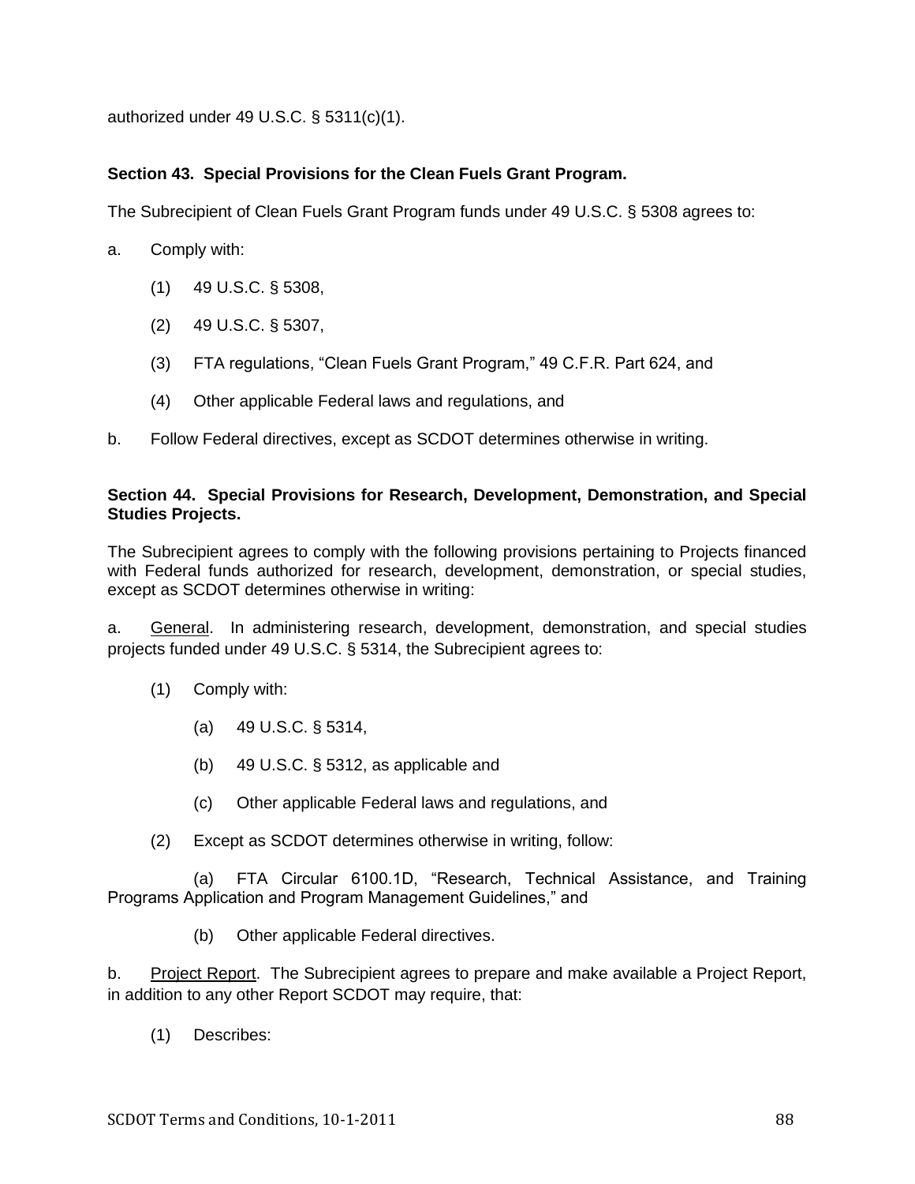authorized under 49 U.S.C. § 5311(c)(1).

**Section 43. Special Provisions for the Clean Fuels Grant Program.**

The Subrecipient of Clean Fuels Grant Program funds under 49 U.S.C. § 5308 agrees to:

a. Comply with:

(1) 49 U.S.C. § 5308,

(2) 49 U.S.C. § 5307,

(3) FTA regulations, "Clean Fuels Grant Program," 49 C.F.R. Part 624, and

(4) Other applicable Federal laws and regulations, and

b. Follow Federal directives, except as SCDOT determines otherwise in writing.

**Section 44. Special Provisions for Research, Development, Demonstration, and Special Studies Projects.**

The Subrecipient agrees to comply with the following provisions pertaining to Projects financed with Federal funds authorized for research, development, demonstration, or special studies, except as SCDOT determines otherwise in writing:

a. General. In administering research, development, demonstration, and special studies projects funded under 49 U.S.C. § 5314, the Subrecipient agrees to:

(1) Comply with:

(a) 49 U.S.C. § 5314,

(b) 49 U.S.C. § 5312, as applicable and

(c) Other applicable Federal laws and regulations, and

(2) Except as SCDOT determines otherwise in writing, follow:

(a) FTA Circular 6100.1D, "Research, Technical Assistance, and Training Programs Application and Program Management Guidelines," and

(b) Other applicable Federal directives.

b. Project Report. The Subrecipient agrees to prepare and make available a Project Report, in addition to any other Report SCDOT may require, that:

(1) Describes: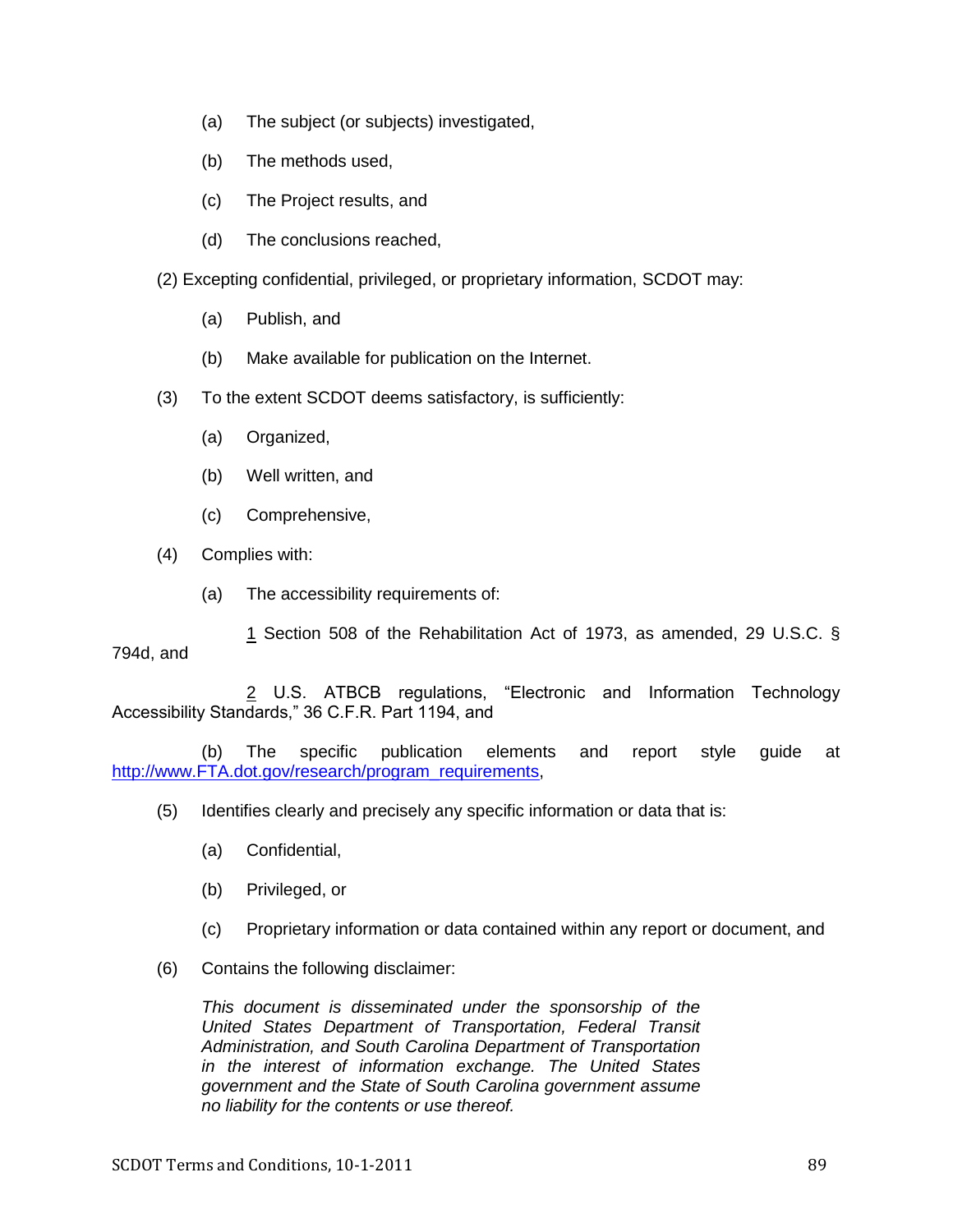(a) The subject (or subjects) investigated,

(b) The methods used,

(c) The Project results, and

(d) The conclusions reached,

(2) Excepting confidential, privileged, or proprietary information, SCDOT may:

(a) Publish, and

(b) Make available for publication on the Internet.

(3) To the extent SCDOT deems satisfactory, is sufficiently:

(a) Organized,

(b) Well written, and

(c) Comprehensive,

(4) Complies with:

(a) The accessibility requirements of:

1 Section 508 of the Rehabilitation Act of 1973, as amended, 29 U.S.C. § 794d, and

2 U.S. ATBCB regulations, "Electronic and Information Technology Accessibility Standards," 36 C.F.R. Part 1194, and

(b) The specific publication elements and report style guide at http://www.FTA.dot.gov/research/program_requirements,

(5) Identifies clearly and precisely any specific information or data that is:

(a) Confidential,

(b) Privileged, or

(c) Proprietary information or data contained within any report or document, and

(6) Contains the following disclaimer:

*This document is disseminated under the sponsorship of the United States Department of Transportation, Federal Transit Administration, and South Carolina Department of Transportation in the interest of information exchange. The United States government and the State of South Carolina government assume no liability for the contents or use thereof.*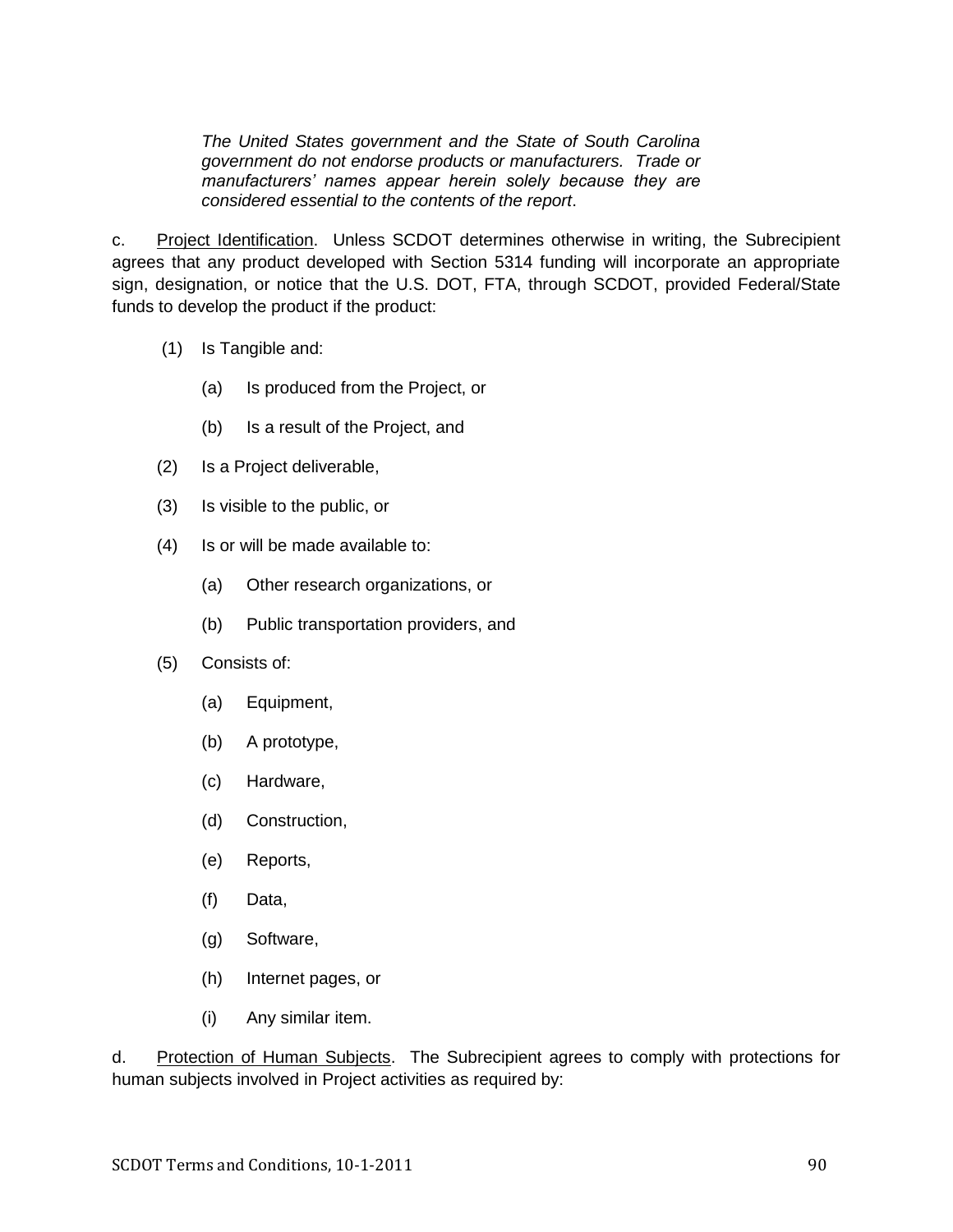> *The United States government and the State of South Carolina government do not endorse products or manufacturers. Trade or manufacturers' names appear herein solely because they are considered essential to the contents of the report*.

c. Project Identification. Unless SCDOT determines otherwise in writing, the Subrecipient agrees that any product developed with Section 5314 funding will incorporate an appropriate sign, designation, or notice that the U.S. DOT, FTA, through SCDOT, provided Federal/State funds to develop the product if the product:

- (1) Is Tangible and:
  - (a) Is produced from the Project, or
  - (b) Is a result of the Project, and
- (2) Is a Project deliverable,
- (3) Is visible to the public, or
- (4) Is or will be made available to:
  - (a) Other research organizations, or
  - (b) Public transportation providers, and
- (5) Consists of:
  - (a) Equipment,
  - (b) A prototype,
  - (c) Hardware,
  - (d) Construction,
  - (e) Reports,
  - (f) Data,
  - (g) Software,
  - (h) Internet pages, or
  - (i) Any similar item.

d. Protection of Human Subjects. The Subrecipient agrees to comply with protections for human subjects involved in Project activities as required by: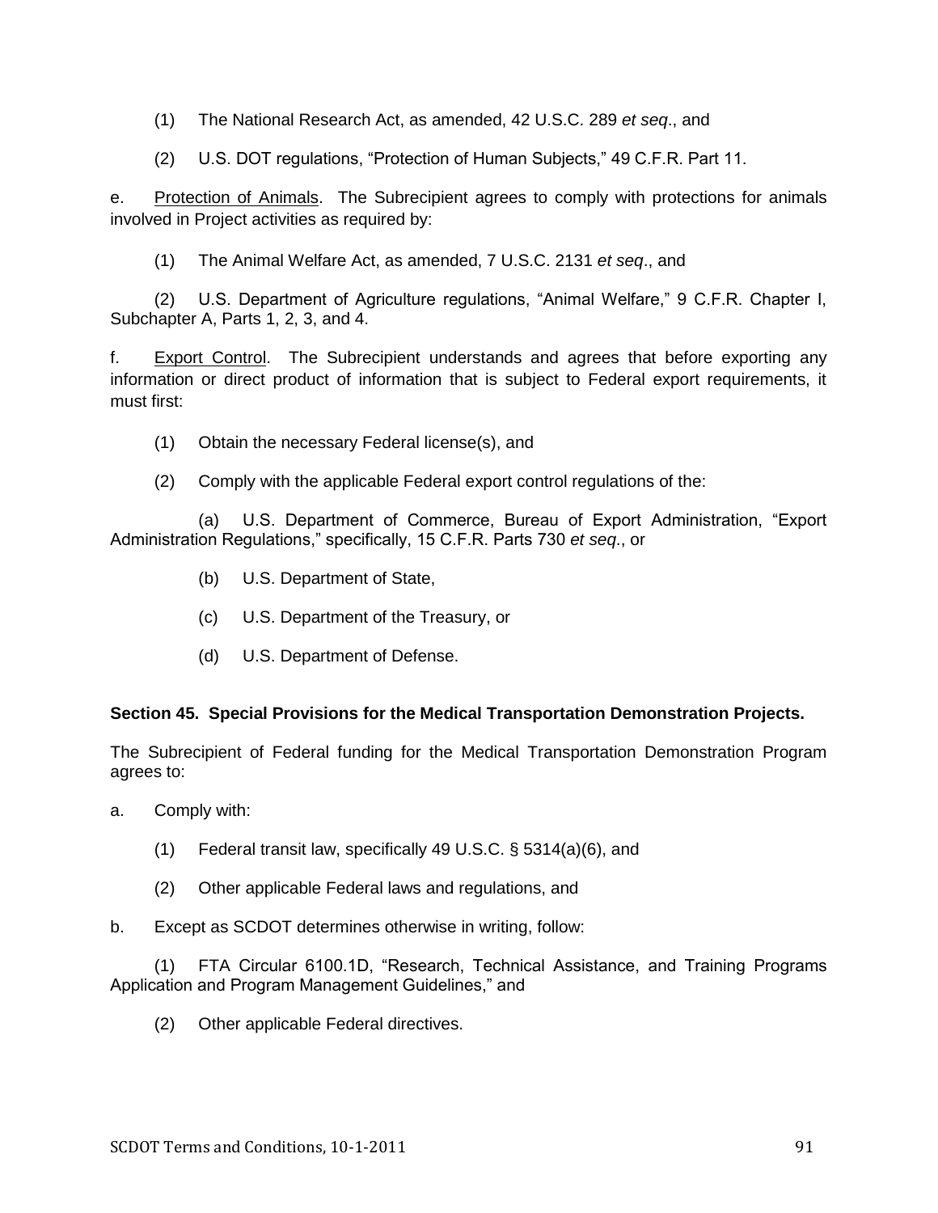(1) The National Research Act, as amended, 42 U.S.C. 289 *et seq*., and

(2) U.S. DOT regulations, "Protection of Human Subjects," 49 C.F.R. Part 11.

e. Protection of Animals. The Subrecipient agrees to comply with protections for animals involved in Project activities as required by:

(1) The Animal Welfare Act, as amended, 7 U.S.C. 2131 *et seq*., and

(2) U.S. Department of Agriculture regulations, "Animal Welfare," 9 C.F.R. Chapter I, Subchapter A, Parts 1, 2, 3, and 4.

f. Export Control. The Subrecipient understands and agrees that before exporting any information or direct product of information that is subject to Federal export requirements, it must first:

(1) Obtain the necessary Federal license(s), and

(2) Comply with the applicable Federal export control regulations of the:

(a) U.S. Department of Commerce, Bureau of Export Administration, "Export Administration Regulations," specifically, 15 C.F.R. Parts 730 *et seq*., or

(b) U.S. Department of State,

(c) U.S. Department of the Treasury, or

(d) U.S. Department of Defense.

**Section 45. Special Provisions for the Medical Transportation Demonstration Projects.**

The Subrecipient of Federal funding for the Medical Transportation Demonstration Program agrees to:

a. Comply with:

(1) Federal transit law, specifically 49 U.S.C. § 5314(a)(6), and

(2) Other applicable Federal laws and regulations, and

b. Except as SCDOT determines otherwise in writing, follow:

(1) FTA Circular 6100.1D, "Research, Technical Assistance, and Training Programs Application and Program Management Guidelines," and

(2) Other applicable Federal directives.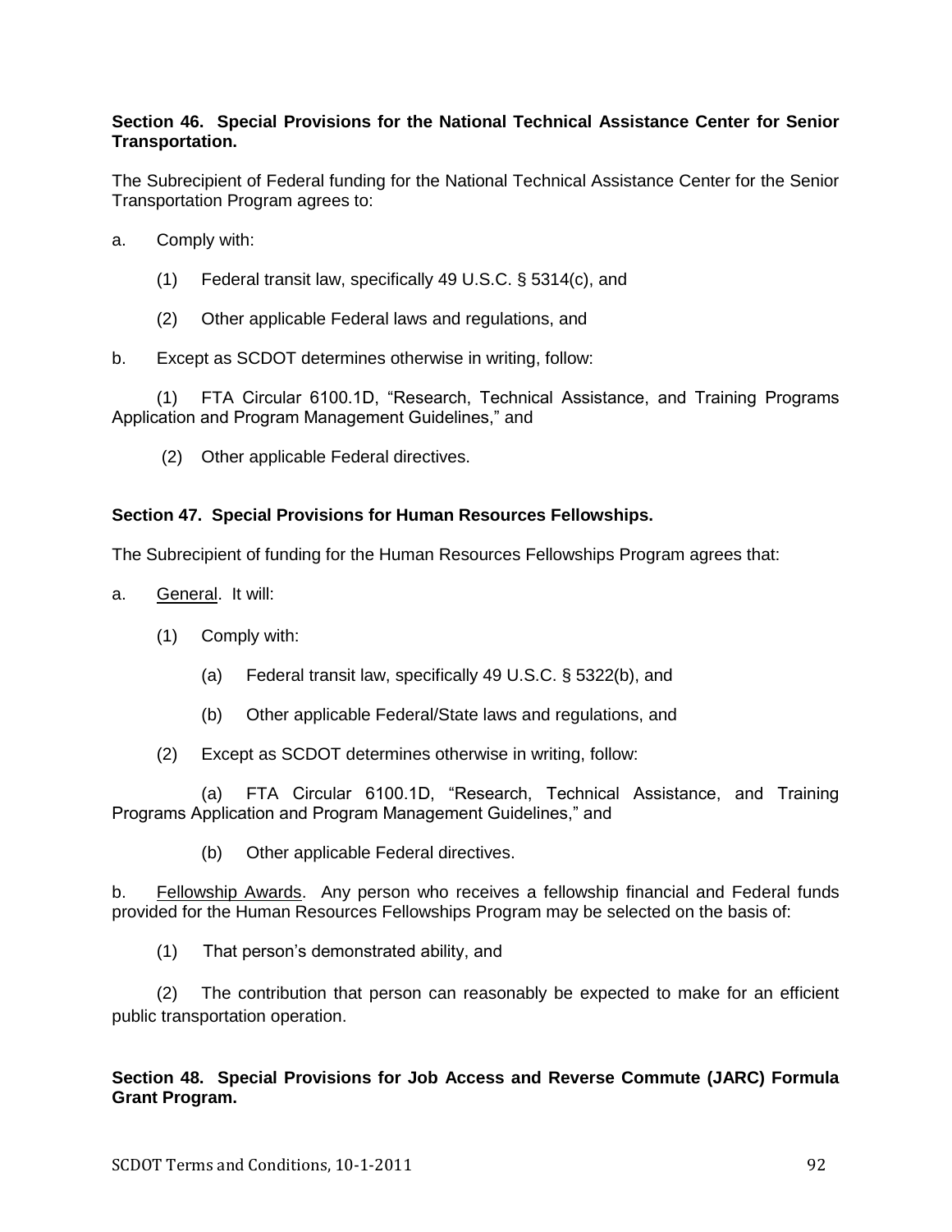**Section 46. Special Provisions for the National Technical Assistance Center for Senior Transportation.**

The Subrecipient of Federal funding for the National Technical Assistance Center for the Senior Transportation Program agrees to:

a. Comply with:

(1) Federal transit law, specifically 49 U.S.C. § 5314(c), and

(2) Other applicable Federal laws and regulations, and

b. Except as SCDOT determines otherwise in writing, follow:

(1) FTA Circular 6100.1D, "Research, Technical Assistance, and Training Programs Application and Program Management Guidelines," and

(2) Other applicable Federal directives.

**Section 47. Special Provisions for Human Resources Fellowships.**

The Subrecipient of funding for the Human Resources Fellowships Program agrees that:

a. General. It will:

(1) Comply with:

(a) Federal transit law, specifically 49 U.S.C. § 5322(b), and

(b) Other applicable Federal/State laws and regulations, and

(2) Except as SCDOT determines otherwise in writing, follow:

(a) FTA Circular 6100.1D, "Research, Technical Assistance, and Training Programs Application and Program Management Guidelines," and

(b) Other applicable Federal directives.

b. Fellowship Awards. Any person who receives a fellowship financial and Federal funds provided for the Human Resources Fellowships Program may be selected on the basis of:

(1) That person's demonstrated ability, and

(2) The contribution that person can reasonably be expected to make for an efficient public transportation operation.

**Section 48. Special Provisions for Job Access and Reverse Commute (JARC) Formula Grant Program.**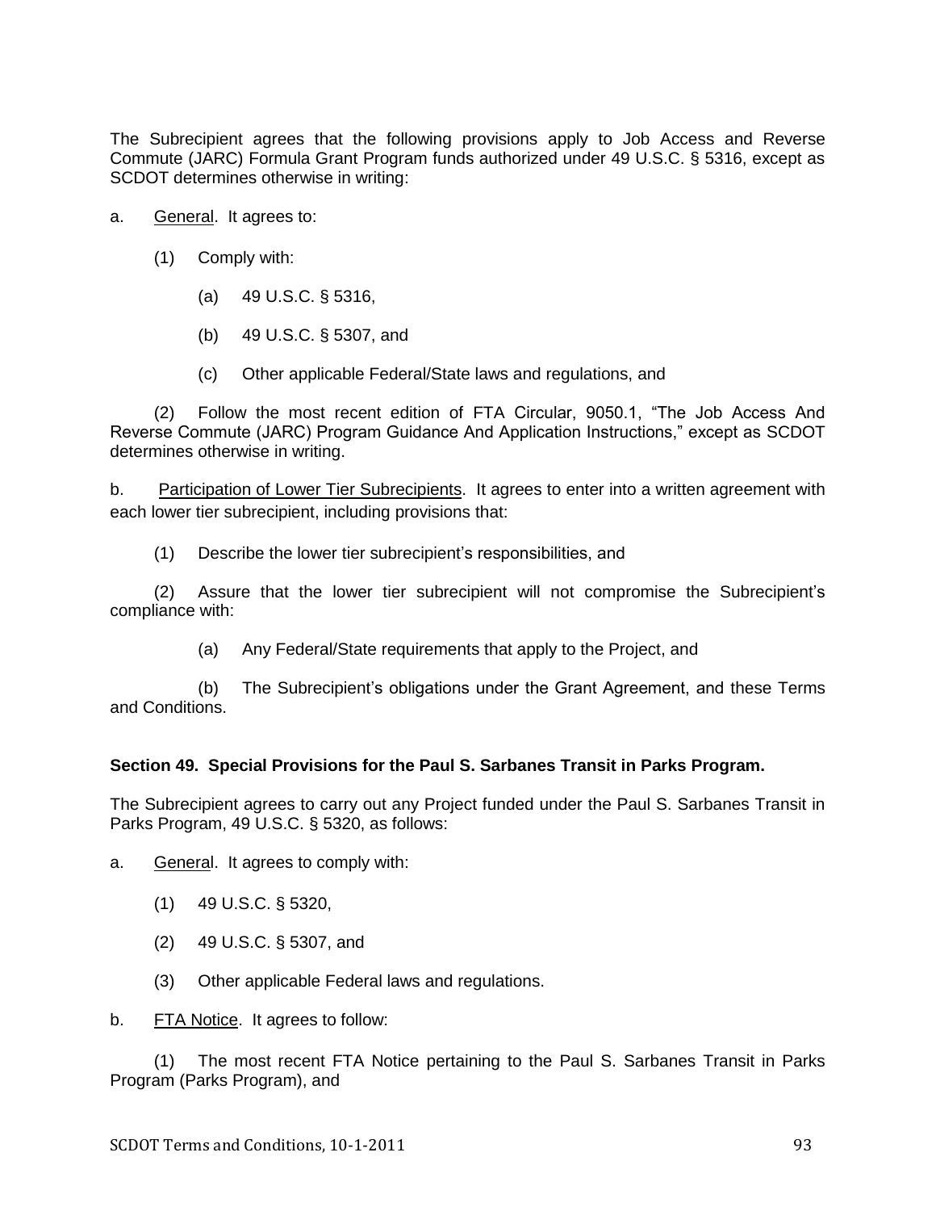The Subrecipient agrees that the following provisions apply to Job Access and Reverse Commute (JARC) Formula Grant Program funds authorized under 49 U.S.C. § 5316, except as SCDOT determines otherwise in writing:

a. General. It agrees to:

(1) Comply with:

(a) 49 U.S.C. § 5316,

(b) 49 U.S.C. § 5307, and

(c) Other applicable Federal/State laws and regulations, and

(2) Follow the most recent edition of FTA Circular, 9050.1, "The Job Access And Reverse Commute (JARC) Program Guidance And Application Instructions," except as SCDOT determines otherwise in writing.

b. Participation of Lower Tier Subrecipients. It agrees to enter into a written agreement with each lower tier subrecipient, including provisions that:

(1) Describe the lower tier subrecipient's responsibilities, and

(2) Assure that the lower tier subrecipient will not compromise the Subrecipient's compliance with:

(a) Any Federal/State requirements that apply to the Project, and

(b) The Subrecipient's obligations under the Grant Agreement, and these Terms and Conditions.

**Section 49. Special Provisions for the Paul S. Sarbanes Transit in Parks Program.**

The Subrecipient agrees to carry out any Project funded under the Paul S. Sarbanes Transit in Parks Program, 49 U.S.C. § 5320, as follows:

a. General. It agrees to comply with:

(1) 49 U.S.C. § 5320,

(2) 49 U.S.C. § 5307, and

(3) Other applicable Federal laws and regulations.

b. FTA Notice. It agrees to follow:

(1) The most recent FTA Notice pertaining to the Paul S. Sarbanes Transit in Parks Program (Parks Program), and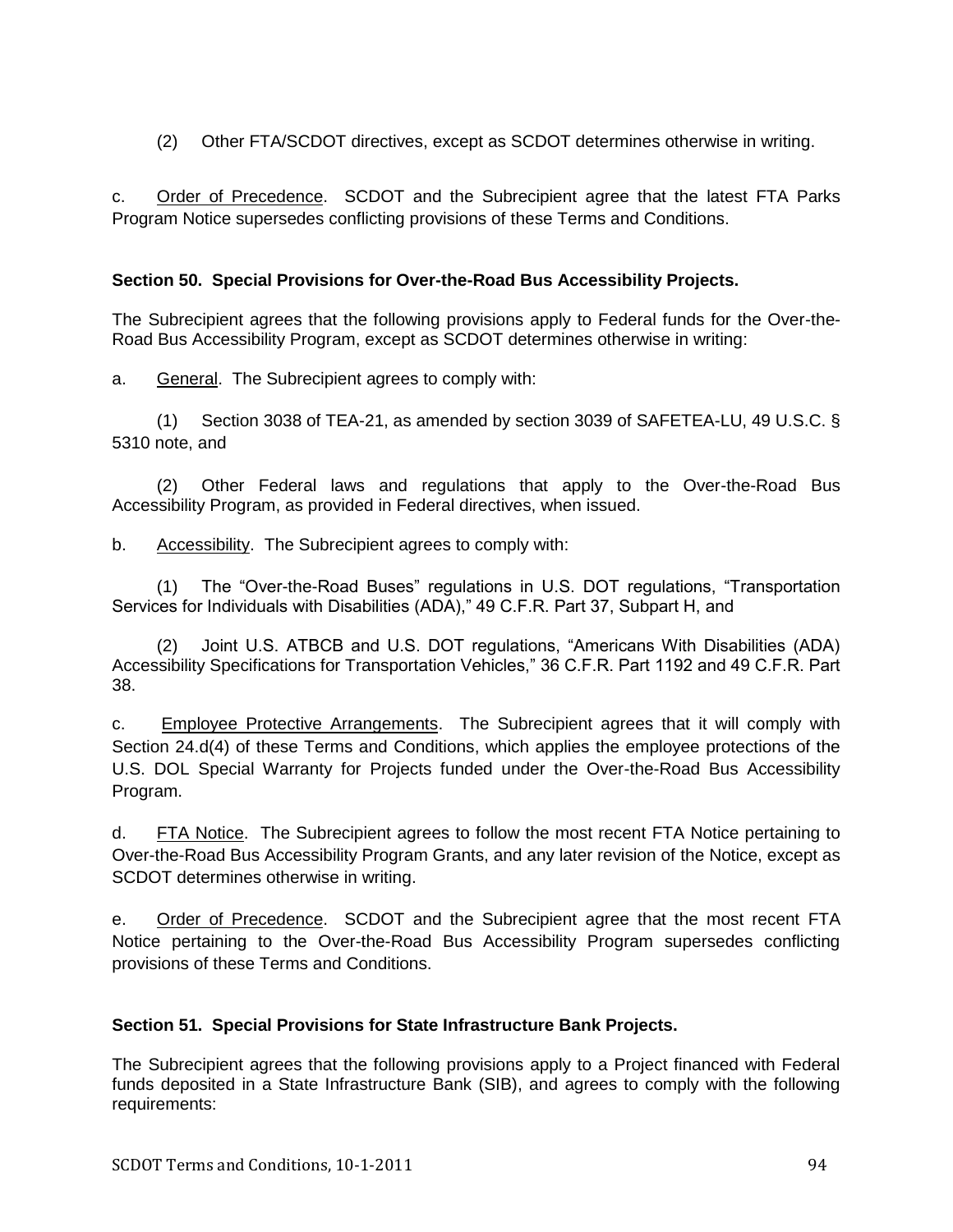(2) Other FTA/SCDOT directives, except as SCDOT determines otherwise in writing.

c. Order of Precedence. SCDOT and the Subrecipient agree that the latest FTA Parks Program Notice supersedes conflicting provisions of these Terms and Conditions.

**Section 50. Special Provisions for Over-the-Road Bus Accessibility Projects.**

The Subrecipient agrees that the following provisions apply to Federal funds for the Over-the-Road Bus Accessibility Program, except as SCDOT determines otherwise in writing:

a. General. The Subrecipient agrees to comply with:

(1) Section 3038 of TEA-21, as amended by section 3039 of SAFETEA-LU, 49 U.S.C. § 5310 note, and

(2) Other Federal laws and regulations that apply to the Over-the-Road Bus Accessibility Program, as provided in Federal directives, when issued.

b. Accessibility. The Subrecipient agrees to comply with:

(1) The "Over-the-Road Buses" regulations in U.S. DOT regulations, "Transportation Services for Individuals with Disabilities (ADA)," 49 C.F.R. Part 37, Subpart H, and

(2) Joint U.S. ATBCB and U.S. DOT regulations, "Americans With Disabilities (ADA) Accessibility Specifications for Transportation Vehicles," 36 C.F.R. Part 1192 and 49 C.F.R. Part 38.

c. Employee Protective Arrangements. The Subrecipient agrees that it will comply with Section 24.d(4) of these Terms and Conditions, which applies the employee protections of the U.S. DOL Special Warranty for Projects funded under the Over-the-Road Bus Accessibility Program.

d. FTA Notice. The Subrecipient agrees to follow the most recent FTA Notice pertaining to Over-the-Road Bus Accessibility Program Grants, and any later revision of the Notice, except as SCDOT determines otherwise in writing.

e. Order of Precedence. SCDOT and the Subrecipient agree that the most recent FTA Notice pertaining to the Over-the-Road Bus Accessibility Program supersedes conflicting provisions of these Terms and Conditions.

**Section 51. Special Provisions for State Infrastructure Bank Projects.**

The Subrecipient agrees that the following provisions apply to a Project financed with Federal funds deposited in a State Infrastructure Bank (SIB), and agrees to comply with the following requirements: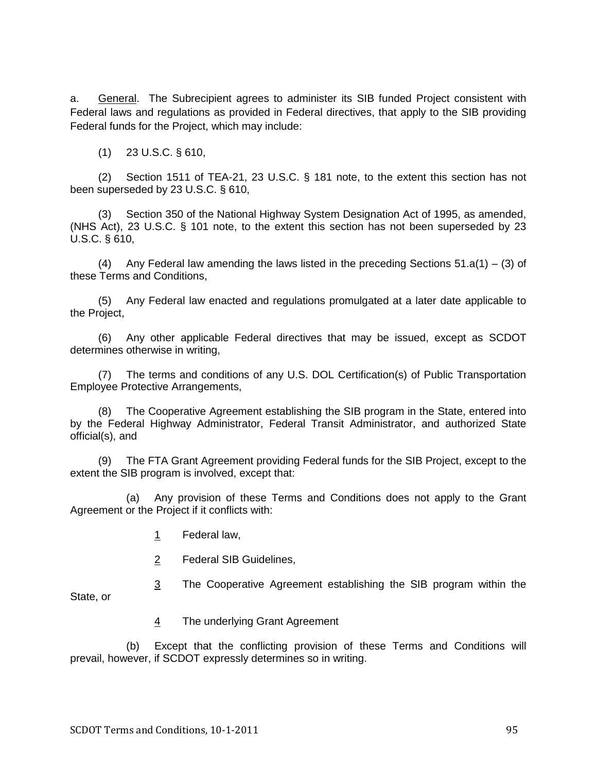a. <u>General</u>. The Subrecipient agrees to administer its SIB funded Project consistent with Federal laws and regulations as provided in Federal directives, that apply to the SIB providing Federal funds for the Project, which may include:

(1) 23 U.S.C. § 610,

(2) Section 1511 of TEA-21, 23 U.S.C. § 181 note, to the extent this section has not been superseded by 23 U.S.C. § 610,

(3) Section 350 of the National Highway System Designation Act of 1995, as amended, (NHS Act), 23 U.S.C. § 101 note, to the extent this section has not been superseded by 23 U.S.C. § 610,

(4) Any Federal law amending the laws listed in the preceding Sections 51.a(1) – (3) of these Terms and Conditions,

(5) Any Federal law enacted and regulations promulgated at a later date applicable to the Project,

(6) Any other applicable Federal directives that may be issued, except as SCDOT determines otherwise in writing,

(7) The terms and conditions of any U.S. DOL Certification(s) of Public Transportation Employee Protective Arrangements,

(8) The Cooperative Agreement establishing the SIB program in the State, entered into by the Federal Highway Administrator, Federal Transit Administrator, and authorized State official(s), and

(9) The FTA Grant Agreement providing Federal funds for the SIB Project, except to the extent the SIB program is involved, except that:

(a) Any provision of these Terms and Conditions does not apply to the Grant Agreement or the Project if it conflicts with:

<u>1</u> Federal law,

<u>2</u> Federal SIB Guidelines,

<u>3</u> The Cooperative Agreement establishing the SIB program within the State, or

<u>4</u> The underlying Grant Agreement

(b) Except that the conflicting provision of these Terms and Conditions will prevail, however, if SCDOT expressly determines so in writing.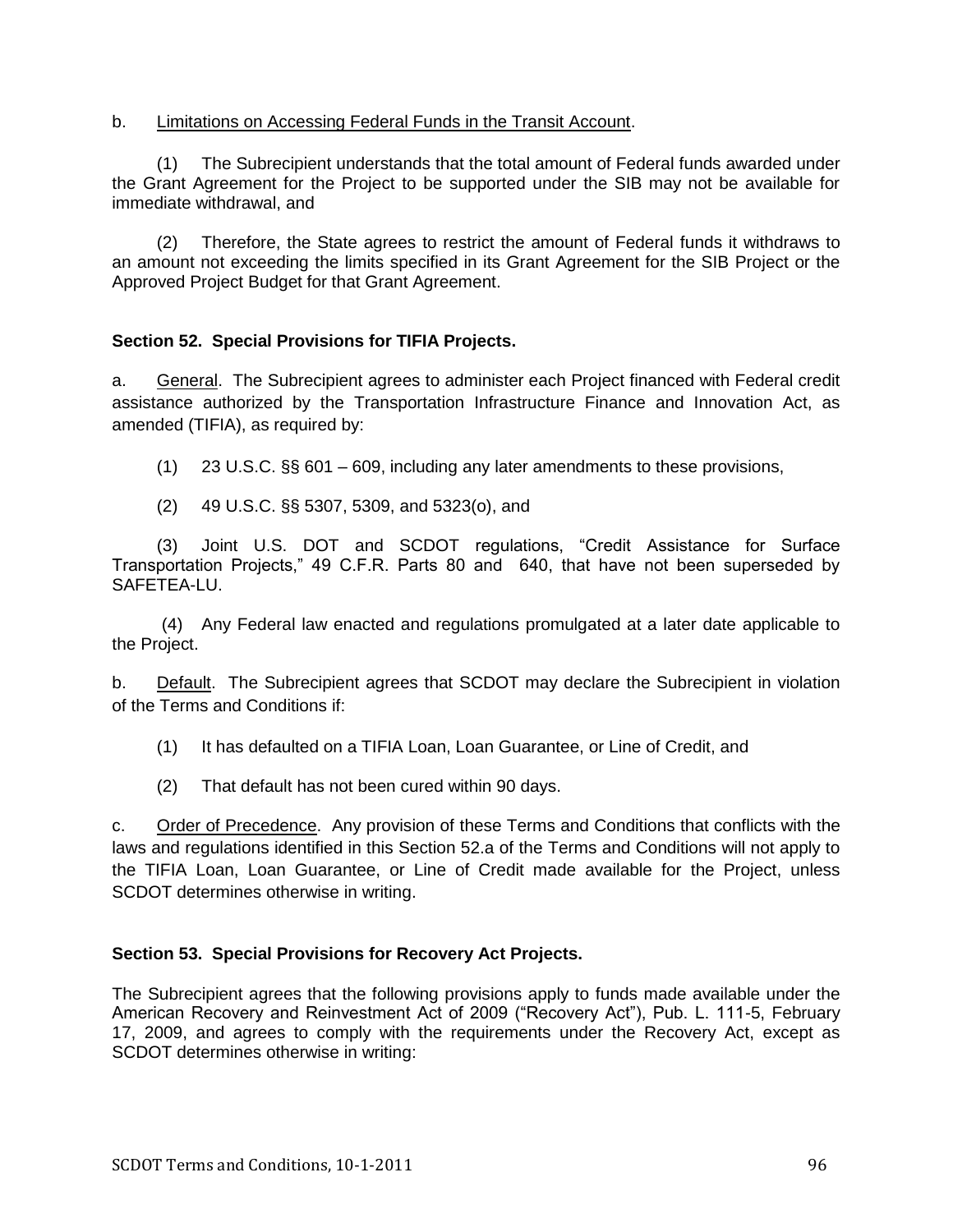b. Limitations on Accessing Federal Funds in the Transit Account.

(1) The Subrecipient understands that the total amount of Federal funds awarded under the Grant Agreement for the Project to be supported under the SIB may not be available for immediate withdrawal, and

(2) Therefore, the State agrees to restrict the amount of Federal funds it withdraws to an amount not exceeding the limits specified in its Grant Agreement for the SIB Project or the Approved Project Budget for that Grant Agreement.

**Section 52. Special Provisions for TIFIA Projects.**

a. General. The Subrecipient agrees to administer each Project financed with Federal credit assistance authorized by the Transportation Infrastructure Finance and Innovation Act, as amended (TIFIA), as required by:

(1) 23 U.S.C. §§ 601 – 609, including any later amendments to these provisions,

(2) 49 U.S.C. §§ 5307, 5309, and 5323(o), and

(3) Joint U.S. DOT and SCDOT regulations, "Credit Assistance for Surface Transportation Projects," 49 C.F.R. Parts 80 and 640, that have not been superseded by SAFETEA-LU.

(4) Any Federal law enacted and regulations promulgated at a later date applicable to the Project.

b. Default. The Subrecipient agrees that SCDOT may declare the Subrecipient in violation of the Terms and Conditions if:

(1) It has defaulted on a TIFIA Loan, Loan Guarantee, or Line of Credit, and

(2) That default has not been cured within 90 days.

c. Order of Precedence. Any provision of these Terms and Conditions that conflicts with the laws and regulations identified in this Section 52.a of the Terms and Conditions will not apply to the TIFIA Loan, Loan Guarantee, or Line of Credit made available for the Project, unless SCDOT determines otherwise in writing.

**Section 53. Special Provisions for Recovery Act Projects.**

The Subrecipient agrees that the following provisions apply to funds made available under the American Recovery and Reinvestment Act of 2009 ("Recovery Act"), Pub. L. 111-5, February 17, 2009, and agrees to comply with the requirements under the Recovery Act, except as SCDOT determines otherwise in writing: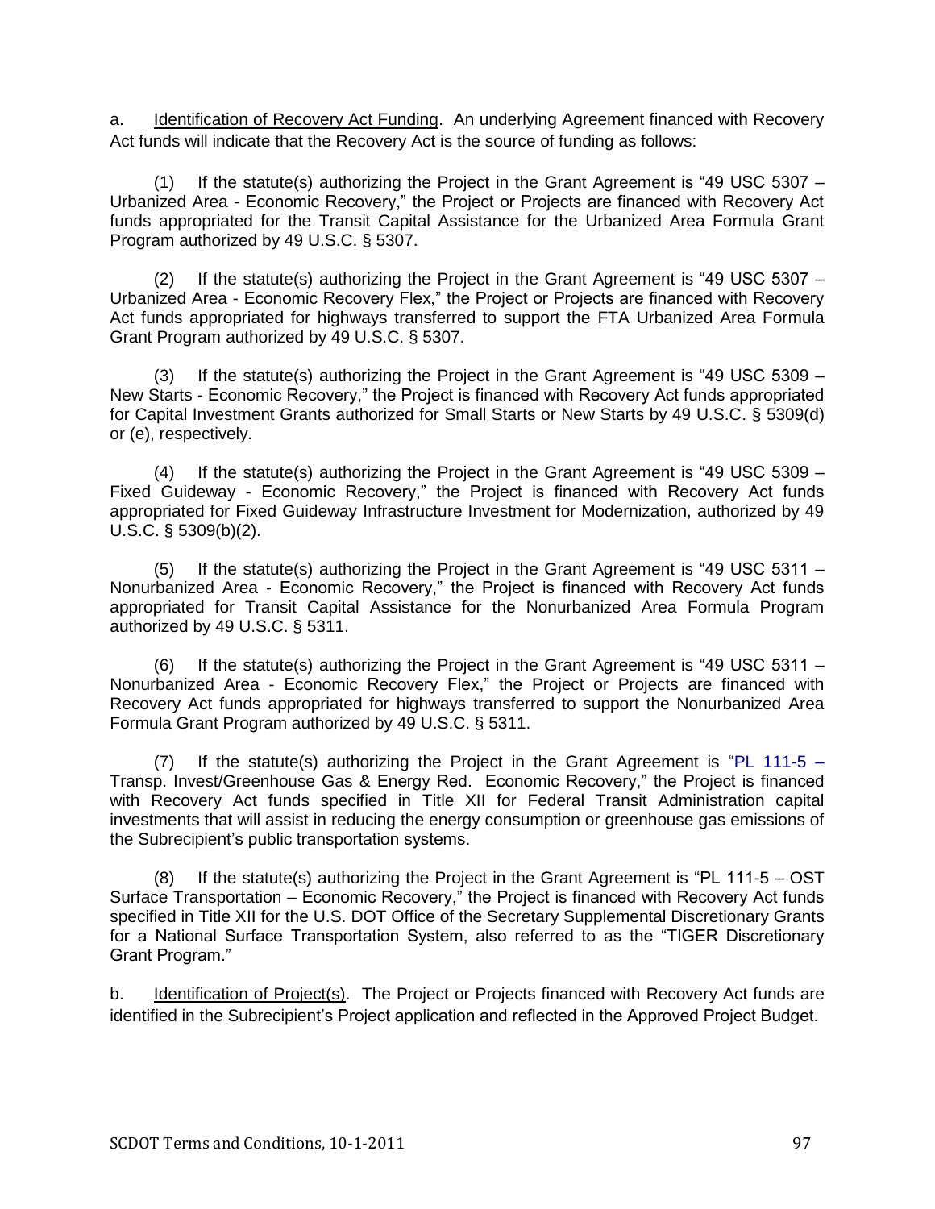a. Identification of Recovery Act Funding. An underlying Agreement financed with Recovery Act funds will indicate that the Recovery Act is the source of funding as follows:

(1) If the statute(s) authorizing the Project in the Grant Agreement is "49 USC 5307 – Urbanized Area - Economic Recovery," the Project or Projects are financed with Recovery Act funds appropriated for the Transit Capital Assistance for the Urbanized Area Formula Grant Program authorized by 49 U.S.C. § 5307.

(2) If the statute(s) authorizing the Project in the Grant Agreement is "49 USC 5307 – Urbanized Area - Economic Recovery Flex," the Project or Projects are financed with Recovery Act funds appropriated for highways transferred to support the FTA Urbanized Area Formula Grant Program authorized by 49 U.S.C. § 5307.

(3) If the statute(s) authorizing the Project in the Grant Agreement is "49 USC 5309 – New Starts - Economic Recovery," the Project is financed with Recovery Act funds appropriated for Capital Investment Grants authorized for Small Starts or New Starts by 49 U.S.C. § 5309(d) or (e), respectively.

(4) If the statute(s) authorizing the Project in the Grant Agreement is "49 USC 5309 – Fixed Guideway - Economic Recovery," the Project is financed with Recovery Act funds appropriated for Fixed Guideway Infrastructure Investment for Modernization, authorized by 49 U.S.C. § 5309(b)(2).

(5) If the statute(s) authorizing the Project in the Grant Agreement is "49 USC 5311 – Nonurbanized Area - Economic Recovery," the Project is financed with Recovery Act funds appropriated for Transit Capital Assistance for the Nonurbanized Area Formula Program authorized by 49 U.S.C. § 5311.

(6) If the statute(s) authorizing the Project in the Grant Agreement is "49 USC 5311 – Nonurbanized Area - Economic Recovery Flex," the Project or Projects are financed with Recovery Act funds appropriated for highways transferred to support the Nonurbanized Area Formula Grant Program authorized by 49 U.S.C. § 5311.

(7) If the statute(s) authorizing the Project in the Grant Agreement is "PL 111-5 – Transp. Invest/Greenhouse Gas & Energy Red. Economic Recovery," the Project is financed with Recovery Act funds specified in Title XII for Federal Transit Administration capital investments that will assist in reducing the energy consumption or greenhouse gas emissions of the Subrecipient's public transportation systems.

(8) If the statute(s) authorizing the Project in the Grant Agreement is "PL 111-5 – OST Surface Transportation – Economic Recovery," the Project is financed with Recovery Act funds specified in Title XII for the U.S. DOT Office of the Secretary Supplemental Discretionary Grants for a National Surface Transportation System, also referred to as the "TIGER Discretionary Grant Program."

b. Identification of Project(s). The Project or Projects financed with Recovery Act funds are identified in the Subrecipient's Project application and reflected in the Approved Project Budget.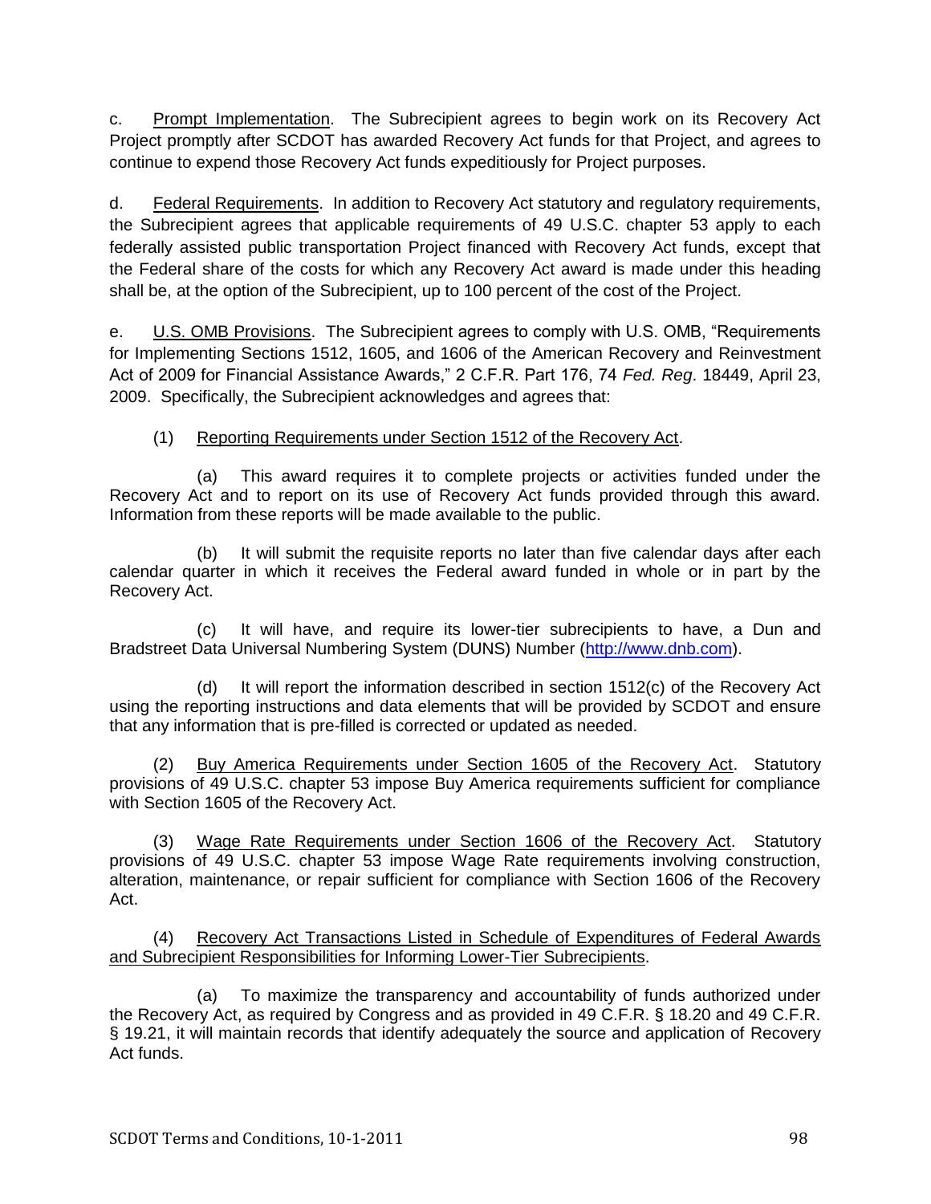c. Prompt Implementation. The Subrecipient agrees to begin work on its Recovery Act Project promptly after SCDOT has awarded Recovery Act funds for that Project, and agrees to continue to expend those Recovery Act funds expeditiously for Project purposes.

d. Federal Requirements. In addition to Recovery Act statutory and regulatory requirements, the Subrecipient agrees that applicable requirements of 49 U.S.C. chapter 53 apply to each federally assisted public transportation Project financed with Recovery Act funds, except that the Federal share of the costs for which any Recovery Act award is made under this heading shall be, at the option of the Subrecipient, up to 100 percent of the cost of the Project.

e. U.S. OMB Provisions. The Subrecipient agrees to comply with U.S. OMB, "Requirements for Implementing Sections 1512, 1605, and 1606 of the American Recovery and Reinvestment Act of 2009 for Financial Assistance Awards," 2 C.F.R. Part 176, 74 *Fed. Reg*. 18449, April 23, 2009. Specifically, the Subrecipient acknowledges and agrees that:

(1) Reporting Requirements under Section 1512 of the Recovery Act.

(a) This award requires it to complete projects or activities funded under the Recovery Act and to report on its use of Recovery Act funds provided through this award. Information from these reports will be made available to the public.

(b) It will submit the requisite reports no later than five calendar days after each calendar quarter in which it receives the Federal award funded in whole or in part by the Recovery Act.

(c) It will have, and require its lower-tier subrecipients to have, a Dun and Bradstreet Data Universal Numbering System (DUNS) Number (http://www.dnb.com).

(d) It will report the information described in section 1512(c) of the Recovery Act using the reporting instructions and data elements that will be provided by SCDOT and ensure that any information that is pre-filled is corrected or updated as needed.

(2) Buy America Requirements under Section 1605 of the Recovery Act. Statutory provisions of 49 U.S.C. chapter 53 impose Buy America requirements sufficient for compliance with Section 1605 of the Recovery Act.

(3) Wage Rate Requirements under Section 1606 of the Recovery Act. Statutory provisions of 49 U.S.C. chapter 53 impose Wage Rate requirements involving construction, alteration, maintenance, or repair sufficient for compliance with Section 1606 of the Recovery Act.

(4) Recovery Act Transactions Listed in Schedule of Expenditures of Federal Awards and Subrecipient Responsibilities for Informing Lower-Tier Subrecipients.

(a) To maximize the transparency and accountability of funds authorized under the Recovery Act, as required by Congress and as provided in 49 C.F.R. § 18.20 and 49 C.F.R. § 19.21, it will maintain records that identify adequately the source and application of Recovery Act funds.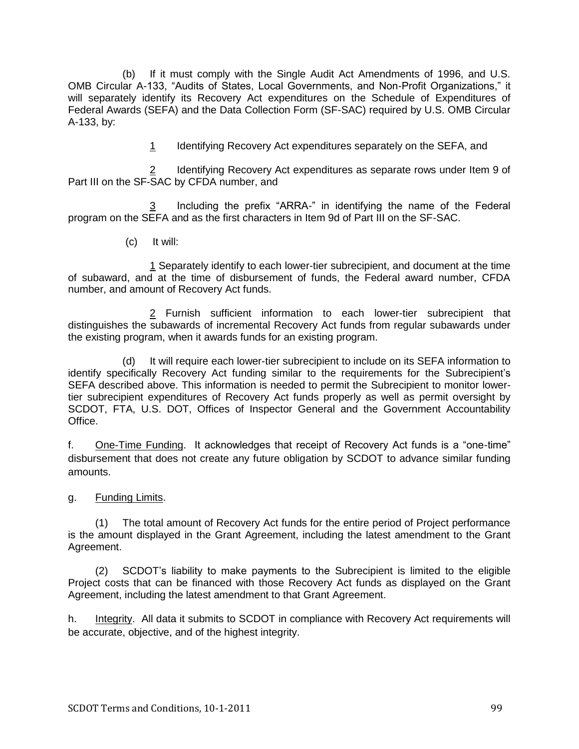(b) If it must comply with the Single Audit Act Amendments of 1996, and U.S. OMB Circular A-133, "Audits of States, Local Governments, and Non-Profit Organizations," it will separately identify its Recovery Act expenditures on the Schedule of Expenditures of Federal Awards (SEFA) and the Data Collection Form (SF-SAC) required by U.S. OMB Circular A-133, by:

<u>1</u> Identifying Recovery Act expenditures separately on the SEFA, and

<u>2</u> Identifying Recovery Act expenditures as separate rows under Item 9 of Part III on the SF-SAC by CFDA number, and

<u>3</u> Including the prefix "ARRA-" in identifying the name of the Federal program on the SEFA and as the first characters in Item 9d of Part III on the SF-SAC.

(c) It will:

<u>1</u> Separately identify to each lower-tier subrecipient, and document at the time of subaward, and at the time of disbursement of funds, the Federal award number, CFDA number, and amount of Recovery Act funds.

<u>2</u> Furnish sufficient information to each lower-tier subrecipient that distinguishes the subawards of incremental Recovery Act funds from regular subawards under the existing program, when it awards funds for an existing program.

(d) It will require each lower-tier subrecipient to include on its SEFA information to identify specifically Recovery Act funding similar to the requirements for the Subrecipient's SEFA described above. This information is needed to permit the Subrecipient to monitor lower-tier subrecipient expenditures of Recovery Act funds properly as well as permit oversight by SCDOT, FTA, U.S. DOT, Offices of Inspector General and the Government Accountability Office.

f. <u>One-Time Funding</u>. It acknowledges that receipt of Recovery Act funds is a "one-time" disbursement that does not create any future obligation by SCDOT to advance similar funding amounts.

g. <u>Funding Limits</u>.

(1) The total amount of Recovery Act funds for the entire period of Project performance is the amount displayed in the Grant Agreement, including the latest amendment to the Grant Agreement.

(2) SCDOT's liability to make payments to the Subrecipient is limited to the eligible Project costs that can be financed with those Recovery Act funds as displayed on the Grant Agreement, including the latest amendment to that Grant Agreement.

h. <u>Integrity</u>. All data it submits to SCDOT in compliance with Recovery Act requirements will be accurate, objective, and of the highest integrity.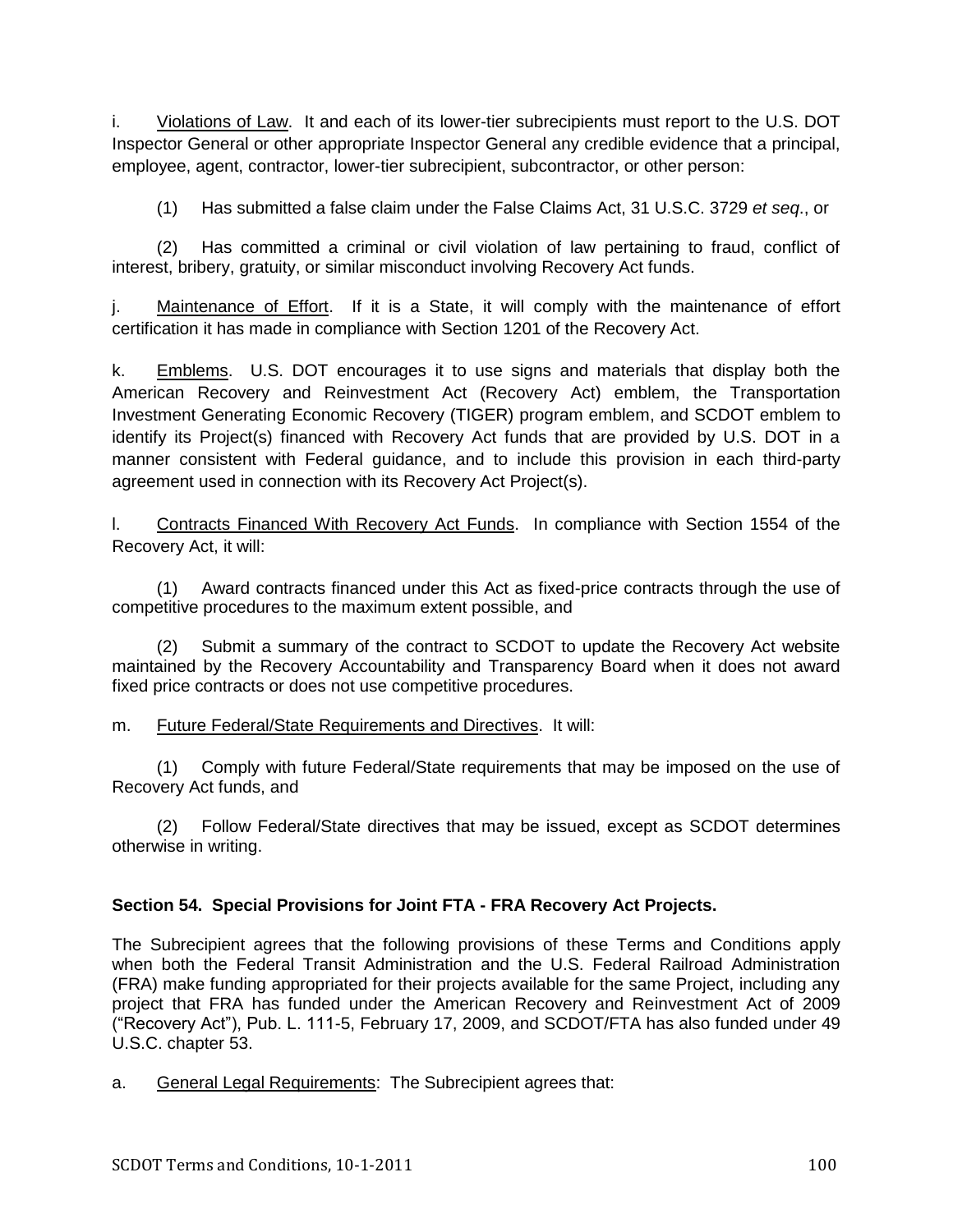i. Violations of Law. It and each of its lower-tier subrecipients must report to the U.S. DOT Inspector General or other appropriate Inspector General any credible evidence that a principal, employee, agent, contractor, lower-tier subrecipient, subcontractor, or other person:

(1) Has submitted a false claim under the False Claims Act, 31 U.S.C. 3729 *et seq.*, or

(2) Has committed a criminal or civil violation of law pertaining to fraud, conflict of interest, bribery, gratuity, or similar misconduct involving Recovery Act funds.

j. Maintenance of Effort. If it is a State, it will comply with the maintenance of effort certification it has made in compliance with Section 1201 of the Recovery Act.

k. Emblems. U.S. DOT encourages it to use signs and materials that display both the American Recovery and Reinvestment Act (Recovery Act) emblem, the Transportation Investment Generating Economic Recovery (TIGER) program emblem, and SCDOT emblem to identify its Project(s) financed with Recovery Act funds that are provided by U.S. DOT in a manner consistent with Federal guidance, and to include this provision in each third-party agreement used in connection with its Recovery Act Project(s).

l. Contracts Financed With Recovery Act Funds. In compliance with Section 1554 of the Recovery Act, it will:

(1) Award contracts financed under this Act as fixed-price contracts through the use of competitive procedures to the maximum extent possible, and

(2) Submit a summary of the contract to SCDOT to update the Recovery Act website maintained by the Recovery Accountability and Transparency Board when it does not award fixed price contracts or does not use competitive procedures.

m. Future Federal/State Requirements and Directives. It will:

(1) Comply with future Federal/State requirements that may be imposed on the use of Recovery Act funds, and

(2) Follow Federal/State directives that may be issued, except as SCDOT determines otherwise in writing.

**Section 54. Special Provisions for Joint FTA - FRA Recovery Act Projects.**

The Subrecipient agrees that the following provisions of these Terms and Conditions apply when both the Federal Transit Administration and the U.S. Federal Railroad Administration (FRA) make funding appropriated for their projects available for the same Project, including any project that FRA has funded under the American Recovery and Reinvestment Act of 2009 ("Recovery Act"), Pub. L. 111-5, February 17, 2009, and SCDOT/FTA has also funded under 49 U.S.C. chapter 53.

a. General Legal Requirements: The Subrecipient agrees that: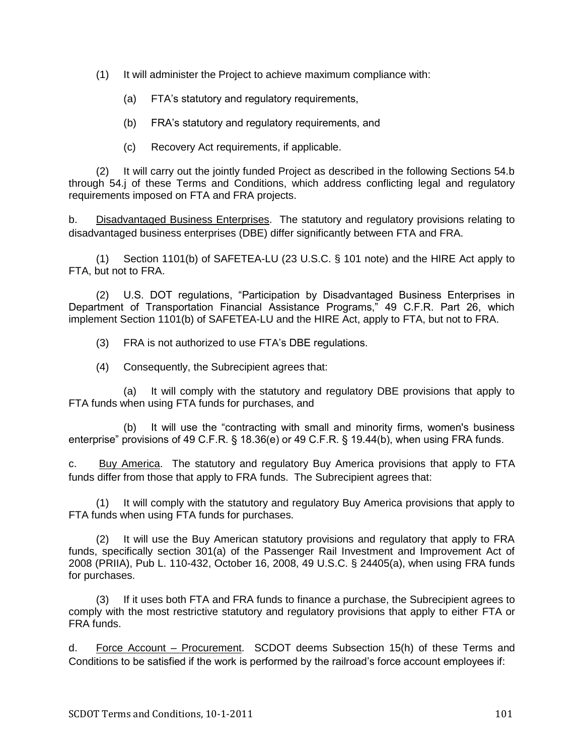(1) It will administer the Project to achieve maximum compliance with:

(a) FTA's statutory and regulatory requirements,

(b) FRA's statutory and regulatory requirements, and

(c) Recovery Act requirements, if applicable.

(2) It will carry out the jointly funded Project as described in the following Sections 54.b through 54.j of these Terms and Conditions, which address conflicting legal and regulatory requirements imposed on FTA and FRA projects.

b. Disadvantaged Business Enterprises. The statutory and regulatory provisions relating to disadvantaged business enterprises (DBE) differ significantly between FTA and FRA.

(1) Section 1101(b) of SAFETEA-LU (23 U.S.C. § 101 note) and the HIRE Act apply to FTA, but not to FRA.

(2) U.S. DOT regulations, "Participation by Disadvantaged Business Enterprises in Department of Transportation Financial Assistance Programs," 49 C.F.R. Part 26, which implement Section 1101(b) of SAFETEA-LU and the HIRE Act, apply to FTA, but not to FRA.

(3) FRA is not authorized to use FTA's DBE regulations.

(4) Consequently, the Subrecipient agrees that:

(a) It will comply with the statutory and regulatory DBE provisions that apply to FTA funds when using FTA funds for purchases, and

(b) It will use the "contracting with small and minority firms, women's business enterprise" provisions of 49 C.F.R. § 18.36(e) or 49 C.F.R. § 19.44(b), when using FRA funds.

c. Buy America. The statutory and regulatory Buy America provisions that apply to FTA funds differ from those that apply to FRA funds. The Subrecipient agrees that:

(1) It will comply with the statutory and regulatory Buy America provisions that apply to FTA funds when using FTA funds for purchases.

(2) It will use the Buy American statutory provisions and regulatory that apply to FRA funds, specifically section 301(a) of the Passenger Rail Investment and Improvement Act of 2008 (PRIIA), Pub L. 110-432, October 16, 2008, 49 U.S.C. § 24405(a), when using FRA funds for purchases.

(3) If it uses both FTA and FRA funds to finance a purchase, the Subrecipient agrees to comply with the most restrictive statutory and regulatory provisions that apply to either FTA or FRA funds.

d. Force Account – Procurement. SCDOT deems Subsection 15(h) of these Terms and Conditions to be satisfied if the work is performed by the railroad's force account employees if: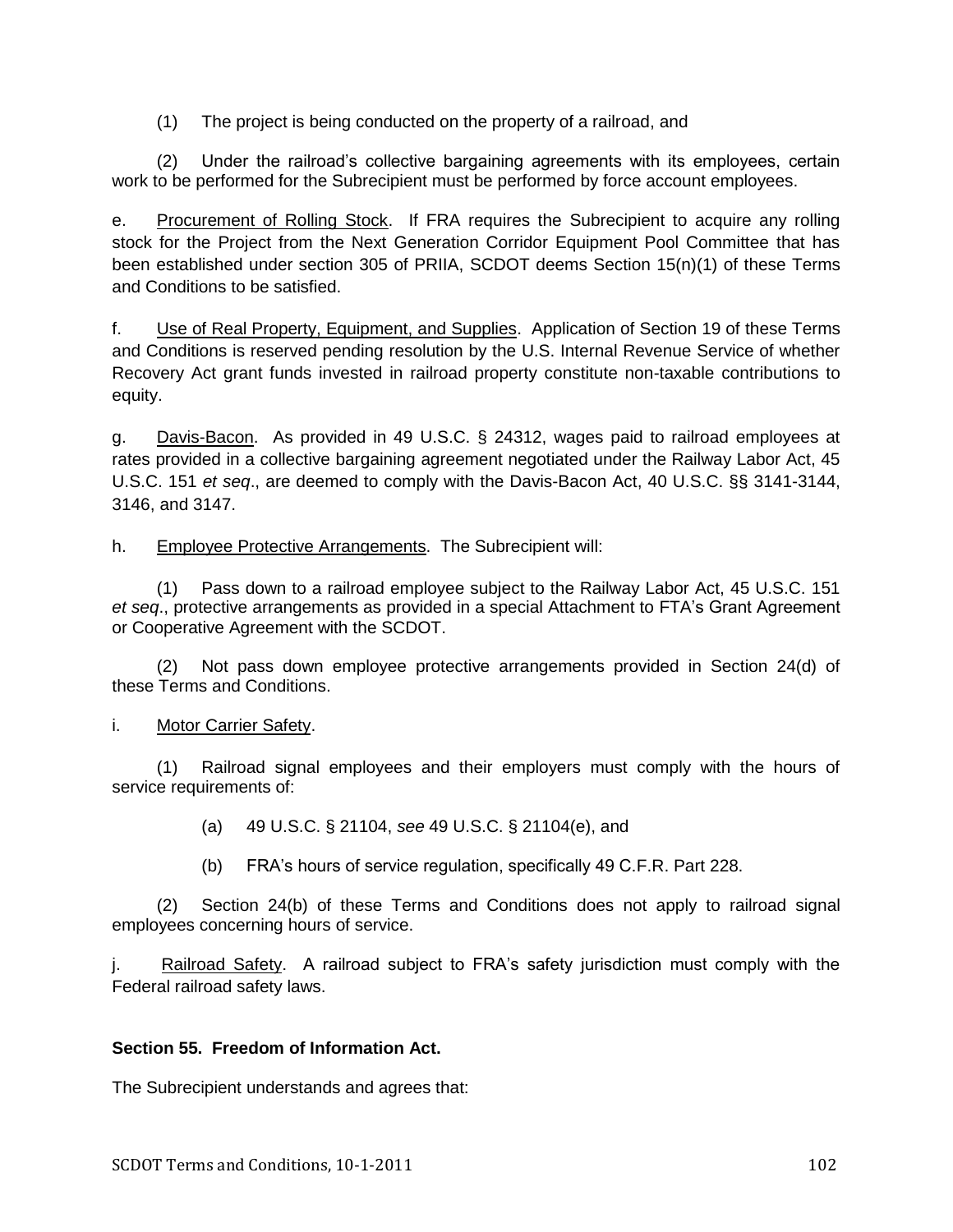(1) The project is being conducted on the property of a railroad, and

(2) Under the railroad's collective bargaining agreements with its employees, certain work to be performed for the Subrecipient must be performed by force account employees.

e. Procurement of Rolling Stock. If FRA requires the Subrecipient to acquire any rolling stock for the Project from the Next Generation Corridor Equipment Pool Committee that has been established under section 305 of PRIIA, SCDOT deems Section 15(n)(1) of these Terms and Conditions to be satisfied.

f. Use of Real Property, Equipment, and Supplies. Application of Section 19 of these Terms and Conditions is reserved pending resolution by the U.S. Internal Revenue Service of whether Recovery Act grant funds invested in railroad property constitute non-taxable contributions to equity.

g. Davis-Bacon. As provided in 49 U.S.C. § 24312, wages paid to railroad employees at rates provided in a collective bargaining agreement negotiated under the Railway Labor Act, 45 U.S.C. 151 *et seq*., are deemed to comply with the Davis-Bacon Act, 40 U.S.C. §§ 3141-3144, 3146, and 3147.

h. Employee Protective Arrangements. The Subrecipient will:

(1) Pass down to a railroad employee subject to the Railway Labor Act, 45 U.S.C. 151 *et seq*., protective arrangements as provided in a special Attachment to FTA's Grant Agreement or Cooperative Agreement with the SCDOT.

(2) Not pass down employee protective arrangements provided in Section 24(d) of these Terms and Conditions.

i. Motor Carrier Safety.

(1) Railroad signal employees and their employers must comply with the hours of service requirements of:

(a) 49 U.S.C. § 21104, *see* 49 U.S.C. § 21104(e), and

(b) FRA's hours of service regulation, specifically 49 C.F.R. Part 228.

(2) Section 24(b) of these Terms and Conditions does not apply to railroad signal employees concerning hours of service.

j. Railroad Safety. A railroad subject to FRA's safety jurisdiction must comply with the Federal railroad safety laws.

**Section 55. Freedom of Information Act.**

The Subrecipient understands and agrees that: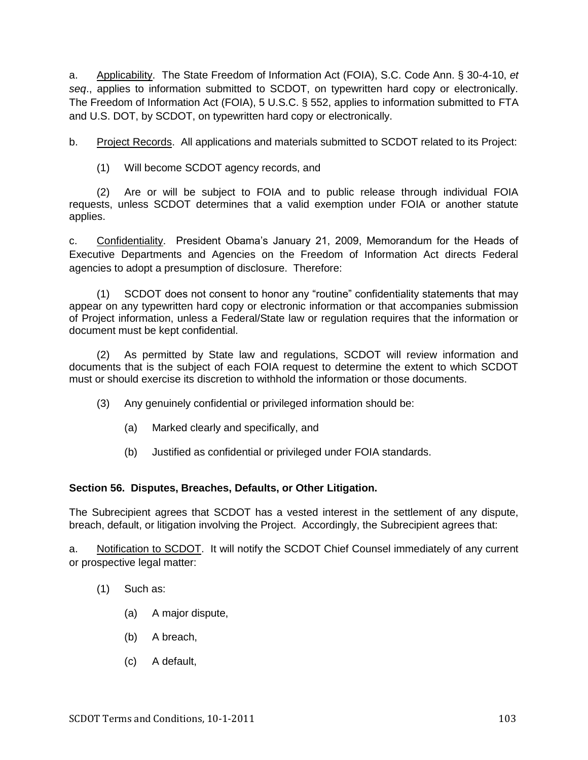a. Applicability. The State Freedom of Information Act (FOIA), S.C. Code Ann. § 30-4-10, *et seq*., applies to information submitted to SCDOT, on typewritten hard copy or electronically. The Freedom of Information Act (FOIA), 5 U.S.C. § 552, applies to information submitted to FTA and U.S. DOT, by SCDOT, on typewritten hard copy or electronically.

b. Project Records. All applications and materials submitted to SCDOT related to its Project:

(1) Will become SCDOT agency records, and

(2) Are or will be subject to FOIA and to public release through individual FOIA requests, unless SCDOT determines that a valid exemption under FOIA or another statute applies.

c. Confidentiality. President Obama's January 21, 2009, Memorandum for the Heads of Executive Departments and Agencies on the Freedom of Information Act directs Federal agencies to adopt a presumption of disclosure. Therefore:

(1) SCDOT does not consent to honor any "routine" confidentiality statements that may appear on any typewritten hard copy or electronic information or that accompanies submission of Project information, unless a Federal/State law or regulation requires that the information or document must be kept confidential.

(2) As permitted by State law and regulations, SCDOT will review information and documents that is the subject of each FOIA request to determine the extent to which SCDOT must or should exercise its discretion to withhold the information or those documents.

(3) Any genuinely confidential or privileged information should be:

(a) Marked clearly and specifically, and

(b) Justified as confidential or privileged under FOIA standards.

**Section 56. Disputes, Breaches, Defaults, or Other Litigation.**

The Subrecipient agrees that SCDOT has a vested interest in the settlement of any dispute, breach, default, or litigation involving the Project. Accordingly, the Subrecipient agrees that:

a. Notification to SCDOT. It will notify the SCDOT Chief Counsel immediately of any current or prospective legal matter:

(1) Such as:

(a) A major dispute,

(b) A breach,

(c) A default,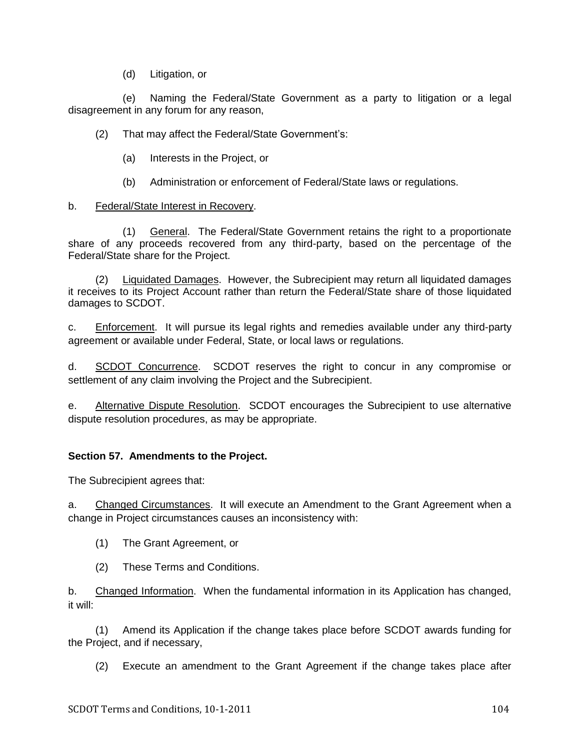(d) Litigation, or

(e) Naming the Federal/State Government as a party to litigation or a legal disagreement in any forum for any reason,

(2) That may affect the Federal/State Government's:

(a) Interests in the Project, or

(b) Administration or enforcement of Federal/State laws or regulations.

b. Federal/State Interest in Recovery.

(1) General. The Federal/State Government retains the right to a proportionate share of any proceeds recovered from any third-party, based on the percentage of the Federal/State share for the Project.

(2) Liquidated Damages. However, the Subrecipient may return all liquidated damages it receives to its Project Account rather than return the Federal/State share of those liquidated damages to SCDOT.

c. Enforcement. It will pursue its legal rights and remedies available under any third-party agreement or available under Federal, State, or local laws or regulations.

d. SCDOT Concurrence. SCDOT reserves the right to concur in any compromise or settlement of any claim involving the Project and the Subrecipient.

e. Alternative Dispute Resolution. SCDOT encourages the Subrecipient to use alternative dispute resolution procedures, as may be appropriate.

**Section 57. Amendments to the Project.**

The Subrecipient agrees that:

a. Changed Circumstances. It will execute an Amendment to the Grant Agreement when a change in Project circumstances causes an inconsistency with:

(1) The Grant Agreement, or

(2) These Terms and Conditions.

b. Changed Information. When the fundamental information in its Application has changed, it will:

(1) Amend its Application if the change takes place before SCDOT awards funding for the Project, and if necessary,

(2) Execute an amendment to the Grant Agreement if the change takes place after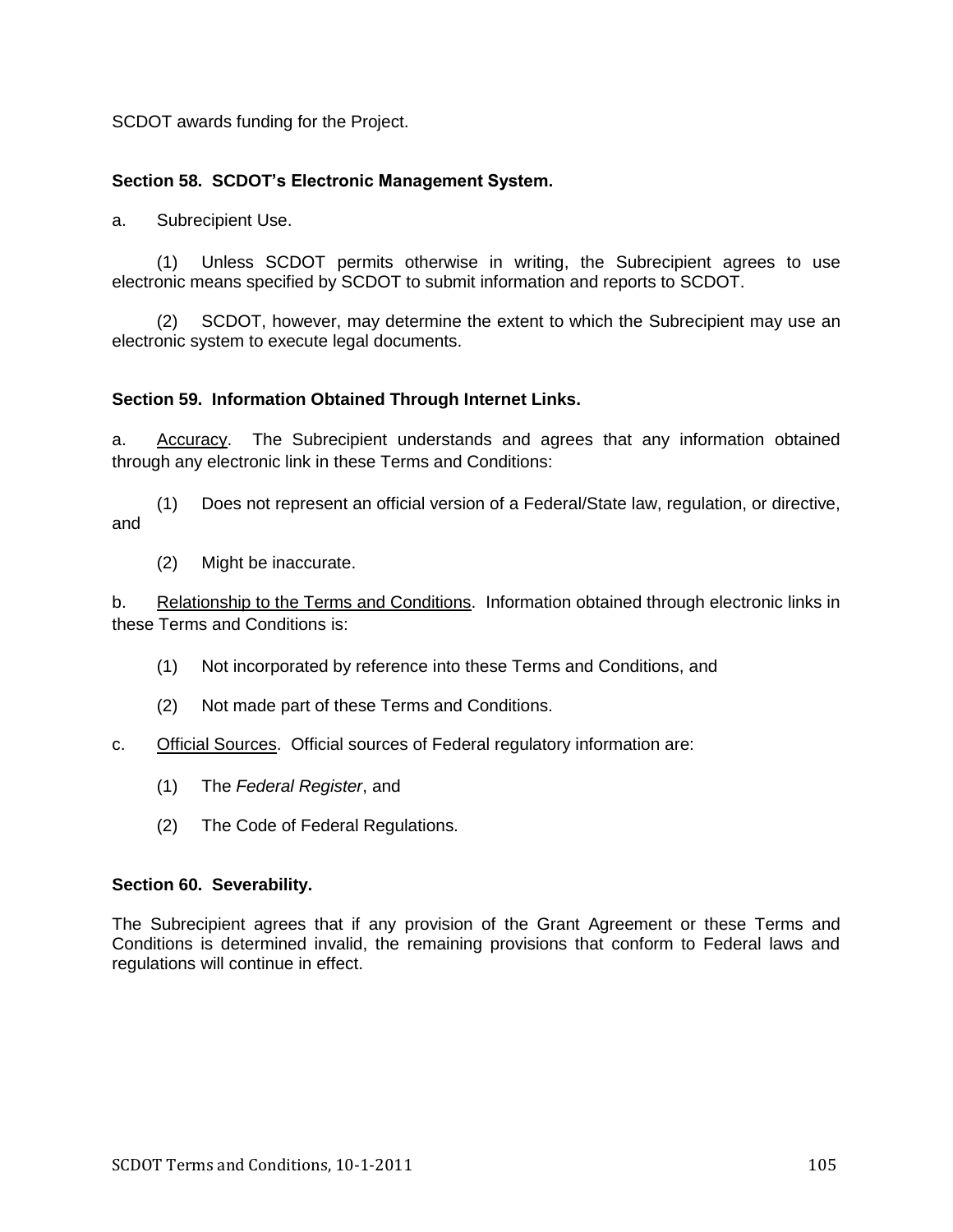SCDOT awards funding for the Project.

### Section 58. SCDOT's Electronic Management System.

a. Subrecipient Use.

(1) Unless SCDOT permits otherwise in writing, the Subrecipient agrees to use electronic means specified by SCDOT to submit information and reports to SCDOT.

(2) SCDOT, however, may determine the extent to which the Subrecipient may use an electronic system to execute legal documents.

### Section 59. Information Obtained Through Internet Links.

a. Accuracy. The Subrecipient understands and agrees that any information obtained through any electronic link in these Terms and Conditions:

(1) Does not represent an official version of a Federal/State law, regulation, or directive, and

(2) Might be inaccurate.

b. Relationship to the Terms and Conditions. Information obtained through electronic links in these Terms and Conditions is:

(1) Not incorporated by reference into these Terms and Conditions, and

(2) Not made part of these Terms and Conditions.

c. Official Sources. Official sources of Federal regulatory information are:

(1) The *Federal Register*, and

(2) The Code of Federal Regulations.

### Section 60. Severability.

The Subrecipient agrees that if any provision of the Grant Agreement or these Terms and Conditions is determined invalid, the remaining provisions that conform to Federal laws and regulations will continue in effect.